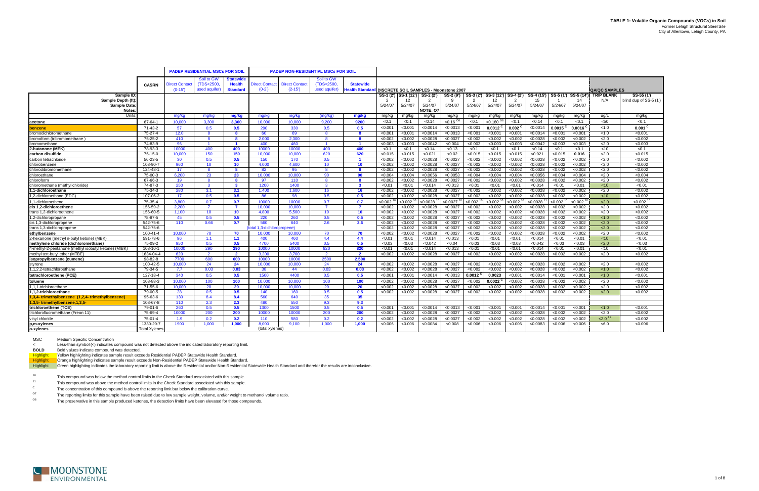# TABLE 1: Volatile Organic Compounds (VOCs) in Soil

Former Lehigh Structural Steel Site
City of Allentown, Lehigh County, PA

| | CASRN | PADEP RESIDENTIAL MSCs FOR SOIL | | | PADEP NON-RESIDENTIAL MSCs FOR SOIL | | | | DISCRETE SOIL SAMPLES - Moonstone 2007 | | | | | | | | | | QA/QC SAMPLES | |
|---|---|---|---|---|---|---|---|---|---|---|---|---|---|---|---|---|---|---|---|---|
| | | Direct Contact (0-15') | Soil to GW (TDS<2500, used aquifer) | Statewide Health Standard | Direct Contact (0-2') | Direct Contact (2-15') | Soil to GW (TDS<2500, used aquifer) | Statewide Health Standard | | | | | | | | | | | | |
| Sample ID: | | | | | | | | | SS-1 (2') | SS-1 (12') | SS-2 (2') | SS-2 (9') | SS-3 (2') | SS-3 (12') | SS-4 (2') | SS-4 (15') | SS-5 (1') | SS-5 (14') | TRIP BLANK | SS-55 (1') |
| Sample Depth (ft): | | | | | | | | | 2 | 12 | 2 | 9 | 2 | 12 | 2 | 15 | 1 | 14 | N/A | blind dup of SS-5 (1') |
| Sample Date: | | | | | | | | | 5/24/07 | 5/24/07 | 5/24/07 | 5/24/07 | 5/24/07 | 5/24/07 | 5/24/07 | 5/24/07 | 5/24/07 | 5/24/07 | | |
| Notes: | | | | | | | | | | | NOTE: O7 | | | | | | | | | |
| Units: | | mg/kg | mg/kg | mg/kg | mg/kg | mg/kg | (mg/kg) | mg/kg | mg/kg | mg/kg | mg/kg | mg/kg | mg/kg | mg/kg | mg/kg | mg/kg | mg/kg | mg/kg | ug/L | mg/kg |
| acetone | 67-64-1 | 10,000 | 3,300 | 3,300 | 10,000 | 10,000 | 9,200 | 9200 | <0.1 | <0.1 | <0.14 | <0.16 [O8] | <0.1 | <0.180 [O8] | <0.1 | <0.14 | <0.1 | <0.1 | <50 | <0.1 |
| **benzene** | 71-43-2 | 57 | 0.5 | 0.5 | 290 | 330 | 0.5 | 0.5 | <0.001 | <0.001 | <0.0014 | <0.0013 | <0.001 | **0.0012 [C]** | **0.002 [C]** | <0.0014 | **0.0015 [C]** | **0.0016 [C]** | <1.0 | **0.001 [C]** |
| bromodichloromethane | 75-27-4 | 12.0 | 8 | 8 | 60 | 69 | 8 | 8 | <0.001 | <0.001 | <0.0014 | <0.0013 | <0.001 | <0.001 | <0.001 | <0.0014 | <0.001 | <0.001 | <1.0 | <0.001 |
| bromoform (tribromomethane) | 75-25-2 | 410 | 8 | 8 | 2,000 | 2,300 | 8 | 8 | <0.002 | <0.002 | <0.0028 | <0.0027 | <0.002 | <0.002 | <0.002 | <0.0028 | <0.002 | <0.002 | <2.0 | <0.002 |
| bromomethane | 74-83-9 | 96 | 1 | 1 | 400 | 460 | 1 | 1 | <0.003 | <0.003 | <0.0042 | <0.004 | <0.003 | <0.003 | <0.003 | <0.0042 | <0.003 | <0.003 | <2.0 | <0.003 |
| 2-butanone (MEK) | 78-93-3 | 10000 | 400 | 400 | 10000 | 10000 | 400 | 400 | <0.1 | <0.1 | <0.14 | <0.13 | <0.1 | <0.1 | <0.1 | <0.14 | <0.1 | <0.1 | <10 | <0.1 |
| carbon disulfide | 75-15-0 | 10,000 | 150 | 150 | 10,000 | 10,000 | 620 | 620 | <0.015 | <0.015 | <0.021 | <0.02 | <0.015 | <0.015 | <0.015 | <0.021 | <0.015 | **0.016** | <2.0 | <0.015 |
| carbon tetrachloride | 56-23-5 | 30 | 0.5 | 0.5 | 150 | 170 | 0.5 | 1 | <0.002 | <0.002 | <0.0028 | <0.0027 | <0.002 | <0.002 | <0.002 | <0.0028 | <0.002 | <0.002 | <2.0 | <0.002 |
| chlorobenzene | 108-90-7 | 960 | 10 | 10 | 4,000 | 4,600 | 10 | 10 | <0.002 | <0.002 | <0.0028 | <0.0027 | <0.002 | <0.002 | <0.002 | <0.0028 | <0.002 | <0.002 | <2.0 | <0.002 |
| chlorodibromomethane | 124-48-1 | 17 | 8 | 8 | 82 | 95 | 8 | 8 | <0.002 | <0.002 | <0.0028 | <0.0027 | <0.002 | <0.002 | <0.002 | <0.0028 | <0.002 | <0.002 | <2.0 | <0.002 |
| chloroethane | 75-00-3 | 6,200 | 23 | 23 | 10,000 | 10,000 | 90 | 90 | <0.004 | <0.004 | <0.0056 | <0.0053 | <0.004 | <0.004 | <0.004 | <0.0056 | <0.004 | <0.004 | <2.0 | <0.004 |
| chloroform | 67-66-3 | 19 | 8 | 8 | 97 | 110 | 8 | 8 | <0.002 | <0.002 | <0.0028 | <0.0027 | <0.002 | <0.002 | <0.002 | <0.0028 | <0.002 | <0.002 | <2.0 | <0.002 |
| chloromethane (methyl chloride) | 74-87-3 | 250 | 3 | 3 | 1200 | 1400 | 3 | 3 | <0.01 | <0.01 | <0.014 | <0.013 | <0.01 | <0.01 | <0.01 | <0.014 | <0.01 | <0.01 | <10 | <0.01 |
| 1,1-dichloroethane | 75-34-3 | 280 | 3.1 | 3.1 | 1,400 | 1,600 | 16 | 16 | <0.002 | <0.002 | <0.0028 | <0.0027 | <0.002 | <0.002 | <0.002 | <0.0028 | <0.002 | <0.002 | <2.0 | <0.002 |
| 1,2-dichloroethane (EDC) | 107-06-2 | 17 | 0.5 | 0.5 | 86 | 98 | 0.5 | 0.5 | <0.002 | <0.002 | <0.0028 | <0.0027 | <0.002 | <0.002 | <0.002 | <0.0028 | <0.002 | <0.002 | <10 | <0.002 |
| 1,1-dichloroethene | 75-35-4 | 3,800 | 0.7 | 0.7 | 10000 | 10000 | 0.7 | 0.7 | <0.002 [10] | <0.002 [10] | <0.0028 [10] | <0.0027 [10] | <0.002 [10] | <0.002 [10] | <0.002 [10] | <0.0028 [11] | <0.002 [10] | <0.002 [10] | <2.0 | <0.002 [10] |
| cis 1,2-dichloroethene | 156-59-2 | 2,200 | 7 | 7 | 10,000 | 10,000 | 7 | 7 | <0.002 | <0.002 | <0.0028 | <0.0027 | <0.002 | <0.002 | <0.002 | <0.0028 | <0.002 | <0.002 | <2.0 | <0.002 |
| trans 1,2-dichloroethene | 156-60-5 | 1,100 | 10 | 10 | 4,800 | 5,500 | 10 | 10 | <0.002 | <0.002 | <0.0028 | <0.0027 | <0.002 | <0.002 | <0.002 | <0.0028 | <0.002 | <0.002 | <2.0 | <0.002 |
| 1,2-dichloropropane | 78-87-5 | 45 | 0.5 | 0.5 | 220 | 260 | 0.5 | 0.5 | <0.002 | <0.002 | <0.0028 | <0.0027 | <0.002 | <0.002 | <0.002 | <0.0028 | <0.002 | <0.002 | <1.0 | <0.002 |
| cis 1,3-dichloropropene | 542-75-6 | 110 | 0.66 | 0.7 | 560 | 640 | 2.6 | 2.6 | <0.002 | <0.002 | <0.0028 | <0.0027 | <0.002 | <0.002 | <0.002 | <0.0028 | <0.002 | <0.002 | <2.0 | <0.002 |
| trans 1,3-dichloropropene | 542-75-6 | | | | (total 1,3-dichloropropene) | | | | <0.002 | <0.002 | <0.0028 | <0.0027 | <0.002 | <0.002 | <0.002 | <0.0028 | <0.002 | <0.002 | <2.0 | <0.002 |
| ethylbenzene | 100-41-4 | 10,000 | 70 | 70 | 10,000 | 10,000 | 70 | 70 | <0.002 | <0.002 | <0.0028 | <0.0027 | <0.002 | <0.002 | <0.002 | <0.0028 | <0.002 | <0.002 | <2.0 | <0.002 |
| 2-hexanone (methyl n-butyl ketone) (MBK) | 591-78-6 | 96 | 1.1 | 1.1 | 400 | 460 | 4.4 | 4.4 | <0.01 | <0.01 | <0.014 | <0.013 | <0.01 | <0.01 | <0.01 | <0.014 | <0.01 | <0.01 | <10 | <0.01 |
| methylene chloride (dichloromethane) | 75-09-2 | 950 | 0.5 | 0.5 | 4700 | 5400 | 0.5 | 0.5 | <0.03 | <0.03 | <0.042 | <0.04 | <0.03 | <0.03 | <0.03 | <0.042 | <0.03 | <0.03 | <2.0 | <0.03 |
| 4-methyl-2-pentanone (methyl isobutyl ketone) (MIBK) | 108-10-1 | 10000 | 290 | 290 | 10000 | 10000 | 820 | 820 | <0.01 | <0.01 | <0.014 | <0.013 | <0.01 | <0.01 | <0.01 | <0.014 | <0.01 | <0.01 | <10 | <0.01 |
| methyl tert-butyl ether (MTBE) | 1634-04-4 | 620 | 2 | 2 | 3,200 | 3,700 | 2 | 2 | <0.002 | <0.002 | <0.0028 | <0.0027 | <0.002 | <0.002 | <0.002 | <0.0028 | <0.002 | <0.002 | <2.0 | <0.002 |
| isopropylbenzene (cumene) | 98-82-8 | 7700 | 600 | 600 | 10000 | 10000 | 2500 | 2,500 | | | | | | | | | | | | |
| styrene | 100-42-5 | 10,000 | 24 | 24 | 10,000 | 10,000 | 24 | 24 | <0.002 | <0.002 | <0.0028 | <0.0027 | <0.002 | <0.002 | <0.002 | <0.0028 | <0.002 | <0.002 | <2.0 | <0.002 |
| 1,1,2,2-tetrachloroethane | 79-34-5 | 7.7 | 0.03 | 0.03 | 38 | 44 | 0.03 | 0.03 | <0.002 | <0.002 | <0.0028 | <0.0027 | <0.002 | <0.002 | <0.002 | <0.0028 | <0.002 | <0.002 | <1.0 | <0.002 |
| tetrachloroethene (PCE) | 127-18-4 | 340 | 0.5 | 0.5 | 1500 | 4400 | 0.5 | 0.5 | <0.001 | <0.001 | <0.0014 | <0.0013 | **0.0012 [C]** | **0.0023** | <0.001 | <0.0014 | <0.001 | <0.001 | <1.0 | <0.001 |
| toluene | 108-88-3 | 10,000 | 100 | 100 | 10,000 | 10,000 | 100 | 100 | <0.002 | <0.002 | <0.0028 | <0.0027 | <0.002 | **0.0022 [C]** | <0.002 | <0.0028 | <0.002 | <0.002 | <2.0 | <0.002 |
| 1,1,1-trichloroethane | 71-55-6 | 10,000 | 20 | 20 | 10,000 | 10,000 | 20 | 20 | <0.002 | <0.002 | <0.0028 | <0.0027 | <0.002 | <0.002 | <0.002 | <0.0028 | <0.002 | <0.002 | <2.0 | <0.002 |
| 1,1,2-trichloroethane | 79-00-5 | 28 | 0.5 | 0.5 | 140 | 160 | 0.5 | 0.5 | <0.002 | <0.002 | <0.0028 | <0.0027 | <0.002 | <0.002 | <0.002 | <0.0028 | <0.002 | <0.002 | <2.0 | <0.002 |
| 1,2,4- trimethylbenzene (1,2,4- trimethylbenzene) | 95-63-6 | 130 | 8.4 | 8.4 | 560 | 640 | 35 | 35 | | | | | | | | | | | | |
| 1,3,5- trimethylbenzene,1,3,5- | 108-67-8 | 110 | 2.3 | 2.3 | 480 | 550 | 9.3 | 9.3 | | | | | | | | | | | | |
| trichloroethene (TCE) | 79-01-6 | 260 | 0.5 | 0.5 | 1300 | 1500 | 0.5 | 0.5 | <0.001 | <0.001 | <0.0014 | <0.0013 | <0.001 | <0.001 | <0.001 | <0.0014 | <0.001 | <0.001 | <1.0 | <0.001 |
| trichlorofluoromethane (Freon 11) | 75-69-4 | 10000 | 200 | 200 | 10000 | 10000 | 200 | 200 | <0.002 | <0.002 | <0.0028 | <0.0027 | <0.002 | <0.002 | <0.002 | <0.0028 | <0.002 | <0.002 | <2.0 | <0.002 |
| vinyl chloride | 75-01-4 | 1.9 | 0.2 | 0.2 | 110 | 580 | 0.2 | 0.2 | <0.002 | <0.002 | <0.0028 | <0.0027 | <0.002 | <0.002 | <0.002 | <0.0028 | <0.002 | <0.002 | <2.0 [11] | <0.002 |
| p,m-xylenes | 1330-20-7 | 1900 | 1,000 | 1,000 | 8,000 | 9,100 | 1,000 | 1,000 | <0.006 | <0.006 | <0.0084 | <0.008 | <0.006 | <0.006 | <0.006 | <0.0083 | <0.006 | <0.006 | <6.0 | <0.006 |
| o-xylenes | Total Xylenes | | | | (total xylenes) | | | | | | | | | | | | | | | |

MSC — Medium Specific Concentration

< — Less-than symbol (<) indicates compound was not detected above the indicated laboratory reporting limit.

**BOLD** — Bold values indicate compound was detected.

Highlight — Yellow highlighting indicates sample result exceeds Residential PADEP Statewide Health Standard.

Highlight — Orange highlighting indicates sample result exceeds Non-Residential PADEP Statewide Health Standard.

Highlight — Green highlighting indicates the laboratory reporting limit is above the Residential and/or Non-Residential Statewide Health Standard and therefor the results are inconclusive.

[10] This compound was below the method control limits in the Check Standard associated with this sample.

[11] This compound was above the method control limits in the Check Standard associated with this sample.

[C] The concentration of this compound is above the reporting limit but below the calibration curve.

[O7] The reporting limits for this sample have been raised due to low sample weight, volume, and/or weight to methanol volume ratio.

[O8] The preservative in this sample produced ketones, the detection limits have been elevated for those compounds.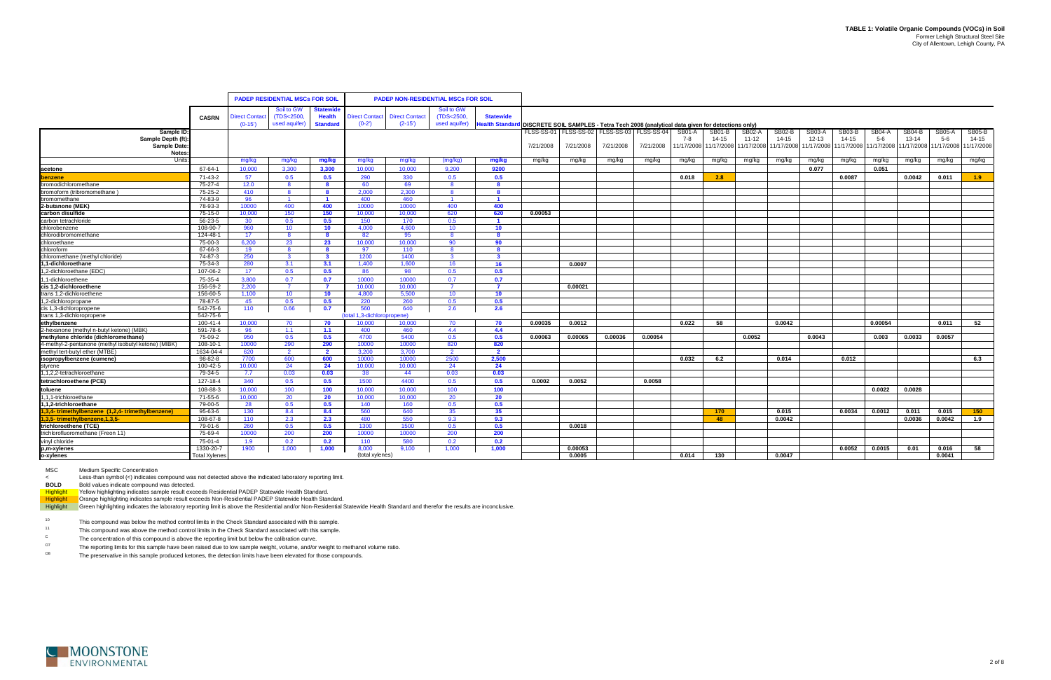# TABLE 1: Volatile Organic Compounds (VOCs) in Soil

Former Lehigh Structural Steel Site
City of Allentown, Lehigh County, PA

| | CASRN | PADEP RESIDENTIAL MSCs FOR SOIL | | | PADEP NON-RESIDENTIAL MSCs FOR SOIL | | | | DISCRETE SOIL SAMPLES - Tetra Tech 2008 (analytical data given for detections only) | | | | | | | | | | | | | |
|---|---|---|---|---|---|---|---|---|---|---|---|---|---|---|---|---|---|---|---|---|---|---|
| | | Direct Contact (0-15') | Soil to GW (TDS<2500, used aquifer) | Statewide Health Standard | Direct Contact (0-2') | Direct Contact (2-15') | Soil to GW (TDS<2500, used aquifer) | Statewide Health Standard | | | | | | | | | | | | | | |
| Sample ID: | | | | | | | | | FLSS-SS-01 | FLSS-SS-02 | FLSS-SS-03 | FLSS-SS-04 | SB01-A | SB01-B | SB02-A | SB02-B | SB03-A | SB03-B | SB04-A | SB04-B | SB05-A | SB05-B |
| Sample Depth (ft): | | | | | | | | | | | | | 7-8 | 14-15 | 11-12 | 14-15 | 12-13 | 14-15 | 5-6 | 13-14 | 5-6 | 14-15 |
| Sample Date: | | | | | | | | | 7/21/2008 | 7/21/2008 | 7/21/2008 | 7/21/2008 | 11/17/2008 | 11/17/2008 | 11/17/2008 | 11/17/2008 | 11/17/2008 | 11/17/2008 | 11/17/2008 | 11/17/2008 | 11/17/2008 | 11/17/2008 |
| Notes: | | | | | | | | | | | | | | | | | | | | | | |
| Units: | | mg/kg | mg/kg | mg/kg | mg/kg | mg/kg | (mg/kg) | mg/kg | mg/kg | mg/kg | mg/kg | mg/kg | mg/kg | mg/kg | mg/kg | mg/kg | mg/kg | mg/kg | mg/kg | mg/kg | mg/kg | mg/kg |
| **acetone** | 67-64-1 | 10,000 | 3,300 | **3,300** | 10,000 | 10,000 | 9,200 | **9200** | | | | | | | | | **0.077** | | **0.051** | | | |
| **benzene** | 71-43-2 | 57 | 0.5 | **0.5** | 290 | 330 | 0.5 | **0.5** | | | | | **0.018** | **2.8** | | | | **0.0087** | | **0.0042** | **0.011** | **1.9** |
| bromodichloromethane | 75-27-4 | 12.0 | 8 | **8** | 60 | 69 | 8 | **8** | | | | | | | | | | | | | | |
| bromoform (tribromomethane ) | 75-25-2 | 410 | 8 | **8** | 2,000 | 2,300 | 8 | **8** | | | | | | | | | | | | | | |
| bromomethane | 74-83-9 | 96 | 1 | **1** | 400 | 460 | 1 | **1** | | | | | | | | | | | | | | |
| **2-butanone (MEK)** | 78-93-3 | 10000 | 400 | **400** | 10000 | 10000 | 400 | **400** | | | | | | | | | | | | | | |
| **carbon disulfide** | 75-15-0 | 10,000 | 150 | **150** | 10,000 | 10,000 | 620 | **620** | **0.00053** | | | | | | | | | | | | | |
| carbon tetrachloride | 56-23-5 | 30 | 0.5 | **0.5** | 150 | 170 | 0.5 | **1** | | | | | | | | | | | | | | |
| chlorobenzene | 108-90-7 | 960 | 10 | **10** | 4,000 | 4,600 | 10 | **10** | | | | | | | | | | | | | | |
| chlorodibromomethane | 124-48-1 | 17 | 8 | **8** | 82 | 95 | 8 | **8** | | | | | | | | | | | | | | |
| chloroethane | 75-00-3 | 6,200 | 23 | **23** | 10,000 | 10,000 | 90 | **90** | | | | | | | | | | | | | | |
| chloroform | 67-66-3 | 19 | 8 | **8** | 97 | 110 | 8 | **8** | | | | | | | | | | | | | | |
| chloromethane (methyl chloride) | 74-87-3 | 250 | 3 | **3** | 1200 | 1400 | 3 | **3** | | | | | | | | | | | | | | |
| **1,1-dichloroethane** | 75-34-3 | 280 | 3.1 | **3.1** | 1,400 | 1,600 | 16 | **16** | | **0.0007** | | | | | | | | | | | | |
| 1,2-dichloroethane (EDC) | 107-06-2 | 17 | 0.5 | **0.5** | 86 | 98 | 0.5 | **0.5** | | | | | | | | | | | | | | |
| 1,1-dichloroethene | 75-35-4 | 3,800 | 0.7 | **0.7** | 10000 | 10000 | 0.7 | **0.7** | | | | | | | | | | | | | | |
| **cis 1,2-dichloroethene** | 156-59-2 | 2,200 | 7 | **7** | 10,000 | 10,000 | 7 | **7** | | **0.00021** | | | | | | | | | | | | |
| trans 1,2-dichloroethene | 156-60-5 | 1,100 | 10 | **10** | 4,800 | 5,500 | 10 | **10** | | | | | | | | | | | | | | |
| 1,2-dichloropropane | 78-87-5 | 45 | 0.5 | **0.5** | 220 | 260 | 0.5 | **0.5** | | | | | | | | | | | | | | |
| cis 1,3-dichloropropene | 542-75-6 | 110 | 0.66 | **0.7** | 560 | 640 | 2.6 | **2.6** | | | | | | | | | | | | | | |
| trans 1,3-dichloropropene | 542-75-6 | | | | (total 1,3-dichloropropene) | | | | | | | | | | | | | | | | | |
| **ethylbenzene** | 100-41-4 | 10,000 | 70 | **70** | 10,000 | 10,000 | 70 | **70** | **0.00035** | **0.0012** | | | **0.022** | **58** | | **0.0042** | | | **0.00054** | | **0.011** | **52** |
| 2-hexanone (methyl n-butyl ketone) (MBK) | 591-78-6 | 96 | 1.1 | **1.1** | 400 | 460 | 4.4 | **4.4** | | | | | | | | | | | | | | |
| **methylene chloride (dichloromethane)** | 75-09-2 | 950 | 0.5 | **0.5** | 4700 | 5400 | 0.5 | **0.5** | **0.00063** | **0.00065** | **0.00036** | **0.00054** | | | **0.0052** | | **0.0043** | | **0.003** | **0.0033** | **0.0057** | |
| 4-methyl-2-pentanone (methyl isobutyl ketone) (MIBK) | 108-10-1 | 10000 | 290 | **290** | 10000 | 10000 | 820 | **820** | | | | | | | | | | | | | | |
| methyl tert-butyl ether (MTBE) | 1634-04-4 | 620 | 2 | **2** | 3,200 | 3,700 | 2 | **2** | | | | | | | | | | | | | | |
| **isopropylbenzene (cumene)** | 98-82-8 | 7700 | 600 | **600** | 10000 | 10000 | 2500 | **2,500** | | | | | **0.032** | **6.2** | | **0.014** | | **0.012** | | | | **6.3** |
| styrene | 100-42-5 | 10,000 | 24 | **24** | 10,000 | 10,000 | 24 | **24** | | | | | | | | | | | | | | |
| 1,1,2,2-tetrachloroethane | 79-34-5 | 7.7 | 0.03 | **0.03** | 38 | 44 | 0.03 | **0.03** | | | | | | | | | | | | | | |
| **tetrachloroethene (PCE)** | 127-18-4 | 340 | 0.5 | **0.5** | 1500 | 4400 | 0.5 | **0.5** | **0.0002** | **0.0052** | | **0.0058** | | | | | | | | | | |
| **toluene** | 108-88-3 | 10,000 | 100 | **100** | 10,000 | 10,000 | 100 | **100** | | | | | | | | | | | **0.0022** | **0.0028** | | |
| 1,1,1-trichloroethane | 71-55-6 | 10,000 | 20 | **20** | 10,000 | 10,000 | 20 | **20** | | | | | | | | | | | | | | |
| **1,1,2-trichloroethane** | 79-00-5 | 28 | 0.5 | **0.5** | 140 | 160 | 0.5 | **0.5** | | | | | | | | | | | | | | |
| **1,2,4- trimethylbenzene (1,2,4- trimethylbenzene)** | 95-63-6 | 130 | 8.4 | **8.4** | 560 | 640 | 35 | **35** | | | | | | **170** | | **0.015** | | **0.0034** | **0.0012** | **0.011** | **0.015** | **150** |
| **1,3,5- trimethylbenzene,1,3,5-** | 108-67-8 | 110 | 2.3 | **2.3** | 480 | 550 | 9.3 | **9.3** | | | | | | **48** | | **0.0042** | | | | **0.0036** | **0.0042** | **1.9** |
| **trichloroethene (TCE)** | 79-01-6 | 260 | 0.5 | **0.5** | 1300 | 1500 | 0.5 | **0.5** | | **0.0018** | | | | | | | | | | | | |
| trichlorofluoromethane (Freon 11) | 75-69-4 | 10000 | 200 | **200** | 10000 | 10000 | 200 | **200** | | | | | | | | | | | | | | |
| vinyl chloride | 75-01-4 | 1.9 | 0.2 | **0.2** | 110 | 580 | 0.2 | **0.2** | | | | | | | | | | | | | | |
| **p,m-xylenes** | 1330-20-7 | 1900 | 1,000 | **1,000** | 8,000 | 9,100 | 1,000 | **1,000** | | **0.00053** | | | | | | | | **0.0052** | **0.0015** | **0.01** | **0.016** | **58** |
| **o-xylenes** | Total Xylenes | | | | (total xylenes) | | | | | **0.0005** | | | **0.014** | **130** | | **0.0047** | | | | | **0.0041** | |

MSC — Medium Specific Concentration

< — Less-than symbol (<) indicates compound was not detected above the indicated laboratory reporting limit.

**BOLD** — Bold values indicate compound was detected.

Highlight — Yellow highlighting indicates sample result exceeds Residential PADEP Statewide Health Standard.

Highlight — Orange highlighting indicates sample result exceeds Non-Residential PADEP Statewide Health Standard.

Highlight — Green highlighting indicates the laboratory reporting limit is above the Residential and/or Non-Residential Statewide Health Standard and therefor the results are inconclusive.

10 — This compound was below the method control limits in the Check Standard associated with this sample.

11 — This compound was above the method control limits in the Check Standard associated with this sample.

C — The concentration of this compound is above the reporting limit but below the calibration curve.

D7 — The reporting limits for this sample have been raised due to low sample weight, volume, and/or weight to methanol volume ratio.

D8 — The preservative in this sample produced ketones, the detection limits have been elevated for those compounds.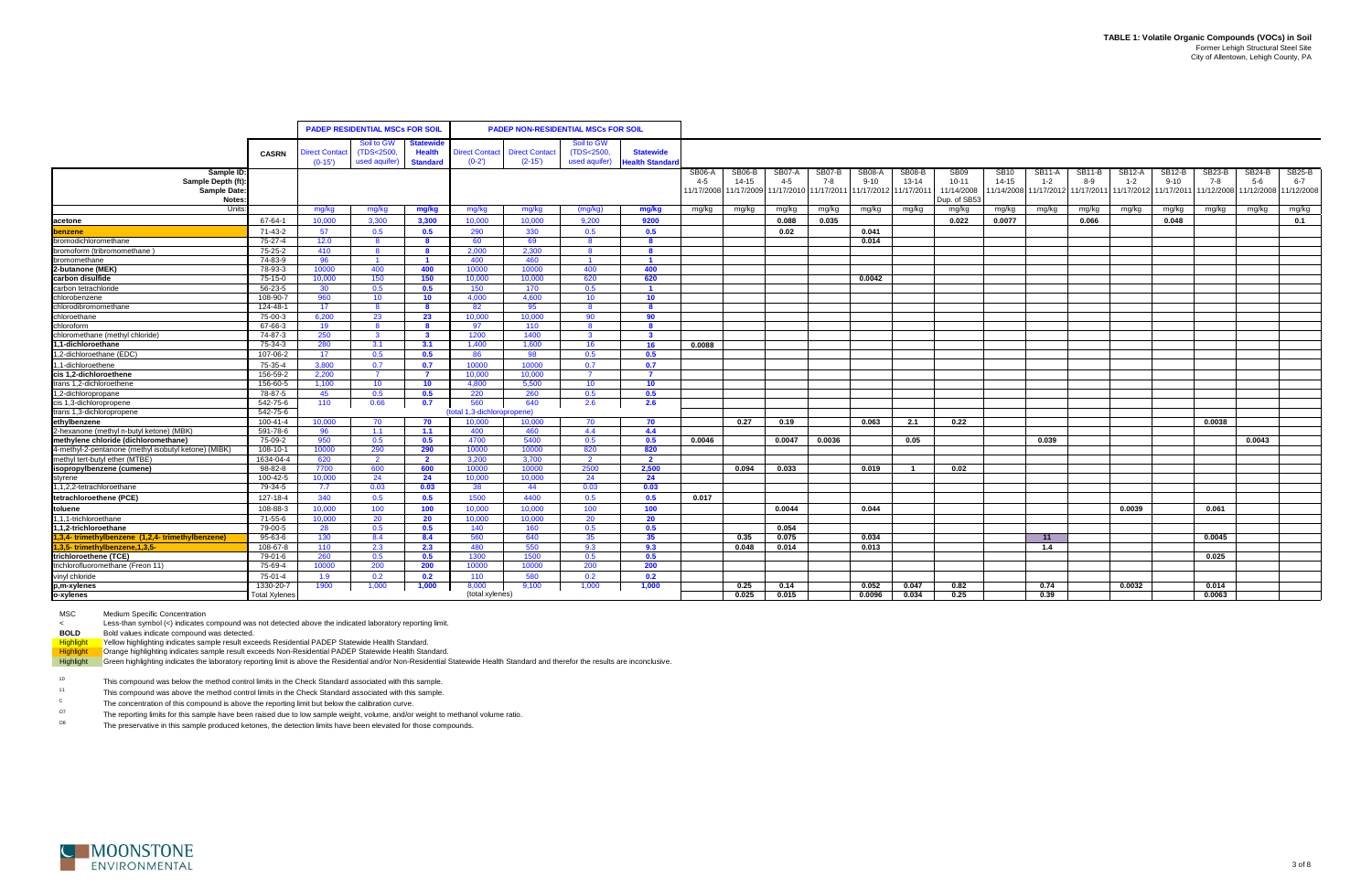# TABLE 1: Volatile Organic Compounds (VOCs) in Soil

Former Lehigh Structural Steel Site
City of Allentown, Lehigh County, PA

| | | PADEP RESIDENTIAL MSCs FOR SOIL | | | PADEP NON-RESIDENTIAL MSCs FOR SOIL | | | | | | | | | | | | | | | | | | |
|---|---|---|---|---|---|---|---|---|---|---|---|---|---|---|---|---|---|---|---|---|---|---|---|
| | CASRN | Direct Contact (0-15') | Soil to GW (TDS<2500, used aquifer) | Statewide Health Standard | Direct Contact (0-2') | Direct Contact (2-15') | Soil to GW (TDS<2500, used aquifer) | Statewide Health Standard | | | | | | | | | | | | | | | |
| **Sample ID:** | | | | | | | | | SB06-A | SB06-B | SB07-A | SB07-B | SB08-A | SB08-B | SB09 | SB10 | SB11-A | SB11-B | SB12-A | SB12-B | SB23-B | SB24-B | SB25-B |
| **Sample Depth (ft):** | | | | | | | | | 4-5 | 14-15 | 4-5 | 7-8 | 9-10 | 13-14 | 10-11 | 14-15 | 1-2 | 8-9 | 1-2 | 9-10 | 7-8 | 5-6 | 6-7 |
| **Sample Date:** | | | | | | | | | 11/17/2008 | 11/17/2009 | 11/17/2010 | 11/17/2011 | 11/17/2012 | 11/17/2011 | 11/14/2008 | 11/14/2008 | 11/17/2012 | 11/17/2011 | 11/17/2012 | 11/17/2011 | 11/12/2008 | 11/12/2008 | 11/12/2008 |
| **Notes:** | | | | | | | | | | | | | | | Dup. of SB53 | | | | | | | | |
| Units: | | mg/kg | mg/kg | **mg/kg** | mg/kg | mg/kg | (mg/kg) | **mg/kg** | mg/kg | mg/kg | mg/kg | mg/kg | mg/kg | mg/kg | mg/kg | mg/kg | mg/kg | mg/kg | mg/kg | mg/kg | mg/kg | mg/kg | mg/kg |
| **acetone** | 67-64-1 | 10,000 | 3,300 | **3,300** | 10,000 | 10,000 | 9,200 | **9200** | | | **0.088** | **0.035** | | | **0.022** | **0.0077** | | **0.066** | | **0.048** | | | **0.1** |
| **benzene** | 71-43-2 | 57 | 0.5 | **0.5** | 290 | 330 | 0.5 | **0.5** | | | **0.02** | | **0.041** | | | | | | | | | | |
| bromodichloromethane | 75-27-4 | 12.0 | 8 | **8** | 60 | 69 | 8 | **8** | | | | | **0.014** | | | | | | | | | | |
| bromoform (tribromomethane ) | 75-25-2 | 410 | 8 | **8** | 2,000 | 2,300 | 8 | **8** | | | | | | | | | | | | | | | |
| bromomethane | 74-83-9 | 96 | 1 | **1** | 400 | 460 | 1 | **1** | | | | | | | | | | | | | | | |
| **2-butanone (MEK)** | 78-93-3 | 10000 | 400 | **400** | 10000 | 10000 | 400 | **400** | | | | | **0.0042** | | | | | | | | | | |
| **carbon disulfide** | 75-15-0 | 10,000 | 150 | **150** | 10,000 | 10,000 | 620 | **620** | | | | | | | | | | | | | | | |
| carbon tetrachloride | 56-23-5 | 30 | 0.5 | **0.5** | 150 | 170 | 0.5 | **1** | | | | | | | | | | | | | | | |
| chlorobenzene | 108-90-7 | 960 | 10 | **10** | 4,000 | 4,600 | 10 | **10** | | | | | | | | | | | | | | | |
| chlorodibromomethane | 124-48-1 | 17 | 8 | **8** | 82 | 95 | 8 | **8** | | | | | | | | | | | | | | | |
| chloroethane | 75-00-3 | 6,200 | 23 | **23** | 10,000 | 10,000 | 90 | **90** | | | | | | | | | | | | | | | |
| chloroform | 67-66-3 | 19 | 8 | **8** | 97 | 110 | 8 | **8** | | | | | | | | | | | | | | | |
| chloromethane (methyl chloride) | 74-87-3 | 250 | 3 | **3** | 1200 | 1400 | 3 | **3** | | | | | | | | | | | | | | | |
| **1,1-dichloroethane** | 75-34-3 | 280 | 3.1 | **3.1** | 1,400 | 1,600 | 16 | **16** | **0.0088** | | | | | | | | | | | | | | |
| 1,2-dichloroethane (EDC) | 107-06-2 | 17 | 0.5 | **0.5** | 86 | 98 | 0.5 | **0.5** | | | | | | | | | | | | | | | |
| 1,1-dichloroethene | 75-35-4 | 3,800 | 0.7 | **0.7** | 10000 | 10000 | 0.7 | **0.7** | | | | | | | | | | | | | | | |
| **cis 1,2-dichloroethene** | 156-59-2 | 2,200 | 7 | **7** | 10,000 | 10,000 | 7 | **7** | | | | | | | | | | | | | | | |
| trans 1,2-dichloroethene | 156-60-5 | 1,100 | 10 | **10** | 4,800 | 5,500 | 10 | **10** | | | | | | | | | | | | | | | |
| 1,2-dichloropropane | 78-87-5 | 45 | 0.5 | **0.5** | 220 | 260 | 0.5 | **0.5** | | | | | | | | | | | | | | | |
| cis 1,3-dichloropropene | 542-75-6 | 110 | 0.66 | **0.7** | 560 | 640 | 2.6 | **2.6** | | | | | | | | | | | | | | | |
| trans 1,3-dichloropropene | 542-75-6 | | | | (total 1,3-dichloropropene) | | | | | | | | | | | | | | | | | | |
| **ethylbenzene** | 100-41-4 | 10,000 | 70 | **70** | 10,000 | 10,000 | 70 | **70** | | **0.27** | **0.19** | | **0.063** | **2.1** | **0.22** | | | | | | **0.0038** | | |
| 2-hexanone (methyl n-butyl ketone) (MBK) | 591-78-6 | 96 | 1.1 | **1.1** | 400 | 460 | 4.4 | **4.4** | | | | | | | | | | | | | | | |
| **methylene chloride (dichloromethane)** | 75-09-2 | 950 | 0.5 | **0.5** | 4700 | 5400 | 0.5 | **0.5** | **0.0046** | | **0.0047** | **0.0036** | | **0.05** | | | **0.039** | | | | | **0.0043** | |
| 4-methyl-2-pentanone (methyl isobutyl ketone) (MIBK) | 108-10-1 | 10000 | 290 | **290** | 10000 | 10000 | 820 | **820** | | | | | | | | | | | | | | | |
| methyl tert-butyl ether (MTBE) | 1634-04-4 | 620 | 2 | **2** | 3,200 | 3,700 | 2 | **2** | | | | | | | | | | | | | | | |
| **isopropylbenzene (cumene)** | 98-82-8 | 7700 | 600 | **600** | 10000 | 10000 | 2500 | **2,500** | | **0.094** | **0.033** | | **0.019** | **1** | **0.02** | | | | | | | | |
| styrene | 100-42-5 | 10,000 | 24 | **24** | 10,000 | 10,000 | 24 | **24** | | | | | | | | | | | | | | | |
| 1,1,2,2-tetrachloroethane | 79-34-5 | 7.7 | 0.03 | **0.03** | 38 | 44 | 0.03 | **0.03** | | | | | | | | | | | | | | | |
| **tetrachloroethene (PCE)** | 127-18-4 | 340 | 0.5 | **0.5** | 1500 | 4400 | 0.5 | **0.5** | **0.017** | | | | | | | | | | | | | | |
| **toluene** | 108-88-3 | 10,000 | 100 | **100** | 10,000 | 10,000 | 100 | **100** | | | **0.0044** | | **0.044** | | | | | | **0.0039** | | **0.061** | | |
| 1,1,1-trichloroethane | 71-55-6 | 10,000 | 20 | **20** | 10,000 | 10,000 | 20 | **20** | | | | | | | | | | | | | | | |
| **1,1,2-trichloroethane** | 79-00-5 | 28 | 0.5 | **0.5** | 140 | 160 | 0.5 | **0.5** | | | **0.054** | | | | | | | | | | | | |
| **1,2,4- trimethylbenzene (1,2,4- trimethylbenzene)** | 95-63-6 | 130 | 8.4 | **8.4** | 560 | 640 | 35 | **35** | | **0.35** | **0.075** | | **0.034** | | | | **11** | | | | **0.0045** | | |
| **1,3,5- trimethylbenzene,1,3,5-** | 108-67-8 | 110 | 2.3 | **2.3** | 480 | 550 | 9.3 | **9.3** | | **0.048** | **0.014** | | **0.013** | | | | **1.4** | | | | | | |
| **trichloroethene (TCE)** | 79-01-6 | 260 | 0.5 | **0.5** | 1300 | 1500 | 0.5 | **0.5** | | | | | | | | | | | | | **0.025** | | |
| trichlorofluoromethane (Freon 11) | 75-69-4 | 10000 | 200 | **200** | 10000 | 10000 | 200 | **200** | | | | | | | | | | | | | | | |
| vinyl chloride | 75-01-4 | 1.9 | 0.2 | **0.2** | 110 | 580 | 0.2 | **0.2** | | | | | | | | | | | | | | | |
| **p,m-xylenes** | 1330-20-7 | 1900 | 1,000 | **1,000** | 8,000 | 9,100 | 1,000 | **1,000** | | **0.25** | **0.14** | | **0.052** | **0.047** | **0.82** | | **0.74** | | **0.0032** | | **0.014** | | |
| **o-xylenes** | Total Xylenes | | | | (total xylenes) | | | | | **0.025** | **0.015** | | **0.0096** | **0.034** | **0.25** | | **0.39** | | | | **0.0063** | | |

MSC Medium Specific Concentration

< Less-than symbol (<) indicates compound was not detected above the indicated laboratory reporting limit.

**BOLD** Bold values indicate compound was detected.

Highlight Yellow highlighting indicates sample result exceeds Residential PADEP Statewide Health Standard.

Highlight Orange highlighting indicates sample result exceeds Non-Residential PADEP Statewide Health Standard.

Highlight Green highlighting indicates the laboratory reporting limit is above the Residential and/or Non-Residential Statewide Health Standard and therefor the results are inconclusive.

[10] This compound was below the method control limits in the Check Standard associated with this sample.

[11] This compound was above the method control limits in the Check Standard associated with this sample.

[C] The concentration of this compound is above the reporting limit but below the calibration curve.

[D7] The reporting limits for this sample have been raised due to low sample weight, volume, and/or weight to methanol volume ratio.

[D8] The preservative in this sample produced ketones, the detection limits have been elevated for those compounds.

MOONSTONE ENVIRONMENTAL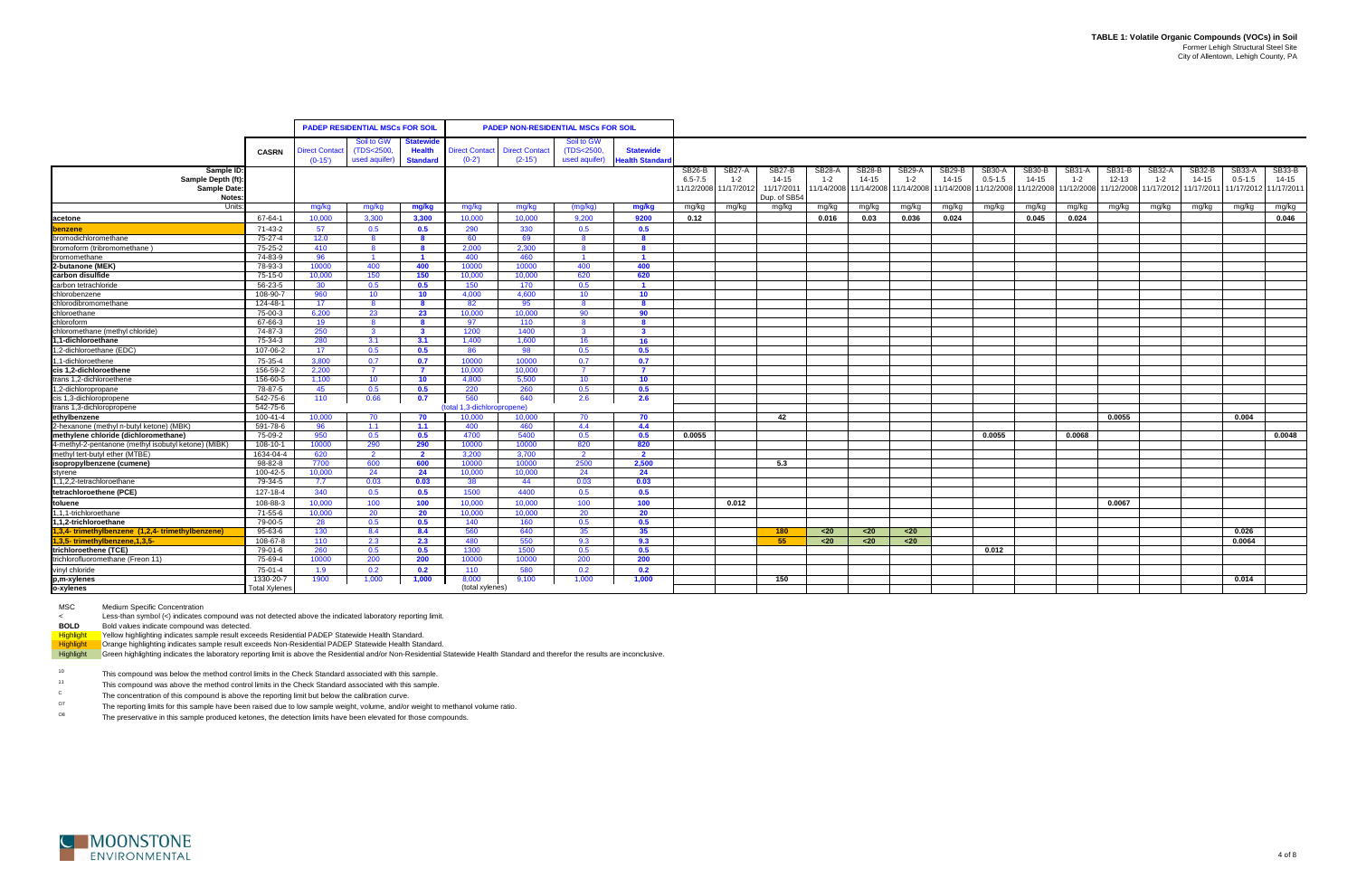# TABLE 1: Volatile Organic Compounds (VOCs) in Soil

Former Lehigh Structural Steel Site
City of Allentown, Lehigh County, PA

| | CASRN | PADEP RESIDENTIAL MSCs FOR SOIL | | | PADEP NON-RESIDENTIAL MSCs FOR SOIL | | | | | | | | | | | | | | | | | | |
|---|---|---|---|---|---|---|---|---|---|---|---|---|---|---|---|---|---|---|---|---|---|---|---|
| | | Direct Contact (0-15') | Soil to GW (TDS<2500, used aquifer) | Statewide Health Standard | Direct Contact (0-2') | Direct Contact (2-15') | Soil to GW (TDS<2500, used aquifer) | Statewide Health Standard | | | | | | | | | | | | | | | |
| Sample ID: | | | | | | | | | SB26-B | SB27-A | SB27-B | SB28-A | SB28-B | SB29-A | SB29-B | SB30-A | SB30-B | SB31-A | SB31-B | SB32-A | SB32-B | SB33-A | SB33-B |
| Sample Depth (ft): | | | | | | | | | 6.5-7.5 | 1-2 | 14-15 | 1-2 | 14-15 | 1-2 | 14-15 | 0.5-1.5 | 14-15 | 1-2 | 12-13 | 1-2 | 14-15 | 0.5-1.5 | 14-15 |
| Sample Date: | | | | | | | | | 11/12/2008 | 11/17/2012 | 11/17/2011 | 11/14/2008 | 11/14/2008 | 11/14/2008 | 11/14/2008 | 11/12/2008 | 11/12/2008 | 11/12/2008 | 11/12/2008 | 11/17/2012 | 11/17/2011 | 11/17/2012 | 11/17/2011 |
| Notes: | | | | | | | | | | | Dup. of SB54 | | | | | | | | | | | | |
| Units: | | mg/kg | mg/kg | mg/kg | mg/kg | mg/kg | (mg/kg) | mg/kg | mg/kg | mg/kg | mg/kg | mg/kg | mg/kg | mg/kg | mg/kg | mg/kg | mg/kg | mg/kg | mg/kg | mg/kg | mg/kg | mg/kg | mg/kg |
| **acetone** | 67-64-1 | 10,000 | 3,300 | 3,300 | 10,000 | 10,000 | 9,200 | 9200 | **0.12** | | | **0.016** | **0.03** | **0.036** | **0.024** | | **0.045** | **0.024** | | | | | **0.046** |
| **benzene** | 71-43-2 | 57 | 0.5 | 0.5 | 290 | 330 | 0.5 | 0.5 | | | | | | | | | | | | | | | |
| bromodichloromethane | 75-27-4 | 12.0 | 8 | 8 | 60 | 69 | 8 | 8 | | | | | | | | | | | | | | | |
| bromoform (tribromomethane ) | 75-25-2 | 410 | 8 | 8 | 2,000 | 2,300 | 8 | 8 | | | | | | | | | | | | | | | |
| bromomethane | 74-83-9 | 96 | 1 | 1 | 400 | 460 | 1 | 1 | | | | | | | | | | | | | | | |
| **2-butanone (MEK)** | 78-93-3 | 10000 | 400 | 400 | 10000 | 10000 | 400 | 400 | | | | | | | | | | | | | | | |
| **carbon disulfide** | 75-15-0 | 10,000 | 150 | 150 | 10,000 | 10,000 | 620 | 620 | | | | | | | | | | | | | | | |
| carbon tetrachloride | 56-23-5 | 30 | 0.5 | 0.5 | 150 | 170 | 0.5 | 1 | | | | | | | | | | | | | | | |
| chlorobenzene | 108-90-7 | 960 | 10 | 10 | 4,000 | 4,600 | 10 | 10 | | | | | | | | | | | | | | | |
| chlorodibromomethane | 124-48-1 | 17 | 8 | 8 | 82 | 95 | 8 | 8 | | | | | | | | | | | | | | | |
| chloroethane | 75-00-3 | 6,200 | 23 | 23 | 10,000 | 10,000 | 90 | 90 | | | | | | | | | | | | | | | |
| chloroform | 67-66-3 | 19 | 8 | 8 | 97 | 110 | 8 | 8 | | | | | | | | | | | | | | | |
| chloromethane (methyl chloride) | 74-87-3 | 250 | 3 | 3 | 1200 | 1400 | 3 | 3 | | | | | | | | | | | | | | | |
| **1,1-dichloroethane** | 75-34-3 | 280 | 3.1 | 3.1 | 1,400 | 1,600 | 16 | 16 | | | | | | | | | | | | | | | |
| 1,2-dichloroethane (EDC) | 107-06-2 | 17 | 0.5 | 0.5 | 86 | 98 | 0.5 | 0.5 | | | | | | | | | | | | | | | |
| 1,1-dichloroethene | 75-35-4 | 3,800 | 0.7 | 0.7 | 10000 | 10000 | 0.7 | 0.7 | | | | | | | | | | | | | | | |
| **cis 1,2-dichloroethene** | 156-59-2 | 2,200 | 7 | 7 | 10,000 | 10,000 | 7 | 7 | | | | | | | | | | | | | | | |
| trans 1,2-dichloroethene | 156-60-5 | 1,100 | 10 | 10 | 4,800 | 5,500 | 10 | 10 | | | | | | | | | | | | | | | |
| 1,2-dichloropropane | 78-87-5 | 45 | 0.5 | 0.5 | 220 | 260 | 0.5 | 0.5 | | | | | | | | | | | | | | | |
| cis 1,3-dichloropropene | 542-75-6 | 110 | 0.66 | 0.7 | 560 | 640 | 2.6 | 2.6 | | | | | | | | | | | | | | | |
| trans 1,3-dichloropropene | 542-75-6 | | | | (total 1,3-dichloropropene) | | | | | | | | | | | | | | | | | | |
| **ethylbenzene** | 100-41-4 | 10,000 | 70 | 70 | 10,000 | 10,000 | 70 | 70 | | | **42** | | | | | | | | **0.0055** | | | **0.004** | |
| 2-hexanone (methyl n-butyl ketone) (MBK) | 591-78-6 | 96 | 1.1 | 1.1 | 400 | 460 | 4.4 | 4.4 | | | | | | | | | | | | | | | |
| **methylene chloride (dichloromethane)** | 75-09-2 | 950 | 0.5 | 0.5 | 4700 | 5400 | 0.5 | 0.5 | **0.0055** | | | | | | | **0.0055** | | **0.0068** | | | | | **0.0048** |
| 4-methyl-2-pentanone (methyl isobutyl ketone) (MIBK) | 108-10-1 | 10000 | 290 | 290 | 10000 | 10000 | 820 | 820 | | | | | | | | | | | | | | | |
| methyl tert-butyl ether (MTBE) | 1634-04-4 | 620 | 2 | 2 | 3,200 | 3,700 | 2 | 2 | | | | | | | | | | | | | | | |
| **isopropylbenzene (cumene)** | 98-82-8 | 7700 | 600 | 600 | 10000 | 10000 | 2500 | 2,500 | | | **5.3** | | | | | | | | | | | | |
| styrene | 100-42-5 | 10,000 | 24 | 24 | 10,000 | 10,000 | 24 | 24 | | | | | | | | | | | | | | | |
| 1,1,2,2-tetrachloroethane | 79-34-5 | 7.7 | 0.03 | 0.03 | 38 | 44 | 0.03 | 0.03 | | | | | | | | | | | | | | | |
| **tetrachloroethene (PCE)** | 127-18-4 | 340 | 0.5 | 0.5 | 1500 | 4400 | 0.5 | 0.5 | | | | | | | | | | | | | | | |
| **toluene** | 108-88-3 | 10,000 | 100 | 100 | 10,000 | 10,000 | 100 | 100 | | **0.012** | | | | | | | | | **0.0067** | | | | |
| 1,1,1-trichloroethane | 71-55-6 | 10,000 | 20 | 20 | 10,000 | 10,000 | 20 | 20 | | | | | | | | | | | | | | | |
| **1,1,2-trichloroethane** | 79-00-5 | 28 | 0.5 | 0.5 | 140 | 160 | 0.5 | 0.5 | | | | | | | | | | | | | | | |
| **1,2,4- trimethylbenzene (1,2,4- trimethylbenzene)** | 95-63-6 | 130 | 8.4 | 8.4 | 560 | 640 | 35 | 35 | | | **180** | <20 | <20 | <20 | | | | | | | | **0.026** | |
| **1,3,5- trimethylbenzene,1,3,5-** | 108-67-8 | 110 | 2.3 | 2.3 | 480 | 550 | 9.3 | 9.3 | | | **55** | <20 | <20 | <20 | | | | | | | | **0.0064** | |
| **trichloroethene (TCE)** | 79-01-6 | 260 | 0.5 | 0.5 | 1300 | 1500 | 0.5 | 0.5 | | | | | | | | **0.012** | | | | | | | |
| trichlorofluoromethane (Freon 11) | 75-69-4 | 10000 | 200 | 200 | 10000 | 10000 | 200 | 200 | | | | | | | | | | | | | | | |
| vinyl chloride | 75-01-4 | 1.9 | 0.2 | 0.2 | 110 | 580 | 0.2 | 0.2 | | | | | | | | | | | | | | | |
| **p,m-xylenes** | 1330-20-7 | 1900 | 1,000 | 1,000 | 8,000 | 9,100 | 1,000 | 1,000 | | | **150** | | | | | | | | | | | **0.014** | |
| **o-xylenes** | Total Xylenes | | | | (total xylenes) | | | | | | | | | | | | | | | | | | |

MSC Medium Specific Concentration
< Less-than symbol (<) indicates compound was not detected above the indicated laboratory reporting limit.
**BOLD** Bold values indicate compound was detected.
Highlight Yellow highlighting indicates sample result exceeds Residential PADEP Statewide Health Standard.
Highlight Orange highlighting indicates sample result exceeds Non-Residential PADEP Statewide Health Standard.
Highlight Green highlighting indicates the laboratory reporting limit is above the Residential and/or Non-Residential Statewide Health Standard and therefor the results are inconclusive.

10 This compound was below the method control limits in the Check Standard associated with this sample.
11 This compound was above the method control limits in the Check Standard associated with this sample.
C The concentration of this compound is above the reporting limit but below the calibration curve.
D7 The reporting limits for this sample have been raised due to low sample weight, volume, and/or weight to methanol volume ratio.
D8 The preservative in this sample produced ketones, the detection limits have been elevated for those compounds.

MOONSTONE ENVIRONMENTAL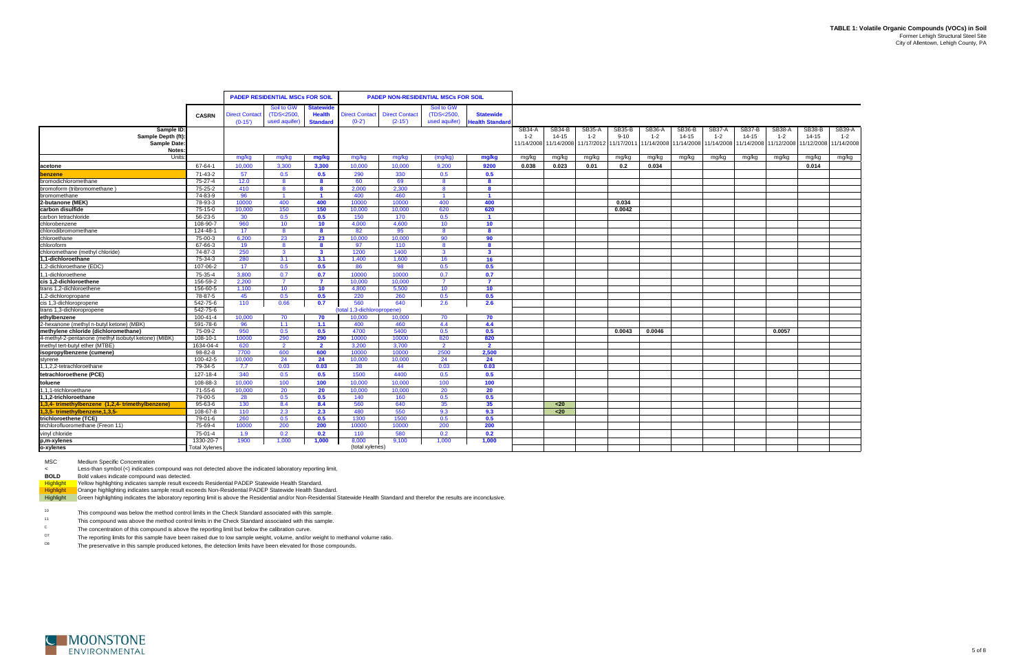# TABLE 1: Volatile Organic Compounds (VOCs) in Soil

Former Lehigh Structural Steel Site
City of Allentown, Lehigh County, PA

| | CASRN | PADEP RESIDENTIAL MSCs FOR SOIL | | | PADEP NON-RESIDENTIAL MSCs FOR SOIL | | | | | | | | | | | | | | | |
|---|---|---|---|---|---|---|---|---|---|---|---|---|---|---|---|---|---|---|---|---|
| | | Direct Contact (0-15') | Soil to GW (TDS<2500, used aquifer) | Statewide Health Standard | Direct Contact (0-2') | Direct Contact (2-15') | Soil to GW (TDS<2500, used aquifer) | Statewide Health Standard | | | | | | | | | | | | |
| Sample ID: | | | | | | | | | SB34-A | SB34-B | SB35-A | SB35-B | SB36-A | SB36-B | SB37-A | SB37-B | SB38-A | SB38-B | SB39-A |
| Sample Depth (ft): | | | | | | | | | 1-2 | 14-15 | 1-2 | 9-10 | 1-2 | 14-15 | 1-2 | 14-15 | 1-2 | 14-15 | 1-2 |
| Sample Date: | | | | | | | | | 11/14/2008 | 11/14/2008 | 11/17/2012 | 11/17/2011 | 11/14/2008 | 11/14/2008 | 11/14/2008 | 11/14/2008 | 11/12/2008 | 11/12/2008 | 11/14/2008 |
| Notes: | | | | | | | | | | | | | | | | | | | | |
| Units: | | mg/kg | mg/kg | mg/kg | mg/kg | mg/kg | (mg/kg) | mg/kg | mg/kg | mg/kg | mg/kg | mg/kg | mg/kg | mg/kg | mg/kg | mg/kg | mg/kg | mg/kg | mg/kg |
| **acetone** | 67-64-1 | 10,000 | 3,300 | **3,300** | 10,000 | 10,000 | 9,200 | **9200** | **0.038** | **0.023** | **0.01** | **0.2** | **0.034** | | | | | **0.014** | |
| **benzene** | 71-43-2 | 57 | 0.5 | **0.5** | 290 | 330 | 0.5 | **0.5** | | | | | | | | | | | |
| bromodichloromethane | 75-27-4 | 12.0 | 8 | **8** | 60 | 69 | 8 | **8** | | | | | | | | | | | |
| bromoform (tribromomethane ) | 75-25-2 | 410 | 8 | **8** | 2,000 | 2,300 | 8 | **8** | | | | | | | | | | | |
| bromomethane | 74-83-9 | 96 | 1 | **1** | 400 | 460 | 1 | **1** | | | | | | | | | | | |
| **2-butanone (MEK)** | 78-93-3 | 10000 | 400 | **400** | 10000 | 10000 | 400 | **400** | | | | **0.034** | | | | | | | |
| **carbon disulfide** | 75-15-0 | 10,000 | 150 | **150** | 10,000 | 10,000 | 620 | **620** | | | | **0.0042** | | | | | | | |
| carbon tetrachloride | 56-23-5 | 30 | 0.5 | **0.5** | 150 | 170 | 0.5 | **1** | | | | | | | | | | | |
| chlorobenzene | 108-90-7 | 960 | 10 | **10** | 4,000 | 4,600 | 10 | **10** | | | | | | | | | | | |
| chlorodibromomethane | 124-48-1 | 17 | 8 | **8** | 82 | 95 | 8 | **8** | | | | | | | | | | | |
| chloroethane | 75-00-3 | 6,200 | 23 | **23** | 10,000 | 10,000 | 90 | **90** | | | | | | | | | | | |
| chloroform | 67-66-3 | 19 | 8 | **8** | 97 | 110 | 8 | **8** | | | | | | | | | | | |
| chloromethane (methyl chloride) | 74-87-3 | 250 | 3 | **3** | 1200 | 1400 | 3 | **3** | | | | | | | | | | | |
| **1,1-dichloroethane** | 75-34-3 | 280 | 3.1 | **3.1** | 1,400 | 1,600 | 16 | **16** | | | | | | | | | | | |
| 1,2-dichloroethane (EDC) | 107-06-2 | 17 | 0.5 | **0.5** | 86 | 98 | 0.5 | **0.5** | | | | | | | | | | | |
| 1,1-dichloroethene | 75-35-4 | 3,800 | 0.7 | **0.7** | 10000 | 10000 | 0.7 | **0.7** | | | | | | | | | | | |
| **cis 1,2-dichloroethene** | 156-59-2 | 2,200 | 7 | **7** | 10,000 | 10,000 | 7 | **7** | | | | | | | | | | | |
| trans 1,2-dichloroethene | 156-60-5 | 1,100 | 10 | **10** | 4,800 | 5,500 | 10 | **10** | | | | | | | | | | | |
| 1,2-dichloropropane | 78-87-5 | 45 | 0.5 | **0.5** | 220 | 260 | 0.5 | **0.5** | | | | | | | | | | | |
| cis 1,3-dichloropropene | 542-75-6 | 110 | 0.66 | **0.7** | 560 | 640 | 2.6 | **2.6** | | | | | | | | | | | |
| trans 1,3-dichloropropene | 542-75-6 | | | | (total 1,3-dichloropropene) | | | | | | | | | | | | | | |
| **ethylbenzene** | 100-41-4 | 10,000 | 70 | **70** | 10,000 | 10,000 | 70 | **70** | | | | | | | | | | | |
| 2-hexanone (methyl n-butyl ketone) (MBK) | 591-78-6 | 96 | 1.1 | **1.1** | 400 | 460 | 4.4 | **4.4** | | | | | | | | | | | |
| **methylene chloride (dichloromethane)** | 75-09-2 | 950 | 0.5 | **0.5** | 4700 | 5400 | 0.5 | **0.5** | | | | **0.0043** | **0.0046** | | | | **0.0057** | | |
| 4-methyl-2-pentanone (methyl isobutyl ketone) (MIBK) | 108-10-1 | 10000 | 290 | **290** | 10000 | 10000 | 820 | **820** | | | | | | | | | | | |
| methyl tert-butyl ether (MTBE) | 1634-04-4 | 620 | 2 | **2** | 3,200 | 3,700 | 2 | **2** | | | | | | | | | | | |
| **isopropylbenzene (cumene)** | 98-82-8 | 7700 | 600 | **600** | 10000 | 10000 | 2500 | **2,500** | | | | | | | | | | | |
| styrene | 100-42-5 | 10,000 | 24 | **24** | 10,000 | 10,000 | 24 | **24** | | | | | | | | | | | |
| 1,1,2,2-tetrachloroethane | 79-34-5 | 7.7 | 0.03 | **0.03** | 38 | 44 | 0.03 | **0.03** | | | | | | | | | | | |
| **tetrachloroethene (PCE)** | 127-18-4 | 340 | 0.5 | **0.5** | 1500 | 4400 | 0.5 | **0.5** | | | | | | | | | | | |
| **toluene** | 108-88-3 | 10,000 | 100 | **100** | 10,000 | 10,000 | 100 | **100** | | | | | | | | | | | |
| 1,1,1-trichloroethane | 71-55-6 | 10,000 | 20 | **20** | 10,000 | 10,000 | 20 | **20** | | | | | | | | | | | |
| **1,1,2-trichloroethane** | 79-00-5 | 28 | 0.5 | **0.5** | 140 | 160 | 0.5 | **0.5** | | | | | | | | | | | |
| **1,2,4- trimethylbenzene (1,2,4- trimethylbenzene)** | 95-63-6 | 130 | 8.4 | **8.4** | 560 | 640 | 35 | **35** | | <20 | | | | | | | | | |
| **1,3,5- trimethylbenzene,1,3,5-** | 108-67-8 | 110 | 2.3 | **2.3** | 480 | 550 | 9.3 | **9.3** | | <20 | | | | | | | | | |
| **trichloroethene (TCE)** | 79-01-6 | 260 | 0.5 | **0.5** | 1300 | 1500 | 0.5 | **0.5** | | | | | | | | | | | |
| trichlorofluoromethane (Freon 11) | 75-69-4 | 10000 | 200 | **200** | 10000 | 10000 | 200 | **200** | | | | | | | | | | | |
| vinyl chloride | 75-01-4 | 1.9 | 0.2 | **0.2** | 110 | 580 | 0.2 | **0.2** | | | | | | | | | | | |
| **p,m-xylenes** | 1330-20-7 | 1900 | 1,000 | **1,000** | 8,000 | 9,100 | 1,000 | **1,000** | | | | | | | | | | | |
| **o-xylenes** | Total Xylenes | | | | (total xylenes) | | | | | | | | | | | | | | |

MSC Medium Specific Concentration

< Less-than symbol (<) indicates compound was not detected above the indicated laboratory reporting limit.

**BOLD** Bold values indicate compound was detected.

Highlight Yellow highlighting indicates sample result exceeds Residential PADEP Statewide Health Standard.

Highlight Orange highlighting indicates sample result exceeds Non-Residential PADEP Statewide Health Standard.

Highlight Green highlighting indicates the laboratory reporting limit is above the Residential and/or Non-Residential Statewide Health Standard and therefor the results are inconclusive.

[10] This compound was below the method control limits in the Check Standard associated with this sample.

[11] This compound was above the method control limits in the Check Standard associated with this sample.

[C] The concentration of this compound is above the reporting limit but below the calibration curve.

[D7] The reporting limits for this sample have been raised due to low sample weight, volume, and/or weight to methanol volume ratio.

[D8] The preservative in this sample produced ketones, the detection limits have been elevated for those compounds.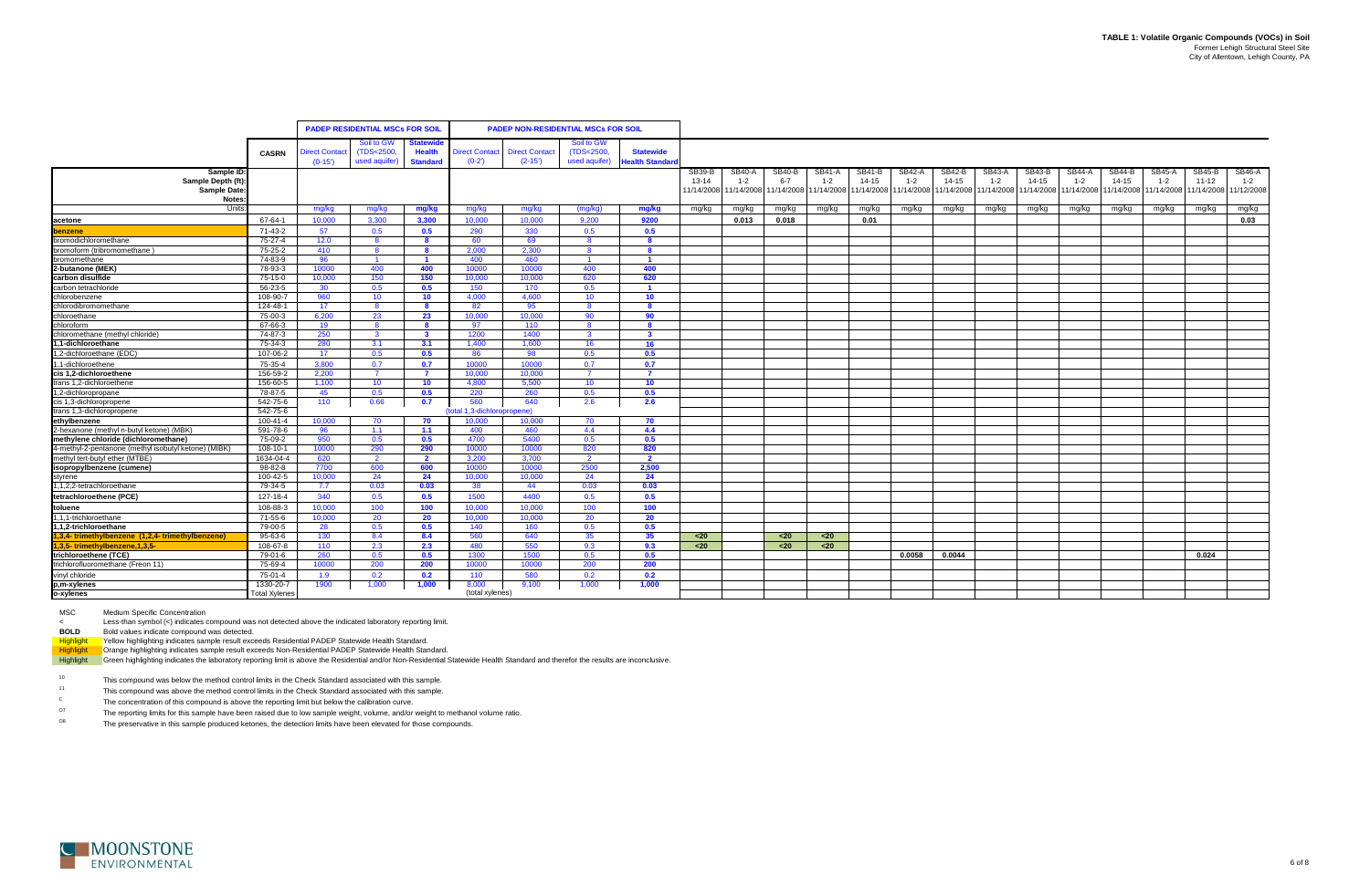# TABLE 1: Volatile Organic Compounds (VOCs) in Soil

Former Lehigh Structural Steel Site
City of Allentown, Lehigh County, PA

| | CASRN | PADEP RESIDENTIAL MSCs FOR SOIL | | | PADEP NON-RESIDENTIAL MSCs FOR SOIL | | | | | | | | | | | | | | | | | |
|---|---|---|---|---|---|---|---|---|---|---|---|---|---|---|---|---|---|---|---|---|---|---|
| | | Direct Contact (0-15') | Soil to GW (TDS<2500, used aquifer) | Statewide Health Standard | Direct Contact (0-2') | Direct Contact (2-15') | Soil to GW (TDS<2500, used aquifer) | Statewide Health Standard | | | | | | | | | | | | | | |
| Sample ID: | | | | | | | | | SB39-B | SB40-A | SB40-B | SB41-A | SB41-B | SB42-A | SB42-B | SB43-A | SB43-B | SB44-A | SB44-B | SB45-A | SB45-B | SB46-A |
| Sample Depth (ft): | | | | | | | | | 13-14 | 1-2 | 6-7 | 1-2 | 14-15 | 1-2 | 14-15 | 1-2 | 14-15 | 1-2 | 14-15 | 1-2 | 11-12 | 1-2 |
| Sample Date: | | | | | | | | | 11/14/2008 | 11/14/2008 | 11/14/2008 | 11/14/2008 | 11/14/2008 | 11/14/2008 | 11/14/2008 | 11/14/2008 | 11/14/2008 | 11/14/2008 | 11/14/2008 | 11/14/2008 | 11/14/2008 | 11/12/2008 |
| Notes: | | | | | | | | | | | | | | | | | | | | | | |
| Units: | | mg/kg | mg/kg | mg/kg | mg/kg | mg/kg | (mg/kg) | mg/kg | mg/kg | mg/kg | mg/kg | mg/kg | mg/kg | mg/kg | mg/kg | mg/kg | mg/kg | mg/kg | mg/kg | mg/kg | mg/kg | mg/kg |
| **acetone** | 67-64-1 | 10,000 | 3,300 | **3,300** | 10,000 | 10,000 | 9,200 | **9200** | | **0.013** | **0.018** | | **0.01** | | | | | | | | | **0.03** |
| **benzene** | 71-43-2 | 57 | 0.5 | **0.5** | 290 | 330 | 0.5 | **0.5** | | | | | | | | | | | | | | |
| bromodichloromethane | 75-27-4 | 12.0 | 8 | **8** | 60 | 69 | 8 | **8** | | | | | | | | | | | | | | |
| bromoform (tribromomethane ) | 75-25-2 | 410 | 8 | **8** | 2,000 | 2,300 | 8 | **8** | | | | | | | | | | | | | | |
| bromomethane | 74-83-9 | 96 | 1 | **1** | 400 | 460 | 1 | **1** | | | | | | | | | | | | | | |
| **2-butanone (MEK)** | 78-93-3 | 10000 | 400 | **400** | 10000 | 10000 | 400 | **400** | | | | | | | | | | | | | | |
| **carbon disulfide** | 75-15-0 | 10,000 | 150 | **150** | 10,000 | 10,000 | 620 | **620** | | | | | | | | | | | | | | |
| carbon tetrachloride | 56-23-5 | 30 | 0.5 | **0.5** | 150 | 170 | 0.5 | **1** | | | | | | | | | | | | | | |
| chlorobenzene | 108-90-7 | 960 | 10 | **10** | 4,000 | 4,600 | 10 | **10** | | | | | | | | | | | | | | |
| chlorodibromomethane | 124-48-1 | 17 | 8 | **8** | 82 | 95 | 8 | **8** | | | | | | | | | | | | | | |
| chloroethane | 75-00-3 | 6,200 | 23 | **23** | 10,000 | 10,000 | 90 | **90** | | | | | | | | | | | | | | |
| chloroform | 67-66-3 | 19 | 8 | **8** | 97 | 110 | 8 | **8** | | | | | | | | | | | | | | |
| chloromethane (methyl chloride) | 74-87-3 | 250 | 3 | **3** | 1200 | 1400 | 3 | **3** | | | | | | | | | | | | | | |
| **1,1-dichloroethane** | 75-34-3 | 280 | 3.1 | **3.1** | 1,400 | 1,600 | 16 | **16** | | | | | | | | | | | | | | |
| 1,2-dichloroethane (EDC) | 107-06-2 | 17 | 0.5 | **0.5** | 86 | 98 | 0.5 | **0.5** | | | | | | | | | | | | | | |
| 1,1-dichloroethene | 75-35-4 | 3,800 | 0.7 | **0.7** | 10000 | 10000 | 0.7 | **0.7** | | | | | | | | | | | | | | |
| **cis 1,2-dichloroethene** | 156-59-2 | 2,200 | 7 | **7** | 10,000 | 10,000 | 7 | **7** | | | | | | | | | | | | | | |
| trans 1,2-dichloroethene | 156-60-5 | 1,100 | 10 | **10** | 4,800 | 5,500 | 10 | **10** | | | | | | | | | | | | | | |
| 1,2-dichloropropane | 78-87-5 | 45 | 0.5 | **0.5** | 220 | 260 | 0.5 | **0.5** | | | | | | | | | | | | | | |
| cis 1,3-dichloropropene | 542-75-6 | 110 | 0.66 | **0.7** | 560 | 640 | 2.6 | **2.6** | | | | | | | | | | | | | | |
| trans 1,3-dichloropropene | 542-75-6 | | | | (total 1,3-dichloropropene) | | | | | | | | | | | | | | | | | |
| **ethylbenzene** | 100-41-4 | 10,000 | 70 | **70** | 10,000 | 10,000 | 70 | **70** | | | | | | | | | | | | | | |
| 2-hexanone (methyl n-butyl ketone) (MBK) | 591-78-6 | 96 | 1.1 | **1.1** | 400 | 460 | 4.4 | **4.4** | | | | | | | | | | | | | | |
| **methylene chloride (dichloromethane)** | 75-09-2 | 950 | 0.5 | **0.5** | 4700 | 5400 | 0.5 | **0.5** | | | | | | | | | | | | | | |
| 4-methyl-2-pentanone (methyl isobutyl ketone) (MIBK) | 108-10-1 | 10000 | 290 | **290** | 10000 | 10000 | 820 | **820** | | | | | | | | | | | | | | |
| methyl tert-butyl ether (MTBE) | 1634-04-4 | 620 | 2 | **2** | 3,200 | 3,700 | 2 | **2** | | | | | | | | | | | | | | |
| **isopropylbenzene (cumene)** | 98-82-8 | 7700 | 600 | **600** | 10000 | 10000 | 2500 | **2,500** | | | | | | | | | | | | | | |
| styrene | 100-42-5 | 10,000 | 24 | **24** | 10,000 | 10,000 | 24 | **24** | | | | | | | | | | | | | | |
| 1,1,2,2-tetrachloroethane | 79-34-5 | 7.7 | 0.03 | **0.03** | 38 | 44 | 0.03 | **0.03** | | | | | | | | | | | | | | |
| **tetrachloroethene (PCE)** | 127-18-4 | 340 | 0.5 | **0.5** | 1500 | 4400 | 0.5 | **0.5** | | | | | | | | | | | | | | |
| **toluene** | 108-88-3 | 10,000 | 100 | **100** | 10,000 | 10,000 | 100 | **100** | | | | | | | | | | | | | | |
| 1,1,1-trichloroethane | 71-55-6 | 10,000 | 20 | **20** | 10,000 | 10,000 | 20 | **20** | | | | | | | | | | | | | | |
| **1,1,2-trichloroethane** | 79-00-5 | 28 | 0.5 | **0.5** | 140 | 160 | 0.5 | **0.5** | | | | | | | | | | | | | | |
| **1,2,4- trimethylbenzene (1,2,4- trimethylbenzene)** | 95-63-6 | 130 | 8.4 | **8.4** | 560 | 640 | 35 | **35** | <20 | | <20 | <20 | | | | | | | | | | |
| **1,3,5- trimethylbenzene,1,3,5-** | 108-67-8 | 110 | 2.3 | **2.3** | 480 | 550 | 9.3 | **9.3** | <20 | | <20 | <20 | | | | | | | | | | |
| **trichloroethene (TCE)** | 79-01-6 | 260 | 0.5 | **0.5** | 1300 | 1500 | 0.5 | **0.5** | | | | | | **0.0058** | **0.0044** | | | | | | **0.024** | |
| trichlorofluoromethane (Freon 11) | 75-69-4 | 10000 | 200 | **200** | 10000 | 10000 | 200 | **200** | | | | | | | | | | | | | | |
| vinyl chloride | 75-01-4 | 1.9 | 0.2 | **0.2** | 110 | 580 | 0.2 | **0.2** | | | | | | | | | | | | | | |
| **p,m-xylenes** | 1330-20-7 | 1900 | 1,000 | **1,000** | 8,000 | 9,100 | 1,000 | **1,000** | | | | | | | | | | | | | | |
| **o-xylenes** | Total Xylenes | | | | (total xylenes) | | | | | | | | | | | | | | | | | |

MSC — Medium Specific Concentration

< — Less-than symbol (<) indicates compound was not detected above the indicated laboratory reporting limit.

**BOLD** — Bold values indicate compound was detected.

Highlight — Yellow highlighting indicates sample result exceeds Residential PADEP Statewide Health Standard.

Highlight — Orange highlighting indicates sample result exceeds Non-Residential PADEP Statewide Health Standard.

Highlight — Green highlighting indicates the laboratory reporting limit is above the Residential and/or Non-Residential Statewide Health Standard and therefor the results are inconclusive.

10 — This compound was below the method control limits in the Check Standard associated with this sample.

11 — This compound was above the method control limits in the Check Standard associated with this sample.

C — The concentration of this compound is above the reporting limit but below the calibration curve.

D7 — The reporting limits for this sample have been raised due to low sample weight, volume, and/or weight to methanol volume ratio.

D8 — The preservative in this sample produced ketones, the detection limits have been elevated for those compounds.

MOONSTONE ENVIRONMENTAL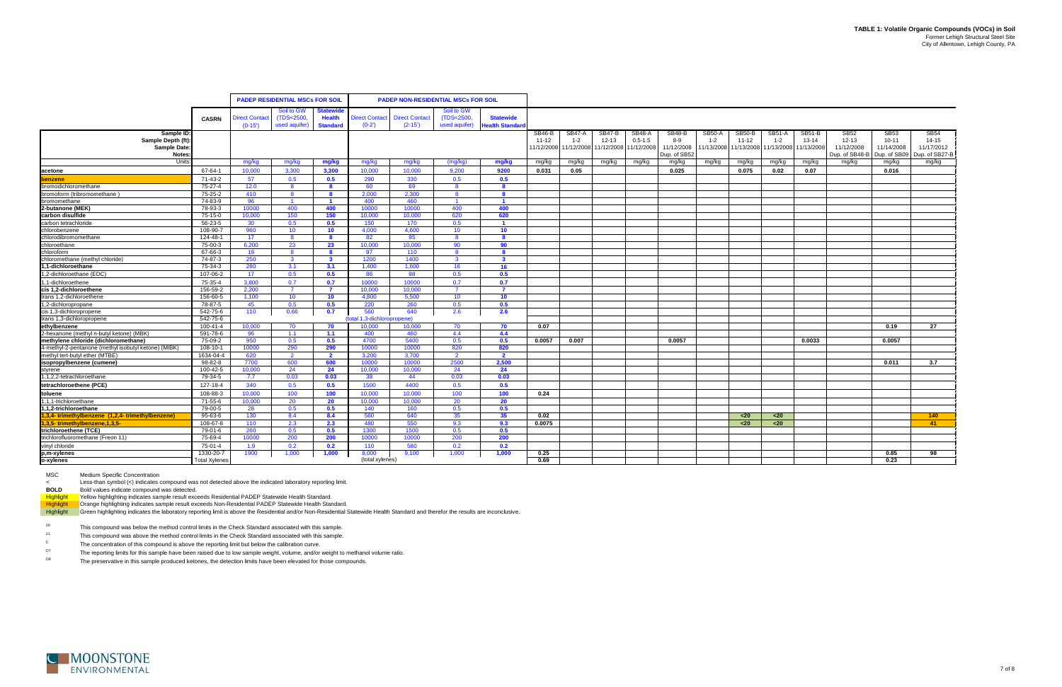# TABLE 1: Volatile Organic Compounds (VOCs) in Soil

Former Lehigh Structural Steel Site
City of Allentown, Lehigh County, PA

| | CASRN | PADEP RESIDENTIAL MSCs FOR SOIL | | | PADEP NON-RESIDENTIAL MSCs FOR SOIL | | | | | | | | | | | | | | | | |
|---|---|---|---|---|---|---|---|---|---|---|---|---|---|---|---|---|---|---|---|---|---|
| | | Direct Contact (0-15') | Soil to GW (TDS<2500, used aquifer) | Statewide Health Standard | Direct Contact (0-2') | Direct Contact (2-15') | Soil to GW (TDS<2500, used aquifer) | Statewide Health Standard | | | | | | | | | | | | | |
| Sample ID: | | | | | | | | | SB46-B | SB47-A | SB47-B | SB48-A | SB48-B | SB50-A | SB50-B | SB51-A | SB51-B | SB52 | SB53 | SB54 |
| Sample Depth (ft): | | | | | | | | | 11-12 | 1-2 | 12-13 | 0.5-1.5 | 8-9 | 1-2 | 11-12 | 1-2 | 13-14 | 12-13 | 10-11 | 14-15 |
| Sample Date: | | | | | | | | | 11/12/2008 | 11/12/2008 | 11/12/2008 | 11/12/2008 | 11/12/2008 | 11/13/2008 | 11/13/2008 | 11/13/2008 | 11/13/2008 | 11/12/2008 | 11/14/2008 | 11/17/2012 |
| Notes: | | | | | | | | | | | | | Dup. of SB52 | | | | | Dup. of SB48-B | Dup. of SB09 | Dup. of SB27-B |
| Units: | | mg/kg | mg/kg | mg/kg | mg/kg | mg/kg | (mg/kg) | mg/kg | mg/kg | mg/kg | mg/kg | mg/kg | mg/kg | mg/kg | mg/kg | mg/kg | mg/kg | mg/kg | mg/kg | mg/kg |
| **acetone** | 67-64-1 | 10,000 | 3,300 | 3,300 | 10,000 | 10,000 | 9,200 | 9200 | **0.031** | **0.05** | | | **0.025** | | **0.075** | **0.02** | **0.07** | | **0.016** | |
| **benzene** | 71-43-2 | 57 | 0.5 | 0.5 | 290 | 330 | 0.5 | 0.5 | | | | | | | | | | | | |
| bromodichloromethane | 75-27-4 | 12.0 | 8 | 8 | 60 | 69 | 8 | 8 | | | | | | | | | | | | |
| bromoform (tribromomethane ) | 75-25-2 | 410 | 8 | 8 | 2,000 | 2,300 | 8 | 8 | | | | | | | | | | | | |
| bromomethane | 74-83-9 | 96 | 1 | 1 | 400 | 460 | 1 | 1 | | | | | | | | | | | | |
| **2-butanone (MEK)** | 78-93-3 | 10000 | 400 | 400 | 10000 | 10000 | 400 | 400 | | | | | | | | | | | | |
| **carbon disulfide** | 75-15-0 | 10,000 | 150 | 150 | 10,000 | 10,000 | 620 | 620 | | | | | | | | | | | | |
| carbon tetrachloride | 56-23-5 | 30 | 0.5 | 0.5 | 150 | 170 | 0.5 | 1 | | | | | | | | | | | | |
| chlorobenzene | 108-90-7 | 960 | 10 | 10 | 4,000 | 4,600 | 10 | 10 | | | | | | | | | | | | |
| chlorodibromomethane | 124-48-1 | 17 | 8 | 8 | 82 | 95 | 8 | 8 | | | | | | | | | | | | |
| chloroethane | 75-00-3 | 6,200 | 23 | 23 | 10,000 | 10,000 | 90 | 90 | | | | | | | | | | | | |
| chloroform | 67-66-3 | 19 | 8 | 8 | 97 | 110 | 8 | 8 | | | | | | | | | | | | |
| chloromethane (methyl chloride) | 74-87-3 | 250 | 3 | 3 | 1200 | 1400 | 3 | 3 | | | | | | | | | | | | |
| **1,1-dichloroethane** | 75-34-3 | 280 | 3.1 | 3.1 | 1,400 | 1,600 | 16 | 16 | | | | | | | | | | | | |
| 1,2-dichloroethane (EDC) | 107-06-2 | 17 | 0.5 | 0.5 | 86 | 98 | 0.5 | 0.5 | | | | | | | | | | | | |
| 1,1-dichloroethene | 75-35-4 | 3,800 | 0.7 | 0.7 | 10000 | 10000 | 0.7 | 0.7 | | | | | | | | | | | | |
| **cis 1,2-dichloroethene** | 156-59-2 | 2,200 | 7 | 7 | 10,000 | 10,000 | 7 | 7 | | | | | | | | | | | | |
| trans 1,2-dichloroethene | 156-60-5 | 1,100 | 10 | 10 | 4,800 | 5,500 | 10 | 10 | | | | | | | | | | | | |
| 1,2-dichloropropane | 78-87-5 | 45 | 0.5 | 0.5 | 220 | 260 | 0.5 | 0.5 | | | | | | | | | | | | |
| cis 1,3-dichloropropene | 542-75-6 | 110 | 0.66 | 0.7 | 560 | 640 | 2.6 | 2.6 | | | | | | | | | | | | |
| trans 1,3-dichloropropene | 542-75-6 | | | | (total 1,3-dichloropropene) | | | | | | | | | | | | | | | |
| **ethylbenzene** | 100-41-4 | 10,000 | 70 | 70 | 10,000 | 10,000 | 70 | 70 | **0.07** | | | | | | | | | | **0.19** | **27** |
| 2-hexanone (methyl n-butyl ketone) (MBK) | 591-78-6 | 96 | 1.1 | 1.1 | 400 | 460 | 4.4 | 4.4 | | | | | | | | | | | | |
| **methylene chloride (dichloromethane)** | 75-09-2 | 950 | 0.5 | 0.5 | 4700 | 5400 | 0.5 | 0.5 | **0.0057** | **0.007** | | | **0.0057** | | | | **0.0033** | | **0.0057** | |
| 4-methyl-2-pentanone (methyl isobutyl ketone) (MIBK) | 108-10-1 | 10000 | 290 | 290 | 10000 | 10000 | 820 | 820 | | | | | | | | | | | | |
| methyl tert-butyl ether (MTBE) | 1634-04-4 | 620 | 2 | 2 | 3,200 | 3,700 | 2 | 2 | | | | | | | | | | | | |
| **isopropylbenzene (cumene)** | 98-82-8 | 7700 | 600 | 600 | 10000 | 10000 | 2500 | 2,500 | | | | | | | | | | | **0.011** | **3.7** |
| styrene | 100-42-5 | 10,000 | 24 | 24 | 10,000 | 10,000 | 24 | 24 | | | | | | | | | | | | |
| 1,1,2,2-tetrachloroethane | 79-34-5 | 7.7 | 0.03 | 0.03 | 38 | 44 | 0.03 | 0.03 | | | | | | | | | | | | |
| **tetrachloroethene (PCE)** | 127-18-4 | 340 | 0.5 | 0.5 | 1500 | 4400 | 0.5 | 0.5 | | | | | | | | | | | | |
| **toluene** | 108-88-3 | 10,000 | 100 | 100 | 10,000 | 10,000 | 100 | 100 | **0.24** | | | | | | | | | | | |
| 1,1,1-trichloroethane | 71-55-6 | 10,000 | 20 | 20 | 10,000 | 10,000 | 20 | 20 | | | | | | | | | | | | |
| **1,1,2-trichloroethane** | 79-00-5 | 28 | 0.5 | 0.5 | 140 | 160 | 0.5 | 0.5 | | | | | | | | | | | | |
| **1,2,4- trimethylbenzene (1,2,4- trimethylbenzene)** | 95-63-6 | 130 | 8.4 | 8.4 | 560 | 640 | 35 | 35 | **0.02** | | | | | | <20 | <20 | | | | **140** |
| **1,3,5- trimethylbenzene,1,3,5-** | 108-67-8 | 110 | 2.3 | 2.3 | 480 | 550 | 9.3 | 9.3 | **0.0075** | | | | | | <20 | <20 | | | | **41** |
| **trichloroethene (TCE)** | 79-01-6 | 260 | 0.5 | 0.5 | 1300 | 1500 | 0.5 | 0.5 | | | | | | | | | | | | |
| trichlorofluoromethane (Freon 11) | 75-69-4 | 10000 | 200 | 200 | 10000 | 10000 | 200 | 200 | | | | | | | | | | | | |
| vinyl chloride | 75-01-4 | 1.9 | 0.2 | 0.2 | 110 | 580 | 0.2 | 0.2 | | | | | | | | | | | | |
| **p,m-xylenes** | 1330-20-7 | 1900 | 1,000 | 1,000 | 8,000 | 9,100 | 1,000 | 1,000 | **0.25** | | | | | | | | | | **0.85** | **98** |
| **o-xylenes** | Total Xylenes | | | | (total xylenes) | | | | **0.69** | | | | | | | | | | **0.23** | |

MSC Medium Specific Concentration

< Less-than symbol (<) indicates compound was not detected above the indicated laboratory reporting limit.

**BOLD** Bold values indicate compound was detected.

Highlight Yellow highlighting indicates sample result exceeds Residential PADEP Statewide Health Standard.

Highlight Orange highlighting indicates sample result exceeds Non-Residential PADEP Statewide Health Standard.

Highlight Green highlighting indicates the laboratory reporting limit is above the Residential and/or Non-Residential Statewide Health Standard and therefor the results are inconclusive.

[10] This compound was below the method control limits in the Check Standard associated with this sample.

[11] This compound was above the method control limits in the Check Standard associated with this sample.

[C] The concentration of this compound is above the reporting limit but below the calibration curve.

[D7] The reporting limits for this sample have been raised due to low sample weight, volume, and/or weight to methanol volume ratio.

[D8] The preservative in this sample produced ketones, the detection limits have been elevated for those compounds.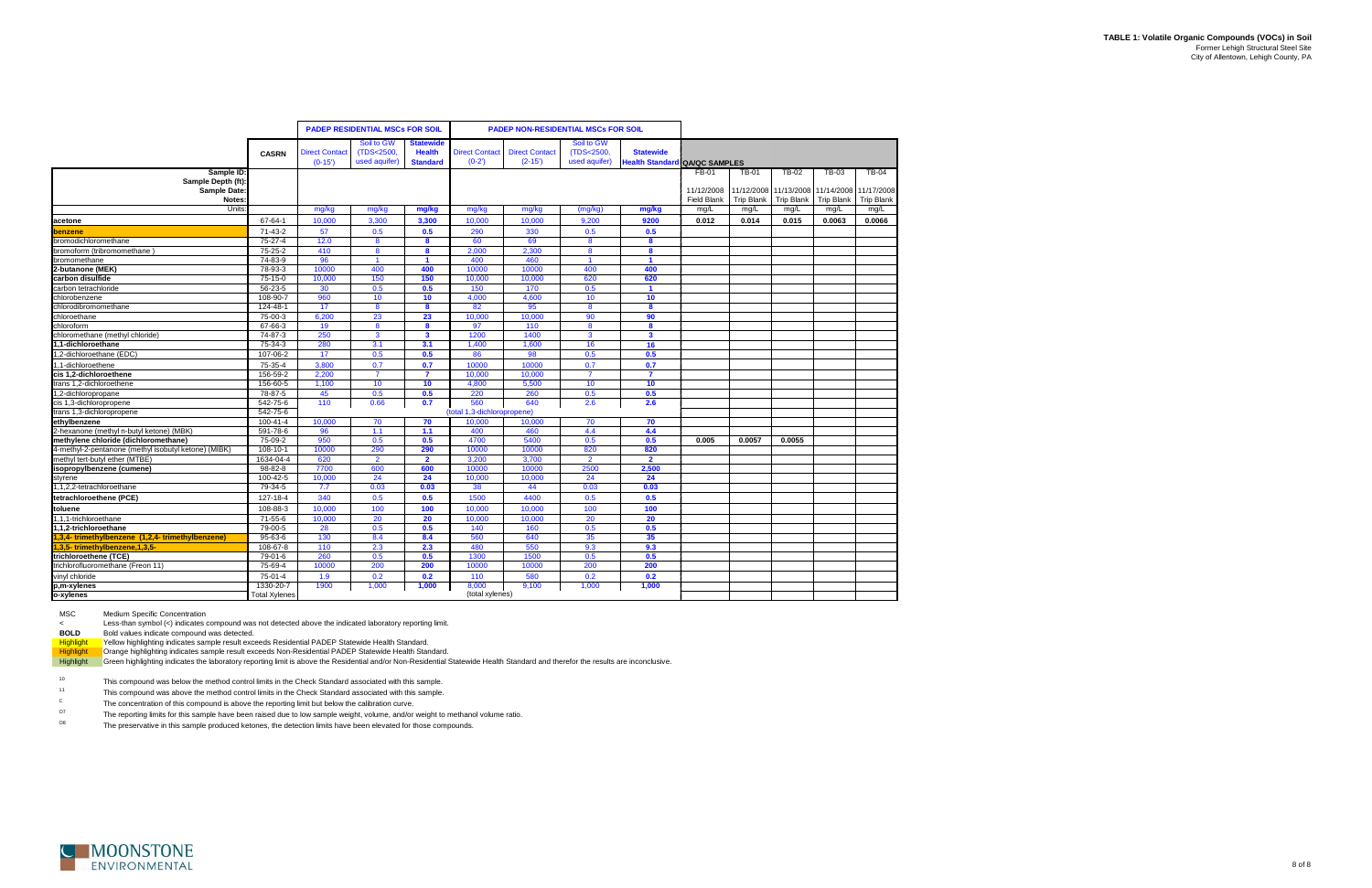**TABLE 1: Volatile Organic Compounds (VOCs) in Soil**
Former Lehigh Structural Steel Site
City of Allentown, Lehigh County, PA

| | CASRN | PADEP RESIDENTIAL MSCs FOR SOIL | | | PADEP NON-RESIDENTIAL MSCs FOR SOIL | | | | QA/QC SAMPLES | | | | |
|---|---|---|---|---|---|---|---|---|---|---|---|---|---|
| | | Direct Contact (0-15') | Soil to GW (TDS<2500, used aquifer) | Statewide Health Standard | Direct Contact (0-2') | Direct Contact (2-15') | Soil to GW (TDS<2500, used aquifer) | Statewide Health Standard | | | | | |
| Sample ID: | | | | | | | | | FB-01 | TB-01 | TB-02 | TB-03 | TB-04 |
| Sample Depth (ft): | | | | | | | | | | | | | |
| Sample Date: | | | | | | | | | 11/12/2008 | 11/12/2008 | 11/13/2008 | 11/14/2008 | 11/17/2008 |
| Notes: | | | | | | | | | Field Blank | Trip Blank | Trip Blank | Trip Blank | Trip Blank |
| Units: | | mg/kg | mg/kg | mg/kg | mg/kg | mg/kg | (mg/kg) | mg/kg | mg/L | mg/L | mg/L | mg/L | mg/L |
| **acetone** | 67-64-1 | 10,000 | 3,300 | **3,300** | 10,000 | 10,000 | 9,200 | **9200** | **0.012** | **0.014** | **0.015** | **0.0063** | **0.0066** |
| **benzene** | 71-43-2 | 57 | 0.5 | **0.5** | 290 | 330 | 0.5 | **0.5** | | | | | |
| bromodichloromethane | 75-27-4 | 12.0 | 8 | **8** | 60 | 69 | 8 | **8** | | | | | |
| bromoform (tribromomethane ) | 75-25-2 | 410 | 8 | **8** | 2,000 | 2,300 | 8 | **8** | | | | | |
| bromomethane | 74-83-9 | 96 | 1 | **1** | 400 | 460 | 1 | **1** | | | | | |
| **2-butanone (MEK)** | 78-93-3 | 10000 | 400 | **400** | 10000 | 10000 | 400 | **400** | | | | | |
| **carbon disulfide** | 75-15-0 | 10,000 | 150 | **150** | 10,000 | 10,000 | 620 | **620** | | | | | |
| carbon tetrachloride | 56-23-5 | 30 | 0.5 | **0.5** | 150 | 170 | 0.5 | **1** | | | | | |
| chlorobenzene | 108-90-7 | 960 | 10 | **10** | 4,000 | 4,600 | 10 | **10** | | | | | |
| chlorodibromomethane | 124-48-1 | 17 | 8 | **8** | 82 | 95 | 8 | **8** | | | | | |
| chloroethane | 75-00-3 | 6,200 | 23 | **23** | 10,000 | 10,000 | 90 | **90** | | | | | |
| chloroform | 67-66-3 | 19 | 8 | **8** | 97 | 110 | 8 | **8** | | | | | |
| chloromethane (methyl chloride) | 74-87-3 | 250 | 3 | **3** | 1200 | 1400 | 3 | **3** | | | | | |
| **1,1-dichloroethane** | 75-34-3 | 280 | 3.1 | **3.1** | 1,400 | 1,600 | 16 | **16** | | | | | |
| 1,2-dichloroethane (EDC) | 107-06-2 | 17 | 0.5 | **0.5** | 86 | 98 | 0.5 | **0.5** | | | | | |
| 1,1-dichloroethene | 75-35-4 | 3,800 | 0.7 | **0.7** | 10000 | 10000 | 0.7 | **0.7** | | | | | |
| **cis 1,2-dichloroethene** | 156-59-2 | 2,200 | 7 | **7** | 10,000 | 10,000 | 7 | **7** | | | | | |
| trans 1,2-dichloroethene | 156-60-5 | 1,100 | 10 | **10** | 4,800 | 5,500 | 10 | **10** | | | | | |
| 1,2-dichloropropane | 78-87-5 | 45 | 0.5 | **0.5** | 220 | 260 | 0.5 | **0.5** | | | | | |
| cis 1,3-dichloropropene | 542-75-6 | 110 | 0.66 | **0.7** | 560 | 640 | 2.6 | **2.6** | | | | | |
| trans 1,3-dichloropropene | 542-75-6 | | | | (total 1,3-dichloropropene) | | | | | | | | |
| **ethylbenzene** | 100-41-4 | 10,000 | 70 | **70** | 10,000 | 10,000 | 70 | **70** | | | | | |
| 2-hexanone (methyl n-butyl ketone) (MBK) | 591-78-6 | 96 | 1.1 | **1.1** | 400 | 460 | 4.4 | **4.4** | | | | | |
| **methylene chloride (dichloromethane)** | 75-09-2 | 950 | 0.5 | **0.5** | 4700 | 5400 | 0.5 | **0.5** | **0.005** | **0.0057** | **0.0055** | | |
| 4-methyl-2-pentanone (methyl isobutyl ketone) (MIBK) | 108-10-1 | 10000 | 290 | **290** | 10000 | 10000 | 820 | **820** | | | | | |
| methyl tert-butyl ether (MTBE) | 1634-04-4 | 620 | 2 | **2** | 3,200 | 3,700 | 2 | **2** | | | | | |
| **isopropylbenzene (cumene)** | 98-82-8 | 7700 | 600 | **600** | 10000 | 10000 | 2500 | **2,500** | | | | | |
| styrene | 100-42-5 | 10,000 | 24 | **24** | 10,000 | 10,000 | 24 | **24** | | | | | |
| 1,1,2,2-tetrachloroethane | 79-34-5 | 7.7 | 0.03 | **0.03** | 38 | 44 | 0.03 | **0.03** | | | | | |
| **tetrachloroethene (PCE)** | 127-18-4 | 340 | 0.5 | **0.5** | 1500 | 4400 | 0.5 | **0.5** | | | | | |
| **toluene** | 108-88-3 | 10,000 | 100 | **100** | 10,000 | 10,000 | 100 | **100** | | | | | |
| 1,1,1-trichloroethane | 71-55-6 | 10,000 | 20 | **20** | 10,000 | 10,000 | 20 | **20** | | | | | |
| **1,1,2-trichloroethane** | 79-00-5 | 28 | 0.5 | **0.5** | 140 | 160 | 0.5 | **0.5** | | | | | |
| **1,3,4- trimethylbenzene (1,2,4- trimethylbenzene)** | 95-63-6 | 130 | 8.4 | **8.4** | 560 | 640 | 35 | **35** | | | | | |
| **1,3,5- trimethylbenzene,1,3,5-** | 108-67-8 | 110 | 2.3 | **2.3** | 480 | 550 | 9.3 | **9.3** | | | | | |
| **trichloroethene (TCE)** | 79-01-6 | 260 | 0.5 | **0.5** | 1300 | 1500 | 0.5 | **0.5** | | | | | |
| trichlorofluoromethane (Freon 11) | 75-69-4 | 10000 | 200 | **200** | 10000 | 10000 | 200 | **200** | | | | | |
| vinyl chloride | 75-01-4 | 1.9 | 0.2 | **0.2** | 110 | 580 | 0.2 | **0.2** | | | | | |
| **p,m-xylenes** | 1330-20-7 | 1900 | 1,000 | **1,000** | 8,000 | 9,100 | 1,000 | **1,000** | | | | | |
| **o-xylenes** | Total Xylenes | | | | (total xylenes) | | | | | | | | |

MSC Medium Specific Concentration
< Less-than symbol (<) indicates compound was not detected above the indicated laboratory reporting limit.
**BOLD** Bold values indicate compound was detected.
Highlight Yellow highlighting indicates sample result exceeds Residential PADEP Statewide Health Standard.
Highlight Orange highlighting indicates sample result exceeds Non-Residential PADEP Statewide Health Standard.
Highlight Green highlighting indicates the laboratory reporting limit is above the Residential and/or Non-Residential Statewide Health Standard and therefor the results are inconclusive.

10 This compound was below the method control limits in the Check Standard associated with this sample.
11 This compound was above the method control limits in the Check Standard associated with this sample.
C The concentration of this compound is above the reporting limit but below the calibration curve.
D7 The reporting limits for this sample have been raised due to low sample weight, volume, and/or weight to methanol volume ratio.
D8 The preservative in this sample produced ketones, the detection limits have been elevated for those compounds.

MOONSTONE ENVIRONMENTAL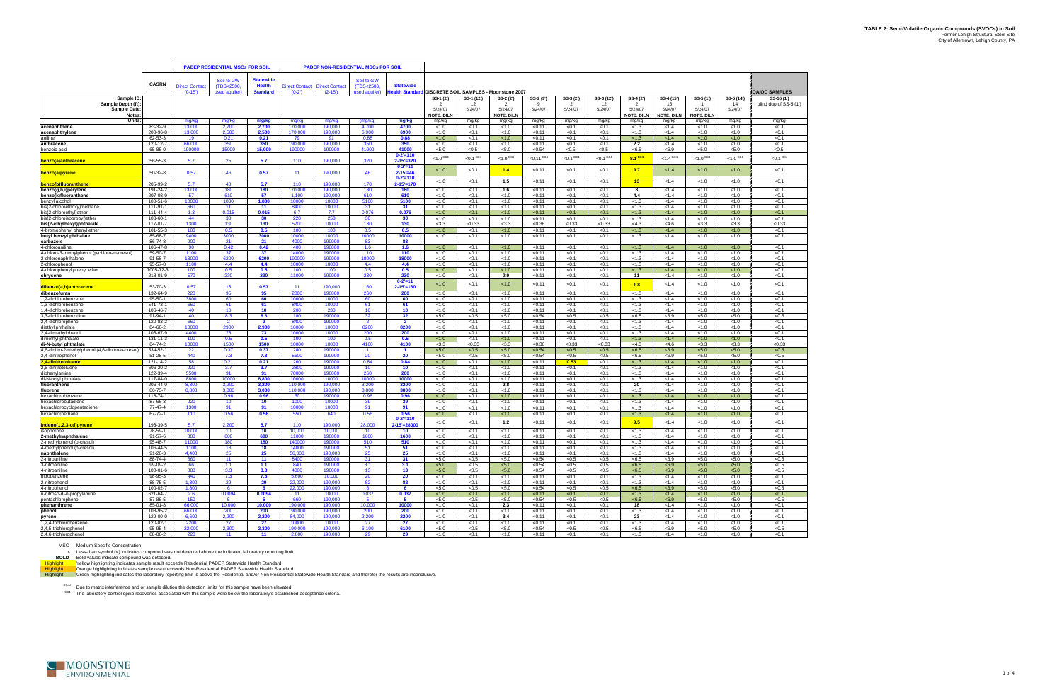**TABLE 2: Semi-Volatile Organic Compounds (SVOCs) in Soil**
Former Lehigh Structural Steel Site
City of Allentown, Lehigh County, PA

| | CASRN | PADEP RESIDENTIAL MSCs FOR SOIL | | | | PADEP NON-RESIDENTIAL MSCs FOR SOIL | | | | DISCRETE SOIL SAMPLES - Moonstone 2007 | | | | | | | | | | | QA/QC SAMPLES |
|---|---|---|---|---|---|---|---|---|---|---|---|---|---|---|---|---|---|---|---|---|---|
| | | Direct Contact (0-15') | Soil to GW (TDS<2500, used aquifer) | Statewide Health Standard | | Direct Contact (0-2') | Direct Contact (2-15') | Soil to GW (TDS<2500, used aquifer) | Statewide Health Standard | | | | | | | | | | | | |
| Sample ID: | | | | | | | | | | SS-1 (2') | SS-1 (12') | SS-2 (2') | SS-2 (9') | SS-3 (2') | SS-3 (12') | SS-4 (2') | SS-4 (15') | SS-5 (1') | SS-5 (14') | | SS-55 (1') |
| Sample Depth (ft): | | | | | | | | | | 2 | 12 | 2 | 9 | 2 | 12 | 2 | 15 | 1 | 14 | | blind dup of SS-5 (1') |
| Sample Date: | | | | | | | | | | 5/24/07 | 5/24/07 | 5/24/07 | 5/24/07 | 5/24/07 | 5/24/07 | 5/24/07 | 5/24/07 | 5/24/07 | 5/24/07 | | |
| Notes: | | | | | | | | | | NOTE: DILN | | NOTE: DILN | | | | NOTE: DILN | NOTE: DILN | NOTE: DILN | | | |
| Units: | | mg/kg | mg/kg | mg/kg | | mg/kg | mg/kg | mg/kg | mg/kg | mg/kg | mg/kg | mg/kg | mg/kg | mg/kg | mg/kg | mg/kg | mg/kg | mg/kg | mg/kg | | mg/kg |
| acenaphthene | 83-32-9 | 13,000 | 2,700 | 2,700 | | 170,000 | 190,000 | 4,700 | 4700 | <1.0 | <0.1 | <1.0 | <0.11 | <0.1 | <0.1 | <1.3 | <1.4 | <1.0 | <1.0 | | <0.1 |
| acenaphthylene | 208-96-8 | 13,000 | 2,500 | 2,500 | | 170,000 | 190,000 | 6,900 | 6900 | <1.0 | <0.1 | <1.0 | <0.11 | <0.1 | <0.1 | <1.3 | <1.4 | <1.0 | <1.0 | | <0.1 |
| aniline | 62-53-3 | 19 | 0.21 | 0.21 | | 79 | 91 | 0.88 | 0.88 | <1.0 | <0.1 | <1.0 | <0.11 | <0.1 | <0.1 | <1.3 | <1.4 | <1.0 | <1.0 | | <0.1 |
| anthracene | 120-12-7 | 66,000 | 350 | 350 | | 190,000 | 190,000 | 350 | 350 | <1.0 | <0.1 | <1.0 | <0.11 | <0.1 | <0.1 | **2.2** | <1.4 | <1.0 | <1.0 | | <0.1 |
| benzoic acid | 65-85-0 | 190000 | 15000 | 15,000 | | 190000 | 190000 | 41000 | 41000 | <5.0 | <0.5 | <5.0 | <0.54 | <0.5 | <0.5 | <6.5 | <6.9 | <5.0 | <5.0 | | <0.5 |
| benzo(a)anthracene | 56-55-3 | 5.7 | 25 | 5.7 | | 110 | 190,000 | 320 | 0-2'=110 2-15'=320 | <1.0 [D6/I] | <0.1 [D6/I] | <1.0 [D6/I] | <0.11 [D6/I] | <0.1 [D6/I] | <0.1 [D6/I] | **8.1** [D6/I] | <1.4 [D6/I] | <1.0 [D6/I] | <1.0 [D6/I] | | <0.1 [D6/I] |
| benzo(a)pyrene | 50-32-8 | 0.57 | 46 | 0.57 | | 11 | 190,000 | 46 | 0-2'=11 2-15'=46 | <1.0 | <0.1 | **1.4** | <0.11 | <0.1 | <0.1 | **9.7** | <1.4 | <1.0 | <1.0 | | <0.1 |
| benzo(b)fluoranthene | 205-99-2 | 5.7 | 40 | 5.7 | | 110 | 190,000 | 170 | 0-2'=110 2-15'=170 | <1.0 | <0.1 | **1.5** | <0.11 | <0.1 | <0.1 | **13** | <1.4 | <1.0 | <1.0 | | <0.1 |
| benzo(g,h,i)perylene | 191-24-2 | 13,000 | 180 | 180 | | 170,000 | 190,000 | 180 | 180 | <1.0 | <0.1 | **1.6** | <0.11 | <0.1 | <0.1 | **8** | <1.4 | <1.0 | <1.0 | | <0.1 |
| benzo(k)fluoranthene | 207-08-9 | 57 | 610 | 57 | | 1,100 | 190,000 | 610 | 610 | <1.0 | <0.1 | <1.0 | <0.11 | <0.1 | <0.1 | **4.4** | <1.4 | <1.0 | <1.0 | | <0.1 |
| benzyl alcohol | 100-51-6 | 10000 | 1800 | 1,800 | | 10000 | 10000 | 5100 | 5100 | <1.0 | <0.1 | <1.0 | <0.11 | <0.1 | <0.1 | <1.3 | <1.4 | <1.0 | <1.0 | | <0.1 |
| bis(2-chloroethoxy)methane | 111-91-1 | 660 | 11 | 11 | | 8400 | 10000 | 31 | 31 | <1.0 | <0.1 | <1.0 | <0.11 | <0.1 | <0.1 | <1.3 | <1.4 | <1.0 | <1.0 | | <0.1 |
| bis(2-chloroethyl)ether | 111-44-4 | 1.3 | 0.015 | 0.015 | | 6.7 | 7.7 | 0.076 | 0.076 | <1.0 | <0.1 | <1.0 | <0.11 | <0.1 | <0.1 | <1.3 | <1.4 | <1.0 | <1.0 | | <0.1 |
| bis(2-chloroisopropyl)ether | 108-60-1 | 44 | 30 | 30 | | 220 | 250 | 30 | 30 | <1.0 | <0.1 | <1.0 | <0.11 | <0.1 | <0.1 | <1.3 | <1.4 | <1.0 | <1.0 | | <0.1 |
| bis(2-ethylhexyl)phthalate | 117-81-7 | 1300 | 130 | 130 | | 5700 | 10000 | 130 | 130 | <3.3 | <0.33 | <3.3 | <0.36 | <0.33 | <0.33 | <4.3 | <4.6 | <3.3 | <3.3 | | <0.33 |
| 4-bromophenyl phenyl ether | 101-55-3 | 100 | 0.5 | 0.5 | | 100 | 100 | 0.5 | 0.5 | <1.0 | <0.1 | <1.0 | <0.11 | <0.1 | <0.1 | <1.3 | <1.4 | <1.0 | <1.0 | | <0.1 |
| butyl benzyl phthalate | 85-68-7 | 9400 | 3000 | 3000 | | 10000 | 10000 | 10000 | 10000 | <1.0 | <0.1 | <1.0 | <0.11 | <0.1 | <0.1 | <1.3 | <1.4 | <1.0 | <1.0 | | <0.1 |
| carbazole | 86-74-8 | 900 | 21 | 21 | | 4000 | 190000 | 83 | 83 | | | | | | | | | | | | |
| 4-chloroaniline | 106-47-8 | 90 | 0.42 | 0.42 | | 400 | 190000 | 1.6 | 1.6 | <1.0 | <0.1 | <1.0 | <0.11 | <0.1 | <0.1 | <1.3 | <1.4 | <1.0 | <1.0 | | <0.1 |
| 4-chloro-3-methylphenol (p-chloro-m-cresol) | 59-50-7 | 1100 | 37 | 37 | | 14000 | 190000 | 110 | 110 | <1.0 | <0.1 | <1.0 | <0.11 | <0.1 | <0.1 | <1.3 | <1.4 | <1.0 | <1.0 | | <0.1 |
| 2-chloronaphthalene | 91-58-7 | 18000 | 6200 | 6200 | | 190000 | 190000 | 18000 | 18000 | <1.0 | <0.1 | <1.0 | <0.11 | <0.1 | <0.1 | <1.3 | <1.4 | <1.0 | <1.0 | | <0.1 |
| 2-chlorophenol | 95-57-8 | 1100 | 4.4 | 4.4 | | 10000 | 10000 | 4.4 | 4.4 | <1.0 | <0.1 | <1.0 | <0.11 | <0.1 | <0.1 | <1.3 | <1.4 | <1.0 | <1.0 | | <0.1 |
| 4-chlorophenyl phenyl ether | 7005-72-3 | 100 | 0.5 | 0.5 | | 100 | 100 | 0.5 | 0.5 | <1.0 | <0.1 | <1.0 | <0.11 | <0.1 | <0.1 | <1.3 | <1.4 | <1.0 | <1.0 | | <0.1 |
| chrysene | 218-01-9 | 570 | 230 | 230 | | 11000 | 190000 | 230 | 230 | <1.0 | <0.1 | **2.9** | <0.11 | <0.1 | <0.1 | **11** | <1.4 | <1.0 | <1.0 | | <0.1 |
| dibenzo(a,h)anthracene | 53-70-3 | 0.57 | 13 | 0.57 | | 11 | 190,000 | 160 | 0-2'=11 2-15'=160 | <1.0 | <0.1 | <1.0 | <0.11 | <0.1 | <0.1 | **1.8** | <1.4 | <1.0 | <1.0 | | <0.1 |
| dibenzofuran | 132-64-9 | 220 | 95 | 95 | | 2800 | 190000 | 260 | 260 | <1.0 | <0.1 | <1.0 | <0.11 | <0.1 | <0.1 | <1.3 | <1.4 | <1.0 | <1.0 | | <0.1 |
| 1,2-dichlorobenzene | 95-50-1 | 3800 | 60 | 60 | | 10000 | 10000 | 60 | 60 | <1.0 | <0.1 | <1.0 | <0.11 | <0.1 | <0.1 | <1.3 | <1.4 | <1.0 | <1.0 | | <0.1 |
| 1,3-dichlorobenzene | 541-73-1 | 660 | 61 | 61 | | 8400 | 10000 | 61 | 61 | <1.0 | <0.1 | <1.0 | <0.11 | <0.1 | <0.1 | <1.3 | <1.4 | <1.0 | <1.0 | | <0.1 |
| 1,4-dichlorobenzene | 106-46-7 | 40 | 10 | 10 | | 200 | 230 | 10 | 10 | <1.0 | <0.1 | <1.0 | <0.11 | <0.1 | <0.1 | <1.3 | <1.4 | <1.0 | <1.0 | | <0.1 |
| 3,3-dichlorobenzidine | 91-94-1 | 40 | 8.3 | 8.3 | | 180 | 190000 | 32 | 32 | <5.0 | <0.5 | <5.0 | <0.54 | <0.5 | <0.5 | <6.5 | <6.9 | <5.0 | <5.0 | | <0.5 |
| 2,4-dichlorophenol | 120-83-2 | 660 | 2 | 2 | | 8400 | 190000 | 2 | 2 | <1.0 | <0.1 | <1.0 | <0.11 | <0.1 | <0.1 | <1.3 | <1.4 | <1.0 | <1.0 | | <0.1 |
| diethyl phthalate | 84-66-2 | 10000 | 2900 | 2,900 | | 10000 | 10000 | 8200 | 8200 | <1.0 | <0.1 | <1.0 | <0.11 | <0.1 | <0.1 | <1.3 | <1.4 | <1.0 | <1.0 | | <0.1 |
| 2,4-dimethylphenol | 105-67-9 | 4400 | 73 | 73 | | 10000 | 10000 | 200 | 200 | <1.0 | <0.1 | <1.0 | <0.11 | <0.1 | <0.1 | <1.3 | <1.4 | <1.0 | <1.0 | | <0.1 |
| dimethyl phthalate | 131-11-3 | 100 | 0.5 | 0.5 | | 100 | 100 | 0.5 | 0.5 | <1.0 | <0.1 | <1.0 | <0.11 | <0.1 | <0.1 | <1.3 | <1.4 | <1.0 | <1.0 | | <0.1 |
| di-N-butyl phthalate | 84-74-2 | 10000 | 1500 | 1500 | | 10000 | 10000 | 4100 | 4100 | <3.3 | <0.33 | <3.3 | <0.36 | <0.33 | <0.33 | <4.3 | <4.6 | <3.3 | <3.3 | | <0.33 |
| 4,6-dinitro-2-methylphenol (4,6-dinitro-o-cresol) | 534-52-1 | 22 | 0.37 | 0.37 | | 280 | 190000 | 1 | 1 | <5.0 | <0.5 | <5.0 | <0.54 | <0.5 | <0.5 | <6.5 | <6.9 | <5.0 | <5.0 | | <0.5 |
| 2,4-dinitrophenol | 51-28-5 | 440 | 7.3 | 7.3 | | 5600 | 190000 | 20 | 20 | <5.0 | <0.5 | <5.0 | <0.54 | <0.5 | <0.5 | <6.5 | <6.9 | <5.0 | <5.0 | | <0.5 |
| 2,4-dinitrotoluene | 121-14-2 | 58 | 0.21 | 0.21 | | 260 | 190000 | 0.84 | 0.84 | <1.0 | <0.1 | <1.0 | <0.11 | **0.53** | <0.1 | <1.3 | <1.4 | <1.0 | <1.0 | | <0.1 |
| 2,6-dinitrotoluene | 606-20-2 | 220 | 3.7 | 3.7 | | 2800 | 190000 | 10 | 10 | <1.0 | <0.1 | <1.0 | <0.11 | <0.1 | <0.1 | <1.3 | <1.4 | <1.0 | <1.0 | | <0.1 |
| diphenylamine | 122-39-4 | 5500 | 91 | 91 | | 70000 | 190000 | 260 | 260 | <1.0 | <0.1 | <1.0 | <0.11 | <0.1 | <0.1 | <1.3 | <1.4 | <1.0 | <1.0 | | <0.1 |
| di-N-octyl phthalate | 117-84-0 | 8800 | 10000 | 8,800 | | 10000 | 10000 | 10000 | 10000 | <1.0 | <0.1 | <1.0 | <0.11 | <0.1 | <0.1 | <1.3 | <1.4 | <1.0 | <1.0 | | <0.1 |
| fluoranthene | 206-44-0 | 8,800 | 3,200 | 3,200 | | 110,000 | 190,000 | 3,200 | 3200 | <1.0 | <0.1 | **2.8** | <0.11 | <0.1 | <0.1 | **20** | <1.4 | <1.0 | <1.0 | | <0.1 |
| fluorene | 86-73-7 | 8,800 | 3,000 | 3,000 | | 110,000 | 190,000 | 3,800 | 3800 | <1.0 | <0.1 | <1.0 | <0.11 | <0.1 | <0.1 | <1.3 | <1.4 | <1.0 | <1.0 | | <0.1 |
| hexachlorobenzene | 118-74-1 | 11 | 0.96 | 0.96 | | 50 | 190000 | 0.96 | 0.96 | <1.0 | <0.1 | <1.0 | <0.11 | <0.1 | <0.1 | <1.3 | <1.4 | <1.0 | <1.0 | | <0.1 |
| hexachlorobutadiene | 87-68-3 | 220 | 10 | 10 | | 1000 | 10000 | 39 | 39 | <1.0 | <0.1 | <1.0 | <0.11 | <0.1 | <0.1 | <1.3 | <1.4 | <1.0 | <1.0 | | <0.1 |
| hexachlorocyclopentadiene | 77-47-4 | 1300 | 91 | 91 | | 10000 | 10000 | 91 | 91 | <1.0 | <0.1 | <1.0 | <0.11 | <0.1 | <0.1 | <1.3 | <1.4 | <1.0 | <1.0 | | <0.1 |
| hexachloroethane | 67-72-1 | 110 | 0.56 | 0.56 | | 550 | 640 | 0.56 | 0.56 | <1.0 | <0.1 | <1.0 | <0.11 | <0.1 | <0.1 | <1.3 | <1.4 | <1.0 | <1.0 | | <0.1 |
| indeno(1,2,3-cd)pyrene | 193-39-5 | 5.7 | 2,200 | 5.7 | | 110 | 190,000 | 28,000 | 0-2'=110 2-15'=28000 | <1.0 | <0.1 | **1.2** | <0.11 | <0.1 | <0.1 | **9.5** | <1.4 | <1.0 | <1.0 | | <0.1 |
| isophorone | 78-59-1 | 10,000 | 10 | 10 | | 10,000 | 10,000 | 10 | 10 | <1.0 | <0.1 | <1.0 | <0.11 | <0.1 | <0.1 | <1.3 | <1.4 | <1.0 | <1.0 | | <0.1 |
| 2-methylnaphthalene | 91-57-6 | 880 | 600 | 600 | | 11000 | 190000 | 1600 | 1600 | <1.0 | <0.1 | <1.0 | <0.11 | <0.1 | <0.1 | <1.3 | <1.4 | <1.0 | <1.0 | | <0.1 |
| 2-methylphenol (o-cresol) | 95-48-7 | 11000 | 180 | 180 | | 140000 | 190000 | 510 | 510 | <1.0 | <0.1 | <1.0 | <0.11 | <0.1 | <0.1 | <1.3 | <1.4 | <1.0 | <1.0 | | <0.1 |
| 4-methylphenol (p-cresol) | 106-44-5 | 1100 | 18 | 18 | | 14000 | 190000 | 51 | 51 | <1.0 | <0.1 | <1.0 | <0.11 | <0.1 | <0.1 | <1.3 | <1.4 | <1.0 | <1.0 | | <0.1 |
| naphthalene | 91-20-3 | 4,400 | 25 | 25 | | 56,000 | 190,000 | 25 | 25 | <1.0 | <0.1 | <1.0 | <0.11 | <0.1 | <0.1 | <1.3 | <1.4 | <1.0 | <1.0 | | <0.1 |
| 2-nitroaniline | 88-74-4 | 660 | 11 | 11 | | 8400 | 190000 | 31 | 31 | <5.0 | <0.5 | <5.0 | <0.54 | <0.5 | <0.5 | <6.5 | <6.9 | <5.0 | <5.0 | | <0.5 |
| 3-nitroaniline | 99-09-2 | 66 | 1.1 | 1.1 | | 840 | 190000 | 3.1 | 3.1 | <5.0 | <0.5 | <5.0 | <0.54 | <0.5 | <0.5 | <6.5 | <6.9 | <5.0 | <5.0 | | <0.5 |
| 4-nitroaniline | 100-01-6 | 880 | 3.3 | 3.3 | | 4000 | 190000 | 13 | 13 | <5.0 | <0.5 | <5.0 | <0.54 | <0.5 | <0.5 | <6.5 | <6.9 | <5.0 | <5.0 | | <0.5 |
| nitrobenzene | 98-95-3 | 440 | 7.3 | 7.3 | | 5,600 | 10,000 | 20 | 20 | <1.0 | <0.1 | <1.0 | <0.11 | <0.1 | <0.1 | <1.3 | <1.4 | <1.0 | <1.0 | | <0.1 |
| 2-nitrophenol | 88-75-5 | 1,800 | 29 | 29 | | 22,000 | 190,000 | 82 | 82 | <1.0 | <0.1 | <1.0 | <0.11 | <0.1 | <0.1 | <1.3 | <1.4 | <1.0 | <1.0 | | <0.1 |
| 4-nitrophenol | 100-02-7 | 1,800 | 6 | 6 | | 22,000 | 190,000 | 6 | 6 | <5.0 | <0.5 | <5.0 | <0.54 | <0.5 | <0.5 | <6.5 | <6.9 | <5.0 | <5.0 | | <0.5 |
| n-nitroso-di-n-propylamine | 621-64-7 | 2.6 | 0.0094 | 0.0094 | | 11 | 10000 | 0.037 | 0.037 | <1.0 | <0.1 | <1.0 | <0.11 | <0.1 | <0.1 | <1.3 | <1.4 | <1.0 | <1.0 | | <0.1 |
| pentachlorophenol | 87-86-5 | 150 | 5 | 5 | | 660 | 190,000 | 5 | 5 | <5.0 | <0.5 | <5.0 | <0.54 | <0.5 | <0.5 | <6.5 | <6.9 | <5.0 | <5.0 | | <0.5 |
| phenanthrene | 85-01-8 | 66,000 | 10,000 | 10,000 | | 190,000 | 190,000 | 10,000 | 10000 | <1.0 | <0.1 | **2.3** | <0.11 | <0.1 | <0.1 | **18** | <1.4 | <1.0 | <1.0 | | <0.1 |
| phenol | 108-95-2 | 66,000 | 200 | 200 | | 190,000 | 190,000 | 200 | 200 | <1.0 | <0.1 | <1.0 | <0.11 | <0.1 | <0.1 | <1.3 | <1.4 | <1.0 | <1.0 | | <0.1 |
| pyrene | 129-00-0 | 6,600 | 2,200 | 2,200 | | 84,000 | 190,000 | 2,200 | 2200 | <1.0 | <0.1 | **3.4** | <0.11 | <0.1 | <0.1 | **23** | <1.4 | <1.0 | <1.0 | | <0.1 |
| 1,2,4-trichlorobenzene | 120-82-1 | 2200 | 27 | 27 | | 10000 | 10000 | 27 | 27 | <1.0 | <0.1 | <1.0 | <0.11 | <0.1 | <0.1 | <1.3 | <1.4 | <1.0 | <1.0 | | <0.1 |
| 2,4,5-trichlorophenol | 95-95-4 | 22,000 | 2,300 | 2,300 | | 190,000 | 190,000 | 6,100 | 6100 | <5.0 | <0.5 | <5.0 | <0.54 | <0.5 | <0.5 | <6.5 | <6.9 | <5.0 | <5.0 | | <0.5 |
| 2,4,6-trichlorophenol | 88-06-2 | 220 | 11 | 11 | | 2,800 | 190,000 | 29 | 29 | <1.0 | <0.1 | <1.0 | <0.11 | <0.1 | <0.1 | <1.3 | <1.4 | <1.0 | <1.0 | | <0.1 |

MSC Medium Specific Concentration

< Less-than symbol (<) indicates compound was not detected above the indicated laboratory reporting limit.

**BOLD** Bold values indicate compound was detected.

Highlight: Yellow highlighting indicates sample result exceeds Residential PADEP Statewide Health Standard.

Highlight: Orange highlighting indicates sample result exceeds Non-Residential PADEP Statewide Health Standard.

Highlight: Green highlighting indicates the laboratory reporting limit is above the Residential and/or Non-Residential Statewide Health Standard and therefore the results are inconclusive.

DILN Due to matrix interference and or sample dilution the detection limits for this sample have been elevated.

D6/I The laboratory control spike recoveries associated with this sample were below the laboratory's established acceptance criteria.

MOONSTONE ENVIRONMENTAL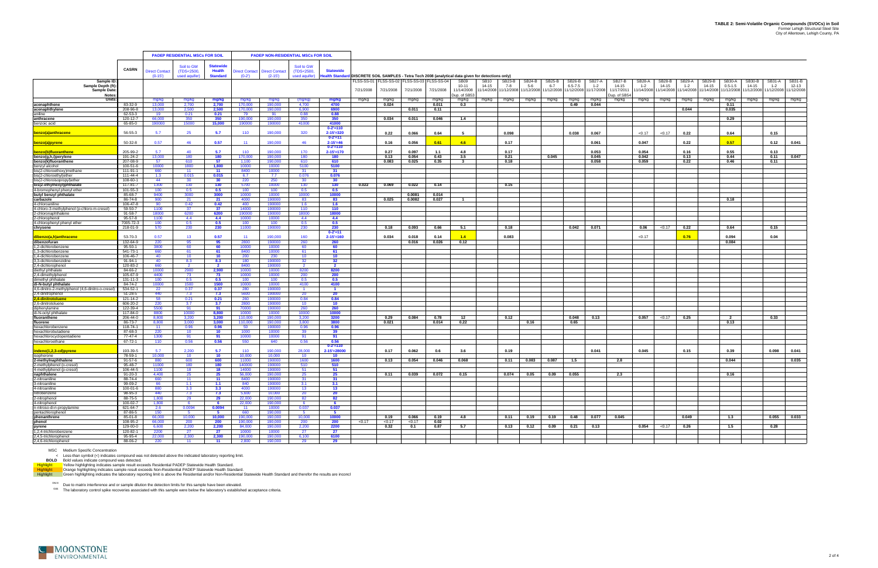# TABLE 2: Semi-Volatile Organic Compounds (SVOCs) in Soil

Former Lehigh Structural Steel Site
City of Allentown, Lehigh County, PA

| | | PADEP RESIDENTIAL MSCs FOR SOIL | | | PADEP NON-RESIDENTIAL MSCs FOR SOIL | | | | DISCRETE SOIL SAMPLES - Tetra Tech 2008 (analytical data given for detections only) | | | | | | | | | | | | | | | | | | | |
|---|---|---|---|---|---|---|---|---|---|---|---|---|---|---|---|---|---|---|---|---|---|---|---|---|---|---|---|---|
| | CASRN | Direct Contact (0-15') | Soil to GW (TDS<2500, used aquifer) | Statewide Health Standard | Direct Contact (0-2') | Direct Contact (2-15') | Soil to GW (TDS<2500, used aquifer) | Statewide Health Standard | | | | | | | | | | | | | | | | | | | | |
| **Sample ID:** | | | | | | | | | FLSS-SS-01 | FLSS-SS-02 | FLSS-SS-03 | FLSS-SS-04 | SB09 | SB10 | SB23-B | SB24-B | SB25-B | SB26-B | SB27-A | SB27-B | SB28-A | SB28-B | SB29-A | SB29-B | SB30-A | SB30-B | SB31-A | SB31-B |
| **Sample Depth (ft):** | | | | | | | | | | | | | 10-11 | 14-15 | 7-8 | 5-6 | 6-7 | 6.5-7.5 | 1-2 | 14-15 | 1-2 | 14-15 | 1-2 | 14-15 | 0.5-1.5 | 14-15 | 1-2 | 12-13 |
| **Sample Date:** | | | | | | | | | 7/21/2008 | 7/21/2008 | 7/21/2008 | 7/21/2008 | 11/14/2008 | 11/14/2008 | 11/12/2008 | 11/12/2008 | 11/12/2008 | 11/12/2008 | 11/17/2008 | 11/17/2011 | 11/14/2008 | 11/14/2008 | 11/14/2008 | 11/14/2008 | 11/12/2008 | 11/12/2008 | 11/12/2008 | 11/12/2008 |
| **Notes:** | | | | | | | | | | | | | Dup. of SB53 | | | | | | | Dup. of SB54 | | | | | | | | |
| **Units:** | | mg/kg | mg/kg | mg/kg | mg/kg | mg/kg | mg/kg | mg/kg | mg/kg | mg/kg | mg/kg | mg/kg | mg/kg | mg/kg | mg/kg | mg/kg | mg/kg | mg/kg | mg/kg | mg/kg | mg/kg | mg/kg | mg/kg | mg/kg | mg/kg | mg/kg | mg/kg | mg/kg |
| **acenaphthene** | 83-32-9 | 13,000 | 2,700 | 2,700 | 170,000 | 190,000 | 4,700 | 4700 | | 0.024 | | 0.011 | 0.3 | | | | | 0.49 | 0.044 | | | | | | 0.11 | | | |
| **acenaphthylene** | 208-96-8 | 13,000 | 2,500 | 2,500 | 170,000 | 190,000 | 6,900 | 6900 | | | 0.011 | 0.11 | | | | | | | | | | | 0.044 | | 0.035 | | | |
| aniline | 62-53-3 | 19 | 0.21 | 0.21 | 79 | 91 | 0.88 | 0.88 | | | | | | | | | | | | | | | | | | | | |
| **anthracene** | 120-12-7 | 66,000 | 350 | 350 | 190,000 | 190,000 | 350 | 350 | | 0.034 | 0.011 | 0.046 | 1.4 | | | | | | | | | | | | 0.29 | | | |
| benzoic acid | 65-85-0 | 190000 | 15000 | 15,000 | 190000 | 190000 | 41000 | 41000 | | | | | | | | | | | | | | | | | | | | |
| **benzo(a)anthracene** | 56-55-3 | 5.7 | 25 | 5.7 | 110 | 190,000 | 320 | 0-2'=110 2-15'=320 | | 0.22 | 0.066 | 0.64 | 5 | | 0.098 | | | 0.038 | 0.067 | | <0.17 | <0.17 | 0.22 | | 0.64 | | 0.15 | |
| **benzo(a)pyrene** | 50-32-8 | 0.57 | 46 | 0.57 | 11 | 190,000 | 46 | 0-2'=11 2-15'=46 | | 0.16 | 0.056 | 0.61 | 4.6 | | 0.17 | | | | 0.061 | | 0.047 | | 0.22 | | 0.57 | | 0.12 | 0.041 |
| **benzo(b)fluoranthene** | 205-99-2 | 5.7 | 40 | 5.7 | 110 | 190,000 | 170 | 0-2'=110 2-15'=170 | | 0.27 | 0.097 | 1.1 | 4.8 | | 0.17 | | | | 0.053 | | 0.054 | | 0.16 | | 0.55 | | 0.13 | |
| **benzo(g,h,i)perylene** | 191-24-2 | 13,000 | 180 | 180 | 170,000 | 190,000 | 180 | 180 | | 0.13 | 0.054 | 0.43 | 3.5 | | 0.21 | | 0.045 | | 0.045 | | 0.042 | | 0.13 | | 0.44 | | 0.11 | 0.047 |
| **benzo(k)fluoranthene** | 207-08-9 | 57 | 610 | 57 | 1,100 | 190,000 | 610 | 610 | | 0.083 | 0.025 | 0.35 | 3 | | 0.18 | | | | 0.058 | | 0.059 | | 0.22 | | 0.46 | | 0.11 | |
| benzyl alcohol | 100-51-6 | 10000 | 1800 | 1,800 | 10000 | 10000 | 5100 | 5100 | | | | | | | | | | | | | | | | | | | | |
| bis(2-chloroethoxy)methane | 111-91-1 | 660 | 11 | 11 | 8400 | 10000 | 31 | 31 | | | | | | | | | | | | | | | | | | | | |
| bis(2-chloroethyl)ether | 111-44-4 | 1.3 | 0.015 | 0.015 | 6.7 | 7.7 | 0.076 | 0.076 | | | | | | | | | | | | | | | | | | | | |
| bis(2-chloroisopropyl)ether | 108-60-1 | 44 | 30 | 30 | 220 | 250 | 30 | 30 | | | | | | | | | | | | | | | | | | | | |
| **bis(2-ethylhexyl)phthalate** | 117-81-7 | 1300 | 130 | 130 | 5700 | 10000 | 130 | 130 | 0.022 | 0.069 | 0.022 | 0.14 | | | 0.15 | | | | | | | | | | | | | |
| 4-bromophenyl phenyl ether | 101-55-3 | 100 | 0.5 | 0.5 | 100 | 100 | 0.5 | 0.5 | | | | | | | | | | | | | | | | | | | | |
| **butyl benzyl phthalate** | 85-68-7 | 9400 | 3000 | 3000 | 10000 | 10000 | 10000 | 10000 | | | 0.0081 | 0.014 | | | | | | | | | | | | | | | | |
| **carbazole** | 86-74-8 | 900 | 21 | 21 | 4000 | 190000 | 83 | 83 | | 0.025 | 0.0082 | 0.027 | 1 | | | | | | | | | | | | 0.18 | | | |
| 4-chloroaniline | 106-47-8 | 90 | 0.42 | 0.42 | 400 | 190000 | 1.6 | 1.6 | | | | | | | | | | | | | | | | | | | | |
| 4-chloro-3-methylphenol (p-chloro-m-cresol) | 59-50-7 | 1100 | 37 | 37 | 14000 | 190000 | 110 | 110 | | | | | | | | | | | | | | | | | | | | |
| 2-chloronaphthalene | 91-58-7 | 18000 | 6200 | 6200 | 190000 | 190000 | 18000 | 18000 | | | | | | | | | | | | | | | | | | | | |
| 2-chlorophenol | 95-57-8 | 1100 | 4.4 | 4.4 | 10000 | 10000 | 4.4 | 4.4 | | | | | | | | | | | | | | | | | | | | |
| 4-chlorophenyl phenyl ether | 7005-72-3 | 100 | 0.5 | 0.5 | 100 | 100 | 0.5 | 0.5 | | | | | | | | | | | | | | | | | | | | |
| **chrysene** | 218-01-9 | 570 | 230 | 230 | 11000 | 190000 | 230 | 230 | | 0.18 | 0.093 | 0.66 | 5.1 | | 0.18 | | | 0.042 | 0.071 | | 0.06 | <0.17 | 0.22 | | 0.64 | | 0.15 | |
| **dibenzo(a,h)anthracene** | 53-70-3 | 0.57 | 13 | 0.57 | 11 | 190,000 | 160 | 0-2'=11 2-15'=160 | | 0.034 | 0.018 | 0.14 | 1.4 | | 0.083 | | | | | | <0.17 | | 0.76 | | 0.094 | | 0.04 | |
| **dibenzofuran** | 132-64-9 | 220 | 95 | 95 | 2800 | 190000 | 260 | 260 | | | 0.016 | 0.026 | 0.12 | | | | | | | | | | | | 0.084 | | | |
| 1,2-dichlorobenzene | 95-50-1 | 3800 | 60 | 60 | 10000 | 10000 | 60 | 60 | | | | | | | | | | | | | | | | | | | | |
| 1,3-dichlorobenzene | 541-73-1 | 680 | 61 | 61 | 8400 | 10000 | 61 | 61 | | | | | | | | | | | | | | | | | | | | |
| 1,4-dichlorobenzene | 106-46-7 | 40 | 10 | 10 | 200 | 230 | 10 | 10 | | | | | | | | | | | | | | | | | | | | |
| 3,3-dichlorobenzidine | 91-94-1 | 40 | 8.3 | 8.3 | 180 | 190000 | 32 | 32 | | | | | | | | | | | | | | | | | | | | |
| 2,4-dichlorophenol | 120-83-2 | 660 | 2 | 2 | 8400 | 190000 | 2 | 2 | | | | | | | | | | | | | | | | | | | | |
| diethyl phthalate | 84-66-2 | 10000 | 2900 | 2,900 | 10000 | 10000 | 8200 | 8200 | | | | | | | | | | | | | | | | | | | | |
| 2,4-dimethylphenol | 105-67-9 | 4400 | 73 | 73 | 10000 | 10000 | 200 | 200 | | | | | | | | | | | | | | | | | | | | |
| dimethyl phthalate | 131-11-3 | 100 | 0.5 | 0.5 | 100 | 100 | 0.5 | 0.5 | | | | | | | | | | | | | | | | | | | | |
| di-N-butyl phthalate | 84-74-2 | 10000 | 1500 | 1500 | 10000 | 10000 | 4100 | 4100 | | | | | | | | | | | | | | | | | | | | |
| 4,6-dinitro-2-methylphenol (4,6-dinitro-o-cresol) | 534-52-1 | 22 | 0.37 | 0.37 | 280 | 190000 | 1 | 1 | | | | | | | | | | | | | | | | | | | | |
| 2,4-dinitrophenol | 51-28-5 | 440 | 7.3 | 7.3 | 5600 | 190000 | 20 | 20 | | | | | | | | | | | | | | | | | | | | |
| 2,4-dinitrotoluene | 121-14-2 | 58 | 0.21 | 0.21 | 260 | 190000 | 0.84 | 0.84 | | | | | | | | | | | | | | | | | | | | |
| 2,6-dinitrotoluene | 606-20-2 | 220 | 3.7 | 3.7 | 2800 | 190000 | 10 | 10 | | | | | | | | | | | | | | | | | | | | |
| diphenylamine | 122-39-4 | 5500 | 91 | 91 | 70000 | 190000 | 260 | 260 | | | | | | | | | | | | | | | | | | | | |
| di-N-octyl phthalate | 117-84-0 | 8800 | 10000 | 8,800 | 10000 | 10000 | 10000 | 10000 | | | | | | | | | | | | | | | | | | | | |
| **fluoranthene** | 206-44-0 | 8,800 | 3,200 | 3,200 | 110,000 | 190,000 | 3,200 | 3200 | | 0.29 | 0.084 | 0.78 | 12 | | 0.12 | | | 0.048 | 0.13 | | 0.057 | <0.17 | 0.25 | | 2 | | 0.33 | |
| **fluorene** | 86-73-7 | 8,800 | 3,000 | 3,000 | 110,000 | 190,000 | 3,800 | 3800 | | 0.021 | | 0.014 | 0.22 | | | 0.16 | | 0.65 | | | | | | | 0.13 | | | |
| hexachlorobenzene | 118-74-1 | 11 | 0.96 | 0.96 | 50 | 190000 | 0.96 | 0.96 | | | | | | | | | | | | | | | | | | | | |
| hexachlorobutadiene | 87-68-3 | 220 | 10 | 10 | 1000 | 10000 | 39 | 39 | | | | | | | | | | | | | | | | | | | | |
| hexachlorocyclopentadiene | 77-47-4 | 1300 | 91 | 91 | 10000 | 10000 | 91 | 91 | | | | | | | | | | | | | | | | | | | | |
| hexachloroethane | 67-72-1 | 110 | 0.56 | 0.56 | 550 | 640 | 0.56 | 0.56 | | | | | | | | | | | | | | | | | | | | |
| **indeno(1,2,3-cd)pyrene** | 193-39-5 | 5.7 | 2,200 | 5.7 | 110 | 190,000 | 28,000 | 0-2'=110 2-15'=28000 | | 0.17 | 0.062 | 0.6 | 3.6 | | 0.19 | | | | 0.041 | | 0.045 | | 0.15 | | 0.39 | | 0.098 | 0.041 |
| isophorone | 78-59-1 | 10,000 | 10 | 10 | 10,000 | 10,000 | 10 | 10 | | | | | | | | | | | | | | | | | | | | |
| **2-methylnaphthalene** | 91-57-6 | 880 | 600 | 600 | 11000 | 190000 | 1600 | 1600 | | 0.13 | 0.054 | 0.046 | 0.068 | | 0.11 | 0.083 | 0.087 | 1.5 | | 2.8 | | | | | 0.044 | | | 0.035 |
| 2-methylphenol (o-cresol) | 95-48-7 | 11000 | 180 | 180 | 140000 | 190000 | 510 | 510 | | | | | | | | | | | | | | | | | | | | |
| 4-methylphenol (p-cresol) | 106-44-5 | 1100 | 18 | 18 | 14000 | 190000 | 51 | 51 | | | | | | | | | | | | | | | | | | | | |
| **naphthalene** | 91-20-3 | 4,400 | 25 | 25 | 56,000 | 190,000 | 25 | 25 | | 0.11 | 0.039 | 0.072 | 0.15 | | 0.074 | 0.05 | 0.09 | 0.055 | | 2.3 | | | | | 0.16 | | | |
| 2-nitroaniline | 88-74-4 | 660 | 11 | 11 | 8400 | 190000 | 31 | 31 | | | | | | | | | | | | | | | | | | | | |
| 3-nitroaniline | 99-09-2 | 66 | 1.1 | 1.1 | 840 | 190000 | 3.1 | 3.1 | | | | | | | | | | | | | | | | | | | | |
| 4-nitroaniline | 100-01-6 | 880 | 3.3 | 3.3 | 4000 | 190000 | 13 | 13 | | | | | | | | | | | | | | | | | | | | |
| nitrobenzene | 98-95-3 | 440 | 7.3 | 7.3 | 5,600 | 10,000 | 20 | 20 | | | | | | | | | | | | | | | | | | | | |
| 2-nitrophenol | 88-75-5 | 1,800 | 29 | 29 | 22,000 | 190,000 | 82 | 82 | | | | | | | | | | | | | | | | | | | | |
| 4-nitrophenol | 100-02-7 | 1,800 | 6 | 6 | 22,000 | 190,000 | 6 | 6 | | | | | | | | | | | | | | | | | | | | |
| n-nitroso-di-n-propylamine | 621-64-7 | 2.6 | 0.0094 | 0.0094 | 11 | 10000 | 0.037 | 0.037 | | | | | | | | | | | | | | | | | | | | |
| pentachlorophenol | 87-86-5 | 150 | 5 | 5 | 660 | 190,000 | 5 | 5 | | | | | | | | | | | | | | | | | | | | |
| **phenanthrene** | 85-01-8 | 66,000 | 10,000 | 10,000 | 190,000 | 190,000 | 10,000 | 10000 | | 0.19 | 0.066 | 0.19 | 4.8 | | 0.11 | 0.19 | 0.19 | 0.46 | 0.077 | 0.045 | | | 0.049 | | 1.3 | | 0.055 | 0.033 |
| **phenol** | 108-95-2 | 66,000 | 200 | 200 | 190,000 | 190,000 | 200 | 200 | <0.17 | <0.17 | <0.17 | 0.02 | | | | | | | | | | | | | | | | |
| **pyrene** | 129-00-0 | 6,600 | 2,200 | 2,200 | 84,000 | 190,000 | 2,200 | 2200 | | 0.32 | 0.1 | 0.87 | 5.7 | | 0.13 | 0.12 | 0.09 | 0.21 | 0.13 | | 0.054 | <0.17 | 0.26 | | 1.5 | | 0.28 | |
| 1,2,4-trichlorobenzene | 120-82-1 | 2200 | 27 | 27 | 10000 | 10000 | 27 | 27 | | | | | | | | | | | | | | | | | | | | |
| 2,4,5-trichlorophenol | 95-95-4 | 22,000 | 2,300 | 2,300 | 190,000 | 190,000 | 6,100 | 6100 | | | | | | | | | | | | | | | | | | | | |
| 2,4,6-trichlorophenol | 88-06-2 | 220 | 11 | 11 | 2,800 | 190,000 | 29 | 29 | | | | | | | | | | | | | | | | | | | | |

MSC Medium Specific Concentration

< Less-than symbol (<) indicates compound was not detected above the indicated laboratory reporting limit.

**BOLD** Bold values indicate compound was detected.

Highlight Yellow highlighting indicates sample result exceeds Residential PADEP Statewide Health Standard.

Highlight Orange highlighting indicates sample result exceeds Non-Residential PADEP Statewide Health Standard.

Highlight Green highlighting indicates the laboratory reporting limit is above the Residential and/or Non-Residential Statewide Health Standard and therefor the results are inconcl

Due to matrix interference and or sample dilution the detection limits for this sample have been elevated.

The laboratory control spike recoveries associated with this sample were below the laboratory's established acceptance criteria.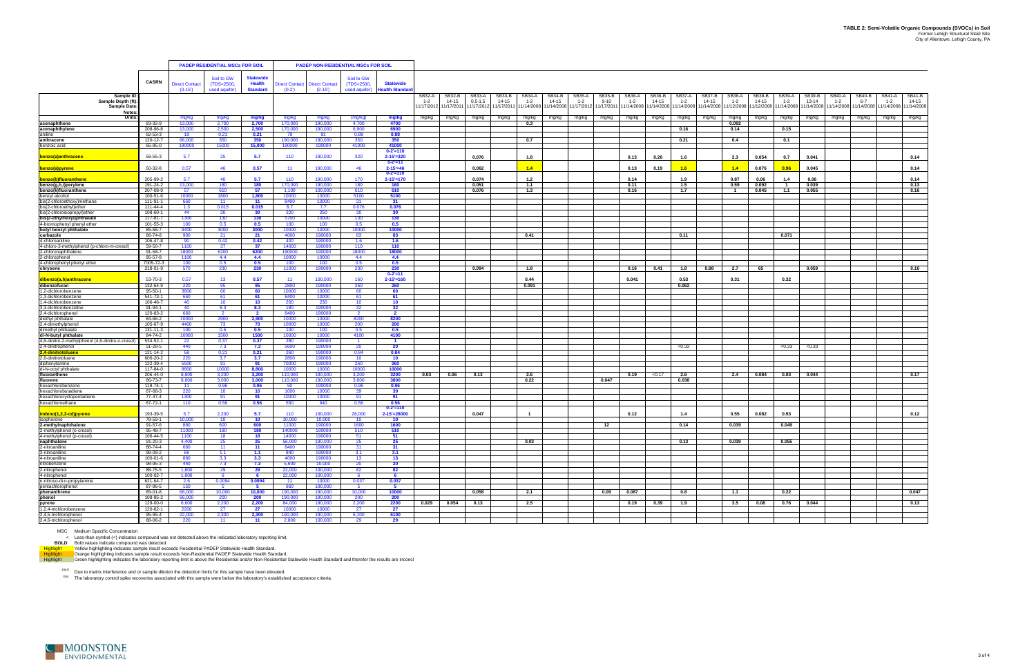# TABLE 2: Semi-Volatile Organic Compounds (SVOCs) in Soil

Former Lehigh Structural Steel Site
City of Allentown, Lehigh County, PA

| | CASRN | PADEP RESIDENTIAL MSCs FOR SOIL | | | PADEP NON-RESIDENTIAL MSCs FOR SOIL | | | | | | | | | | | | | | | | | | | | | | | |
|---|---|---|---|---|---|---|---|---|---|---|---|---|---|---|---|---|---|---|---|---|---|---|---|---|---|---|---|---|
| | | Direct Contact (0-15') | Soil to GW (TDS<2500, used aquifer) | Statewide Health Standard | Direct Contact (0-2') | Direct Contact (2-15') | Soil to GW (TDS<2500, used aquifer) | Statewide Health Standard | | | | | | | | | | | | | | | | | | | | |
| **Sample ID:** | | | | | | | | | SB32-A | SB32-B | SB33-A | SB33-B | SB34-A | SB34-B | SB35-A | SB35-B | SB36-A | SB36-B | SB37-A | SB37-B | SB38-A | SB38-B | SB39-A | SB39-B | SB40-A | SB40-B | SB41-A | SB41-B |
| **Sample Depth (ft):** | | | | | | | | | 1-2 | 14-15 | 0.5-1.5 | 14-15 | 1-2 | 14-15 | 1-2 | 9-10 | 1-2 | 14-15 | 1-2 | 14-15 | 1-2 | 14-15 | 1-2 | 13-14 | 1-2 | 6-7 | 1-2 | 14-15 |
| **Sample Date:** | | | | | | | | | 11/17/2012 | 11/17/2011 | 11/17/2012 | 11/17/2011 | 11/14/2008 | 11/14/2008 | 11/17/2012 | 11/17/2011 | 11/14/2008 | 11/14/2008 | 11/14/2008 | 11/14/2008 | 11/12/2008 | 11/12/2008 | 11/14/2008 | 11/14/2008 | 11/14/2008 | 11/14/2008 | 11/14/2008 | 11/14/2008 |
| **Notes:** | | | | | | | | | | | | | | | | | | | | | | | | | | | | |
| **Units:** | | mg/kg | mg/kg | mg/kg | mg/kg | mg/kg | mg/kg | mg/kg | mg/kg | mg/kg | mg/kg | mg/kg | mg/kg | mg/kg | mg/kg | mg/kg | mg/kg | mg/kg | mg/kg | mg/kg | mg/kg | mg/kg | mg/kg | mg/kg | mg/kg | mg/kg | mg/kg | mg/kg |
| acenaphthene | 83-32-9 | 13,000 | 2,700 | 2,700 | 170,000 | 190,000 | 4,700 | 4700 | | | | | 0.3 | | | | | | | | 0.092 | | | | | | | |
| acenaphthylene | 208-96-8 | 13,000 | 2,500 | 2,500 | 170,000 | 190,000 | 6,900 | 6900 | | | | | | | | | | | 0.16 | | 0.14 | | 0.15 | | | | | |
| aniline | 62-53-3 | 19 | 0.21 | 0.21 | 79 | 91 | 0.88 | 0.88 | | | | | | | | | | | | | | | | | | | | |
| anthracene | 120-12-7 | 66,000 | 350 | 350 | 190,000 | 190,000 | 350 | 350 | | | | | 0.7 | | | | | | 0.21 | | 0.4 | | 0.1 | | | | | |
| benzoic acid | 65-85-0 | 190000 | 15000 | 15,000 | 190000 | 190000 | 41000 | 41000 | | | | | | | | | | | | | | | | | | | | |
| benzo(a)anthracene | 56-55-3 | 5.7 | 25 | 5.7 | 110 | 190,000 | 320 | 0-2'=110 2-15'=320 | | | 0.076 | | 1.8 | | | | 0.13 | 0.26 | 1.6 | | 2.3 | 0.054 | 0.7 | 0.041 | | | | 0.14 |
| benzo(a)pyrene | 50-32-8 | 0.57 | 46 | 0.57 | 11 | 190,000 | 46 | 0-2'=11 2-15'=46 | | | 0.062 | | 1.4 | | | | 0.13 | 0.19 | 1.6 | | 1.4 | 0.076 | 0.96 | 0.045 | | | | 0.14 |
| benzo(b)fluoranthene | 205-99-2 | 5.7 | 40 | 5.7 | 110 | 190,000 | 170 | 0-2'=110 2-15'=170 | | | 0.074 | | 1.2 | | | | 0.14 | | 1.9 | | 0.87 | 0.06 | 1.4 | 0.06 | | | | 0.14 |
| benzo(g,h,i)perylene | 191-24-2 | 13,000 | 180 | 180 | 170,000 | 190,000 | 180 | 180 | | | 0.051 | | 1.1 | | | | 0.11 | | 1.5 | | 0.59 | 0.092 | 1 | 0.039 | | | | 0.13 |
| benzo(k)fluoranthene | 207-08-9 | 57 | 610 | 57 | 1,100 | 190,000 | 610 | 610 | | | 0.076 | | 1.3 | | | | 0.16 | | 1.7 | | 1 | 0.045 | 1.1 | 0.055 | | | | 0.16 |
| benzyl alcohol | 100-51-6 | 10000 | 1800 | 1,800 | 10000 | 10000 | 5100 | 5100 | | | | | | | | | | | | | | | | | | | | |
| bis(2-chloroethoxy)methane | 111-91-1 | 660 | 11 | 11 | 8400 | 10000 | 31 | 31 | | | | | | | | | | | | | | | | | | | | |
| bis(2-chloroethyl)ether | 111-44-4 | 1.3 | 0.015 | 0.015 | 6.7 | 7.7 | 0.076 | 0.076 | | | | | | | | | | | | | | | | | | | | |
| bis(2-chloroisopropyl)ether | 108-60-1 | 44 | 30 | 30 | 220 | 250 | 30 | 30 | | | | | | | | | | | | | | | | | | | | |
| bis(2-ethylhexyl)phthalate | 117-81-7 | 1300 | 130 | 130 | 5700 | 10000 | 130 | 130 | | | | | | | | | | | | | | | | | | | | |
| 4-bromophenyl phenyl ether | 101-55-3 | 100 | 0.5 | 0.5 | 100 | 100 | 0.5 | 0.5 | | | | | | | | | | | | | | | | | | | | |
| butyl benzyl phthalate | 85-68-7 | 9400 | 3000 | 3000 | 10000 | 10000 | 10000 | 10000 | | | | | | | | | | | | | | | | | | | | |
| carbazole | 86-74-8 | 900 | 21 | 21 | 4000 | 190000 | 83 | 83 | | | | | 0.41 | | | | | | 0.11 | | | | 0.071 | | | | | |
| 4-chloroaniline | 106-47-8 | 90 | 0.42 | 0.42 | 400 | 190000 | 1.6 | 1.6 | | | | | | | | | | | | | | | | | | | | |
| 4-chloro-3-methylphenol (p-chloro-m-cresol) | 59-50-7 | 1100 | 37 | 37 | 14000 | 190000 | 110 | 110 | | | | | | | | | | | | | | | | | | | | |
| 2-chloronaphthalene | 91-58-7 | 18000 | 6200 | 6200 | 190000 | 190000 | 18000 | 18000 | | | | | | | | | | | | | | | | | | | | |
| 2-chlorophenol | 95-57-8 | 1100 | 4.4 | 4.4 | 10000 | 10000 | 4.4 | 4.4 | | | | | | | | | | | | | | | | | | | | |
| 4-chlorophenyl phenyl ether | 7005-72-3 | 100 | 0.5 | 0.5 | 100 | 100 | 0.5 | 0.5 | | | | | | | | | | | | | | | | | | | | |
| chrysene | 218-01-9 | 570 | 230 | 230 | 11000 | 190000 | 230 | 230 | | | 0.094 | | 1.8 | | | | 0.16 | 0.41 | 1.8 | 0.88 | 2.7 | 65 | | 0.059 | | | | 0.16 |
| dibenzo(a,h)anthracene | 53-70-3 | 0.57 | 13 | 0.57 | 11 | 190,000 | 160 | 0-2'=11 2-15'=160 | | | | | 0.44 | | | | 0.041 | | 0.53 | | 0.31 | | 0.32 | | | | | |
| dibenzofuran | 132-64-9 | 220 | 95 | 95 | 2800 | 190000 | 260 | 260 | | | | | 0.091 | | | | | | 0.062 | | | | | | | | | |
| 1,2-dichlorobenzene | 95-50-1 | 3800 | 60 | 60 | 10000 | 10000 | 60 | 60 | | | | | | | | | | | | | | | | | | | | |
| 1,3-dichlorobenzene | 541-73-1 | 680 | 61 | 61 | 8400 | 10000 | 61 | 61 | | | | | | | | | | | | | | | | | | | | |
| 1,4-dichlorobenzene | 106-46-7 | 40 | 10 | 10 | 200 | 230 | 10 | 10 | | | | | | | | | | | | | | | | | | | | |
| 3,3-dichlorobenzidine | 91-94-1 | 40 | 8.3 | 8.3 | 180 | 190000 | 32 | 32 | | | | | | | | | | | | | | | | | | | | |
| 2,4-dichlorophenol | 120-83-2 | 660 | 2 | 2 | 8400 | 190000 | 2 | 2 | | | | | | | | | | | | | | | | | | | | |
| diethyl phthalate | 84-66-2 | 10000 | 2900 | 2,900 | 10000 | 10000 | 8200 | 8200 | | | | | | | | | | | | | | | | | | | | |
| 2,4-dimethylphenol | 105-67-9 | 4400 | 73 | 73 | 10000 | 10000 | 200 | 200 | | | | | | | | | | | | | | | | | | | | |
| dimethyl phthalate | 131-11-3 | 100 | 0.5 | 0.5 | 100 | 100 | 0.5 | 0.5 | | | | | | | | | | | | | | | | | | | | |
| di-N-butyl phthalate | 84-74-2 | 10000 | 1500 | 1500 | 10000 | 10000 | 4100 | 4100 | | | | | | | | | | | | | | | | | | | | |
| 4,6-dinitro-2-methylphenol (4,6-dinitro-o-cresol) | 534-52-1 | 22 | 0.37 | 0.37 | 280 | 190000 | 1 | 1 | | | | | | | | | | | | | | | | | | | | |
| 2,4-dinitrophenol | 51-28-5 | 440 | 7.3 | 7.3 | 5600 | 190000 | 20 | 20 | | | | | | | | | | | <0.33 | | | | <0.33 | <0.33 | | | | |
| 2,4-dinitrotoluene | 121-14-2 | 58 | 0.21 | 0.21 | 260 | 190000 | 0.84 | 0.84 | | | | | | | | | | | | | | | | | | | | |
| 2,6-dinitrotoluene | 606-20-2 | 220 | 3.7 | 3.7 | 2800 | 190000 | 10 | 10 | | | | | | | | | | | | | | | | | | | | |
| diphenylamine | 122-39-4 | 5500 | 91 | 91 | 70000 | 190000 | 260 | 260 | | | | | | | | | | | | | | | | | | | | |
| di-N-octyl phthalate | 117-84-0 | 8800 | 10000 | 8,800 | 10000 | 10000 | 10000 | 10000 | | | | | | | | | | | | | | | | | | | | |
| fluoranthene | 206-44-0 | 8,800 | 3,200 | 3,200 | 110,000 | 190,000 | 3,200 | 3200 | 0.03 | 0.06 | 0.13 | | 2.6 | | | | 0.19 | <0.17 | 2.6 | | 2.4 | 0.084 | 0.93 | 0.044 | | | | 0.17 |
| fluorene | 86-73-7 | 8,800 | 3,000 | 3,000 | 110,000 | 190,000 | 3,800 | 3800 | | | | | 0.22 | | | 0.047 | | | 0.038 | | | | | | | | | |
| hexachlorobenzene | 118-74-1 | 11 | 0.96 | 0.96 | 50 | 190000 | 0.96 | 0.96 | | | | | | | | | | | | | | | | | | | | |
| hexachlorobutadiene | 87-68-3 | 220 | 10 | 10 | 1000 | 10000 | 39 | 39 | | | | | | | | | | | | | | | | | | | | |
| hexachlorocyclopentadiene | 77-47-4 | 1300 | 91 | 91 | 10000 | 10000 | 91 | 91 | | | | | | | | | | | | | | | | | | | | |
| hexachloroethane | 67-72-1 | 110 | 0.56 | 0.56 | 550 | 640 | 0.56 | 0.56 | | | | | | | | | | | | | | | | | | | | |
| indeno(1,2,3-cd)pyrene | 193-39-5 | 5.7 | 2,200 | 5.7 | 110 | 190,000 | 28,000 | 0-2'=110 2-15'=28000 | | | 0.047 | | 1 | | | | 0.12 | | 1.4 | | 0.55 | 0.082 | 0.93 | | | | | 0.12 |
| isophorone | 78-59-1 | 10,000 | 10 | 10 | 10,000 | 10,000 | 10 | 10 | | | | | | | | | | | | | | | | | | | | |
| 2-methylnaphthalene | 91-57-6 | 880 | 600 | 600 | 11000 | 190000 | 1600 | 1600 | | | | | | | | 12 | | | 0.14 | | 0.039 | | 0.049 | | | | | |
| 2-methylphenol (o-cresol) | 95-48-7 | 11000 | 180 | 180 | 140000 | 190000 | 510 | 510 | | | | | | | | | | | | | | | | | | | | |
| 4-methylphenol (p-cresol) | 106-44-5 | 1100 | 18 | 18 | 14000 | 190000 | 51 | 51 | | | | | | | | | | | | | | | | | | | | |
| naphthalene | 91-20-3 | 4,400 | 25 | 25 | 56,000 | 190,000 | 25 | 25 | | | | | 0.03 | | | | | | 0.13 | | 0.039 | | 0.055 | | | | | |
| 2-nitroaniline | 88-74-4 | 660 | 11 | 11 | 8400 | 190000 | 31 | 31 | | | | | | | | | | | | | | | | | | | | |
| 3-nitroaniline | 99-09-2 | 66 | 1.1 | 1.1 | 840 | 190000 | 3.1 | 3.1 | | | | | | | | | | | | | | | | | | | | |
| 4-nitroaniline | 100-01-6 | 880 | 3.3 | 3.3 | 4000 | 190000 | 13 | 13 | | | | | | | | | | | | | | | | | | | | |
| nitrobenzene | 98-95-3 | 440 | 7.3 | 7.3 | 5,600 | 10,000 | 20 | 20 | | | | | | | | | | | | | | | | | | | | |
| 2-nitrophenol | 88-75-5 | 1,800 | 29 | 29 | 22,000 | 190,000 | 82 | 82 | | | | | | | | | | | | | | | | | | | | |
| 4-nitrophenol | 100-02-7 | 1,800 | 6 | 6 | 22,000 | 190,000 | 6 | 6 | | | | | | | | | | | | | | | | | | | | |
| n-nitroso-di-n-propylamine | 621-64-7 | 2.6 | 0.0094 | 0.0094 | 11 | 10000 | 0.037 | 0.037 | | | | | | | | | | | | | | | | | | | | |
| pentachlorophenol | 87-86-5 | 150 | 5 | 5 | 660 | 190,000 | 5 | 5 | | | | | | | | | | | | | | | | | | | | |
| phenanthrene | 85-01-8 | 66,000 | 10,000 | 10,000 | 190,000 | 190,000 | 10,000 | 10000 | | | 0.058 | | 2.1 | | | 0.09 | 0.087 | | 0.8 | | 1.1 | | 0.22 | | | | | 0.047 |
| phenol | 108-95-2 | 66,000 | 200 | 200 | 190,000 | 190,000 | 200 | 200 | | | | | | | | | | | | | | | | | | | | |
| pyrene | 129-00-0 | 6,600 | 2,200 | 2,200 | 84,000 | 190,000 | 2,200 | 2200 | 0.029 | 0.054 | 0.13 | | 2.5 | | | | 0.19 | 0.39 | 1.9 | | 3.5 | 0.08 | 0.76 | 0.044 | | | | 0.13 |
| 1,2,4-trichlorobenzene | 120-82-1 | 2200 | 27 | 27 | 10000 | 10000 | 27 | 27 | | | | | | | | | | | | | | | | | | | | |
| 2,4,5-trichlorophenol | 95-95-4 | 22,000 | 2,300 | 2,300 | 190,000 | 190,000 | 6,100 | 6100 | | | | | | | | | | | | | | | | | | | | |
| 2,4,6-trichlorophenol | 88-06-2 | 220 | 11 | 11 | 2,800 | 190,000 | 29 | 29 | | | | | | | | | | | | | | | | | | | | |

MSC  Medium Specific Concentration

< Less-than symbol (<) indicates compound was not detected above the indicated laboratory reporting limit.

**BOLD** Bold values indicate compound was detected.

Highlight  Yellow highlighting indicates sample result exceeds Residential PADEP Statewide Health Standard.

Highlight  Orange highlighting indicates sample result exceeds Non-Residential PADEP Statewide Health Standard.

Highlight  Green highlighting indicates the laboratory reporting limit is above the Residential and/or Non-Residential Statewide Health Standard and therefor the results are inconcl

Due to matrix interference and or sample dilution the detection limits for this sample have been elevated.

The laboratory control spike recoveries associated with this sample were below the laboratory's established acceptance criteria.

MOONSTONE ENVIRONMENTAL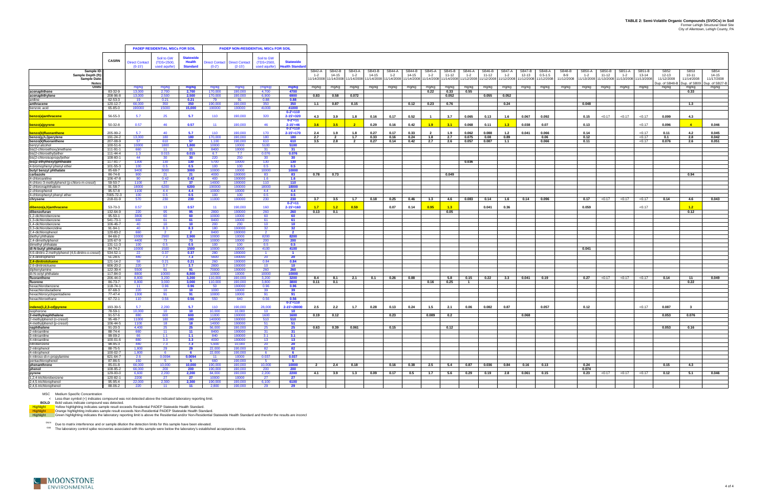# TABLE 2: Semi-Volatile Organic Compounds (SVOCs) in Soil

Former Lehigh Structural Steel Site
City of Allentown, Lehigh County, PA

| | CASRN | PADEP RESIDENTIAL MSCs FOR SOIL: Direct Contact (0-15') | PADEP RESIDENTIAL MSCs FOR SOIL: Soil to GW (TDS<2500, used aquifer) | PADEP RESIDENTIAL MSCs FOR SOIL: Statewide Health Standard | PADEP NON-RESIDENTIAL MSCs FOR SOIL: Direct Contact (0-2') | PADEP NON-RESIDENTIAL MSCs FOR SOIL: Direct Contact (2-15') | PADEP NON-RESIDENTIAL MSCs FOR SOIL: Soil to GW (TDS<2500, used aquifer) | PADEP NON-RESIDENTIAL MSCs FOR SOIL: Statewide Health Standard | | | | | | | | | | | | | | | | | | | | | |
|---|---|---|---|---|---|---|---|---|---|---|---|---|---|---|---|---|---|---|---|---|---|---|---|---|---|---|---|---|---|
| **Sample ID:** | | | | | | | | | SB42-A | SB42-B | SB43-A | SB43-B | SB44-A | SB44-B | SB45-A | SB45-B | SB46-A | SB46-B | SB47-A | SB47-B | SB48-A | SB48-B | SB50-A | SB50-B | SB51-A | SB51-B | SB52 | SB53 | SB54 |
| **Sample Depth (ft):** | | | | | | | | | 1-2 | 14-15 | 1-2 | 14-15 | 1-2 | 14-15 | 1-2 | 11-12 | 1-2 | 11-12 | 1-2 | 12-13 | 0.5-1.5 | 8-9 | 1-2 | 11-12 | 1-2 | 13-14 | 12-13 | 10-11 | 14-15 |
| **Sample Date:** | | | | | | | | | 11/14/2008 | 11/14/2008 | 11/14/2008 | 11/14/2008 | 11/14/2008 | 11/14/2008 | 11/14/2008 | 11/14/2008 | 11/12/2008 | 11/12/2008 | 11/12/2008 | 11/12/2008 | 11/12/2008 | 11/12/2008 | 11/13/2008 | 11/13/2008 | 11/13/2008 | 11/13/2008 | 11/12/2008 | 11/14/2008 | 11/17/2008 |
| **Notes:** | | | | | | | | | | | | | | | | | | | | | | | | | | | Dup. of SB48-B | Dup. of SB09 | Dup. of SB27-B |
| **Units:** | | mg/kg | mg/kg | mg/kg | mg/kg | mg/kg | mg/kg | mg/kg | mg/kg | mg/kg | mg/kg | mg/kg | mg/kg | mg/kg | mg/kg | mg/kg | mg/kg | mg/kg | mg/kg | mg/kg | mg/kg | mg/kg | mg/kg | mg/kg | mg/kg | mg/kg | mg/kg | mg/kg | mg/kg |
| acenaphthene | 83-32-9 | 13,000 | 2,700 | 2,700 | 170,000 | 190,000 | 4,700 | 4700 | | | | | | | 0.22 | 0.33 | 0.55 | | | | | | | | | | | 0.33 | |
| acenaphthylene | 208-96-8 | 13,000 | 2,500 | 2,500 | 170,000 | 190,000 | 6,900 | 6900 | 0.83 | 0.58 | 0.072 | | | | | 0.052 | | 0.055 | 0.052 | | | | | | | | | | |
| aniline | 62-53-3 | 19 | 0.21 | 0.21 | 79 | 91 | 0.88 | 0.88 | | | | | | | | | | | | | | | | | | | | | |
| anthracene | 120-12-7 | 66,000 | 350 | 350 | 190,000 | 190,000 | 350 | 350 | 1.1 | 0.87 | 0.15 | | | 0.12 | 0.23 | 0.76 | | | 0.24 | | | | 0.048 | | | | | 1.3 | |
| benzoic acid | 65-85-0 | 190000 | 15000 | 15,000 | 190000 | 190000 | 41000 | 41000 | | | | | | | | | | | | | | | | | | | | | |
| benzo(a)anthracene | 56-55-3 | 5.7 | 25 | 5.7 | 110 | 190,000 | 320 | 0-2'=110 2-15'=320 | 4.3 | 3.9 | 1.8 | 0.16 | 0.17 | 0.52 | 1 | 3.7 | 0.065 | 0.13 | 1.6 | 0.067 | 0.092 | | 0.15 | <0.17 | <0.17 | <0.17 | 0.099 | 4.3 | |
| benzo(a)pyrene | 50-32-8 | 0.57 | 46 | 0.57 | 11 | 190,000 | 46 | 0-2'=11 2-15'=46 | 3.6 | 3.5 | 2 | 0.29 | 0.16 | 0.42 | 1.9 | 3.1 | 0.068 | 0.11 | 1.3 | 0.038 | 0.07 | | 0.13 | | | <0.17 | 0.096 | 4 | 0.046 |
| benzo(b)fluoranthene | 205-99-2 | 5.7 | 40 | 5.7 | 110 | 190,000 | 170 | 0-2'=110 2-15'=170 | 2.4 | 1.9 | 1.8 | 0.27 | 0.17 | 0.33 | 2 | 1.9 | 0.062 | 0.088 | 1.2 | 0.041 | 0.066 | | 0.14 | | | <0.17 | 0.11 | 4.2 | 0.045 |
| benzo(g,h,i)perylene | 191-24-2 | 13,000 | 180 | 180 | 170,000 | 190,000 | 180 | 180 | 2.7 | 2 | 1.7 | 0.33 | 0.16 | 0.24 | 1.8 | 2.7 | 0.075 | 0.08 | 0.89 | | 0.06 | | 0.12 | | | <0.17 | 0.1 | 2.8 | 0.042 |
| benzo(k)fluoranthene | 207-08-9 | 57 | 610 | 57 | 1,100 | 190,000 | 610 | 610 | 3.5 | 2.8 | 2 | 0.27 | 0.14 | 0.42 | 2.7 | 2.6 | 0.057 | 0.087 | 1.1 | | 0.066 | | 0.11 | | | <0.17 | 0.076 | 2.6 | 0.051 |
| benzyl alcohol | 100-51-6 | 10000 | 1800 | 1,800 | 10000 | 10000 | 5100 | 5100 | | | | | | | | | | | | | | | | | | | | | |
| bis(2-chloroethoxy)methane | 111-91-1 | 660 | 11 | 11 | 8400 | 10000 | 31 | 31 | | | | | | | | | | | | | | | | | | | | | |
| bis(2-chloroethyl)ether | 111-44-4 | 1.3 | 0.015 | 0.015 | 6.7 | 7.7 | 0.076 | 0.076 | | | | | | | | | | | | | | | | | | | | | |
| bis(2-chloroisopropyl)ether | 108-60-1 | 44 | 30 | 30 | 220 | 250 | 30 | 30 | | | | | | | | | | | | | | | | | | | | | |
| bis(2-ethylhexyl)phthalate | 117-81-7 | 1300 | 130 | 130 | 5700 | 10000 | 130 | 130 | | | | | | | | | 0.036 | | | | | | | | | | | | |
| 4-bromophenyl phenyl ether | 101-55-3 | 100 | 0.5 | 0.5 | 100 | 100 | 0.5 | 0.5 | | | | | | | | | | | | | | | | | | | | | |
| butyl benzyl phthalate | 85-68-7 | 9400 | 3000 | 3000 | 10000 | 10000 | 10000 | 10000 | | | | | | | | | | | | | | | | | | | | | |
| carbazole | 86-74-8 | 900 | 21 | 21 | 4000 | 190000 | 83 | 83 | 0.78 | 0.73 | | | | | | 0.049 | | | | | | | | | | | | 0.94 | |
| 4-chloroaniline | 106-47-8 | 90 | 0.42 | 0.42 | 400 | 190000 | 1.6 | 1.6 | | | | | | | | | | | | | | | | | | | | | |
| 4-chloro-3-methylphenol (p-chloro-m-cresol) | 59-50-7 | 1100 | 37 | 37 | 14000 | 190000 | 110 | 110 | | | | | | | | | | | | | | | | | | | | | |
| 2-chloronaphthalene | 91-58-7 | 18000 | 6200 | 6200 | 190000 | 190000 | 18000 | 18000 | | | | | | | | | | | | | | | | | | | | | |
| 2-chlorophenol | 95-57-8 | 1100 | 4.4 | 4.4 | 10000 | 10000 | 4.4 | 4.4 | | | | | | | | | | | | | | | | | | | | | |
| 4-chlorophenyl phenyl ether | 7005-72-3 | 100 | 0.5 | 0.5 | 100 | 100 | 0.5 | 0.5 | | | | | | | | | | | | | | | | | | | | | |
| chrysene | 218-01-9 | 570 | 230 | 230 | 11000 | 190000 | 230 | 230 | 3.7 | 3.5 | 1.7 | 0.18 | 0.25 | 0.46 | 1.3 | 4.6 | 0.083 | 0.14 | 1.6 | 0.14 | 0.096 | | 0.17 | <0.17 | <0.17 | <0.17 | 0.14 | 4.6 | 0.043 |
| dibenzo(a,h)anthracene | 53-70-3 | 0.57 | 13 | 0.57 | 11 | 190,000 | 160 | 0-2'=11 2-15'=160 | 1.7 | 1.2 | 0.59 | | 0.07 | 0.14 | 0.95 | 1.3 | | 0.041 | 0.36 | | | | 0.059 | | | <0.17 | | 1.2 | |
| dibenzofuran | 132-64-9 | 220 | 95 | 95 | 2800 | 190000 | 260 | 260 | 0.13 | 0.1 | | | | | | 0.05 | | | | | | | | | | | | 0.12 | |
| 1,2-dichlorobenzene | 95-50-1 | 3800 | 60 | 60 | 10000 | 10000 | 60 | 60 | | | | | | | | | | | | | | | | | | | | | |
| 1,3-dichlorobenzene | 541-73-1 | 680 | 61 | 61 | 8400 | 10000 | 61 | 61 | | | | | | | | | | | | | | | | | | | | | |
| 1,4-dichlorobenzene | 106-46-7 | 40 | 10 | 10 | 200 | 230 | 10 | 10 | | | | | | | | | | | | | | | | | | | | | |
| 3,3-dichlorobenzidine | 91-94-1 | 40 | 8.3 | 8.3 | 180 | 190000 | 32 | 32 | | | | | | | | | | | | | | | | | | | | | |
| 2,4-dichlorophenol | 120-83-2 | 660 | 2 | 2 | 8400 | 190000 | 2 | 2 | | | | | | | | | | | | | | | | | | | | | |
| diethyl phthalate | 84-66-2 | 10000 | 2900 | 2,900 | 10000 | 10000 | 8200 | 8200 | | | | | | | | | | | | | | | | | | | | | |
| 2,4-dimethylphenol | 105-67-9 | 4400 | 73 | 73 | 10000 | 10000 | 200 | 200 | | | | | | | | | | | | | | | | | | | | | |
| dimethyl phthalate | 131-11-3 | 100 | 0.5 | 0.5 | 100 | 100 | 0.5 | 0.5 | | | | | | | | | | | | | | | | | | | | | |
| di-N-butyl phthalate | 84-74-2 | 10000 | 1500 | 1500 | 10000 | 10000 | 4100 | 4100 | | | | | | | | | | | | | | | 0.041 | | | | | | |
| 4,6-dinitro-2-methylphenol (4,6-dinitro-o-cresol) | 534-52-1 | 22 | 0.37 | 0.37 | 280 | 190000 | 1 | 1 | | | | | | | | | | | | | | | | | | | | | |
| 2,4-dinitrophenol | 51-28-5 | 440 | 7.3 | 7.3 | 5600 | 190000 | 20 | 20 | | | | | | | | | | | | | | | | | | | | | |
| 2,4-dinitrotoluene | 121-14-2 | 58 | 0.21 | 0.21 | 260 | 190000 | 0.84 | 0.84 | | | | | | | | | | | | | | | | | | | | | |
| 2,6-dinitrotoluene | 606-20-2 | 220 | 3.7 | 3.7 | 2800 | 190000 | 10 | 10 | | | | | | | | | | | | | | | | | | | | | |
| diphenylamine | 122-39-4 | 5500 | 91 | 91 | 70000 | 190000 | 260 | 260 | | | | | | | | | | | | | | | | | | | | | |
| di-N-octyl phthalate | 117-84-0 | 8800 | 10000 | 8,800 | 10000 | 10000 | 10000 | 10000 | | | | | | | | | | | | | | | | | | | | | |
| fluoranthene | 206-44-0 | 8,800 | 3,200 | 3,200 | 110,000 | 190,000 | 3,200 | 3200 | 8.4 | 8.1 | 2.1 | 0.1 | 0.26 | 0.88 | | 5.8 | 0.15 | 0.22 | 3.3 | 0.041 | 0.19 | | 0.27 | <0.17 | <0.17 | <0.17 | 0.14 | 11 | 0.049 |
| fluorene | 86-73-7 | 8,800 | 3,000 | 3,000 | 110,000 | 190,000 | 3,800 | 3800 | 0.11 | 0.1 | | | | | 0.16 | 0.25 | 1 | | | | | | | | | | | 0.22 | |
| hexachlorobenzene | 118-74-1 | 11 | 0.96 | 0.96 | 50 | 190000 | 0.96 | 0.96 | | | | | | | | | | | | | | | | | | | | | |
| hexachlorobutadiene | 87-68-3 | 220 | 10 | 10 | 1000 | 10000 | 39 | 39 | | | | | | | | | | | | | | | | | | | | | |
| hexachlorocyclopentadiene | 77-47-4 | 1300 | 91 | 91 | 10000 | 10000 | 91 | 91 | | | | | | | | | | | | | | | | | | | | | |
| hexachloroethane | 67-72-1 | 110 | 0.56 | 0.56 | 550 | 640 | 0.56 | 0.56 | | | | | | | | | | | | | | | | | | | | | |
| indeno(1,2,3-cd)pyrene | 193-39-5 | 5.7 | 2,200 | 5.7 | 110 | 190,000 | 28,000 | 0-2'=110 2-15'=28000 | 2.5 | 2.2 | 1.7 | 0.28 | 0.13 | 0.24 | 1.5 | 2.1 | 0.06 | 0.082 | 0.87 | | 0.057 | | 0.12 | | | <0.17 | 0.087 | 3 | |
| isophorone | 78-59-1 | 10,000 | 10 | 10 | 10,000 | 10,000 | 10 | 10 | | | | | | | | | | | | | | | | | | | | | |
| 2-methylnaphthalene | 91-57-6 | 880 | 600 | 600 | 11000 | 190000 | 1600 | 1600 | 0.19 | 0.12 | | | | 0.23 | 0.089 | 0.2 | | | | 0.068 | | | | | | | 0.053 | 0.076 | |
| 2-methylphenol (o-cresol) | 95-48-7 | 11000 | 180 | 180 | 140000 | 190000 | 510 | 510 | | | | | | | | | | | | | | | | | | | | | |
| 4-methylphenol (p-cresol) | 106-44-5 | 1100 | 18 | 18 | 14000 | 190000 | 51 | 51 | | | | | | | | | | | | | | | | | | | | | |
| naphthalene | 91-20-3 | 4,400 | 25 | 25 | 56,000 | 190,000 | 25 | 25 | 0.63 | 0.39 | 0.061 | | | 0.15 | | 0.12 | | | | | | | | | | | 0.053 | 0.16 | |
| 2-nitroaniline | 88-74-4 | 660 | 11 | 11 | 8400 | 190000 | 31 | 31 | | | | | | | | | | | | | | | | | | | | | |
| 3-nitroaniline | 99-09-2 | 66 | 1.1 | 1.1 | 840 | 190000 | 3.1 | 3.1 | | | | | | | | | | | | | | | | | | | | | |
| 4-nitroaniline | 100-01-6 | 880 | 3.3 | 3.3 | 4000 | 190000 | 13 | 13 | | | | | | | | | | | | | | | | | | | | | |
| nitrobenzene | 98-95-3 | 440 | 7.3 | 7.3 | 5,600 | 10,000 | 20 | 20 | | | | | | | | | | | | | | | | | | | | | |
| 2-nitrophenol | 88-75-5 | 1,800 | 29 | 29 | 22,000 | 190,000 | 82 | 82 | | | | | | | | | | | | | | | | | | | | | |
| 4-nitrophenol | 100-02-7 | 1,800 | 6 | 6 | 22,000 | 190,000 | 6 | 6 | | | | | | | | | | | | | | | | | | | | | |
| n-nitroso-di-n-propylamine | 621-64-7 | 2.6 | 0.0094 | 0.0094 | 11 | 10000 | 0.037 | 0.037 | | | | | | | | | | | | | | | | | | | | | |
| pentachlorophenol | 87-86-5 | 150 | 5 | 5 | 660 | 190,000 | 5 | 5 | | | | | | | | | | | | | | | | | | | | | |
| phenanthrene | 85-01-8 | 66,000 | 10,000 | 10,000 | 190,000 | 190,000 | 10,000 | 10000 | 2 | 2.4 | 0.18 | | 0.16 | 0.38 | 2.5 | 5.4 | 0.87 | 0.036 | 0.84 | 0.16 | 0.13 | | 0.24 | | | | 0.15 | 4.3 | |
| phenol | 108-95-2 | 66,000 | 200 | 200 | 190,000 | 190,000 | 200 | 200 | | | | | | | | | | | | | | | 0.074 | | | | | | |
| pyrene | 129-00-0 | 6,600 | 2,200 | 2,200 | 84,000 | 190,000 | 2,200 | 2200 | 4.1 | 3.9 | 1.3 | 0.09 | 0.17 | 0.5 | 1.7 | 5.6 | 0.29 | 0.19 | 2.8 | 0.061 | 0.15 | | 0.23 | <0.17 | <0.17 | <0.17 | 0.12 | 5.1 | 0.046 |
| 1,2,4-trichlorobenzene | 120-82-1 | 2200 | 27 | 27 | 10000 | 10000 | 27 | 27 | | | | | | | | | | | | | | | | | | | | | |
| 2,4,5-trichlorophenol | 95-95-4 | 22,000 | 2,300 | 2,300 | 190,000 | 190,000 | 6,100 | 6100 | | | | | | | | | | | | | | | | | | | | | |
| 2,4,6-trichlorophenol | 88-06-2 | 220 | 11 | 11 | 2,800 | 190,000 | 29 | 29 | | | | | | | | | | | | | | | | | | | | | |

MSC Medium Specific Concentration

< Less-than symbol (<) indicates compound was not detected above the indicated laboratory reporting limit.

**BOLD** Bold values indicate compound was detected.

Highlight Yellow highlighting indicates sample result exceeds Residential PADEP Statewide Health Standard.

Highlight Orange highlighting indicates sample result exceeds Non-Residential PADEP Statewide Health Standard.

Highlight Green highlighting indicates the laboratory reporting limit is above the Residential and/or Non-Residential Statewide Health Standard and therefor the results are inconcl

Due to matrix interference and or sample dilution the detection limits for this sample have been elevated.

The laboratory control spike recoveries associated with this sample were below the laboratory's established acceptance criteria.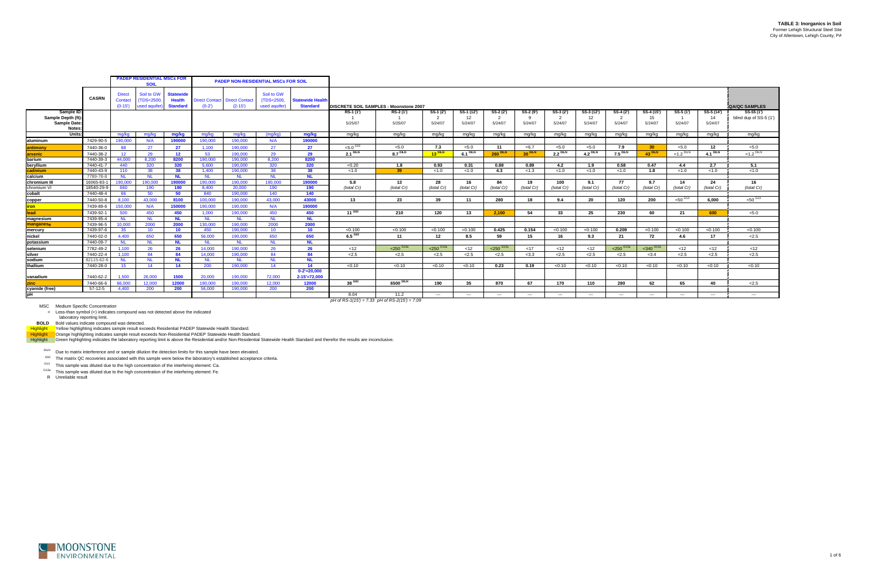**TABLE 3: Inorganics in Soil**
Former Lehigh Structural Steel Site
City of Allentown, Lehigh County, PA

| | CASRN | PADEP RESIDENTIAL MSCs FOR SOIL | | | PADEP NON-RESIDENTIAL MSCs FOR SOIL | | | | DISCRETE SOIL SAMPLES - Moonstone 2007 | | | | | | | | | | | | | | QA/QC SAMPLES |
|---|---|---|---|---|---|---|---|---|---|---|---|---|---|---|---|---|---|---|---|---|---|---|---|
| | | Direct Contact (0-15') | Soil to GW (TDS<2500, used aquifer) | Statewide Health Standard | Direct Contact (0-2') | Direct Contact (2-15') | Soil to GW (TDS<2500, used aquifer) | Statewide Health Standard | | | | | | | | | | | | | | | |
| Sample ID: | | | | | | | | | RS-1 (1') | RS-2 (1') | SS-1 (2') | SS-1 (12') | SS-2 (2') | SS-2 (9') | SS-3 (2') | SS-3 (12') | SS-4 (2') | SS-4 (15') | SS-5 (1') | SS-5 (14') | SS-55 (1') |
| Sample Depth (ft): | | | | | | | | | 1 | 1 | 2 | 12 | 2 | 9 | 2 | 12 | 2 | 15 | 1 | 14 | blind dup of SS-5 (1') |
| Sample Date: | | | | | | | | | 5/25/07 | 5/25/07 | 5/24/07 | 5/24/07 | 5/24/07 | 5/24/07 | 5/24/07 | 5/24/07 | 5/24/07 | 5/24/07 | 5/24/07 | 5/24/07 | |
| Notes: | | | | | | | | | | | | | | | | | | | | | |
| Units: | | mg/kg | mg/kg | mg/kg | mg/kg | mg/kg | (mg/kg) | mg/kg | mg/kg | mg/kg | mg/kg | mg/kg | mg/kg | mg/kg | mg/kg | mg/kg | mg/kg | mg/kg | mg/kg | mg/kg | mg/kg |
| aluminum | 7429-90-5 | 190,000 | N/A | 190000 | 190,000 | 190,000 | N/A | 190000 | | | | | | | | | | | | | |
| antimony | 7440-36-0 | 88 | 27 | 27 | 1,100 | 190,000 | 27 | 27 | <5.0 [G02] | <5.0 | 7.3 | <5.0 | 11 | <6.7 | <5.0 | <5.0 | 7.9 | 30 | <5.0 | 12 | <5.0 |
| arsenic | 7440-38-2 | 12 | 29 | 12 | 53 | 190,000 | 29 | 29 | 2.1 [DILN] | 8.7 [DILN] | 13 [DILN] | 6.1 [DILN] | 260 [DILN] | 30 [DILN] | 2.2 [DILN] | 4.2 [DILN] | 7.5 [DILN] | 43 [DILN] | <1.2 [DILN] | 4.1 [DILN] | <1.2 [DILN] |
| barium | 7440-39-3 | 44,000 | 8,200 | 8200 | 190,000 | 190,000 | 8,200 | 8200 | | | | | | | | | | | | | |
| beryllium | 7440-41-7 | 440 | 320 | 320 | 5,600 | 190,000 | 320 | 320 | <0.20 | 1.8 | 0.93 | 0.31 | 0.88 | 0.89 | 4.2 | 1.9 | 0.58 | 0.47 | 4.4 | 2.7 | 5.1 |
| cadmium | 7440-43-9 | 110 | 38 | 38 | 1,400 | 190,000 | 38 | 38 | <1.0 | 39 | <1.0 | <1.0 | 4.3 | <1.3 | <1.0 | <1.0 | <1.0 | 1.8 | <1.0 | <1.0 | <1.0 |
| calcium | 7789-78-8 | NL | NL | NL | NL | NL | NL | NL | | | | | | | | | | | | | |
| chromium III | 16065-83-1 | 190,000 | 190,000 | 190000 | 190,000 | 190,000 | 190,000 | 190000 | 5.8 | 13 | 28 | 16 | 84 | 19 | 100 | 9.1 | 77 | 9.7 | 14 | 24 | 16 |
| chromium VI | 18540-29-9 | 660 | 190 | 190 | 8,400 | 20,000 | 190 | 190 | (total Cr) | (total Cr) | (total Cr) | (total Cr) | (total Cr) | (total Cr) | (total Cr) | (total Cr) | (total Cr) | (total Cr) | (total Cr) | (total Cr) | (total Cr) |
| cobalt | 7440-48-4 | 66 | 50 | 50 | 840 | 190,000 | 140 | 140 | | | | | | | | | | | | | |
| copper | 7440-50-8 | 8,100 | 43,000 | 8100 | 100,000 | 190,000 | 43,000 | 43000 | 13 | 23 | 39 | 11 | 280 | 18 | 9.4 | 20 | 120 | 200 | <50 [G13] | 6,000 | <50 [G13] |
| iron | 7439-89-6 | 150,000 | N/A | 150000 | 190,000 | 190,000 | N/A | 190000 | | | | | | | | | | | | | |
| lead | 7439-92-1 | 500 | 450 | 450 | 1,000 | 190,000 | 450 | 450 | 11 [G02] | 210 | 120 | 13 | 2,100 | 54 | 33 | 25 | 230 | 60 | 21 | 600 | <5.0 |
| magnesium | 7439-95-4 | NL | NL | NL | NL | NL | NL | NL | | | | | | | | | | | | | |
| manganese | 7439-96-5 | 10,000 | 2000 | 2000 | 130,000 | 190,000 | 2000 | 2000 | | | | | | | | | | | | | |
| mercury | 7439-97-6 | 35 | 10 | 10 | 450 | 190,000 | 10 | 10 | <0.100 | <0.100 | <0.100 | <0.100 | 0.425 | 0.154 | <0.100 | <0.100 | 0.209 | <0.100 | <0.100 | <0.100 | <0.100 |
| nickel | 7440-02-0 | 4,400 | 650 | 650 | 56,000 | 190,000 | 650 | 650 | 6.5 [G02] | 11 | 12 | 8.5 | 59 | 15 | 16 | 9.3 | 21 | 72 | 4.6 | 17 | <2.5 |
| potassium | 7440-09-7 | NL | NL | NL | NL | NL | NL | NL | | | | | | | | | | | | | |
| selenium | 7782-49-2 | 1,100 | 26 | 26 | 14,000 | 190,000 | 26 | 26 | <12 | <250 [G13a] | <250 [G13a] | <12 | <250 [G13a] | <17 | <12 | <12 | <250 [G13a] | <340 [G13a] | <12 | <12 | <12 |
| silver | 7440-22-4 | 1,100 | 84 | 84 | 14,000 | 190,000 | 84 | 84 | <2.5 | <2.5 | <2.5 | <2.5 | <2.5 | <3.3 | <2.5 | <2.5 | <2.5 | <3.4 | <2.5 | <2.5 | <2.5 |
| sodium | 82115-62-6 | NL | NL | NL | NL | NL | NL | NL | | | | | | | | | | | | | |
| thallium | 7440-28-0 | 15 | 14 | 14 | 200 | 190,000 | 14 | 14 | <0.10 | <0.10 | <0.10 | <0.10 | 0.23 | 0.19 | <0.10 | <0.10 | <0.10 | <0.10 | <0.10 | <0.10 | <0.10 |
| vanadium | 7440-62-2 | 1,500 | 26,000 | 1500 | 20,000 | 190,000 | 72,000 | 0-2'=20,000 2-15'=72,000 | | | | | | | | | | | | | |
| zinc | 7440-66-6 | 66,000 | 12,000 | 12000 | 190,000 | 190,000 | 12,000 | 12000 | 38 [G02] | 6500 [DILN] | 190 | 35 | 870 | 67 | 170 | 110 | 280 | 62 | 65 | 40 | <2.5 |
| cyanide (free) | 57-12-5 | 4,400 | 200 | 200 | 56,000 | 190,000 | 200 | 200 | | | | | | | | | | | | | |
| pH | | | | | | | | | 8.04 | 11.2 | --- | --- | --- | --- | --- | --- | --- | --- | --- | --- | --- |

*pH of RS-1(15') = 7.33 pH of RS-2(15') = 7.09*

MSC Medium Specific Concentration

< Less-than symbol (<) indicates compound was not detected above the indicated laboratory reporting limit.

**BOLD** Bold values indicate compound was detected.

Highlight Yellow highlighting indicates sample result exceeds Residential PADEP Statewide Health Standard.

Highlight Orange highlighting indicates sample result exceeds Non-Residential PADEP Statewide Health Standard.

Highlight Green highlighting indicates the laboratory reporting limit is above the Residential and/or Non-Residential Statewide Health Standard and therefor the results are inconclusive.

[DILN] Due to matrix interference and or sample dilution the detection limits for this sample have been elevated.

[G02] The matrix QC recoveries associated with this sample were below the laboratory's established acceptance criteria.

[G13] This sample was diluted due to the high concentration of the interfering element: Ca.

[G13a] This sample was diluted due to the high concentration of the interfering element: Fe.

R Unreliable result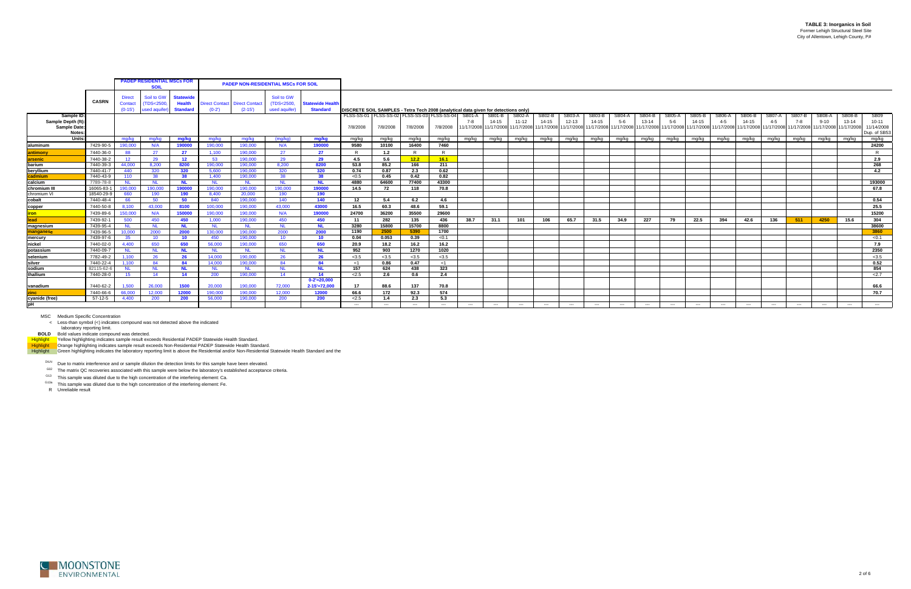**TABLE 3: Inorganics in Soil**
Former Lehigh Structural Steel Site
City of Allentown, Lehigh County, PA

| | CASRN | PADEP RESIDENTIAL MSCs FOR SOIL | | | PADEP NON-RESIDENTIAL MSCs FOR SOIL | | | | DISCRETE SOIL SAMPLES - Tetra Tech 2008 (analytical data given for detections only) | | | | | | | | | | | | | | | | | | | | | | | | |
|---|---|---|---|---|---|---|---|---|---|---|---|---|---|---|---|---|---|---|---|---|---|---|---|---|---|---|---|---|---|---|---|---|---|
| | | Direct Contact (0-15') | Soil to GW (TDS<2500, used aquifer) | Statewide Health Standard | Direct Contact (0-2') | Direct Contact (2-15') | Soil to GW (TDS<2500, used aquifer) | Statewide Health Standard | | | | | | | | | | | | | | | | | | | | | | | | | |
| Sample ID: | | | | | | | | | FLSS-SS-01 | FLSS-SS-02 | FLSS-SS-03 | FLSS-SS-04 | SB01-A | SB01-B | SB02-A | SB02-B | SB03-A | SB03-B | SB04-A | SB04-B | SB05-A | SB05-B | SB06-A | SB06-B | SB07-A | SB07-B | SB08-A | SB08-B | SB09 | | | | |
| Sample Depth (ft): | | | | | | | | | | | | | 7-8 | 14-15 | 11-12 | 14-15 | 12-13 | 14-15 | 5-6 | 13-14 | 5-6 | 14-15 | 4-5 | 14-15 | 4-5 | 7-8 | 9-10 | 13-14 | 10-11 | | | | |
| Sample Date: | | | | | | | | | 7/8/2008 | 7/8/2008 | 7/8/2008 | 7/8/2008 | 11/17/2008 | 11/17/2008 | 11/17/2008 | 11/17/2008 | 11/17/2008 | 11/17/2008 | 11/17/2008 | 11/17/2008 | 11/17/2008 | 11/17/2008 | 11/17/2008 | 11/17/2008 | 11/17/2008 | 11/17/2008 | 11/17/2008 | 11/17/2008 | 11/14/2008 | | | | |
| Notes: | | | | | | | | | | | | | | | | | | | | | | | | | | | | | Dup. of SB53 | | | | |
| Units: | | mg/kg | mg/kg | mg/kg | mg/kg | mg/kg | (mg/kg) | mg/kg | mg/kg | mg/kg | mg/kg | mg/kg | mg/kg | mg/kg | mg/kg | mg/kg | mg/kg | mg/kg | mg/kg | mg/kg | mg/kg | mg/kg | mg/kg | mg/kg | mg/kg | mg/kg | mg/kg | mg/kg | mg/kg | | | | |
| aluminum | 7429-90-5 | 190,000 | N/A | 190000 | 190,000 | 190,000 | N/A | 190000 | 9580 | 10100 | 16400 | 7460 | | | | | | | | | | | | | | | | | 24200 | | | | |
| antimony | 7440-36-0 | 88 | 27 | 27 | 1,100 | 190,000 | 27 | 27 | R | 1.2 | R | R | | | | | | | | | | | | | | | | | R | | | | |
| arsenic | 7440-38-2 | 12 | 29 | 12 | 53 | 190,000 | 29 | 29 | 4.5 | 5.6 | 12.2 | 16.1 | | | | | | | | | | | | | | | | | 2.9 | | | | |
| barium | 7440-39-3 | 44,000 | 8,200 | 8200 | 190,000 | 190,000 | 8,200 | 8200 | 53.8 | 85.2 | 166 | 211 | | | | | | | | | | | | | | | | | 268 | | | | |
| beryllium | 7440-41-7 | 440 | 320 | 320 | 5,600 | 190,000 | 320 | 320 | 0.74 | 0.87 | 2.3 | 0.62 | | | | | | | | | | | | | | | | | 4.2 | | | | |
| cadmium | 7440-43-9 | 110 | 38 | 38 | 1,400 | 190,000 | 38 | 38 | <0.5 | 0.45 | 0.42 | 0.82 | | | | | | | | | | | | | | | | | | | | | |
| calcium | 7789-78-8 | NL | NL | NL | NL | NL | NL | NL | 4880 | 64600 | 77400 | 43300 | | | | | | | | | | | | | | | | | 193000 | | | | |
| chromium III | 16065-83-1 | 190,000 | 190,000 | 190000 | 190,000 | 190,000 | 190,000 | 190000 | 14.5 | 72 | 118 | 70.8 | | | | | | | | | | | | | | | | | 67.8 | | | | |
| chromium VI | 18540-29-9 | 660 | 190 | 190 | 8,400 | 20,000 | 190 | 190 | | | | | | | | | | | | | | | | | | | | | | | | | |
| cobalt | 7440-48-4 | 66 | 50 | 50 | 840 | 190,000 | 140 | 140 | 12 | 5.4 | 6.2 | 4.6 | | | | | | | | | | | | | | | | | 0.54 | | | | |
| copper | 7440-50-8 | 8,100 | 43,000 | 8100 | 100,000 | 190,000 | 43,000 | 43000 | 16.5 | 60.3 | 48.6 | 59.1 | | | | | | | | | | | | | | | | | 25.5 | | | | |
| iron | 7439-89-6 | 150,000 | N/A | 150000 | 190,000 | 190,000 | N/A | 190000 | 24700 | 36200 | 35500 | 29600 | | | | | | | | | | | | | | | | | 15200 | | | | |
| lead | 7439-92-1 | 500 | 450 | 450 | 1,000 | 190,000 | 450 | 450 | 11 | 282 | 135 | 436 | 38.7 | 31.1 | 101 | 106 | 65.7 | 31.5 | 34.9 | 227 | 79 | 22.5 | 394 | 42.6 | 136 | 511 | 4250 | 15.6 | 304 | | | | |
| magnesium | 7439-95-4 | NL | NL | NL | NL | NL | NL | NL | 3280 | 15800 | 15700 | 8800 | | | | | | | | | | | | | | | | | 38600 | | | | |
| manganese | 7439-96-5 | 10,000 | 2000 | 2000 | 130,000 | 190,000 | 2000 | 2000 | 1190 | 2500 | 5390 | 1700 | | | | | | | | | | | | | | | | | 3860 | | | | |
| mercury | 7439-97-6 | 35 | 10 | 10 | 450 | 190,000 | 10 | 10 | 0.04 | 0.053 | 0.39 | <0.1 | | | | | | | | | | | | | | | | | <0.1 | | | | |
| nickel | 7440-02-0 | 4,400 | 650 | 650 | 56,000 | 190,000 | 650 | 650 | 20.9 | 18.2 | 16.2 | 16.2 | | | | | | | | | | | | | | | | | 7.9 | | | | |
| potassium | 7440-09-7 | NL | NL | NL | NL | NL | NL | NL | 952 | 903 | 1270 | 1020 | | | | | | | | | | | | | | | | | 2350 | | | | |
| selenium | 7782-49-2 | 1,100 | 26 | 26 | 14,000 | 190,000 | 26 | 26 | <3.5 | <3.5 | <3.5 | <3.5 | | | | | | | | | | | | | | | | | <3.5 | | | | |
| silver | 7440-22-4 | 1,100 | 84 | 84 | 14,000 | 190,000 | 84 | 84 | <1 | 0.86 | 0.47 | <1 | | | | | | | | | | | | | | | | | 0.52 | | | | |
| sodium | 82115-62-6 | NL | NL | NL | NL | NL | NL | NL | 157 | 624 | 438 | 323 | | | | | | | | | | | | | | | | | 854 | | | | |
| thallium | 7440-28-0 | 15 | 14 | 14 | 200 | 190,000 | 14 | 14 | <2.5 | 2.6 | 0.6 | 2.4 | | | | | | | | | | | | | | | | | <2.7 | | | | |
| vanadium | 7440-62-2 | 1,500 | 26,000 | 1500 | 20,000 | 190,000 | 72,000 | 0-2'=20,000 2-15'=72,000 | 17 | 88.6 | 137 | 70.8 | | | | | | | | | | | | | | | | | 66.6 | | | | |
| zinc | 7440-66-6 | 66,000 | 12,000 | 12000 | 190,000 | 190,000 | 12,000 | 12000 | 66.6 | 172 | 92.3 | 574 | | | | | | | | | | | | | | | | | 70.7 | | | | |
| cyanide (free) | 57-12-5 | 4,400 | 200 | 200 | 56,000 | 190,000 | 200 | 200 | <2.5 | 1.4 | 2.3 | 5.3 | | | | | | | | | | | | | | | | | | | | | |
| pH | | | | | | | | | --- | --- | --- | --- | --- | --- | --- | --- | --- | --- | --- | --- | --- | --- | --- | --- | --- | --- | --- | --- | --- | | | | |

MSC Medium Specific Concentration
< Less-than symbol (<) indicates compound was not detected above the indicated laboratory reporting limit.
**BOLD** Bold values indicate compound was detected.
Highlight Yellow highlighting indicates sample result exceeds Residential PADEP Statewide Health Standard.
Highlight Orange highlighting indicates sample result exceeds Non-Residential PADEP Statewide Health Standard.
Highlight Green highlighting indicates the laboratory reporting limit is above the Residential and/or Non-Residential Statewide Health Standard and the

[DILN] Due to matrix interference and or sample dilution the detection limits for this sample have been elevated.
[G02] The matrix QC recoveries associated with this sample were below the laboratory's established acceptance criteria.
[G12] This sample was diluted due to the high concentration of the interfering element: Ca.
[G13a] This sample was diluted due to the high concentration of the interfering element: Fe.
R Unreliable result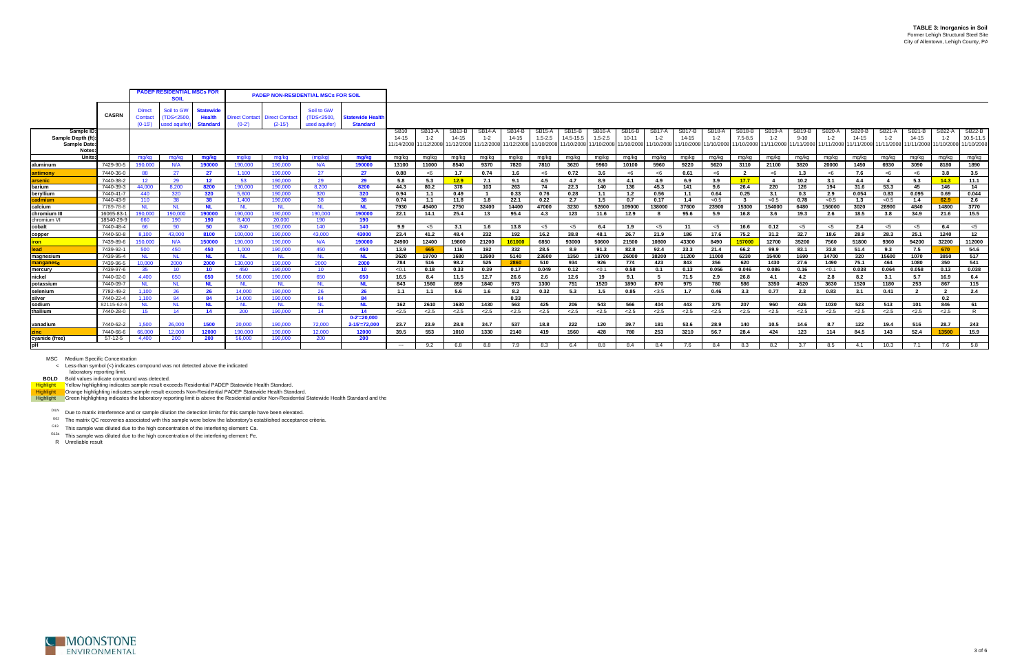**TABLE 3: Inorganics in Soil**
Former Lehigh Structural Steel Site
City of Allentown, Lehigh County, PA

| | CASRN | PADEP RESIDENTIAL MSCs FOR SOIL | | | PADEP NON-RESIDENTIAL MSCs FOR SOIL | | | | | | | | | | | | | | | | | | | | | | | | | | |
|---|---|---|---|---|---|---|---|---|---|---|---|---|---|---|---|---|---|---|---|---|---|---|---|---|---|---|---|---|---|---|---|
| | | Direct Contact (0-15') | Soil to GW (TDS<2500, used aquifer) | Statewide Health Standard | Direct Contact (0-2') | Direct Contact (2-15') | Soil to GW (TDS<2500, used aquifer) | Statewide Health Standard | | | | | | | | | | | | | | | | | | | | | | | |
| Sample ID: | | | | | | | | | SB10 | SB13-A | SB13-B | SB14-A | SB14-B | SB15-A | SB15-B | SB16-A | SB16-B | SB17-A | SB17-B | SB18-A | SB18-B | SB19-A | SB19-B | SB20-A | SB20-B | SB21-A | SB21-B | SB22-A | SB22-B |
| Sample Depth (ft): | | | | | | | | | 14-15 | 1-2 | 14-15 | 1-2 | 14-15 | 1.5-2.5 | 14.5-15.5 | 1.5-2.5 | 10-11 | 1-2 | 14-15 | 1-2 | 7.5-8.5 | 1-2 | 9-10 | 1-2 | 14-15 | 1-2 | 14-15 | 1-2 | 10.5-11.5 |
| Sample Date: | | | | | | | | | 11/14/2008 | 11/12/2008 | 11/12/2008 | 11/12/2008 | 11/12/2008 | 11/10/2008 | 11/10/2008 | 11/10/2008 | 11/10/2008 | 11/10/2008 | 11/10/2008 | 11/10/2008 | 11/10/2008 | 11/11/2008 | 11/11/2008 | 11/11/2008 | 11/11/2008 | 11/11/2008 | 11/11/2008 | 11/10/2008 | 11/10/2008 |
| Notes: | | | | | | | | | | | | | | | | | | | | | | | | | | | | | |
| Units: | | mg/kg | mg/kg | mg/kg | mg/kg | mg/kg | (mg/kg) | mg/kg | mg/kg | mg/kg | mg/kg | mg/kg | mg/kg | mg/kg | mg/kg | mg/kg | mg/kg | mg/kg | mg/kg | mg/kg | mg/kg | mg/kg | mg/kg | mg/kg | mg/kg | mg/kg | mg/kg | mg/kg | mg/kg |
| aluminum | 7429-90-5 | 190,000 | N/A | 190000 | 190,000 | 190,000 | N/A | 190000 | **13100** | **11000** | **8540** | **9370** | **7820** | **7810** | **3620** | **9960** | **10100** | **5960** | **9220** | **5620** | **3110** | **21100** | **3820** | **20000** | **1450** | **6930** | **3090** | **8180** | **1890** |
| antimony | 7440-36-0 | 88 | 27 | 27 | 1,100 | 190,000 | 27 | 27 | **0.88** | <6 | **1.7** | **0.74** | **1.6** | <6 | **0.72** | **3.6** | <6 | <6 | **0.61** | <6 | **2** | <6 | **1.3** | <6 | **7.6** | <6 | <6 | **3.8** | **3.5** |
| arsenic | 7440-38-2 | 12 | 29 | 12 | 53 | 190,000 | 29 | 29 | **5.8** | **5.3** | **12.9** | **7.1** | **9.1** | **4.5** | **4.7** | **8.9** | **4.1** | **4.9** | **6.9** | **3.9** | **17.7** | **4** | **10.2** | **3.1** | **4.4** | **4** | **5.3** | **14.3** | **11.1** |
| barium | 7440-39-3 | 44,000 | 8,200 | 8200 | 190,000 | 190,000 | 8,200 | 8200 | **44.3** | **80.2** | **378** | **103** | **263** | **74** | **22.3** | **140** | **136** | **45.3** | **141** | **9.6** | **26.4** | **220** | **126** | **194** | **31.6** | **53.3** | **45** | **146** | **14** |
| beryllium | 7440-41-7 | 440 | 320 | 320 | 5,600 | 190,000 | 320 | 320 | **0.94** | **1.1** | **0.49** | **1** | **0.33** | **0.76** | **0.28** | **1.1** | **1.2** | **0.56** | **1.1** | **0.64** | **0.25** | **3.1** | **0.3** | **2.9** | **0.054** | **0.83** | **0.095** | **0.69** | **0.044** |
| cadmium | 7440-43-9 | 110 | 38 | 38 | 1,400 | 190,000 | 38 | 38 | **0.74** | **1.1** | **11.8** | **1.8** | **22.1** | **0.22** | **2.7** | **1.5** | **0.7** | **0.17** | **1.4** | <0.5 | **3** | <0.5 | **0.78** | <0.5 | **1.3** | <0.5 | **1.4** | **62.9** | **2.6** |
| calcium | 7789-78-8 | NL | NL | NL | NL | NL | NL | NL | **7930** | **49400** | **2750** | **32400** | **14400** | **47000** | **3230** | **52600** | **109000** | **138000** | **37600** | **23900** | **15300** | **154000** | **6480** | **156000** | **3020** | **28900** | **4840** | **14800** | **3770** |
| chromium III | 16065-83-1 | 190,000 | 190,000 | 190000 | 190,000 | 190,000 | 190,000 | 190000 | **22.1** | **14.1** | **25.4** | **13** | **95.4** | **4.3** | **123** | **11.6** | **12.9** | **8** | **95.6** | **5.9** | **16.8** | **3.6** | **19.3** | **2.6** | **18.5** | **3.8** | **34.9** | **21.6** | **15.5** |
| chromium VI | 18540-29-9 | 660 | 190 | 190 | 8,400 | 20,000 | 190 | 190 | | | | | | | | | | | | | | | | | | | | | |
| cobalt | 7440-48-4 | 66 | 50 | 50 | 840 | 190,000 | 140 | 140 | **9.9** | <5 | **3.1** | **1.6** | **13.8** | <5 | <5 | **6.4** | **1.9** | <5 | **11** | <5 | **16.6** | **0.12** | <5 | <5 | **2.4** | <5 | <5 | **6.4** | <5 |
| copper | 7440-50-8 | 8,100 | 43,000 | 8100 | 100,000 | 190,000 | 43,000 | 43000 | **23.4** | **41.2** | **48.4** | **232** | **192** | **16.2** | **38.8** | **48.1** | **26.7** | **21.9** | **186** | **17.6** | **75.2** | **31.2** | **32.7** | **18.6** | **28.9** | **28.3** | **25.1** | **1240** | **12** |
| iron | 7439-89-6 | 150,000 | N/A | 150000 | 190,000 | 190,000 | N/A | 190000 | **24900** | **12400** | **19800** | **21200** | **161000** | **6850** | **93000** | **50600** | **21500** | **10800** | **43300** | **8490** | **157000** | **12700** | **35200** | **7560** | **51800** | **9360** | **94200** | **32200** | **112000** |
| lead | 7439-92-1 | 500 | 450 | 450 | 1,000 | 190,000 | 450 | 450 | **13.9** | **665** | **116** | **192** | **332** | **28.5** | **8.9** | **91.3** | **82.8** | **92.4** | **23.3** | **21.4** | **66.2** | **99.9** | **83.1** | **33.8** | **51.4** | **9.3** | **7.5** | **670** | **54.6** |
| magnesium | 7439-95-4 | NL | NL | NL | NL | NL | NL | NL | **3620** | **19700** | **1680** | **12600** | **5140** | **23600** | **1350** | **18700** | **26000** | **38200** | **11200** | **11000** | **6230** | **15400** | **1690** | **14700** | **320** | **15600** | **1070** | **3850** | **517** |
| manganese | 7439-96-5 | 10,000 | 2000 | 2000 | 130,000 | 190,000 | 2000 | 2000 | **784** | **516** | **98.2** | **525** | **2860** | **510** | **934** | **926** | **774** | **423** | **843** | **356** | **620** | **1430** | **27.6** | **1490** | **75.1** | **464** | **1080** | **350** | **541** |
| mercury | 7439-97-6 | 35 | 10 | 10 | 450 | 190,000 | 10 | 10 | <0.1 | **0.18** | **0.33** | **0.39** | **0.17** | **0.049** | **0.12** | <0.1 | **0.58** | **0.1** | **0.13** | **0.056** | **0.046** | **0.086** | **0.16** | <0.1 | **0.038** | **0.064** | **0.058** | **0.13** | **0.038** |
| nickel | 7440-02-0 | 4,400 | 650 | 650 | 56,000 | 190,000 | 650 | 650 | **16.5** | **8.4** | **11.5** | **12.7** | **26.6** | **2.6** | **12.6** | **19** | **9.1** | **5** | **71.5** | **2.9** | **26.8** | **4.1** | **4.2** | **2.8** | **8.2** | **3.1** | **5.7** | **16.9** | **6.4** |
| potassium | 7440-09-7 | NL | NL | NL | NL | NL | NL | NL | **843** | **1560** | **859** | **1840** | **973** | **1300** | **751** | **1520** | **1890** | **870** | **975** | **780** | **586** | **3350** | **4520** | **3630** | **1520** | **1180** | **253** | **867** | **115** |
| selenium | 7782-49-2 | 1,100 | 26 | 26 | 14,000 | 190,000 | 26 | 26 | **1.1** | **1.1** | **5.6** | **1.6** | **8.2** | **0.32** | **5.3** | **1.5** | **0.85** | <3.5 | **1.7** | **0.46** | **3.3** | **0.77** | **2.3** | **0.83** | **3.1** | **0.41** | **2** | **2** | **2.4** |
| silver | 7440-22-4 | 1,100 | 84 | 84 | 14,000 | 190,000 | 84 | 84 | | | | | **0.33** | | | | | | | | | | | | | | | **0.2** | |
| sodium | 82115-62-6 | NL | NL | NL | NL | NL | NL | NL | **162** | **2610** | **1630** | **1430** | **563** | **425** | **206** | **543** | **566** | **404** | **443** | **375** | **207** | **960** | **426** | **1030** | **523** | **513** | **101** | **846** | **61** |
| thallium | 7440-28-0 | 15 | 14 | 14 | 200 | 190,000 | 14 | 14 | <2.5 | <2.5 | <2.5 | <2.5 | <2.5 | <2.5 | <2.5 | <2.5 | <2.5 | <2.5 | <2.5 | <2.5 | <2.5 | <2.5 | <2.5 | <2.5 | <2.5 | <2.5 | <2.5 | <2.5 | R |
| vanadium | 7440-62-2 | 1,500 | 26,000 | 1500 | 20,000 | 190,000 | 72,000 | 0-2'=20,000 2-15'=72,000 | **23.7** | **23.9** | **28.8** | **34.7** | **537** | **18.8** | **222** | **120** | **39.7** | **181** | **53.6** | **28.9** | **140** | **10.5** | **14.6** | **8.7** | **122** | **19.4** | **516** | **28.7** | **243** |
| zinc | 7440-66-6 | 66,000 | 12,000 | 12000 | 190,000 | 190,000 | 12,000 | 12000 | **39.5** | **553** | **1010** | **1330** | **2140** | **419** | **1560** | **428** | **780** | **253** | **3210** | **56.7** | **28.4** | **424** | **123** | **114** | **84.5** | **143** | **52.4** | **13500** | **15.9** |
| cyanide (free) | 57-12-5 | 4,400 | 200 | 200 | 56,000 | 190,000 | 200 | 200 | | | | | | | | | | | | | | | | | | | | | |
| pH | | | | | | | | | --- | 9.2 | 6.8 | 8.8 | 7.9 | 8.3 | 6.4 | 8.8 | 8.4 | 8.4 | 7.6 | 8.4 | 8.3 | 8.2 | 3.7 | 8.5 | 4.1 | 10.3 | 7.1 | 7.6 | 5.8 |

MSC Medium Specific Concentration

< Less-than symbol (<) indicates compound was not detected above the indicated laboratory reporting limit.

**BOLD** Bold values indicate compound was detected.

Highlight Yellow highlighting indicates sample result exceeds Residential PADEP Statewide Health Standard.

Highlight Orange highlighting indicates sample result exceeds Non-Residential PADEP Statewide Health Standard.

Highlight Green highlighting indicates the laboratory reporting limit is above the Residential and/or Non-Residential Statewide Health Standard and the

DILN Due to matrix interference and or sample dilution the detection limits for this sample have been elevated.

G02 The matrix QC recoveries associated with this sample were below the laboratory's established acceptance criteria.

G13 This sample was diluted due to the high concentration of the interfering element: Ca.

G13a This sample was diluted due to the high concentration of the interfering element: Fe.

R Unreliable result

MOONSTONE ENVIRONMENTAL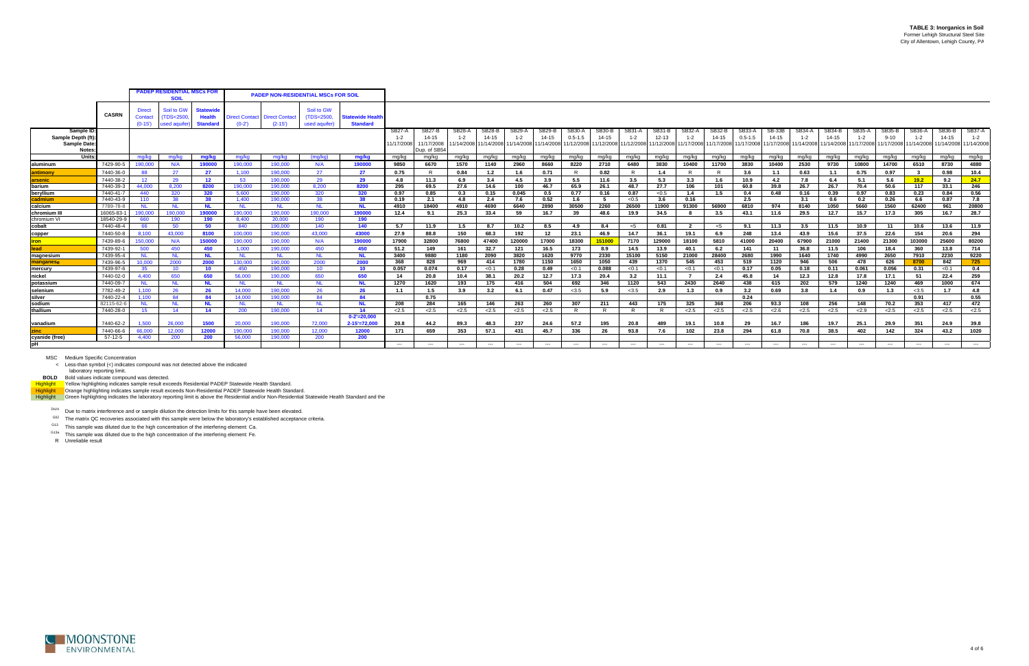**TABLE 3: Inorganics in Soil**
Former Lehigh Structural Steel Site
City of Allentown, Lehigh County, PA

| | CASRN | PADEP RESIDENTIAL MSCs FOR SOIL | | | PADEP NON-RESIDENTIAL MSCs FOR SOIL | | | | | | | | | | | | | | | | | | | | | | | | | | | | |
|---|---|---|---|---|---|---|---|---|---|---|---|---|---|---|---|---|---|---|---|---|---|---|---|---|---|---|---|---|---|---|---|---|---|
| | | Direct Contact (0-15') | Soil to GW (TDS<2500, used aquifer) | Statewide Health Standard | Direct Contact (0-2') | Direct Contact (2-15') | Soil to GW (TDS<2500, used aquifer) | Statewide Health Standard | | | | | | | | | | | | | | | | | | | | | | | | | |
| Sample ID: | | | | | | | | | SB27-A | SB27-B | SB28-A | SB28-B | SB29-A | SB29-B | SB30-A | SB30-B | SB31-A | SB31-B | SB32-A | SB32-B | SB33-A | SB-33B | SB34-A | SB34-B | SB35-A | SB35-B | SB36-A | SB36-B | SB37-A |
| Sample Depth (ft): | | | | | | | | | 1-2 | 14-15 | 1-2 | 14-15 | 1-2 | 14-15 | 0.5-1.5 | 14-15 | 1-2 | 12-13 | 1-2 | 14-15 | 0.5-1.5 | 14-15 | 1-2 | 14-15 | 1-2 | 9-10 | 1-2 | 14-15 | 1-2 |
| Sample Date: | | | | | | | | | 11/17/2008 | 11/17/2008 | 11/14/2008 | 11/14/2008 | 11/14/2008 | 11/14/2008 | 11/12/2008 | 11/12/2008 | 11/12/2008 | 11/12/2008 | 11/17/2008 | 11/17/2008 | 11/17/2008 | 11/17/2008 | 11/14/2008 | 11/14/2008 | 11/17/2008 | 11/17/2008 | 11/14/2008 | 11/14/2008 | 11/14/2008 |
| Notes: | | | | | | | | | | Dup. of SB54 | | | | | | | | | | | | | | | | | | | |
| Units: | | mg/kg | mg/kg | mg/kg | mg/kg | mg/kg | (mg/kg) | mg/kg | mg/kg | mg/kg | mg/kg | mg/kg | mg/kg | mg/kg | mg/kg | mg/kg | mg/kg | mg/kg | mg/kg | mg/kg | mg/kg | mg/kg | mg/kg | mg/kg | mg/kg | mg/kg | mg/kg | mg/kg | mg/kg |
| aluminum | 7429-90-5 | 190,000 | N/A | **190000** | 190,000 | 190,000 | N/A | **190000** | **9850** | **6670** | **1570** | **1140** | **2960** | **8660** | **8220** | **2710** | **6480** | **3830** | **10400** | **11700** | **3830** | **10400** | **2530** | **9730** | **10800** | **14700** | **6510** | **8730** | **4880** |
| antimony | 7440-36-0 | 88 | 27 | **27** | 1,100 | 190,000 | 27 | **27** | **0.75** | R | **0.84** | **1.2** | **1.6** | **0.71** | R | **0.82** | R | **1.4** | R | R | **3.6** | **1.1** | **0.63** | **1.1** | **0.75** | **0.97** | **3** | **0.98** | **10.4** |
| arsenic | 7440-38-2 | 12 | 29 | **12** | 53 | 190,000 | 29 | **29** | **4.8** | **11.3** | **6.9** | **3.4** | **4.5** | **3.9** | **5.5** | **11.6** | **3.5** | **5.3** | **3.3** | **1.6** | **10.9** | **4.2** | **7.8** | **6.4** | **5.1** | **5.6** | **19.2** | **9.2** | **24.7** |
| barium | 7440-39-3 | 44,000 | 8,200 | **8200** | 190,000 | 190,000 | 8,200 | **8200** | **295** | **69.5** | **27.6** | **14.6** | **100** | **46.7** | **65.9** | **26.1** | **48.7** | **27.7** | **106** | **101** | **60.8** | **39.8** | **26.7** | **26.7** | **70.4** | **50.6** | **117** | **33.1** | **246** |
| beryllium | 7440-41-7 | 440 | 320 | **320** | 5,600 | 190,000 | 320 | **320** | **0.97** | **0.85** | **0.3** | **0.15** | **0.045** | **0.5** | **0.77** | **0.16** | **0.87** | <0.5 | **1.4** | **1.5** | **0.4** | **0.48** | **0.16** | **0.39** | **0.97** | **0.83** | **0.23** | **0.84** | **0.56** |
| cadmium | 7440-43-9 | 110 | 38 | **38** | 1,400 | 190,000 | 38 | **38** | **0.19** | **2.1** | **4.8** | **2.4** | **7.6** | **0.52** | **1.6** | **5** | <0.5 | **3.6** | **0.16** | | **2.5** | | **3.1** | **0.6** | **0.2** | **0.26** | **6.6** | **0.87** | **7.8** |
| calcium | 7789-78-8 | NL | NL | **NL** | NL | NL | NL | **NL** | **4910** | **18400** | **4910** | **4690** | **6640** | **2890** | **30500** | **2260** | **26500** | **11900** | **91300** | **56900** | **6810** | **974** | **8140** | **1050** | **5660** | **1560** | **62400** | **961** | **20800** |
| chromium III | 16065-83-1 | 190,000 | 190,000 | **190000** | 190,000 | 190,000 | 190,000 | **190000** | **12.4** | **9.1** | **25.3** | **33.4** | **59** | **16.7** | **39** | **48.6** | **19.9** | **34.5** | **8** | **3.5** | **43.1** | **11.6** | **29.5** | **12.7** | **15.7** | **17.3** | **305** | **16.7** | **28.7** |
| chromium VI | 18540-29-9 | 660 | 190 | **190** | 8,400 | 20,000 | 190 | **190** | | | | | | | | | | | | | | | | | | | | | |
| cobalt | 7440-48-4 | 66 | 50 | **50** | 840 | 190,000 | 140 | **140** | **5.7** | **11.9** | **1.5** | **8.7** | **10.2** | **8.5** | **4.9** | **8.4** | <5 | **0.81** | **2** | <5 | **9.1** | **11.3** | **3.5** | **11.5** | **10.9** | **11** | **10.6** | **13.6** | **11.9** |
| copper | 7440-50-8 | 8,100 | 43,000 | **8100** | 100,000 | 190,000 | 43,000 | **43000** | **27.9** | **88.8** | **150** | **68.3** | **192** | **12** | **23.1** | **46.9** | **14.7** | **36.1** | **19.1** | **6.9** | **248** | **13.4** | **43.9** | **15.6** | **37.5** | **22.6** | **154** | **20.6** | **294** |
| iron | 7439-89-6 | 150,000 | N/A | **150000** | 190,000 | 190,000 | N/A | **190000** | **17900** | **32800** | **76800** | **47400** | **120000** | **17000** | **18300** | **151000** | **7170** | **129000** | **18100** | **5810** | **41000** | **20400** | **67900** | **21000** | **21400** | **21300** | **103000** | **25600** | **80200** |
| lead | 7439-92-1 | 500 | 450 | **450** | 1,000 | 190,000 | 450 | **450** | **51.2** | **149** | **161** | **32.7** | **121** | **16.5** | **173** | **8.9** | **14.5** | **13.9** | **40.1** | **6.2** | **141** | **11** | **36.8** | **11.5** | **106** | **18.4** | **360** | **13.8** | **714** |
| magnesium | 7439-95-4 | NL | NL | **NL** | NL | NL | NL | **NL** | **3400** | **9880** | **1180** | **2090** | **3820** | **1620** | **9770** | **2330** | **15100** | **5150** | **21000** | **28400** | **2680** | **1990** | **1640** | **1740** | **4990** | **2650** | **7910** | **2230** | **9220** |
| manganese | 7439-96-5 | 10,000 | 2000 | **2000** | 130,000 | 190,000 | 2000 | **2000** | **368** | **828** | **969** | **414** | **1780** | **1150** | **1650** | **1050** | **439** | **1370** | **545** | **453** | **519** | **1120** | **946** | **506** | **478** | **626** | **8700** | **842** | **725** |
| mercury | 7439-97-6 | 35 | 10 | **10** | 450 | 190,000 | 10 | **10** | **0.057** | **0.074** | **0.17** | <0.1 | **0.28** | **0.49** | <0.1 | **0.088** | <0.1 | <0.1 | <0.1 | <0.1 | **0.17** | **0.05** | **0.18** | **0.11** | **0.061** | **0.056** | **0.31** | <0.1 | **0.4** |
| nickel | 7440-02-0 | 4,400 | 650 | **650** | 56,000 | 190,000 | 650 | **650** | **14** | **20.8** | **10.4** | **38.1** | **20.2** | **12.7** | **17.3** | **20.4** | **3.2** | **11.1** | **7** | **2.4** | **45.8** | **14** | **12.3** | **12.8** | **17.8** | **17.1** | **51** | **22.4** | **259** |
| potassium | 7440-09-7 | NL | NL | **NL** | NL | NL | NL | **NL** | **1270** | **1620** | **193** | **175** | **416** | **504** | **692** | **346** | **1120** | **543** | **2430** | **2640** | **438** | **615** | **202** | **579** | **1240** | **1240** | **469** | **1000** | **674** |
| selenium | 7782-49-2 | 1,100 | 26 | **26** | 14,000 | 190,000 | 26 | **26** | **1.1** | **1.5** | **3.9** | **3.2** | **6.1** | **0.47** | <3.5 | **5.9** | <3.5 | **2.9** | **1.3** | **0.9** | **3.2** | **0.69** | **3.8** | **1.4** | **0.9** | **1.3** | <3.5 | **1.7** | **4.8** |
| silver | 7440-22-4 | 1,100 | 84 | **84** | 14,000 | 190,000 | 84 | **84** | | **0.75** | | | | | | | | | | | **0.24** | | | | | | **0.91** | | **0.55** |
| sodium | 82115-62-6 | NL | NL | **NL** | NL | NL | NL | **NL** | **208** | **284** | **165** | **146** | **263** | **260** | **307** | **211** | **443** | **175** | **325** | **368** | **206** | **93.3** | **108** | **256** | **148** | **70.2** | **353** | **417** | **472** |
| thallium | 7440-28-0 | 15 | 14 | **14** | 200 | 190,000 | 14 | **14** | <2.5 | <2.5 | <2.5 | <2.5 | <2.5 | <2.5 | R | R | R | R | <2.5 | <2.5 | <2.5 | <2.6 | <2.5 | <2.5 | <2.9 | <2.5 | <2.5 | <2.5 | <2.5 |
| vanadium | 7440-62-2 | 1,500 | 26,000 | **1500** | 20,000 | 190,000 | 72,000 | **0-2'=20,000 2-15'=72,000** | **20.8** | **44.2** | **89.3** | **48.3** | **237** | **24.6** | **57.2** | **195** | **20.8** | **489** | **19.1** | **10.8** | **29** | **16.7** | **186** | **19.7** | **25.1** | **29.9** | **351** | **24.9** | **39.8** |
| zinc | 7440-66-6 | 66,000 | 12,000 | **12000** | 190,000 | 190,000 | 12,000 | **12000** | **171** | **659** | **353** | **57.1** | **431** | **45.7** | **336** | **26** | **93.8** | **7.6** | **102** | **23.8** | **294** | **61.8** | **70.8** | **38.5** | **402** | **142** | **324** | **43.2** | **1020** |
| cyanide (free) | 57-12-5 | 4,400 | 200 | **200** | 56,000 | 190,000 | 200 | **200** | | | | | | | | | | | | | | | | | | | | | |
| pH | | | | | | | | | --- | --- | --- | --- | --- | --- | --- | --- | --- | --- | --- | --- | --- | --- | --- | --- | --- | --- | --- | --- | --- |

MSC Medium Specific Concentration

< Less-than symbol (<) indicates compound was not detected above the indicated laboratory reporting limit.

**BOLD** Bold values indicate compound was detected.

Highlight Yellow highlighting indicates sample result exceeds Residential PADEP Statewide Health Standard.

Highlight Orange highlighting indicates sample result exceeds Non-Residential PADEP Statewide Health Standard.

Highlight Green highlighting indicates the laboratory reporting limit is above the Residential and/or Non-Residential Statewide Health Standard and the

DiLN Due to matrix interference and or sample dilution the detection limits for this sample have been elevated.

G02 The matrix QC recoveries associated with this sample were below the laboratory's established acceptance criteria.

G13 This sample was diluted due to the high concentration of the interfering element: Ca.

G13a This sample was diluted due to the high concentration of the interfering element: Fe.

R Unreliable result

MOONSTONE ENVIRONMENTAL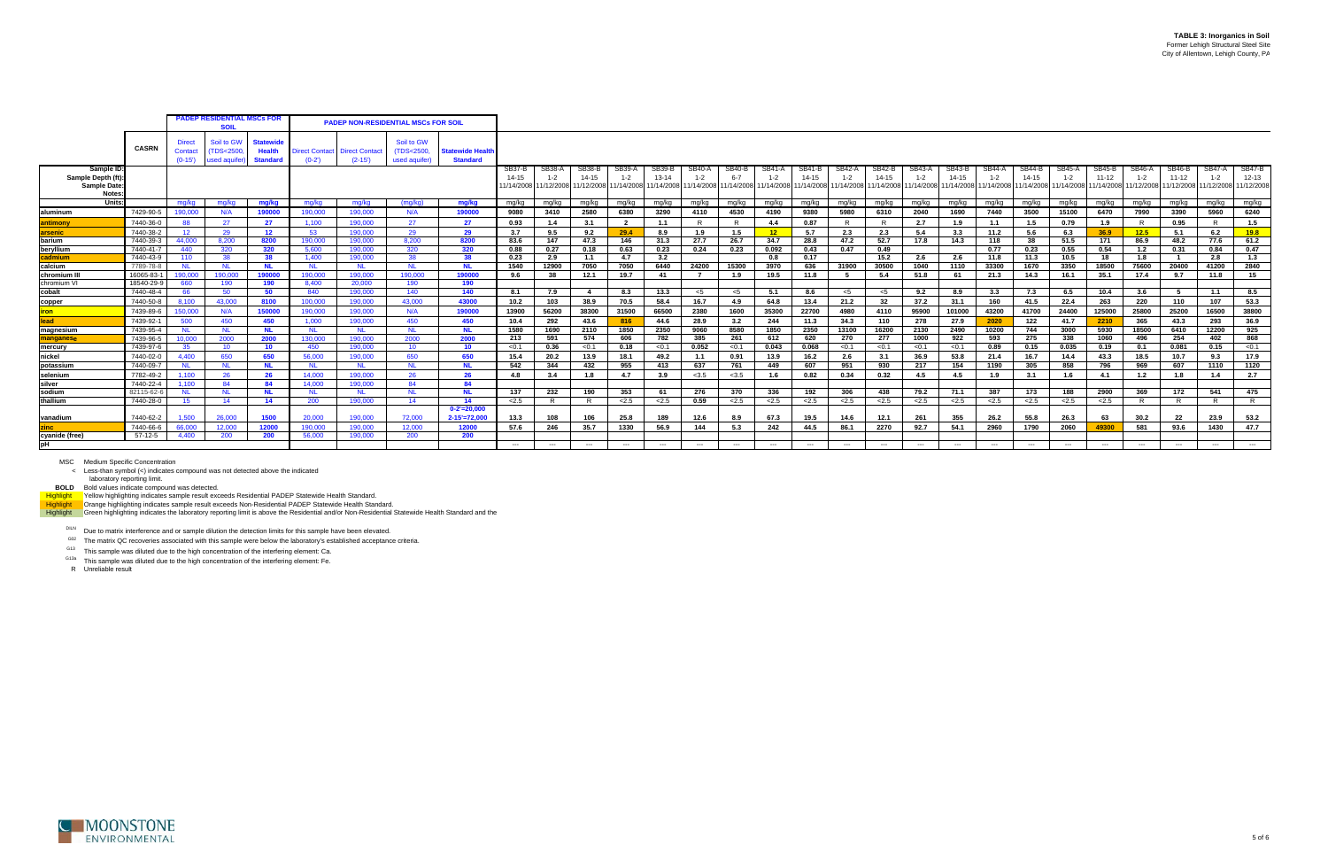**TABLE 3: Inorganics in Soil**
Former Lehigh Structural Steel Site
City of Allentown, Lehigh County, PA

| | CASRN | PADEP RESIDENTIAL MSCs FOR SOIL | | | PADEP NON-RESIDENTIAL MSCs FOR SOIL | | | | | | | | | | | | | | | | | | | | | | | | | | |
|---|---|---|---|---|---|---|---|---|---|---|---|---|---|---|---|---|---|---|---|---|---|---|---|---|---|---|---|---|---|---|---|
| | | Direct Contact (0-15') | Soil to GW (TDS<2500, used aquifer) | Statewide Health Standard | Direct Contact (0-2') | Direct Contact (2-15') | Soil to GW (TDS<2500, used aquifer) | Statewide Health Standard | | | | | | | | | | | | | | | | | | | | | | | |
| Sample ID: | | | | | | | | | SB37-B | SB38-A | SB38-B | SB39-A | SB39-B | SB40-A | SB40-B | SB41-A | SB41-B | SB42-A | SB42-B | SB43-A | SB43-B | SB44-A | SB44-B | SB45-A | SB45-B | SB46-A | SB46-B | SB47-A | SB47-B |
| Sample Depth (ft): | | | | | | | | | 14-15 | 1-2 | 14-15 | 1-2 | 13-14 | 1-2 | 6-7 | 1-2 | 14-15 | 1-2 | 14-15 | 1-2 | 14-15 | 1-2 | 14-15 | 1-2 | 11-12 | 1-2 | 11-12 | 1-2 | 12-13 |
| Sample Date: | | | | | | | | | 11/14/2008 | 11/12/2008 | 11/12/2008 | 11/14/2008 | 11/14/2008 | 11/14/2008 | 11/14/2008 | 11/14/2008 | 11/14/2008 | 11/14/2008 | 11/14/2008 | 11/14/2008 | 11/14/2008 | 11/14/2008 | 11/14/2008 | 11/14/2008 | 11/14/2008 | 11/12/2008 | 11/12/2008 | 11/12/2008 | 11/12/2008 |
| Notes: | | | | | | | | | | | | | | | | | | | | | | | | | | | | | |
| Units: | | mg/kg | mg/kg | mg/kg | mg/kg | mg/kg | (mg/kg) | mg/kg | mg/kg | mg/kg | mg/kg | mg/kg | mg/kg | mg/kg | mg/kg | mg/kg | mg/kg | mg/kg | mg/kg | mg/kg | mg/kg | mg/kg | mg/kg | mg/kg | mg/kg | mg/kg | mg/kg | mg/kg | mg/kg |
| aluminum | 7429-90-5 | 190,000 | N/A | 190000 | 190,000 | 190,000 | N/A | 190000 | 9080 | 3410 | 2580 | 6380 | 3290 | 4110 | 4530 | 4190 | 9380 | 5980 | 6310 | 2040 | 1690 | 7440 | 3500 | 15100 | 6470 | 7990 | 3390 | 5960 | 6240 |
| antimony | 7440-36-0 | 88 | 27 | 27 | 1,100 | 190,000 | 27 | 27 | 0.93 | 1.4 | 3.1 | 2 | 1.1 | R | R | 4.4 | 0.87 | R | R | 2.7 | 1.9 | 1.1 | 1.5 | 0.79 | 1.9 | R | 0.95 | R | 1.5 |
| arsenic | 7440-38-2 | 12 | 29 | 12 | 53 | 190,000 | 29 | 29 | 3.7 | 9.5 | 9.2 | 29.4 | 8.9 | 1.9 | 1.5 | 12 | 5.7 | 2.3 | 2.3 | 5.4 | 3.3 | 11.2 | 5.6 | 6.3 | 36.9 | 12.5 | 5.1 | 6.2 | 19.8 |
| barium | 7440-39-3 | 44,000 | 8,200 | 8200 | 190,000 | 190,000 | 8,200 | 8200 | 83.6 | 147 | 47.3 | 146 | 31.3 | 27.7 | 26.7 | 34.7 | 28.8 | 47.2 | 52.7 | 17.8 | 14.3 | 118 | 38 | 51.5 | 171 | 86.9 | 48.2 | 77.6 | 61.2 |
| beryllium | 7440-41-7 | 440 | 320 | 320 | 5,600 | 190,000 | 320 | 320 | 0.88 | 0.27 | 0.18 | 0.63 | 0.23 | 0.24 | 0.23 | 0.092 | 0.43 | 0.47 | 0.49 | | | 0.77 | 0.23 | 0.55 | 0.54 | 1.2 | 0.31 | 0.84 | 0.47 |
| cadmium | 7440-43-9 | 110 | 38 | 38 | 1,400 | 190,000 | 38 | 38 | 0.23 | 2.9 | 1.1 | 4.7 | 3.2 | | | 0.8 | 0.17 | | 15.2 | 2.6 | 2.6 | 11.8 | 11.3 | 10.5 | 18 | 1.8 | 1 | 2.8 | 1.3 |
| calcium | 7789-78-8 | NL | NL | NL | NL | NL | NL | NL | 1540 | 12900 | 7050 | 7050 | 6440 | 24200 | 15300 | 3970 | 636 | 31900 | 30500 | 1040 | 1110 | 33300 | 1670 | 3350 | 18500 | 75600 | 20400 | 41200 | 2840 |
| chromium III | 16065-83-1 | 190,000 | 190,000 | 190000 | 190,000 | 190,000 | 190,000 | 190000 | 9.6 | 38 | 12.1 | 19.7 | 41 | 7 | 1.9 | 19.5 | 11.8 | 5 | 5.4 | 51.8 | 61 | 21.3 | 14.3 | 16.1 | 35.1 | 17.4 | 9.7 | 11.8 | 15 |
| chromium VI | 18540-29-9 | 660 | 190 | 190 | 8,400 | 20,000 | 190 | 190 | | | | | | | | | | | | | | | | | | | | | |
| cobalt | 7440-48-4 | 66 | 50 | 50 | 840 | 190,000 | 140 | 140 | 8.1 | 7.9 | 4 | 8.3 | 13.3 | <5 | <5 | 5.1 | 8.6 | <5 | <5 | 9.2 | 8.9 | 3.3 | 7.3 | 6.5 | 10.4 | 3.6 | 5 | 1.1 | 8.5 |
| copper | 7440-50-8 | 8,100 | 43,000 | 8100 | 100,000 | 190,000 | 43,000 | 43000 | 10.2 | 103 | 38.9 | 70.5 | 58.4 | 16.7 | 4.9 | 64.8 | 13.4 | 21.2 | 32 | 37.2 | 31.1 | 160 | 41.5 | 22.4 | 263 | 220 | 110 | 107 | 53.3 |
| iron | 7439-89-6 | 150,000 | N/A | 150000 | 190,000 | 190,000 | N/A | 190000 | 13900 | 56200 | 38300 | 31500 | 66500 | 2380 | 1600 | 35300 | 22700 | 4980 | 4110 | 95900 | 101000 | 43200 | 41700 | 24400 | 125000 | 25800 | 25200 | 16500 | 38800 |
| lead | 7439-92-1 | 500 | 450 | 450 | 1,000 | 190,000 | 450 | 450 | 10.4 | 292 | 43.6 | 816 | 44.6 | 28.9 | 3.2 | 244 | 11.3 | 34.3 | 110 | 278 | 27.9 | 2020 | 122 | 41.7 | 2210 | 365 | 43.3 | 293 | 36.9 |
| magnesium | 7439-95-4 | NL | NL | NL | NL | NL | NL | NL | 1580 | 1690 | 2110 | 1850 | 2350 | 9060 | 8580 | 1850 | 2350 | 13100 | 16200 | 2130 | 2490 | 10200 | 744 | 3000 | 5930 | 18500 | 6410 | 12200 | 925 |
| manganese | 7439-96-5 | 10,000 | 2000 | 2000 | 130,000 | 190,000 | 2000 | 2000 | 213 | 591 | 574 | 606 | 782 | 385 | 261 | 612 | 620 | 270 | 277 | 1000 | 922 | 593 | 275 | 338 | 1060 | 496 | 254 | 402 | 868 |
| mercury | 7439-97-6 | 35 | 10 | 10 | 450 | 190,000 | 10 | 10 | <0.1 | 0.36 | <0.1 | 0.18 | <0.1 | 0.052 | <0.1 | 0.043 | 0.068 | <0.1 | <0.1 | <0.1 | <0.1 | 0.89 | 0.15 | 0.035 | 0.19 | 0.1 | 0.081 | 0.15 | <0.1 |
| nickel | 7440-02-0 | 4,400 | 650 | 650 | 56,000 | 190,000 | 650 | 650 | 15.4 | 20.2 | 13.9 | 18.1 | 49.2 | 1.1 | 0.91 | 13.9 | 16.2 | 2.6 | 3.1 | 36.9 | 53.8 | 21.4 | 16.7 | 14.4 | 43.3 | 18.5 | 10.7 | 9.3 | 17.9 |
| potassium | 7440-09-7 | NL | NL | NL | NL | NL | NL | NL | 542 | 344 | 432 | 955 | 413 | 637 | 761 | 449 | 607 | 951 | 930 | 217 | 154 | 1190 | 305 | 858 | 796 | 969 | 607 | 1110 | 1120 |
| selenium | 7782-49-2 | 1,100 | 26 | 26 | 14,000 | 190,000 | 26 | 26 | 4.8 | 3.4 | 1.8 | 4.7 | 3.9 | <3.5 | <3.5 | 1.6 | 0.82 | 0.34 | 0.32 | 4.5 | 4.5 | 1.9 | 3.1 | 1.6 | 4.1 | 1.2 | 1.8 | 1.4 | 2.7 |
| silver | 7440-22-4 | 1,100 | 84 | 84 | 14,000 | 190,000 | 84 | 84 | | | | | | | | | | | | | | | | | | | | | |
| sodium | 82115-62-6 | NL | NL | NL | NL | NL | NL | NL | 137 | 232 | 190 | 353 | 61 | 276 | 370 | 336 | 192 | 306 | 438 | 79.2 | 71.1 | 387 | 173 | 188 | 2900 | 369 | 172 | 541 | 475 |
| thallium | 7440-28-0 | 15 | 14 | 14 | 200 | 190,000 | 14 | 14 | <2.5 | R | R | <2.5 | <2.5 | 0.59 | <2.5 | <2.5 | <2.5 | <2.5 | <2.5 | <2.5 | <2.5 | <2.5 | <2.5 | <2.5 | <2.5 | R | R | R | R |
| vanadium | 7440-62-2 | 1,500 | 26,000 | 1500 | 20,000 | 190,000 | 72,000 | 0-2'=20,000 2-15'=72,000 | 13.3 | 108 | 106 | 25.8 | 189 | 12.6 | 8.9 | 67.3 | 19.5 | 14.6 | 12.1 | 261 | 355 | 26.2 | 55.8 | 26.3 | 63 | 30.2 | 22 | 23.9 | 53.2 |
| zinc | 7440-66-6 | 66,000 | 12,000 | 12000 | 190,000 | 190,000 | 12,000 | 12000 | 57.6 | 246 | 35.7 | 1330 | 56.9 | 144 | 5.3 | 242 | 44.5 | 86.1 | 2270 | 92.7 | 54.1 | 2960 | 1790 | 2060 | 49300 | 581 | 93.6 | 1430 | 47.7 |
| cyanide (free) | 57-12-5 | 4,400 | 200 | 200 | 56,000 | 190,000 | 200 | 200 | | | | | | | | | | | | | | | | | | | | | |
| pH | | | | | | | | | --- | --- | --- | --- | --- | --- | --- | --- | --- | --- | --- | --- | --- | --- | --- | --- | --- | --- | --- | --- | --- |

MSC Medium Specific Concentration

< Less-than symbol (<) indicates compound was not detected above the indicated laboratory reporting limit.

**BOLD** Bold values indicate compound was detected.

Highlight Yellow highlighting indicates sample result exceeds Residential PADEP Statewide Health Standard.

Highlight Orange highlighting indicates sample result exceeds Non-Residential PADEP Statewide Health Standard.

Highlight Green highlighting indicates the laboratory reporting limit is above the Residential and/or Non-Residential Statewide Health Standard and the

DILN Due to matrix interference and or sample dilution the detection limits for this sample have been elevated.

G02 The matrix QC recoveries associated with this sample were below the laboratory's established acceptance criteria.

G13 This sample was diluted due to the high concentration of the interfering element: Ca.

G13a This sample was diluted due to the high concentration of the interfering element: Fe.

R Unreliable result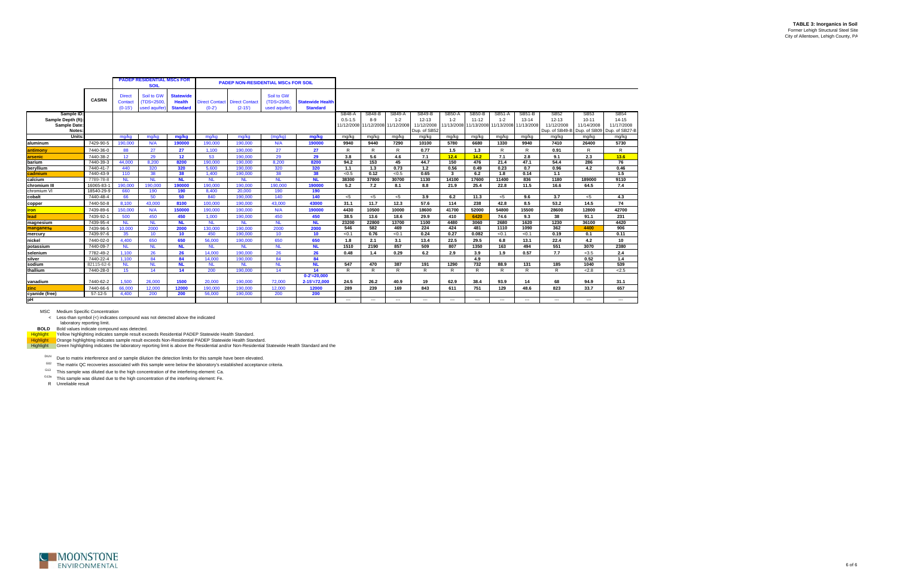**TABLE 3: Inorganics in Soil**
Former Lehigh Structural Steel Site
City of Allentown, Lehigh County, PA

| | | PADEP RESIDENTIAL MSCs FOR SOIL | | | PADEP NON-RESIDENTIAL MSCs FOR SOIL | | | | | | | | | | | | | | |
|---|---|---|---|---|---|---|---|---|---|---|---|---|---|---|---|---|---|---|---|
| | CASRN | Direct Contact (0-15') | Soil to GW (TDS<2500, used aquifer) | Statewide Health Standard | Direct Contact (0-2') | Direct Contact (2-15') | Soil to GW (TDS<2500, used aquifer) | Statewide Health Standard | | | | | | | | | | | |
| Sample ID: | | | | | | | | | SB48-A | SB48-B | SB49-A | SB49-B | SB50-A | SB50-B | SB51-A | SB51-B | SB52 | SB53 | SB54 |
| Sample Depth (ft): | | | | | | | | | 0.5-1.5 | 8-9 | 1-2 | 12-13 | 1-2 | 11-12 | 1-2 | 13-14 | 12-13 | 10-11 | 14-15 |
| Sample Date: | | | | | | | | | 11/12/2008 | 11/12/2008 | 11/12/2008 | 11/12/2008 | 11/13/2008 | 11/13/2008 | 11/13/2008 | 11/13/2008 | 11/12/2008 | 11/14/2008 | 11/17/2008 |
| Notes: | | | | | | | | | | | | Dup. of SB52 | | | | | Dup. of SB49-B | Dup. of SB09 | Dup. of SB27-B |
| Units: | | mg/kg | mg/kg | mg/kg | mg/kg | mg/kg | (mg/kg) | mg/kg | mg/kg | mg/kg | mg/kg | mg/kg | mg/kg | mg/kg | mg/kg | mg/kg | mg/kg | mg/kg | mg/kg |
| aluminum | 7429-90-5 | 190,000 | N/A | **190000** | 190,000 | 190,000 | N/A | **190000** | **9940** | **9440** | **7290** | **10100** | **5780** | **6680** | **1330** | **9940** | **7410** | **26400** | **5730** |
| antimony | 7440-36-0 | 88 | 27 | **27** | 1,100 | 190,000 | 27 | **27** | R | R | R | **0.77** | **1.5** | **1.3** | R | R | **0.91** | R | R |
| arsenic | 7440-38-2 | 12 | 29 | **12** | 53 | 190,000 | 29 | **29** | **3.8** | **5.6** | **4.6** | **7.1** | **12.4** | **14.2** | **7.1** | **2.8** | **9.1** | **2.3** | **13.6** |
| barium | 7440-39-3 | 44,000 | 8,200 | **8200** | 190,000 | 190,000 | 8,200 | **8200** | **94.2** | **153** | **45** | **44.7** | **150** | **476** | **21.4** | **47.1** | **54.4** | **286** | **76** |
| beryllium | 7440-41-7 | 440 | 320 | **320** | 5,600 | 190,000 | 320 | **320** | **1.1** | **1.3** | **0.73** | **1.2** | **0.56** | **0.49** | **0.23** | **0.7** | **0.96** | **4.2** | **0.46** |
| cadmium | 7440-43-9 | 110 | 38 | **38** | 1,400 | 190,000 | 38 | **38** | <0.5 | **0.12** | <0.5 | **0.65** | **3** | **6.2** | **1.8** | **0.14** | **1.1** | | **1.5** |
| calcium | 7789-78-8 | NL | NL | **NL** | NL | NL | NL | **NL** | **38300** | **37800** | **30700** | **1130** | **14100** | **17600** | **11400** | **836** | **1180** | **189000** | **9110** |
| chromium III | 16065-83-1 | 190,000 | 190,000 | **190000** | 190,000 | 190,000 | 190,000 | **190000** | **21.9** | **7.2** | **8.1** | **8.8** | **21.9** | **25.4** | **22.8** | **11.5** | **16.6** | **64.5** | **7.4** |
| chromium VI | 18540-29-9 | 660 | 190 | **190** | 8,400 | 20,000 | 190 | **190** | | | | | | | | | | | |
| cobalt | 7440-48-4 | 66 | 50 | **50** | 840 | 190,000 | 140 | **140** | <5 | <5 | <5 | **3.9** | **6.2** | **11.3** | <5 | **9.6** | **3.7** | <5 | **4.3** |
| copper | 7440-50-8 | 8,100 | 43,000 | **8100** | 100,000 | 190,000 | 43,000 | **43000** | **31.1** | **11.7** | **12.3** | **57.6** | **114** | **238** | **42.8** | **8.5** | **53.2** | **14.5** | **74** |
| iron | 7439-89-6 | 150,000 | N/A | **150000** | 190,000 | 190,000 | N/A | **190000** | **4430** | **10500** | **10000** | **18600** | **41700** | **52000** | **54800** | **15500** | **28600** | **12800** | **42700** |
| lead | 7439-92-1 | 500 | 450 | **450** | 1,000 | 190,000 | 450 | **450** | **38.5** | **13.6** | **18.6** | **29.9** | **410** | **6420** | **74.6** | **9.3** | **38** | **91.1** | **231** |
| magnesium | 7439-95-4 | NL | NL | **NL** | NL | NL | NL | **NL** | **23200** | **22800** | **13700** | **1100** | **4480** | **3060** | **2680** | **1620** | **1230** | **36100** | **4420** |
| manganese | 7439-96-5 | 10,000 | 2000 | **2000** | 130,000 | 190,000 | 2000 | **2000** | **546** | **582** | **469** | **224** | **424** | **481** | **1110** | **1090** | **362** | **4400** | **906** |
| mercury | 7439-97-6 | 35 | 10 | **10** | 450 | 190,000 | 10 | **10** | <0.1 | **0.76** | <0.1 | **0.24** | **0.27** | **0.082** | <0.1 | <0.1 | **0.19** | **0.1** | **0.11** |
| nickel | 7440-02-0 | 4,400 | 650 | **650** | 56,000 | 190,000 | 650 | **650** | **1.8** | **2.1** | **3.1** | **13.4** | **22.5** | **29.5** | **6.8** | **13.1** | **22.4** | **4.2** | **10** |
| potassium | 7440-09-7 | NL | NL | **NL** | NL | NL | NL | **NL** | **1510** | **2190** | **857** | **509** | **807** | **1350** | **163** | **494** | **551** | **3070** | **2380** |
| selenium | 7782-49-2 | 1,100 | 26 | **26** | 14,000 | 190,000 | 26 | **26** | **0.48** | **1.4** | **0.29** | **6.2** | **2.9** | **3.9** | **1.9** | **0.57** | **7.7** | <3.5 | **2.4** |
| silver | 7440-22-4 | 1,100 | 84 | **84** | 14,000 | 190,000 | 84 | **84** | | | | | | **4.9** | | | | **0.52** | **1.4** |
| sodium | 82115-62-6 | NL | NL | **NL** | NL | NL | NL | **NL** | **547** | **470** | **387** | **191** | **1290** | **732** | **88.9** | **131** | **185** | **1040** | **539** |
| thallium | 7440-28-0 | 15 | 14 | **14** | 200 | 190,000 | 14 | **14** | R | R | R | R | R | R | R | R | R | <2.8 | <2.5 |
| vanadium | 7440-62-2 | 1,500 | 26,000 | **1500** | 20,000 | 190,000 | 72,000 | **0-2'=20,000 2-15'=72,000** | **24.5** | **26.2** | **40.9** | **19** | **62.9** | **38.4** | **93.9** | **14** | **68** | **94.9** | **31.1** |
| zinc | 7440-66-6 | 66,000 | 12,000 | **12000** | 190,000 | 190,000 | 12,000 | **12000** | **289** | **239** | **169** | **843** | **611** | **751** | **129** | **48.6** | **823** | **33.7** | **657** |
| cyanide (free) | 57-12-5 | 4,400 | 200 | **200** | 56,000 | 190,000 | 200 | **200** | | | | | | | | | | | |
| pH | | | | | | | | | --- | --- | --- | --- | --- | --- | --- | --- | --- | --- | --- |

MSC Medium Specific Concentration
< Less-than symbol (<) indicates compound was not detected above the indicated laboratory reporting limit.
**BOLD** Bold values indicate compound was detected.
Highlight Yellow highlighting indicates sample result exceeds Residential PADEP Statewide Health Standard.
Highlight Orange highlighting indicates sample result exceeds Non-Residential PADEP Statewide Health Standard.
Highlight Green highlighting indicates the laboratory reporting limit is above the Residential and/or Non-Residential Statewide Health Standard and the

DILN Due to matrix interference and or sample dilution the detection limits for this sample have been elevated.
G02 The matrix QC recoveries associated with this sample were below the laboratory's established acceptance criteria.
G12 This sample was diluted due to the high concentration of the interfering element: Ca.
G12a This sample was diluted due to the high concentration of the interfering element: Fe.
R Unreliable result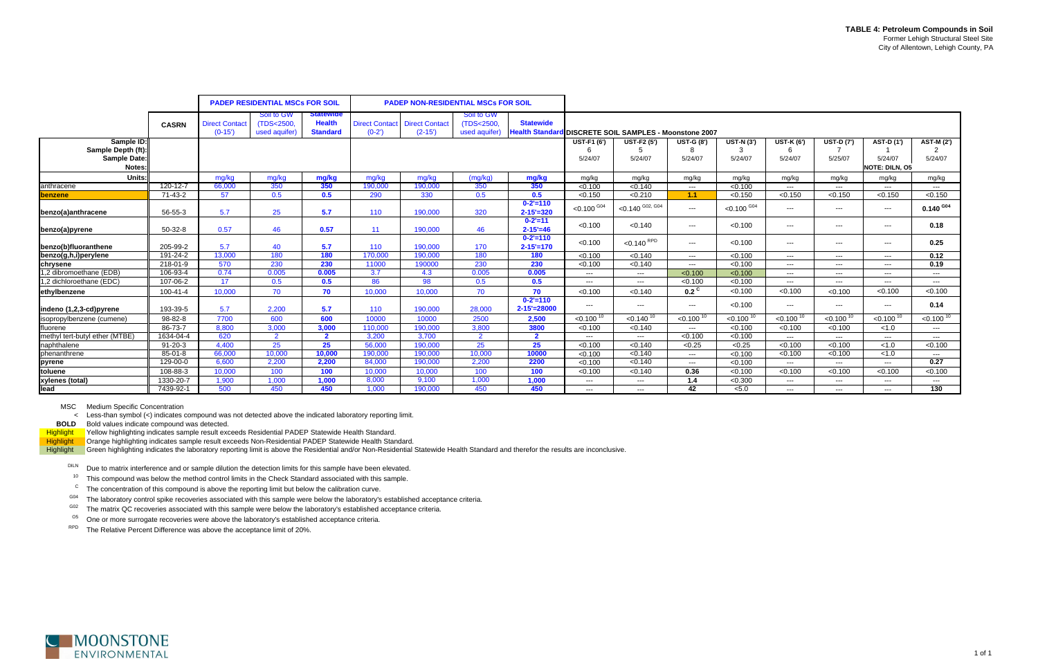**TABLE 4: Petroleum Compounds in Soil**
Former Lehigh Structural Steel Site
City of Allentown, Lehigh County, PA

| | | PADEP RESIDENTIAL MSCs FOR SOIL | | | PADEP NON-RESIDENTIAL MSCs FOR SOIL | | | | DISCRETE SOIL SAMPLES - Moonstone 2007 | | | | | | | |
|---|---|---|---|---|---|---|---|---|---|---|---|---|---|---|---|---|
| | CASRN | Direct Contact (0-15') | Soil to GW (TDS<2500, used aquifer) | Statewide Health Standard | Direct Contact (0-2') | Direct Contact (2-15') | Soil to GW (TDS<2500, used aquifer) | Statewide Health Standard | | | | | | | | |
| Sample ID: | | | | | | | | | UST-F1 (6') | UST-F2 (5') | UST-G (8') | UST-N (3') | UST-K (6') | UST-D (7') | AST-D (1') | AST-M (2') |
| Sample Depth (ft): | | | | | | | | | 6 | 5 | 8 | 3 | 6 | 7 | 1 | 2 |
| Sample Date: | | | | | | | | | 5/24/07 | 5/24/07 | 5/24/07 | 5/24/07 | 5/24/07 | 5/25/07 | 5/24/07 | 5/24/07 |
| Notes: | | | | | | | | | | | | | | | NOTE: DILN, O5 | |
| Units: | | mg/kg | mg/kg | mg/kg | mg/kg | mg/kg | (mg/kg) | mg/kg | mg/kg | mg/kg | mg/kg | mg/kg | mg/kg | mg/kg | mg/kg | mg/kg |
| anthracene | 120-12-7 | 66,000 | 350 | 350 | 190,000 | 190,000 | 350 | 350 | <0.100 | <0.140 | --- | <0.100 | --- | --- | --- | --- |
| benzene | 71-43-2 | 57 | 0.5 | 0.5 | 290 | 330 | 0.5 | 0.5 | <0.150 | <0.210 | **1.1** | <0.150 | <0.150 | <0.150 | <0.150 | <0.150 |
| benzo(a)anthracene | 56-55-3 | 5.7 | 25 | 5.7 | 110 | 190,000 | 320 | 0-2'=110<br>2-15'=320 | <0.100 G04 | <0.140 G02, G04 | --- | <0.100 G04 | --- | --- | --- | **0.140 G04** |
| benzo(a)pyrene | 50-32-8 | 0.57 | 46 | 0.57 | 11 | 190,000 | 46 | 0-2'=11<br>2-15'=46 | <0.100 | <0.140 | --- | <0.100 | --- | --- | --- | **0.18** |
| benzo(b)fluoranthene | 205-99-2 | 5.7 | 40 | 5.7 | 110 | 190,000 | 170 | 0-2'=110<br>2-15'=170 | <0.100 | <0.140 RPD | --- | <0.100 | --- | --- | --- | **0.25** |
| benzo(g,h,i)perylene | 191-24-2 | 13,000 | 180 | 180 | 170,000 | 190,000 | 180 | 180 | <0.100 | <0.140 | --- | <0.100 | --- | --- | --- | **0.12** |
| chrysene | 218-01-9 | 570 | 230 | 230 | 11000 | 190000 | 230 | 230 | <0.100 | <0.140 | --- | <0.100 | --- | --- | --- | **0.19** |
| 1,2 dibromoethane (EDB) | 106-93-4 | 0.74 | 0.005 | 0.005 | 3.7 | 4.3 | 0.005 | 0.005 | --- | --- | <0.100 | <0.100 | --- | --- | --- | --- |
| 1,2 dichloroethane (EDC) | 107-06-2 | 17 | 0.5 | 0.5 | 86 | 98 | 0.5 | 0.5 | --- | --- | <0.100 | <0.100 | --- | --- | --- | --- |
| ethylbenzene | 100-41-4 | 10,000 | 70 | 70 | 10,000 | 10,000 | 70 | 70 | <0.100 | <0.140 | **0.2 C** | <0.100 | <0.100 | <0.100 | <0.100 | <0.100 |
| indeno (1,2,3-cd)pyrene | 193-39-5 | 5.7 | 2,200 | 5.7 | 110 | 190,000 | 28,000 | 0-2'=110<br>2-15'=28000 | --- | --- | --- | <0.100 | --- | --- | --- | **0.14** |
| isopropylbenzene (cumene) | 98-82-8 | 7700 | 600 | 600 | 10000 | 10000 | 2500 | 2,500 | <0.100 10 | <0.140 10 | <0.100 10 | <0.100 10 | <0.100 10 | <0.100 10 | <0.100 10 | <0.100 10 |
| fluorene | 86-73-7 | 8,800 | 3,000 | 3,000 | 110,000 | 190,000 | 3,800 | 3800 | <0.100 | <0.140 | --- | <0.100 | <0.100 | <0.100 | <1.0 | --- |
| methyl tert-butyl ether (MTBE) | 1634-04-4 | 620 | 2 | 2 | 3,200 | 3,700 | 2 | 2 | --- | --- | <0.100 | <0.100 | --- | --- | --- | --- |
| naphthalene | 91-20-3 | 4,400 | 25 | 25 | 56,000 | 190,000 | 25 | 25 | <0.100 | <0.140 | <0.25 | <0.25 | <0.100 | <0.100 | <1.0 | <0.100 |
| phenanthrene | 85-01-8 | 66,000 | 10,000 | 10,000 | 190,000 | 190,000 | 10,000 | 10000 | <0.100 | <0.140 | --- | <0.100 | <0.100 | <0.100 | <1.0 | --- |
| pyrene | 129-00-0 | 6,600 | 2,200 | 2,200 | 84,000 | 190,000 | 2,200 | 2200 | <0.100 | <0.140 | --- | <0.100 | --- | --- | --- | **0.27** |
| toluene | 108-88-3 | 10,000 | 100 | 100 | 10,000 | 10,000 | 100 | 100 | <0.100 | <0.140 | **0.36** | <0.100 | <0.100 | <0.100 | <0.100 | <0.100 |
| xylenes (total) | 1330-20-7 | 1,900 | 1,000 | 1,000 | 8,000 | 9,100 | 1,000 | 1,000 | --- | --- | **1.4** | <0.300 | --- | --- | --- | --- |
| lead | 7439-92-1 | 500 | 450 | 450 | 1,000 | 190,000 | 450 | 450 | --- | --- | **42** | <5.0 | --- | --- | --- | **130** |

MSC Medium Specific Concentration
< Less-than symbol (<) indicates compound was not detected above the indicated laboratory reporting limit.
**BOLD** Bold values indicate compound was detected.
Highlight Yellow highlighting indicates sample result exceeds Residential PADEP Statewide Health Standard.
Highlight Orange highlighting indicates sample result exceeds Non-Residential PADEP Statewide Health Standard.
Highlight Green highlighting indicates the laboratory reporting limit is above the Residential and/or Non-Residential Statewide Health Standard and therefor the results are inconclusive.

DILN Due to matrix interference and or sample dilution the detection limits for this sample have been elevated.
10 This compound was below the method control limits in the Check Standard associated with this sample.
C The concentration of this compound is above the reporting limit but below the calibration curve.
G04 The laboratory control spike recoveries associated with this sample were below the laboratory's established acceptance criteria.
G02 The matrix QC recoveries associated with this sample were below the laboratory's established acceptance criteria.
O5 One or more surrogate recoveries were above the laboratory's established acceptance criteria.
RPD The Relative Percent Difference was above the acceptance limit of 20%.

MOONSTONE ENVIRONMENTAL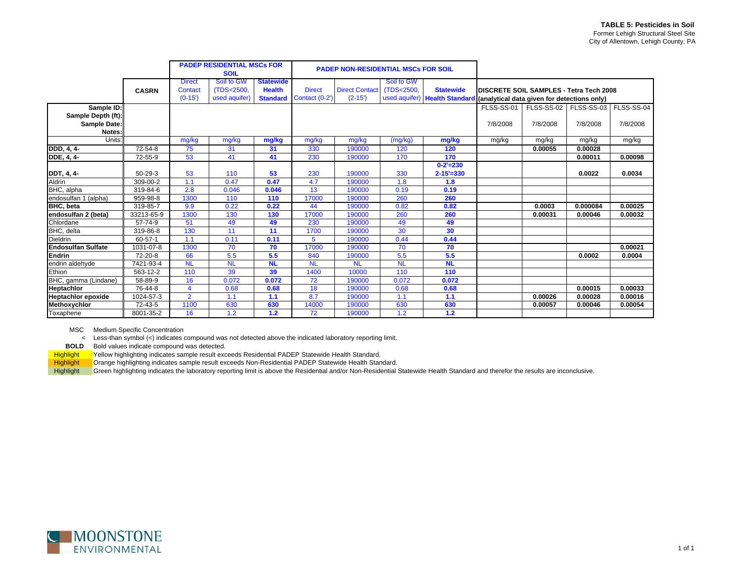**TABLE 5: Pesticides in Soil**
Former Lehigh Structural Steel Site
City of Allentown, Lehigh County, PA

| | CASRN | PADEP RESIDENTIAL MSCs FOR SOIL | | | PADEP NON-RESIDENTIAL MSCs FOR SOIL | | | | DISCRETE SOIL SAMPLES - Tetra Tech 2008 (analytical data given for detections only) | | | |
|---|---|---|---|---|---|---|---|---|---|---|---|---|
| | | Direct Contact (0-15') | Soil to GW (TDS<2500, used aquifer) | **Statewide Health Standard** | Direct Contact (0-2') | Direct Contact (2-15') | Soil to GW (TDS<2500, used aquifer) | **Statewide Health Standard** | | | | |
| Sample ID: | | | | | | | | | FLSS-SS-01 | FLSS-SS-02 | FLSS-SS-03 | FLSS-SS-04 |
| Sample Depth (ft): | | | | | | | | | | | | |
| Sample Date: | | | | | | | | | 7/8/2008 | 7/8/2008 | 7/8/2008 | 7/8/2008 |
| Notes: | | | | | | | | | | | | |
| Units: | | mg/kg | mg/kg | **mg/kg** | mg/kg | mg/kg | (mg/kg) | **mg/kg** | mg/kg | mg/kg | mg/kg | mg/kg |
| **DDD, 4, 4-** | 72-54-8 | 75 | 31 | **31** | 330 | 190000 | 120 | **120** | | **0.00055** | **0.00028** | |
| **DDE, 4, 4-** | 72-55-9 | 53 | 41 | **41** | 230 | 190000 | 170 | **170** | | | **0.00011** | **0.00098** |
| **DDT, 4, 4-** | 50-29-3 | 53 | 110 | **53** | 230 | 190000 | 330 | **0-2'=230 2-15'=330** | | | **0.0022** | **0.0034** |
| Aldrin | 309-00-2 | 1.1 | 0.47 | **0.47** | 4.7 | 190000 | 1.8 | **1.8** | | | | |
| BHC, alpha | 319-84-6 | 2.8 | 0.046 | **0.046** | 13 | 190000 | 0.19 | **0.19** | | | | |
| endosulfan 1 (alpha) | 959-98-8 | 1300 | 110 | **110** | 17000 | 190000 | 260 | **260** | | | | |
| **BHC, beta** | 319-85-7 | 9.9 | 0.22 | **0.22** | 44 | 190000 | 0.82 | **0.82** | | **0.0003** | **0.000084** | **0.00025** |
| **endosulfan 2 (beta)** | 33213-65-9 | 1300 | 130 | **130** | 17000 | 190000 | 260 | **260** | | **0.00031** | **0.00046** | **0.00032** |
| Chlordane | 57-74-9 | 51 | 49 | **49** | 230 | 190000 | 49 | **49** | | | | |
| BHC, delta | 319-86-8 | 130 | 11 | **11** | 1700 | 190000 | 30 | **30** | | | | |
| Dieldrin | 60-57-1 | 1.1 | 0.11 | **0.11** | 5 | 190000 | 0.44 | **0.44** | | | | |
| **Endosulfan Sulfate** | 1031-07-8 | 1300 | 70 | **70** | 17000 | 190000 | 70 | **70** | | | | **0.00021** |
| **Endrin** | 72-20-8 | 66 | 5.5 | **5.5** | 840 | 190000 | 5.5 | **5.5** | | | **0.0002** | **0.0004** |
| endrin aldehyde | 7421-93-4 | NL | NL | **NL** | NL | NL | NL | **NL** | | | | |
| Ethion | 563-12-2 | 110 | 39 | **39** | 1400 | 10000 | 110 | **110** | | | | |
| BHC, gamma (Lindane) | 58-89-9 | 16 | 0.072 | **0.072** | 72 | 190000 | 0.072 | **0.072** | | | | |
| **Heptachlor** | 76-44-8 | 4 | 0.68 | **0.68** | 18 | 190000 | 0.68 | **0.68** | | | **0.00015** | **0.00033** |
| **Heptachlor epoxide** | 1024-57-3 | 2 | 1.1 | **1.1** | 8.7 | 190000 | 1.1 | **1.1** | | **0.00026** | **0.00028** | **0.00016** |
| **Methoxychlor** | 72-43-5 | 1100 | 630 | **630** | 14000 | 190000 | 630 | **630** | | **0.00057** | **0.00046** | **0.00054** |
| Toxaphene | 8001-35-2 | 16 | 1.2 | **1.2** | 72 | 190000 | 1.2 | **1.2** | | | | |

MSC Medium Specific Concentration
< Less-than symbol (<) indicates compound was not detected above the indicated laboratory reporting limit.
**BOLD** Bold values indicate compound was detected.
Highlight Yellow highlighting indicates sample result exceeds Residential PADEP Statewide Health Standard.
Highlight Orange highlighting indicates sample result exceeds Non-Residential PADEP Statewide Health Standard.
Highlight Green highlighting indicates the laboratory reporting limit is above the Residential and/or Non-Residential Statewide Health Standard and therefor the results are inconclusive.

MOONSTONE ENVIRONMENTAL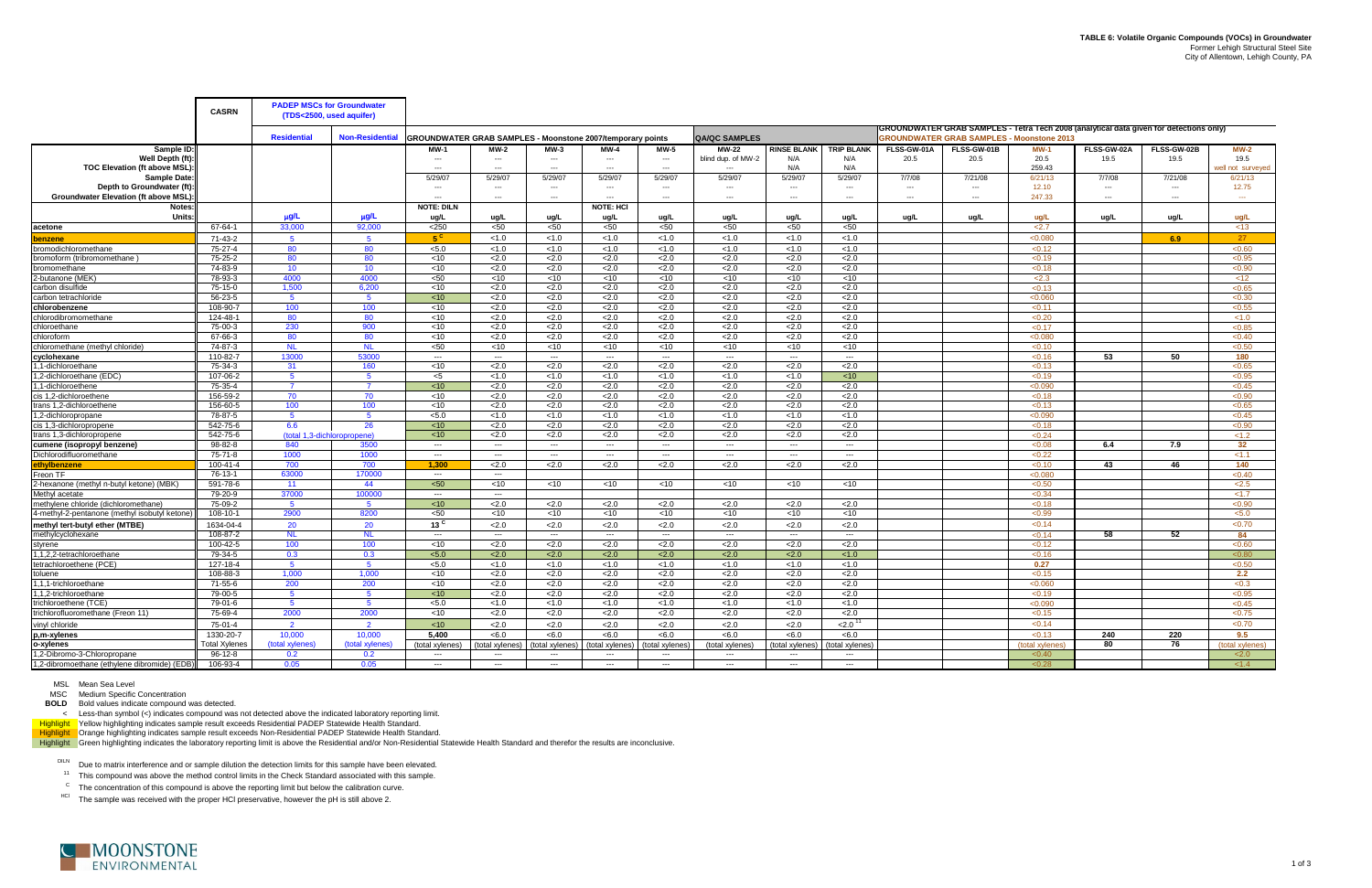# TABLE 6: Volatile Organic Compounds (VOCs) in Groundwater

Former Lehigh Structural Steel Site
City of Allentown, Lehigh County, PA

| | CASRN | PADEP MSCs for Groundwater (TDS<2500, used aquifer) | | GROUNDWATER GRAB SAMPLES - Moonstone 2007/temporary points | | | | | QA/QC SAMPLES | | | GROUNDWATER GRAB SAMPLES - Tetra Tech 2008 (analytical data given for detections only) | | GROUNDWATER GRAB SAMPLES - Moonstone 2013 | | | |
|---|---|---|---|---|---|---|---|---|---|---|---|---|---|---|---|---|---|
| | | Residential | Non-Residential | | | | | | | | | | | | | | |
| Sample ID: | | | | MW-1 | MW-2 | MW-3 | MW-4 | MW-5 | MW-22 | RINSE BLANK | TRIP BLANK | FLSS-GW-01A | FLSS-GW-01B | MW-1 | FLSS-GW-02A | FLSS-GW-02B | MW-2 |
| Well Depth (ft): | | | | --- | --- | --- | --- | --- | blind dup. of MW-2 | N/A | N/A | 20.5 | 20.5 | 20.5 | 19.5 | 19.5 | 19.5 |
| TOC Elevation (ft above MSL): | | | | --- | --- | --- | --- | --- | --- | N/A | N/A | | | 259.43 | | | well not surveyed |
| Sample Date: | | | | 5/29/07 | 5/29/07 | 5/29/07 | 5/29/07 | 5/29/07 | 5/29/07 | 5/29/07 | 5/29/07 | 7/7/08 | 7/21/08 | 6/21/13 | 7/7/08 | 7/21/08 | 6/21/13 |
| Depth to Groundwater (ft): | | | | --- | --- | --- | --- | --- | --- | --- | --- | --- | --- | 12.10 | --- | --- | 12.75 |
| Groundwater Elevation (ft above MSL): | | | | --- | --- | --- | --- | --- | --- | --- | --- | --- | --- | 247.33 | --- | --- | --- |
| Notes: | | | | NOTE: DILN | | | NOTE: HCl | | | | | | | | | | |
| Units: | | µg/L | µg/L | ug/L | ug/L | ug/L | ug/L | ug/L | ug/L | ug/L | ug/L | ug/L | ug/L | ug/L | ug/L | ug/L | ug/L |
| acetone | 67-64-1 | 33,000 | 92,000 | <250 | <50 | <50 | <50 | <50 | <50 | <50 | <50 | | | <2.7 | | | <13 |
| **benzene** | 71-43-2 | 5 | 5 | **5** C | <1.0 | <1.0 | <1.0 | <1.0 | <1.0 | <1.0 | <1.0 | | | <0.080 | | **6.9** | **27** |
| bromodichloromethane | 75-27-4 | 80 | 80 | <5.0 | <1.0 | <1.0 | <1.0 | <1.0 | <1.0 | <1.0 | <1.0 | | | <0.12 | | | <0.60 |
| bromoform (tribromomethane) | 75-25-2 | 80 | 80 | <10 | <2.0 | <2.0 | <2.0 | <2.0 | <2.0 | <2.0 | <2.0 | | | <0.19 | | | <0.95 |
| bromomethane | 74-83-9 | 10 | 10 | <10 | <2.0 | <2.0 | <2.0 | <2.0 | <2.0 | <2.0 | <2.0 | | | <0.18 | | | <0.90 |
| 2-butanone (MEK) | 78-93-3 | 4000 | 4000 | <50 | <10 | <10 | <10 | <10 | <10 | <10 | <10 | | | <2.3 | | | <12 |
| carbon disulfide | 75-15-0 | 1,500 | 6,200 | <10 | <2.0 | <2.0 | <2.0 | <2.0 | <2.0 | <2.0 | <2.0 | | | <0.13 | | | <0.65 |
| carbon tetrachloride | 56-23-5 | 5 | 5 | <10 | <2.0 | <2.0 | <2.0 | <2.0 | <2.0 | <2.0 | <2.0 | | | <0.060 | | | <0.30 |
| **chlorobenzene** | 108-90-7 | 100 | 100 | <10 | <2.0 | <2.0 | <2.0 | <2.0 | <2.0 | <2.0 | <2.0 | | | <0.11 | | | <0.55 |
| chlorodibromomethane | 124-48-1 | 80 | 80 | <10 | <2.0 | <2.0 | <2.0 | <2.0 | <2.0 | <2.0 | <2.0 | | | <0.20 | | | <1.0 |
| chloroethane | 75-00-3 | 230 | 900 | <10 | <2.0 | <2.0 | <2.0 | <2.0 | <2.0 | <2.0 | <2.0 | | | <0.17 | | | <0.85 |
| chloroform | 67-66-3 | 80 | 80 | <10 | <2.0 | <2.0 | <2.0 | <2.0 | <2.0 | <2.0 | <2.0 | | | <0.080 | | | <0.40 |
| chloromethane (methyl chloride) | 74-87-3 | NL | NL | <50 | <10 | <10 | <10 | <10 | <10 | <10 | <10 | | | <0.10 | | | <0.50 |
| **cyclohexane** | 110-82-7 | 13000 | 53000 | --- | --- | --- | --- | --- | --- | --- | --- | | | <0.16 | **53** | **50** | **180** |
| 1,1-dichloroethane | 75-34-3 | 31 | 160 | <10 | <2.0 | <2.0 | <2.0 | <2.0 | <2.0 | <2.0 | <2.0 | | | <0.13 | | | <0.65 |
| 1,2-dichloroethane (EDC) | 107-06-2 | 5 | 5 | <5 | <1.0 | <1.0 | <1.0 | <1.0 | <1.0 | <1.0 | <10 | | | <0.19 | | | <0.95 |
| 1,1-dichloroethene | 75-35-4 | 7 | 7 | <10 | <2.0 | <2.0 | <2.0 | <2.0 | <2.0 | <2.0 | <2.0 | | | <0.090 | | | <0.45 |
| cis 1,2-dichloroethene | 156-59-2 | 70 | 70 | <10 | <2.0 | <2.0 | <2.0 | <2.0 | <2.0 | <2.0 | <2.0 | | | <0.18 | | | <0.90 |
| trans 1,2-dichloroethene | 156-60-5 | 100 | 100 | <10 | <2.0 | <2.0 | <2.0 | <2.0 | <2.0 | <2.0 | <2.0 | | | <0.13 | | | <0.65 |
| 1,2-dichloropropane | 78-87-5 | 5 | 5 | <5.0 | <1.0 | <1.0 | <1.0 | <1.0 | <1.0 | <1.0 | <1.0 | | | <0.090 | | | <0.45 |
| cis 1,3-dichloropropene | 542-75-6 | 6.6 | 26 | <10 | <2.0 | <2.0 | <2.0 | <2.0 | <2.0 | <2.0 | <2.0 | | | <0.18 | | | <0.90 |
| trans 1,3-dichloropropene | 542-75-6 | (total 1,3-dichloropropene) | | <10 | <2.0 | <2.0 | <2.0 | <2.0 | <2.0 | <2.0 | <2.0 | | | <0.24 | | | <1.2 |
| **cumene (isopropyl benzene)** | 98-82-8 | 840 | 3500 | --- | --- | --- | --- | --- | --- | --- | --- | | | <0.08 | **6.4** | **7.9** | **32** |
| Dichlorodifluoromethane | 75-71-8 | 1000 | 1000 | --- | --- | --- | --- | --- | --- | --- | --- | | | <0.22 | | | <1.1 |
| **ethylbenzene** | 100-41-4 | 700 | 700 | **1,300** | <2.0 | <2.0 | <2.0 | <2.0 | <2.0 | <2.0 | <2.0 | | | <0.10 | **43** | **46** | **140** |
| Freon TF | 76-13-1 | 63000 | 170000 | --- | | | | | | | | | | <0.080 | | | <0.40 |
| 2-hexanone (methyl n-butyl ketone) (MBK) | 591-78-6 | 11 | 44 | <50 | <10 | <10 | <10 | <10 | <10 | <10 | <10 | | | <0.50 | | | <2.5 |
| Methyl acetate | 79-20-9 | 37000 | 100000 | --- | --- | | | | | | | | | <0.34 | | | <1.7 |
| methylene chloride (dichloromethane) | 75-09-2 | 5 | 5 | <10 | <2.0 | <2.0 | <2.0 | <2.0 | <2.0 | <2.0 | <2.0 | | | <0.18 | | | <0.90 |
| 4-methyl-2-pentanone (methyl isobutyl ketone) | 108-10-1 | 2900 | 8200 | <50 | <10 | <10 | <10 | <10 | <10 | <10 | <10 | | | <0.99 | | | <5.0 |
| **methyl tert-butyl ether (MTBE)** | 1634-04-4 | 20 | 20 | **13** C | <2.0 | <2.0 | <2.0 | <2.0 | <2.0 | <2.0 | <2.0 | | | <0.14 | | | <0.70 |
| **methylcyclohexane** | 108-87-2 | NL | NL | --- | --- | --- | --- | --- | --- | --- | --- | | | <0.14 | **58** | **52** | **84** |
| styrene | 100-42-5 | 100 | 100 | <10 | <2.0 | <2.0 | <2.0 | <2.0 | <2.0 | <2.0 | <2.0 | | | <0.12 | | | <0.60 |
| 1,1,2,2-tetrachloroethane | 79-34-5 | 0.3 | 0.3 | <5.0 | <2.0 | <2.0 | <2.0 | <2.0 | <2.0 | <2.0 | <1.0 | | | <0.16 | | | <0.80 |
| tetrachloroethene (PCE) | 127-18-4 | 5 | 5 | <5.0 | <1.0 | <1.0 | <1.0 | <1.0 | <1.0 | <1.0 | <1.0 | | | **0.27** | | | <0.50 |
| toluene | 108-88-3 | 1,000 | 1,000 | <10 | <2.0 | <2.0 | <2.0 | <2.0 | <2.0 | <2.0 | <2.0 | | | <0.15 | | | **2.2** |
| 1,1,1-trichloroethane | 71-55-6 | 200 | 200 | <10 | <2.0 | <2.0 | <2.0 | <2.0 | <2.0 | <2.0 | <2.0 | | | <0.060 | | | <0.3 |
| 1,1,2-trichloroethane | 79-00-5 | 5 | 5 | <10 | <2.0 | <2.0 | <2.0 | <2.0 | <2.0 | <2.0 | <2.0 | | | <0.19 | | | <0.95 |
| trichloroethene (TCE) | 79-01-6 | 5 | 5 | <5.0 | <1.0 | <1.0 | <1.0 | <1.0 | <1.0 | <1.0 | <1.0 | | | <0.090 | | | <0.45 |
| trichlorofluoromethane (Freon 11) | 75-69-4 | 2000 | 2000 | <10 | <2.0 | <2.0 | <2.0 | <2.0 | <2.0 | <2.0 | <2.0 | | | <0.15 | | | <0.75 |
| vinyl chloride | 75-01-4 | 2 | 2 | <10 | <2.0 | <2.0 | <2.0 | <2.0 | <2.0 | <2.0 | <2.0 11 | | | <0.14 | | | <0.70 |
| **p,m-xylenes** | 1330-20-7 | 10,000 | 10,000 | **5,400** | <6.0 | <6.0 | <6.0 | <6.0 | <6.0 | <6.0 | <6.0 | | | <0.13 | **240** | **220** | **9.5** |
| **o-xylenes** | Total Xylenes | (total xylenes) | (total xylenes) | (total xylenes) | (total xylenes) | (total xylenes) | (total xylenes) | (total xylenes) | (total xylenes) | (total xylenes) | (total xylenes) | | | (total xylenes) | **80** | **76** | (total xylenes) |
| 1,2-Dibromo-3-Chloropropane | 96-12-8 | 0.2 | 0.2 | --- | --- | --- | --- | --- | --- | --- | --- | | | <0.40 | | | <2.0 |
| 1,2-dibromomethane (ethylene dibromide) (EDB) | 106-93-4 | 0.05 | 0.05 | --- | --- | --- | --- | --- | --- | --- | --- | | | <0.28 | | | <1.4 |

MSL Mean Sea Level
MSC Medium Specific Concentration
**BOLD** Bold values indicate compound was detected.
< Less-than symbol (<) indicates compound was not detected above the indicated laboratory reporting limit.
Highlight Yellow highlighting indicates sample result exceeds Residential PADEP Statewide Health Standard.
Highlight Orange highlighting indicates sample result exceeds Non-Residential PADEP Statewide Health Standard.
Highlight Green highlighting indicates the laboratory reporting limit is above the Residential and/or Non-Residential Statewide Health Standard and therefor the results are inconclusive.

DILN Due to matrix interference and or sample dilution the detection limits for this sample have been elevated.
11 This compound was above the method control limits in the Check Standard associated with this sample.
C The concentration of this compound is above the reporting limit but below the calibration curve.
HCl The sample was received with the proper HCl preservative, however the pH is still above 2.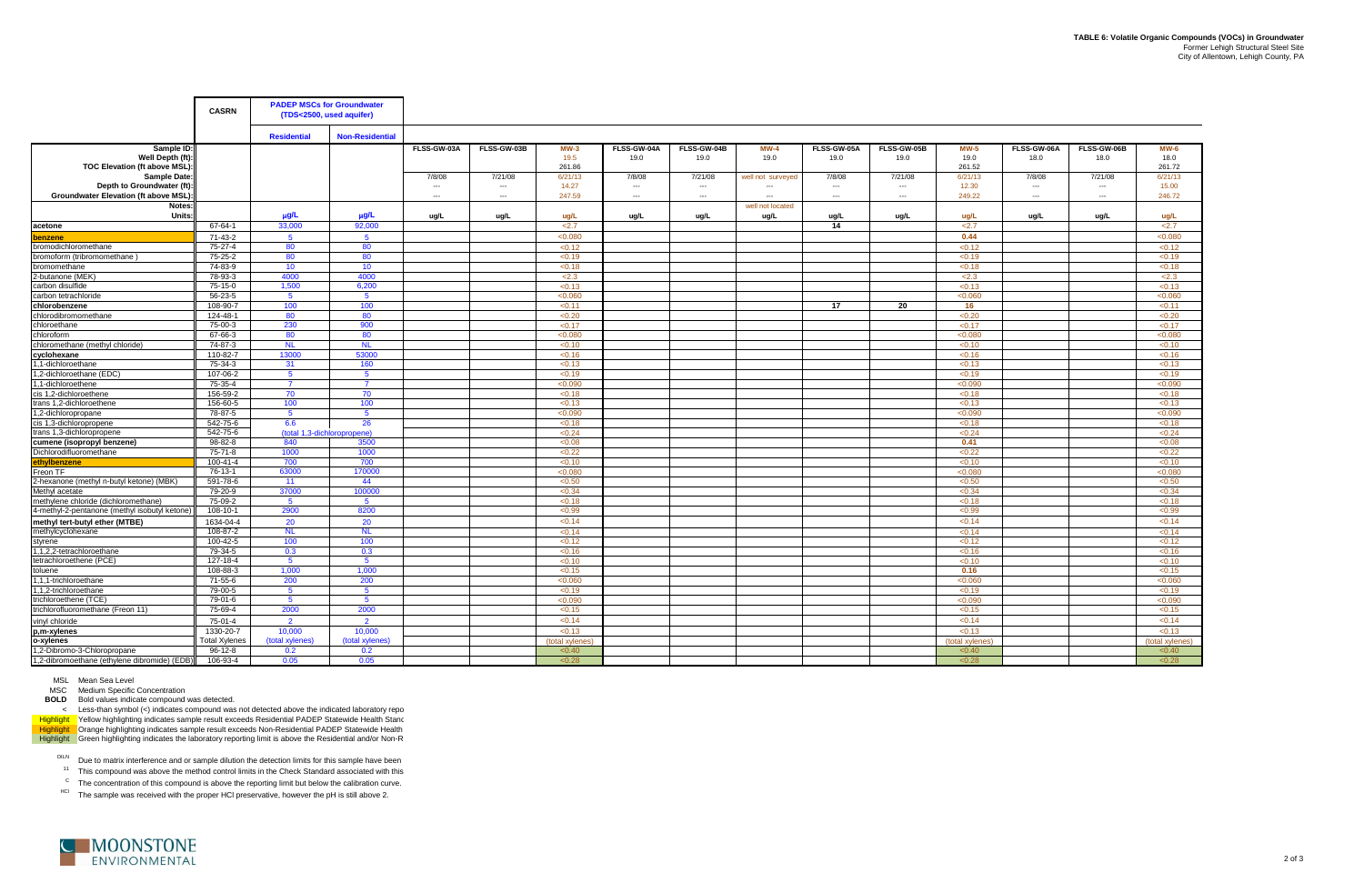**TABLE 6: Volatile Organic Compounds (VOCs) in Groundwater**
Former Lehigh Structural Steel Site
City of Allentown, Lehigh County, PA

| | CASRN | PADEP MSCs for Groundwater (TDS<2500, used aquifer) | | | | | | | | | | | | | | |
|---|---|---|---|---|---|---|---|---|---|---|---|---|---|---|---|---|
| | | Residential | Non-Residential | | | | | | | | | | | | | |
| Sample ID: | | | | FLSS-GW-03A | FLSS-GW-03B | MW-3 | FLSS-GW-04A | FLSS-GW-04B | MW-4 | FLSS-GW-05A | FLSS-GW-05B | MW-5 | FLSS-GW-06A | FLSS-GW-06B | MW-6 |
| Well Depth (ft): | | | | | | 19.5 | 19.0 | 19.0 | 19.0 | 19.0 | 19.0 | 19.0 | 18.0 | 18.0 | 18.0 |
| TOC Elevation (ft above MSL): | | | | | | 261.86 | | | | | | 261.52 | | | 261.72 |
| Sample Date: | | | | 7/8/08 | 7/21/08 | 6/21/13 | 7/8/08 | 7/21/08 | well not surveyed | 7/8/08 | 7/21/08 | 6/21/13 | 7/8/08 | 7/21/08 | 6/21/13 |
| Depth to Groundwater (ft): | | | | --- | --- | 14.27 | --- | --- | --- | --- | --- | 12.30 | --- | --- | 15.00 |
| Groundwater Elevation (ft above MSL): | | | | --- | --- | 247.59 | --- | --- | --- | --- | --- | 249.22 | --- | --- | 246.72 |
| Notes: | | | | | | | | | well not located | | | | | | |
| Units: | | μg/L | μg/L | ug/L | ug/L | ug/L | ug/L | ug/L | ug/L | ug/L | ug/L | ug/L | ug/L | ug/L | ug/L |
| **acetone** | 67-64-1 | 33,000 | 92,000 | | | <2.7 | | | | **14** | | <2.7 | | | <2.7 |
| **benzene** | 71-43-2 | 5 | 5 | | | <0.080 | | | | | | **0.44** | | | <0.080 |
| bromodichloromethane | 75-27-4 | 80 | 80 | | | <0.12 | | | | | | <0.12 | | | <0.12 |
| bromoform (tribromomethane ) | 75-25-2 | 80 | 80 | | | <0.19 | | | | | | <0.19 | | | <0.19 |
| bromomethane | 74-83-9 | 10 | 10 | | | <0.18 | | | | | | <0.18 | | | <0.18 |
| 2-butanone (MEK) | 78-93-3 | 4000 | 4000 | | | <2.3 | | | | | | <2.3 | | | <2.3 |
| carbon disulfide | 75-15-0 | 1,500 | 6,200 | | | <0.13 | | | | | | <0.13 | | | <0.13 |
| carbon tetrachloride | 56-23-5 | 5 | 5 | | | <0.060 | | | | | | <0.060 | | | <0.060 |
| **chlorobenzene** | 108-90-7 | 100 | 100 | | | <0.11 | | | | **17** | **20** | **16** | | | <0.11 |
| chlorodibromomethane | 124-48-1 | 80 | 80 | | | <0.20 | | | | | | <0.20 | | | <0.20 |
| chloroethane | 75-00-3 | 230 | 900 | | | <0.17 | | | | | | <0.17 | | | <0.17 |
| chloroform | 67-66-3 | 80 | 80 | | | <0.080 | | | | | | <0.080 | | | <0.080 |
| chloromethane (methyl chloride) | 74-87-3 | NL | NL | | | <0.10 | | | | | | <0.10 | | | <0.10 |
| **cyclohexane** | 110-82-7 | 13000 | 53000 | | | <0.16 | | | | | | <0.16 | | | <0.16 |
| 1,1-dichloroethane | 75-34-3 | 31 | 160 | | | <0.13 | | | | | | <0.13 | | | <0.13 |
| 1,2-dichloroethane (EDC) | 107-06-2 | 5 | 5 | | | <0.19 | | | | | | <0.19 | | | <0.19 |
| 1,1-dichloroethene | 75-35-4 | 7 | 7 | | | <0.090 | | | | | | <0.090 | | | <0.090 |
| cis 1,2-dichloroethene | 156-59-2 | 70 | 70 | | | <0.18 | | | | | | <0.18 | | | <0.18 |
| trans 1,2-dichloroethene | 156-60-5 | 100 | 100 | | | <0.13 | | | | | | <0.13 | | | <0.13 |
| 1,2-dichloropropane | 78-87-5 | 5 | 5 | | | <0.090 | | | | | | <0.090 | | | <0.090 |
| cis 1,3-dichloropropene | 542-75-6 | 6.6 | 26 | | | <0.18 | | | | | | <0.18 | | | <0.18 |
| trans 1,3-dichloropropene | 542-75-6 | (total 1,3-dichloropropene) | | | | <0.24 | | | | | | <0.24 | | | <0.24 |
| **cumene (isopropyl benzene)** | 98-82-8 | 840 | 3500 | | | <0.08 | | | | | | **0.41** | | | <0.08 |
| Dichlorodifluoromethane | 75-71-8 | 1000 | 1000 | | | <0.22 | | | | | | <0.22 | | | <0.22 |
| **ethylbenzene** | 100-41-4 | 700 | 700 | | | <0.10 | | | | | | <0.10 | | | <0.10 |
| Freon TF | 76-13-1 | 63000 | 170000 | | | <0.080 | | | | | | <0.080 | | | <0.080 |
| 2-hexanone (methyl n-butyl ketone) (MBK) | 591-78-6 | 11 | 44 | | | <0.50 | | | | | | <0.50 | | | <0.50 |
| Methyl acetate | 79-20-9 | 37000 | 100000 | | | <0.34 | | | | | | <0.34 | | | <0.34 |
| methylene chloride (dichloromethane) | 75-09-2 | 5 | 5 | | | <0.18 | | | | | | <0.18 | | | <0.18 |
| 4-methyl-2-pentanone (methyl isobutyl ketone) | 108-10-1 | 2900 | 8200 | | | <0.99 | | | | | | <0.99 | | | <0.99 |
| **methyl tert-butyl ether (MTBE)** | 1634-04-4 | 20 | 20 | | | <0.14 | | | | | | <0.14 | | | <0.14 |
| methylcyclohexane | 108-87-2 | NL | NL | | | <0.14 | | | | | | <0.14 | | | <0.14 |
| styrene | 100-42-5 | 100 | 100 | | | <0.12 | | | | | | <0.12 | | | <0.12 |
| 1,1,2,2-tetrachloroethane | 79-34-5 | 0.3 | 0.3 | | | <0.16 | | | | | | <0.16 | | | <0.16 |
| tetrachloroethene (PCE) | 127-18-4 | 5 | 5 | | | <0.10 | | | | | | <0.10 | | | <0.10 |
| toluene | 108-88-3 | 1,000 | 1,000 | | | <0.15 | | | | | | **0.16** | | | <0.15 |
| 1,1,1-trichloroethane | 71-55-6 | 200 | 200 | | | <0.060 | | | | | | <0.060 | | | <0.060 |
| 1,1,2-trichloroethane | 79-00-5 | 5 | 5 | | | <0.19 | | | | | | <0.19 | | | <0.19 |
| trichloroethene (TCE) | 79-01-6 | 5 | 5 | | | <0.090 | | | | | | <0.090 | | | <0.090 |
| trichlorofluoromethane (Freon 11) | 75-69-4 | 2000 | 2000 | | | <0.15 | | | | | | <0.15 | | | <0.15 |
| vinyl chloride | 75-01-4 | 2 | 2 | | | <0.14 | | | | | | <0.14 | | | <0.14 |
| **p,m-xylenes** | 1330-20-7 | 10,000 | 10,000 | | | <0.13 | | | | | | <0.13 | | | <0.13 |
| **o-xylenes** | Total Xylenes | (total xylenes) | (total xylenes) | | | (total xylenes) | | | | | | (total xylenes) | | | (total xylenes) |
| 1,2-Dibromo-3-Chloropropane | 96-12-8 | 0.2 | 0.2 | | | <0.40 | | | | | | <0.40 | | | <0.40 |
| 1,2-dibromoethane (ethylene dibromide) (EDB) | 106-93-4 | 0.05 | 0.05 | | | <0.28 | | | | | | <0.28 | | | <0.28 |

MSL Mean Sea Level
MSC Medium Specific Concentration
**BOLD** Bold values indicate compound was detected.
< Less-than symbol (<) indicates compound was not detected above the indicated laboratory repo
Highlight Yellow highlighting indicates sample result exceeds Residential PADEP Statewide Health Stanc
Highlight Orange highlighting indicates sample result exceeds Non-Residential PADEP Statewide Health
Highlight Green highlighting indicates the laboratory reporting limit is above the Residential and/or Non-R

DILN Due to matrix interference and or sample dilution the detection limits for this sample have been
11 This compound was above the method control limits in the Check Standard associated with this
C The concentration of this compound is above the reporting limit but below the calibration curve.
HCl The sample was received with the proper HCl preservative, however the pH is still above 2.

MOONSTONE ENVIRONMENTAL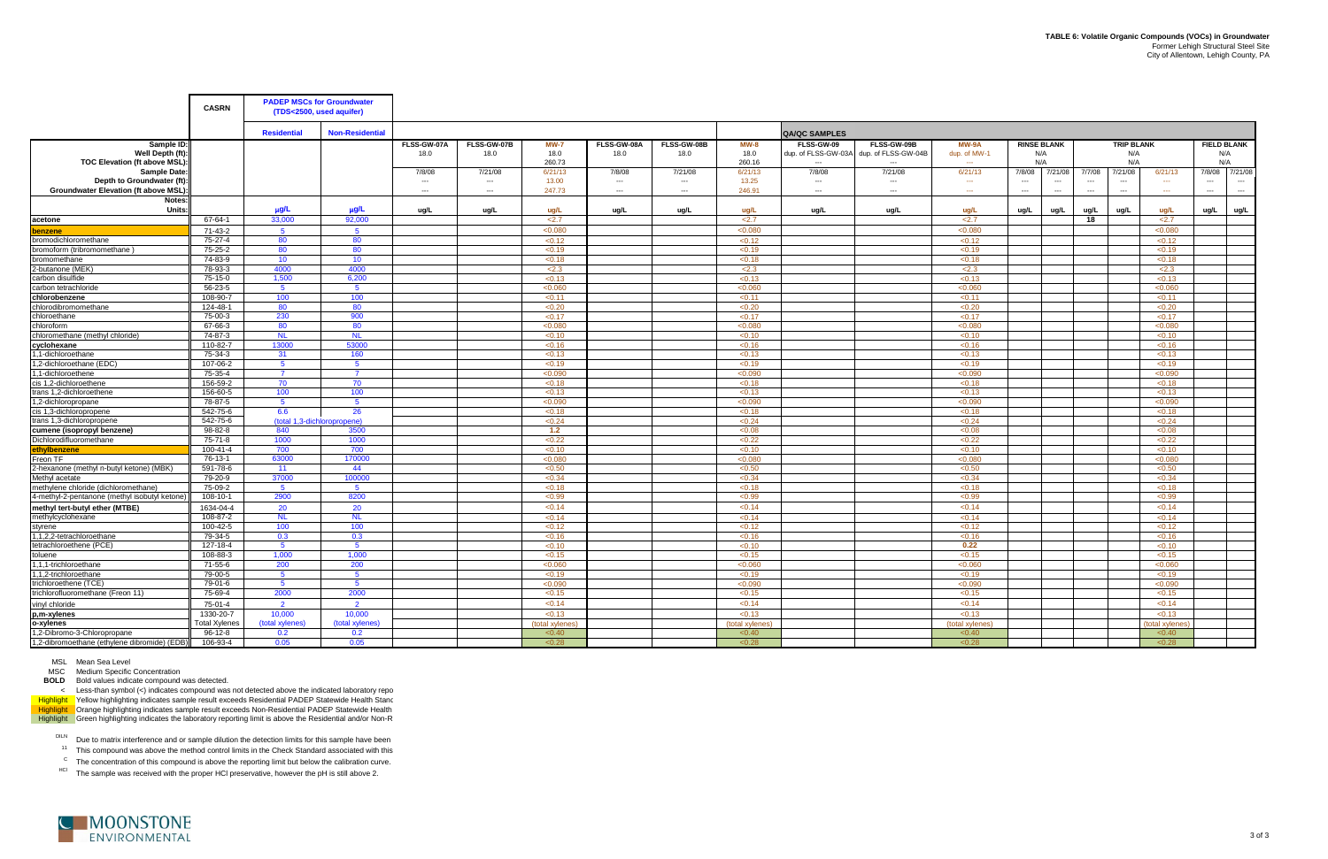**TABLE 6: Volatile Organic Compounds (VOCs) in Groundwater**
Former Lehigh Structural Steel Site
City of Allentown, Lehigh County, PA

| Sample ID: | CASRN | PADEP MSCs for Groundwater (TDS<2500, used aquifer) Residential | Non-Residential | FLSS-GW-07A | FLSS-GW-07B | MW-7 | FLSS-GW-08A | FLSS-GW-08B | MW-8 | QA/QC SAMPLES FLSS-GW-09 | FLSS-GW-09B | MW-9A | RINSE BLANK | | TRIP BLANK | | | FIELD BLANK | |
|---|---|---|---|---|---|---|---|---|---|---|---|---|---|---|---|---|---|---|---|
| Well Depth (ft): | | | | 18.0 | 18.0 | 18.0 | 18.0 | 18.0 | 18.0 | dup. of FLSS-GW-03A | dup. of FLSS-GW-04B | dup. of MW-1 | N/A | | N/A | | | N/A | |
| TOC Elevation (ft above MSL): | | | | | | 260.73 | | | 260.16 | --- | --- | --- | N/A | | N/A | | | N/A | |
| Sample Date: | | | | 7/8/08 | 7/21/08 | 6/21/13 | 7/8/08 | 7/21/08 | 6/21/13 | 7/8/08 | 7/21/08 | 6/21/13 | 7/8/08 | 7/21/08 | 7/7/08 | 7/21/08 | 6/21/13 | 7/8/08 | 7/21/08 |
| Depth to Groundwater (ft): | | | | --- | --- | 13.00 | --- | --- | 13.25 | --- | --- | --- | --- | --- | --- | --- | --- | --- | --- |
| Groundwater Elevation (ft above MSL): | | | | --- | --- | 247.73 | --- | --- | 246.91 | --- | --- | --- | --- | --- | --- | --- | --- | --- | --- |
| Notes: | | | | | | | | | | | | | | | | | | | |
| Units: | | µg/L | µg/L | ug/L | ug/L | ug/L | ug/L | ug/L | ug/L | ug/L | ug/L | ug/L | ug/L | ug/L | ug/L | ug/L | ug/L | ug/L | ug/L |
| acetone | 67-64-1 | 33,000 | 92,000 | | | <2.7 | | | <2.7 | | | <2.7 | | | **18** | | <2.7 | | |
| **benzene** | 71-43-2 | 5 | 5 | | | <0.080 | | | <0.080 | | | <0.080 | | | | | <0.080 | | |
| bromodichloromethane | 75-27-4 | 80 | 80 | | | <0.12 | | | <0.12 | | | <0.12 | | | | | <0.12 | | |
| bromoform (tribromomethane ) | 75-25-2 | 80 | 80 | | | <0.19 | | | <0.19 | | | <0.19 | | | | | <0.19 | | |
| bromomethane | 74-83-9 | 10 | 10 | | | <0.18 | | | <0.18 | | | <0.18 | | | | | <0.18 | | |
| 2-butanone (MEK) | 78-93-3 | 4000 | 4000 | | | <2.3 | | | <2.3 | | | <2.3 | | | | | <2.3 | | |
| carbon disulfide | 75-15-0 | 1,500 | 6,200 | | | <0.13 | | | <0.13 | | | <0.13 | | | | | <0.13 | | |
| carbon tetrachloride | 56-23-5 | 5 | 5 | | | <0.060 | | | <0.060 | | | <0.060 | | | | | <0.060 | | |
| **chlorobenzene** | 108-90-7 | 100 | 100 | | | <0.11 | | | <0.11 | | | <0.11 | | | | | <0.11 | | |
| chlorodibromomethane | 124-48-1 | 80 | 80 | | | <0.20 | | | <0.20 | | | <0.20 | | | | | <0.20 | | |
| chloroethane | 75-00-3 | 230 | 900 | | | <0.17 | | | <0.17 | | | <0.17 | | | | | <0.17 | | |
| chloroform | 67-66-3 | 80 | 80 | | | <0.080 | | | <0.080 | | | <0.080 | | | | | <0.080 | | |
| chloromethane (methyl chloride) | 74-87-3 | NL | NL | | | <0.10 | | | <0.10 | | | <0.10 | | | | | <0.10 | | |
| **cyclohexane** | 110-82-7 | 13000 | 53000 | | | <0.16 | | | <0.16 | | | <0.16 | | | | | <0.16 | | |
| 1,1-dichloroethane | 75-34-3 | 31 | 160 | | | <0.13 | | | <0.13 | | | <0.13 | | | | | <0.13 | | |
| 1,2-dichloroethane (EDC) | 107-06-2 | 5 | 5 | | | <0.19 | | | <0.19 | | | <0.19 | | | | | <0.19 | | |
| 1,1-dichloroethene | 75-35-4 | 7 | 7 | | | <0.090 | | | <0.090 | | | <0.090 | | | | | <0.090 | | |
| cis 1,2-dichloroethene | 156-59-2 | 70 | 70 | | | <0.18 | | | <0.18 | | | <0.18 | | | | | <0.18 | | |
| trans 1,2-dichloroethene | 156-60-5 | 100 | 100 | | | <0.13 | | | <0.13 | | | <0.13 | | | | | <0.13 | | |
| 1,2-dichloropropane | 78-87-5 | 5 | 5 | | | <0.090 | | | <0.090 | | | <0.090 | | | | | <0.090 | | |
| cis 1,3-dichloropropene | 542-75-6 | 6.6 | 26 | | | <0.18 | | | <0.18 | | | <0.18 | | | | | <0.18 | | |
| trans 1,3-dichloropropene | 542-75-6 | (total 1,3-dichloropropene) | | | | <0.24 | | | <0.24 | | | <0.24 | | | | | <0.24 | | |
| **cumene (isopropyl benzene)** | 98-82-8 | 840 | 3500 | | | **1.2** | | | <0.08 | | | <0.08 | | | | | <0.08 | | |
| Dichlorodifluoromethane | 75-71-8 | 1000 | 1000 | | | <0.22 | | | <0.22 | | | <0.22 | | | | | <0.22 | | |
| **ethylbenzene** | 100-41-4 | 700 | 700 | | | <0.10 | | | <0.10 | | | <0.10 | | | | | <0.10 | | |
| Freon TF | 76-13-1 | 63000 | 170000 | | | <0.080 | | | <0.080 | | | <0.080 | | | | | <0.080 | | |
| 2-hexanone (methyl n-butyl ketone) (MBK) | 591-78-6 | 11 | 44 | | | <0.50 | | | <0.50 | | | <0.50 | | | | | <0.50 | | |
| Methyl acetate | 79-20-9 | 37000 | 100000 | | | <0.34 | | | <0.34 | | | <0.34 | | | | | <0.34 | | |
| methylene chloride (dichloromethane) | 75-09-2 | 5 | 5 | | | <0.18 | | | <0.18 | | | <0.18 | | | | | <0.18 | | |
| 4-methyl-2-pentanone (methyl isobutyl ketone) | 108-10-1 | 2900 | 8200 | | | <0.99 | | | <0.99 | | | <0.99 | | | | | <0.99 | | |
| **methyl tert-butyl ether (MTBE)** | 1634-04-4 | 20 | 20 | | | <0.14 | | | <0.14 | | | <0.14 | | | | | <0.14 | | |
| methylcyclohexane | 108-87-2 | NL | NL | | | <0.14 | | | <0.14 | | | <0.14 | | | | | <0.14 | | |
| styrene | 100-42-5 | 100 | 100 | | | <0.12 | | | <0.12 | | | <0.12 | | | | | <0.12 | | |
| 1,1,2,2-tetrachloroethane | 79-34-5 | 0.3 | 0.3 | | | <0.16 | | | <0.16 | | | <0.16 | | | | | <0.16 | | |
| tetrachloroethene (PCE) | 127-18-4 | 5 | 5 | | | <0.10 | | | <0.10 | | | <0.10 | | | | | <0.10 | | |
| toluene | 108-88-3 | 1,000 | 1,000 | | | <0.15 | | | <0.15 | | | **0.22** | | | | | <0.15 | | |
| 1,1,1-trichloroethane | 71-55-6 | 200 | 200 | | | <0.060 | | | <0.060 | | | <0.060 | | | | | <0.060 | | |
| 1,1,2-trichloroethane | 79-00-5 | 5 | 5 | | | <0.19 | | | <0.19 | | | <0.19 | | | | | <0.19 | | |
| trichloroethene (TCE) | 79-01-6 | 5 | 5 | | | <0.090 | | | <0.090 | | | <0.090 | | | | | <0.090 | | |
| trichlorofluoromethane (Freon 11) | 75-69-4 | 2000 | 2000 | | | <0.15 | | | <0.15 | | | <0.15 | | | | | <0.15 | | |
| vinyl chloride | 75-01-4 | 2 | 2 | | | <0.14 | | | <0.14 | | | <0.14 | | | | | <0.14 | | |
| **p,m-xylenes** | 1330-20-7 | 10,000 | 10,000 | | | <0.13 | | | <0.13 | | | <0.13 | | | | | <0.13 | | |
| **o-xylenes** | Total Xylenes | (total xylenes) | (total xylenes) | | | (total xylenes) | | | (total xylenes) | | | (total xylenes) | | | | | (total xylenes) | | |
| 1,2-Dibromo-3-Chloropropane | 96-12-8 | 0.2 | 0.2 | | | <0.40 | | | <0.40 | | | <0.40 | | | | | <0.40 | | |
| 1,2-dibromoethane (ethylene dibromide) (EDB) | 106-93-4 | 0.05 | 0.05 | | | <0.28 | | | <0.28 | | | <0.28 | | | | | <0.28 | | |

MSL Mean Sea Level
MSC Medium Specific Concentration
**BOLD** Bold values indicate compound was detected.
< Less-than symbol (<) indicates compound was not detected above the indicated laboratory repo
Highlight Yellow highlighting indicates sample result exceeds Residential PADEP Statewide Health Stanc
Highlight Orange highlighting indicates sample result exceeds Non-Residential PADEP Statewide Health
Highlight Green highlighting indicates the laboratory reporting limit is above the Residential and/or Non-R

DILN Due to matrix interference and or sample dilution the detection limits for this sample have been
11 This compound was above the method control limits in the Check Standard associated with this
C The concentration of this compound is above the reporting limit but below the calibration curve.
HCl The sample was received with the proper HCl preservative, however the pH is still above 2.

MOONSTONE ENVIRONMENTAL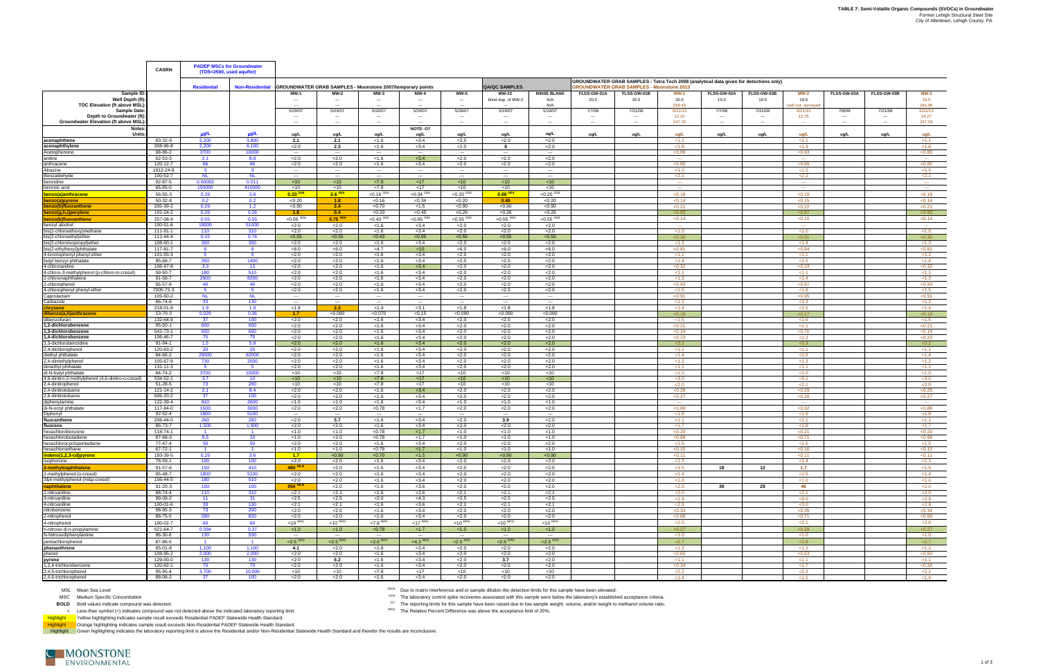# TABLE 7: Semi-Volatile Organic Compounds (SVOCs) in Groundwater

Former Lehigh Structural Steel Site
City of Allentown, Lehigh County, PA

| | CASRN | PADEP MSCs for Groundwater (TDS<2500, used aquifer) | | GROUNDWATER GRAB SAMPLES - Moonstone 2007/temporary points | | | | | QA/QC SAMPLES | | GROUNDWATER GRAB SAMPLES - Tetra Tech 2008 (analytical data given for detections only) / GROUNDWATER GRAB SAMPLES - Moonstone 2013 | | | | | | | | |
|---|---|---|---|---|---|---|---|---|---|---|---|---|---|---|---|---|---|---|---|
| | | Residential | Non-Residential | | | | | | | | | | | | | | | | |
| Sample ID: | | | | MW-1 | MW-2 | MW-3 | MW-4 | MW-5 | MW-22 | RINSE BLANK | FLSS-GW-01A | FLSS-GW-01B | MW-1 | FLSS-GW-02A | FLSS-GW-02B | MW-2 | FLSS-GW-03A | FLSS-GW-03B | MW-3 |
| Well Depth (ft): | | | | --- | --- | --- | --- | --- | blind dup. of MW-2 | N/A | 20.5 | 20.5 | 20.5 | 19.5 | 19.5 | 19.5 | | | 19.5 |
| TOC Elevation (ft above MSL): | | | | --- | --- | --- | --- | --- | --- | N/A | | | 259.43 | | | well not surveyed | | | 261.86 |
| Sample Date: | | | | 5/29/07 | 5/29/07 | 5/29/07 | 5/29/07 | 5/29/07 | 5/29/07 | 5/29/07 | 7/7/08 | 7/21/08 | 6/21/13 | 7/7/08 | 7/21/08 | 6/21/13 | 7/8/08 | 7/21/08 | 6/21/13 |
| Depth to Groundwater (ft): | | | | --- | --- | --- | --- | --- | --- | --- | --- | --- | 12.10 | --- | --- | 12.75 | --- | --- | 14.27 |
| Groundwater Elevation (ft above MSL): | | | | --- | --- | --- | --- | --- | --- | --- | --- | --- | 247.33 | --- | --- | --- | --- | --- | 247.59 |
| Notes: | | | | | | | NOTE: O7 | | | | | | | | | | | | |
| Units: | | µg/L | µg/L | ug/L | ug/L | ug/L | ug/L | ug/L | ug/L | ug/L | ug/L | ug/L | ug/L | ug/L | ug/L | ug/L | ug/L | ug/L | ug/L |
| acenaphthene | 83-32-9 | 2,200 | 3,800 | 2.1 | 2.1 | <1.6 | <3.4 | <2.0 | <2.0 | <2.0 | | | <1.1 | | | <1.1 | | | <1.1 |
| acenaphthylene | 208-96-8 | 2,200 | 6,100 | <2.0 | 2.3 | <1.6 | <3.4 | <2.0 | 8 | <2.0 | | | <1.8 | | | <1.9 | | | <1.8 |
| Acetophenone | 98-86-2 | 3700 | 10000 | --- | --- | --- | --- | --- | --- | --- | | | <0.89 | | | <0.93 | | | <0.89 |
| aniline | 62-53-3 | 2.1 | 8.8 | <2.0 | <2.0 | <1.6 | <3.4 | <2.0 | <2.0 | <2.0 | | | --- | | | --- | | | --- |
| anthracene | 120-12-7 | 66 | 66 | <2.0 | <2.0 | <1.6 | <3.4 | <2.0 | <2.0 | <2.0 | | | <0.85 | | | <0.89 | | | <0.85 |
| Atrazine | 1912-24-9 | 3 | 3 | --- | --- | --- | --- | --- | --- | --- | | | <1.0 | | | <1.0 | | | <1.0 |
| Benzaldehyde | 100-52-7 | NL | NL | --- | --- | --- | --- | --- | --- | --- | | | <2.1 | | | <2.2 | | | <2.1 |
| benzidine | 92-87-5 | 0.00093 | 0.011 | <10 | <10 | <7.8 | <17 | <10 | <10 | <10 | | | --- | | | --- | | | --- |
| benzoic acid | 65-85-0 | 150000 | 410000 | <10 | <10 | <7.8 | <17 | <10 | <10 | <10 | | | --- | | | --- | | | --- |
| benzo(a)anthracene | 56-55-3 | 0.29 | 3.6 | 0.33 G04 | 2.6 G04 | <0.16 G04 | <0.34 G04 | <0.20 G04 | 0.88 G04 | <0.20 G04 | | | <0.18 | | | <0.19 | | | <0.18 |
| benzo(a)pyrene | 50-32-8 | 0.2 | 0.2 | <0.20 | 1.8 | <0.16 | <0.34 | <0.20 | 0.49 | <0.20 | | | <0.14 | | | <0.15 | | | <0.14 |
| benzo(b)fluoranthene | 205-99-2 | 0.29 | 1.2 | <0.90 | 2.4 | <0.70 | <1.5 | <0.90 | <0.90 | <0.90 | | | <0.21 | | | <0.22 | | | <0.21 |
| benzo(g,h,i)perylene | 191-24-2 | 0.26 | 0.26 | 1.8 | 0.4 | <0.20 | <0.45 | <0.26 | <0.26 | <0.26 | | | <0.93 | | | <0.97 | | | <0.93 |
| benzo(k)fluoranthene | 207-08-9 | 0.55 | 0.55 | <0.55 G04 | 0.75 G04 | <0.43 G04 | <0.95 G04 | <0.55 G04 | <0.55 G04 | <0.55 G04 | | | <0.14 | | | <0.15 | | | <0.14 |
| benzyl alcohol | 100-51-6 | 18000 | 51000 | <2.0 | <2.0 | <1.6 | <3.4 | <2.0 | <2.0 | <2.0 | | | --- | | | --- | | | --- |
| bis(2-chloroethoxy)methane | 111-91-1 | 110 | 310 | <2.0 | <2.0 | <1.6 | <3.4 | <2.0 | <2.0 | <2.0 | | | <1.0 | | | <1.0 | | | <1.0 |
| bis(2-chloroethyl)ether | 111-44-4 | 0.15 | 0.76 | <0.55 | <0.55 | <0.43 | <0.95 | <0.55 | <0.55 | <0.55 | | | <0.30 | | | <0.31 | | | <0.30 |
| bis(2-chloroisopropyl)ether | 108-60-1 | 300 | 300 | <2.0 | <2.0 | <1.6 | <3.4 | <2.0 | <2.0 | <2.0 | | | <1.3 | | | <1.4 | | | <1.3 |
| bis(2-ethylhexyl)phthalate | 117-81-7 | 6 | 6 | <6.0 | <6.0 | <4.7 | <10 | <6.0 | <6.0 | <6.0 | | | <0.81 | | | <0.84 | | | <0.81 |
| 4-bromophenyl phenyl ether | 101-55-3 | 5 | 5 | <2.0 | <2.0 | <1.6 | <3.4 | <2.0 | <2.0 | <2.0 | | | <1.1 | | | <1.1 | | | <1.1 |
| butyl benzyl phthalate | 85-68-7 | 350 | 1400 | <2.0 | <2.0 | <1.6 | <3.4 | <2.0 | <2.0 | <2.0 | | | <1.4 | | | <1.5 | | | <1.4 |
| 4-chloroaniline | 106-47-8 | 3.3 | 13 | <2.0 | <2.0 | <1.6 | <3.4 | <2.0 | <2.0 | <2.0 | | | <0.32 | | | <0.33 | | | <0.32 |
| 4-chloro-3-methylphenol (p-chloro-m-cresol) | 59-50-7 | 180 | 510 | <2.0 | <2.0 | <1.6 | <3.4 | <2.0 | <2.0 | <2.0 | | | <1.1 | | | <1.1 | | | <1.1 |
| 2-chloronaphthalene | 91-58-7 | 2900 | 8200 | <2.0 | <2.0 | <1.6 | <3.4 | <2.0 | <2.0 | <2.0 | | | <1.3 | | | <1.4 | | | <1.3 |
| 2-chlorophenol | 95-57-8 | 40 | 40 | <2.0 | <2.0 | <1.6 | <3.4 | <2.0 | <2.0 | <2.0 | | | <0.93 | | | <0.97 | | | <0.93 |
| 4-chlorophenyl phenyl ether | 7005-72-3 | 5 | 5 | <2.0 | <2.0 | <1.6 | <3.4 | <2.0 | <2.0 | <2.0 | | | <1.5 | | | <1.6 | | | <1.5 |
| Caprolactam | 105-60-2 | NL | NL | --- | --- | --- | --- | --- | --- | --- | | | <0.91 | | | <0.95 | | | <0.91 |
| Carbazole | 86-74-8 | 33 | 130 | --- | --- | --- | --- | --- | --- | --- | | | <1.2 | | | <1.3 | | | <1.2 |
| chrysene | 218-01-9 | 1.9 | 1.9 | <1.8 | 2.3 | <1.4 | <3.1 | <1.8 | <1.8 | <1.8 | | | <1.4 | | | <1.5 | | | <1.4 |
| dibenzo(a,h)anthracene | 53-70-3 | 0.029 | 0.36 | 1.7 | <0.090 | <0.070 | <0.15 | <0.090 | <0.090 | <0.090 | | | <0.16 | | | <0.17 | | | <0.16 |
| dibenzofuran | 132-64-9 | 37 | 100 | <2.0 | <2.0 | <1.6 | <3.4 | <2.0 | <2.0 | <2.0 | | | <1.5 | | | <1.6 | | | <1.5 |
| 1,2-dichlorobenzene | 95-50-1 | 600 | 600 | <2.0 | <2.0 | <1.6 | <3.4 | <2.0 | <2.0 | <2.0 | | | <0.21 | | | <1.1 | | | <0.21 |
| 1,3-dichlorobenzene | 541-73-1 | 600 | 600 | <2.0 | <2.0 | <1.6 | <3.4 | <2.0 | <2.0 | <2.0 | | | <0.14 | | | <0.70 | | | <0.14 |
| 1,4-dichlorobenzene | 106-46-7 | 75 | 75 | <2.0 | <2.0 | <1.6 | <3.4 | <2.0 | <2.0 | <2.0 | | | <0.23 | | | <1.2 | | | <0.23 |
| 3,3-dichlorobenzidine | 91-94-1 | 1.5 | 5.8 | <2.0 | <2.0 | <1.6 | <3.4 | <2.0 | <2.0 | <2.0 | | | <3.2 | | | <3.3 | | | <3.2 |
| 2,4-dichlorophenol | 120-83-2 | 20 | 20 | <2.0 | <2.0 | <1.6 | <3.4 | <2.0 | <2.0 | <2.0 | | | <1.1 | | | <1.1 | | | <1.1 |
| diethyl phthalate | 84-66-2 | 29000 | 82000 | <2.0 | <2.0 | <1.6 | <3.4 | <2.0 | <2.0 | <2.0 | | | <1.4 | | | <1.5 | | | <1.4 |
| 2,4-dimethylphenol | 105-67-9 | 730 | 2000 | <2.0 | <2.0 | <1.6 | <3.4 | <2.0 | <2.0 | <2.0 | | | <1.2 | | | <1.3 | | | <1.2 |
| dimethyl phthalate | 131-11-3 | 5 | 5 | <2.0 | <2.0 | <1.6 | <3.4 | <2.0 | <2.0 | <2.0 | | | <1.1 | | | <1.1 | | | <1.1 |
| di-N-butyl phthalate | 84-74-2 | 3700 | 10000 | <10 | <10 | <7.8 | <17 | <10 | <10 | <10 | | | <1.0 | | | <1.0 | | | <1.0 |
| 4,6-dinitro-2-methylphenol (4,6-dinitro-o-cresol) | 534-52-1 | 3.7 | 10 | <10 | <10 | <7.8 | <17 | <10 | <10 | <10 | | | <3.0 | | | <3.1 | | | <3.0 |
| 2,4-dinitrophenol | 51-28-5 | 73 | 200 | <10 | <10 | <7.8 | <17 | <10 | <10 | <10 | | | <2.0 | | | <2.1 | | | <2.0 |
| 2,4-dinitrotoluene | 121-14-2 | 2.1 | 8.4 | <2.0 | <2.0 | <1.6 | <3.4 | <2.0 | <2.0 | <2.0 | | | <0.28 | | | <0.29 | | | <0.28 |
| 2,6-dinitrotoluene | 606-20-2 | 37 | 100 | <2.0 | <2.0 | <1.6 | <3.4 | <2.0 | <2.0 | <2.0 | | | <0.27 | | | <0.28 | | | <0.27 |
| diphenylamine | 122-39-4 | 910 | 2600 | <1.0 | <1.0 | <1.6 | <3.4 | <1.0 | <1.0 | <1.0 | | | --- | | | --- | | | --- |
| di-N-octyl phthalate | 117-84-0 | 1500 | 3000 | <2.0 | <2.0 | <0.78 | <1.7 | <2.0 | <2.0 | <2.0 | | | <0.88 | | | <0.92 | | | <0.88 |
| Diphenyl | 92-52-4 | 1800 | 5100 | --- | --- | --- | --- | --- | --- | --- | | | <1.8 | | | <1.9 | | | <1.8 |
| fluoranthene | 206-44-0 | 260 | 260 | <2.0 | 5.7 | <1.6 | <3.4 | <2.0 | 3.9 | <2.0 | | | <1.1 | | | <1.1 | | | <1.1 |
| fluorene | 86-73-7 | 1,500 | 1,900 | <2.0 | <2.0 | <1.6 | <3.4 | <2.0 | <2.0 | <2.0 | | | <1.7 | | | <1.8 | | | <1.7 |
| hexachlorobenzene | 118-74-1 | 1 | 1 | <1.0 | <1.0 | <0.78 | <1.7 | <1.0 | <1.0 | <1.0 | | | <0.20 | | | <0.21 | | | <0.20 |
| hexachlorobutadiene | 87-68-3 | 8.5 | 33 | <1.0 | <1.0 | <0.78 | <1.7 | <1.0 | <1.0 | <1.0 | | | <0.68 | | | <0.71 | | | <0.68 |
| hexachlorocyclopentadiene | 77-47-4 | 50 | 50 | <2.0 | <2.0 | <1.6 | <3.4 | <2.0 | <2.0 | <2.0 | | | <1.5 | | | <1.6 | | | <1.5 |
| hexachloroethane | 67-72-1 | 1 | 1 | <1.0 | <1.0 | <0.78 | <1.7 | <1.0 | <1.0 | <1.0 | | | <0.15 | | | <0.16 | | | <0.15 |
| indeno(1,2,3-cd)pyrene | 193-39-5 | 0.29 | 3.6 | 1.7 | <0.90 | <0.70 | <1.5 | <0.90 | <0.90 | <0.90 | | | <0.11 | | | <0.11 | | | <0.11 |
| isophorone | 78-59-1 | 100 | 100 | <2.0 | <2.0 | <1.6 | <3.4 | <2.0 | <2.0 | <2.0 | | | <1.3 | | | <1.4 | | | <1.3 |
| 2-methylnaphthalene | 91-57-6 | 150 | 410 | 480 DILN | <2.0 | <1.6 | <3.4 | <2.0 | <2.0 | <2.0 | | | <1.5 | 18 | 12 | 1.7 | | | <1.5 |
| 2-methylphenol (o-cresol) | 95-48-7 | 1800 | 5100 | <2.0 | <2.0 | <1.6 | <3.4 | <2.0 | <2.0 | <2.0 | | | <1.4 | | | <1.5 | | | <1.4 |
| 3&4-methylphenol (m&p-cresol) | 106-44-5 | 180 | 510 | <2.0 | <2.0 | <1.6 | <3.4 | <2.0 | <2.0 | <2.0 | | | <1.0 | | | <1.0 | | | <1.0 |
| naphthalene | 91-20-3 | 100 | 100 | 950 DILN | <2.0 | <1.6 | <3.6 | <2.0 | <2.0 | <2.0 | | | <2.0 | 39 | 29 | 46 | | | <2.0 |
| 2-nitroaniline | 88-74-4 | 110 | 310 | <2.1 | <2.1 | <1.6 | <3.6 | <2.1 | <2.1 | <2.1 | | | <2.0 | | | <2.1 | | | <2.0 |
| 3-nitroaniline | 99-09-2 | 11 | 31 | <2.5 | <2.5 | <2.0 | <4.3 | <2.5 | <2.5 | <2.5 | | | <2.9 | | | <3.0 | | | <2.9 |
| 4-nitroaniline | 100-01-6 | 33 | 130 | <2.1 | <2.1 | <1.6 | <3.6 | <2.1 | <2.1 | <2.1 | | | <2.9 | | | <3.0 | | | <2.9 |
| nitrobenzene | 98-95-3 | 73 | 200 | <2.0 | <2.0 | <1.6 | <3.4 | <2.0 | <2.0 | <2.0 | | | <0.34 | | | <0.35 | | | <0.34 |
| 2-nitrophenol | 88-75-5 | 290 | 820 | <2.0 | <2.0 | <1.6 | <3.4 | <2.0 | <2.0 | <2.0 | | | <0.68 | | | <0.71 | | | <0.68 |
| 4-nitrophenol | 100-02-7 | 60 | 60 | <10 RPD | <10 RPD | <7.8 RPD | <17 RPD | <10 RPD | <10 RPD | <10 RPD | | | <2.0 | | | <2.1 | | | <2.0 |
| n-nitroso-di-n-propylamine | 621-64-7 | 0.094 | 0.37 | <1.0 | <1.0 | <0.78 | <1.7 | <1.0 | <1.0 | <1.0 | | | <0.27 | | | <0.28 | | | <0.27 |
| N-Nitrosodiphenylamine | 86-30-6 | 130 | 530 | --- | --- | --- | --- | --- | --- | --- | | | <1.0 | | | <1.0 | | | <1.0 |
| pentachlorophenol | 87-86-5 | 1 | 1 | <2.5 RPD | <2.5 RPD | <2.0 RPD | <4.3 RPD | <2.5 RPD | <2.5 RPD | <2.5 RPD | | | <2.7 | | | <2.8 | | | <2.7 |
| phenanthrene | 85-01-8 | 1,100 | 1,100 | 4.1 | <2.0 | <1.6 | <3.4 | <2.0 | <2.0 | <2.0 | | | <1.2 | | | <1.3 | | | <1.2 |
| phenol | 108-95-2 | 2,000 | 2,000 | <2.0 | <2.0 | <1.6 | <3.4 | <2.0 | <2.0 | <2.0 | | | <0.60 | | | <0.63 | | | <0.60 |
| pyrene | 129-00-0 | 130 | 130 | <2.0 | 6.2 | <1.6 | <3.4 | <2.0 | 3.7 | <2.0 | | | <1.1 | | | <1.1 | | | <1.1 |
| 1,2,4-trichlorobenzene | 120-82-1 | 70 | 70 | <2.0 | <2.0 | <1.6 | <3.4 | <2.0 | <2.0 | <2.0 | | | <0.34 | | | <1.7 | | | <0.34 |
| 2,4,5-trichlorophenol | 95-95-4 | 3,700 | 10,000 | <10 | <10 | <7.8 | <17 | <10 | <10 | <10 | | | <2.2 | | | <2.3 | | | <2.2 |
| 2,4,6-trichlorophenol | 88-06-2 | 37 | 100 | <2.0 | <2.0 | <1.6 | <3.4 | <2.0 | <2.0 | <2.0 | | | <1.4 | | | <1.5 | | | <1.4 |

MSL Mean Sea Level
MSC Medium Specific Concentration
**BOLD** Bold values indicate compound was detected.
< Less-than symbol (<) indicates compound was not detected above the indicated laboratory reporting limit.
Highlight Yellow highlighting indicates sample result exceeds Residential PADEP Statewide Health Standard.
Highlight Orange highlighting indicates sample result exceeds Non-Residential PADEP Statewide Health Standard.
Highlight Green highlighting indicates the laboratory reporting limit is above the Residential and/or Non-Residential Statewide Health Standard and therefor the results are inconclusive.

DILN Due to matrix interference and or sample dilution the detection limits for this sample have been elevated.
G04 The laboratory control spike recoveries associated with this sample were below the laboratory's established acceptance criteria.
O7 The reporting limits for this sample have been raised due to low sample weight, volume, and/or weight to methanol volume ratio.
RPD The Relative Percent Difference was above the acceptance limit of 20%.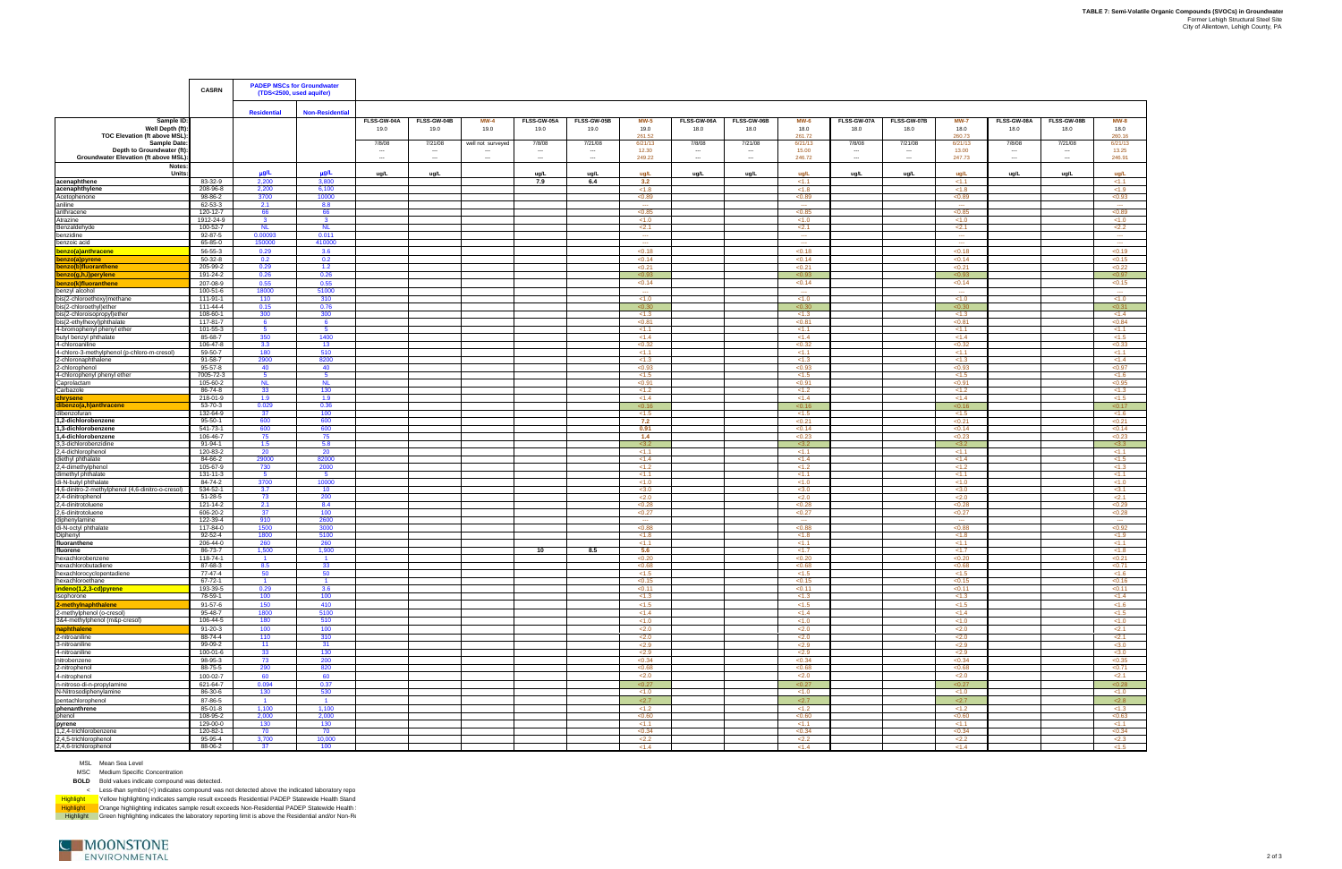# TABLE 7: Semi-Volatile Organic Compounds (SVOCs) in Groundwater

Former Lehigh Structural Steel Site
City of Allentown, Lehigh County, PA

| | CASRN | PADEP MSCs for Groundwater (TDS<2500, used aquifer) | | | | | | | | | | | | | | | | |
|---|---|---|---|---|---|---|---|---|---|---|---|---|---|---|---|---|---|---|
| | | Residential | Non-Residential | | | | | | | | | | | | | | | |
| Sample ID: | | | | FLSS-GW-04A | FLSS-GW-04B | MW-4 | FLSS-GW-05A | FLSS-GW-05B | MW-5 | FLSS-GW-06A | FLSS-GW-06B | MW-6 | FLSS-GW-07A | FLSS-GW-07B | MW-7 | FLSS-GW-08A | FLSS-GW-08B | MW-8 |
| Well Depth (ft): | | | | 19.0 | 19.0 | 19.0 | 19.0 | 19.0 | 19.0 | 18.0 | 18.0 | 18.0 | 18.0 | 18.0 | 18.0 | 18.0 | 18.0 | 18.0 |
| TOC Elevation (ft above MSL): | | | | | | | | | 261.52 | | | 261.72 | | | 260.73 | | | 260.16 |
| Sample Date: | | | | 7/8/08 | 7/21/08 | well not surveyed | 7/8/08 | 7/21/08 | 6/21/13 | 7/8/08 | 7/21/08 | 6/21/13 | 7/8/08 | 7/21/08 | 6/21/13 | 7/8/08 | 7/21/08 | 6/21/13 |
| Depth to Groundwater (ft): | | | | --- | --- | --- | --- | --- | 12.30 | --- | --- | 15.00 | --- | --- | 13.00 | --- | --- | 13.25 |
| Groundwater Elevation (ft above MSL): | | | | --- | --- | --- | --- | --- | 249.22 | --- | --- | 246.72 | --- | --- | 247.73 | --- | --- | 246.91 |
| Notes: | | | | | | | | | | | | | | | | | | |
| Units: | | µg/L | µg/L | ug/L | ug/L | | ug/L | ug/L | ug/L | ug/L | ug/L | ug/L | ug/L | ug/L | ug/L | ug/L | ug/L | ug/L |
| **acenaphthene** | 83-32-9 | 2,200 | 3,800 | | | | **7.9** | **6.4** | **3.2** | | | <1.1 | | | <1.1 | | | <1.1 |
| **acenaphthylene** | 208-96-8 | 2,200 | 6,100 | | | | | | <1.8 | | | <1.8 | | | <1.8 | | | <1.9 |
| Acetophenone | 98-86-2 | 3700 | 10000 | | | | | | <0.89 | | | <0.89 | | | <0.89 | | | <0.93 |
| aniline | 62-53-3 | 2.1 | 8.8 | | | | | | --- | | | --- | | | --- | | | --- |
| anthracene | 120-12-7 | 66 | 66 | | | | | | <0.85 | | | <0.85 | | | <0.85 | | | <0.89 |
| Atrazine | 1912-24-9 | 3 | 3 | | | | | | <1.0 | | | <1.0 | | | <1.0 | | | <1.0 |
| Benzaldehyde | 100-52-7 | NL | NL | | | | | | <2.1 | | | <2.1 | | | <2.1 | | | <2.2 |
| benzidine | 92-87-5 | 0.00093 | 0.011 | | | | | | --- | | | --- | | | --- | | | --- |
| benzoic acid | 65-85-0 | 150000 | 410000 | | | | | | --- | | | --- | | | --- | | | --- |
| **benzo(a)anthracene** | 56-55-3 | 0.29 | 3.6 | | | | | | <0.18 | | | <0.18 | | | <0.18 | | | <0.19 |
| **benzo(a)pyrene** | 50-32-8 | 0.2 | 0.2 | | | | | | <0.14 | | | <0.14 | | | <0.14 | | | <0.15 |
| **benzo(b)fluoranthene** | 205-99-2 | 0.29 | 1.2 | | | | | | <0.21 | | | <0.21 | | | <0.21 | | | <0.22 |
| **benzo(g,h,i)perylene** | 191-24-2 | 0.26 | 0.26 | | | | | | <0.93 | | | <0.93 | | | <0.93 | | | <0.97 |
| **benzo(k)fluoranthene** | 207-08-9 | 0.55 | 0.55 | | | | | | <0.14 | | | <0.14 | | | <0.14 | | | <0.15 |
| benzyl alcohol | 100-51-6 | 18000 | 51000 | | | | | | --- | | | --- | | | --- | | | --- |
| bis(2-chloroethoxy)methane | 111-91-1 | 110 | 310 | | | | | | <1.0 | | | <1.0 | | | <1.0 | | | <1.0 |
| bis(2-chloroethyl)ether | 111-44-4 | 0.15 | 0.76 | | | | | | <0.30 | | | <0.30 | | | <0.30 | | | <0.31 |
| bis(2-chloroisopropyl)ether | 108-60-1 | 300 | 300 | | | | | | <1.3 | | | <1.3 | | | <1.3 | | | <1.4 |
| bis(2-ethylhexyl)phthalate | 117-81-7 | 6 | 6 | | | | | | <0.81 | | | <0.81 | | | <0.81 | | | <0.84 |
| 4-bromophenyl phenyl ether | 101-55-3 | 5 | 5 | | | | | | <1.1 | | | <1.1 | | | <1.1 | | | <1.1 |
| butyl benzyl phthalate | 85-68-7 | 350 | 1400 | | | | | | <1.4 | | | <1.4 | | | <1.4 | | | <1.5 |
| 4-chloroaniline | 106-47-8 | 3.3 | 13 | | | | | | <0.32 | | | <0.32 | | | <0.32 | | | <0.33 |
| 4-chloro-3-methylphenol (p-chloro-m-cresol) | 59-50-7 | 180 | 510 | | | | | | <1.1 | | | <1.1 | | | <1.1 | | | <1.1 |
| 2-chloronaphthalene | 91-58-7 | 2900 | 8200 | | | | | | <1.3 | | | <1.3 | | | <1.3 | | | <1.4 |
| 2-chlorophenol | 95-57-8 | 40 | 40 | | | | | | <0.93 | | | <0.93 | | | <0.93 | | | <0.97 |
| 4-chlorophenyl phenyl ether | 7005-72-3 | 5 | 5 | | | | | | <1.5 | | | <1.5 | | | <1.5 | | | <1.6 |
| Caprolactam | 105-60-2 | NL | NL | | | | | | <0.91 | | | <0.91 | | | <0.91 | | | <0.95 |
| Carbazole | 86-74-8 | 33 | 130 | | | | | | <1.2 | | | <1.2 | | | <1.2 | | | <1.3 |
| **chrysene** | 218-01-9 | 1.9 | 1.9 | | | | | | <1.4 | | | <1.4 | | | <1.4 | | | <1.5 |
| **dibenzo(a,h)anthracene** | 53-70-3 | 0.029 | 0.36 | | | | | | <0.16 | | | <0.16 | | | <0.16 | | | <0.17 |
| dibenzofuran | 132-64-9 | 37 | 100 | | | | | | <1.5 | | | <1.5 | | | <1.5 | | | <1.6 |
| **1,2-dichlorobenzene** | 95-50-1 | 600 | 600 | | | | | | **7.2** | | | <0.21 | | | <0.21 | | | <0.21 |
| **1,3-dichlorobenzene** | 541-73-1 | 600 | 600 | | | | | | **0.91** | | | <0.14 | | | <0.14 | | | <0.14 |
| **1,4-dichlorobenzene** | 106-46-7 | 75 | 75 | | | | | | **1.4** | | | <0.23 | | | <0.23 | | | <0.23 |
| 3,3-dichlorobenzidine | 91-94-1 | 1.5 | 5.8 | | | | | | <3.2 | | | <3.2 | | | <3.2 | | | <3.3 |
| 2,4-dichlorophenol | 120-83-2 | 20 | 20 | | | | | | <1.1 | | | <1.1 | | | <1.1 | | | <1.1 |
| diethyl phthalate | 84-66-2 | 29000 | 82000 | | | | | | <1.4 | | | <1.4 | | | <1.4 | | | <1.5 |
| 2,4-dimethylphenol | 105-67-9 | 730 | 2000 | | | | | | <1.2 | | | <1.2 | | | <1.2 | | | <1.3 |
| dimethyl phthalate | 131-11-3 | 5 | 5 | | | | | | <1.1 | | | <1.1 | | | <1.1 | | | <1.1 |
| di-N-butyl phthalate | 84-74-2 | 3700 | 10000 | | | | | | <1.0 | | | <1.0 | | | <1.0 | | | <1.0 |
| 4,6-dinitro-2-methylphenol (4,6-dinitro-o-cresol) | 534-52-1 | 3.7 | 10 | | | | | | <3.0 | | | <3.0 | | | <3.0 | | | <3.1 |
| 2,4-dinitrophenol | 51-28-5 | 73 | 200 | | | | | | <2.0 | | | <2.0 | | | <2.0 | | | <2.1 |
| 2,4-dinitrotoluene | 121-14-2 | 2.1 | 8.4 | | | | | | <0.28 | | | <0.28 | | | <0.28 | | | <0.29 |
| 2,6-dinitrotoluene | 606-20-2 | 37 | 100 | | | | | | <0.27 | | | <0.27 | | | <0.27 | | | <0.28 |
| diphenylamine | 122-39-4 | 910 | 2600 | | | | | | --- | | | --- | | | --- | | | --- |
| di-N-octyl phthalate | 117-84-0 | 1500 | 3000 | | | | | | <0.88 | | | <0.88 | | | <0.88 | | | <0.92 |
| Diphenyl | 92-52-4 | 1800 | 5100 | | | | | | <1.8 | | | <1.8 | | | <1.8 | | | <1.9 |
| **fluoranthene** | 206-44-0 | 260 | 260 | | | | | | <1.1 | | | <1.1 | | | <1.1 | | | <1.1 |
| **fluorene** | 86-73-7 | 1,500 | 1,900 | | | | **10** | **8.5** | **5.6** | | | <1.7 | | | <1.7 | | | <1.8 |
| hexachlorobenzene | 118-74-1 | 1 | 1 | | | | | | <0.20 | | | <0.20 | | | <0.20 | | | <0.21 |
| hexachlorobutadiene | 87-68-3 | 8.5 | 33 | | | | | | <0.68 | | | <0.68 | | | <0.68 | | | <0.71 |
| hexachlorocyclopentadiene | 77-47-4 | 50 | 50 | | | | | | <1.5 | | | <1.5 | | | <1.5 | | | <1.6 |
| hexachloroethane | 67-72-1 | 1 | 1 | | | | | | <0.15 | | | <0.15 | | | <0.15 | | | <0.16 |
| **indeno(1,2,3-cd)pyrene** | 193-39-5 | 0.29 | 3.6 | | | | | | <0.11 | | | <0.11 | | | <0.11 | | | <0.11 |
| isophorone | 78-59-1 | 100 | 100 | | | | | | <1.3 | | | <1.3 | | | <1.3 | | | <1.4 |
| **2-methylnaphthalene** | 91-57-6 | 150 | 410 | | | | | | <1.5 | | | <1.5 | | | <1.5 | | | <1.6 |
| 2-methylphenol (o-cresol) | 95-48-7 | 1800 | 5100 | | | | | | <1.4 | | | <1.4 | | | <1.4 | | | <1.5 |
| 3&4-methylphenol (m&p-cresol) | 106-44-5 | 180 | 510 | | | | | | <1.0 | | | <1.0 | | | <1.0 | | | <1.0 |
| **naphthalene** | 91-20-3 | 100 | 100 | | | | | | <2.0 | | | <2.0 | | | <2.0 | | | <2.1 |
| 2-nitroaniline | 88-74-4 | 110 | 310 | | | | | | <2.0 | | | <2.0 | | | <2.0 | | | <2.1 |
| 3-nitroaniline | 99-09-2 | 11 | 31 | | | | | | <2.9 | | | <2.9 | | | <2.9 | | | <3.0 |
| 4-nitroaniline | 100-01-6 | 33 | 130 | | | | | | <2.9 | | | <2.9 | | | <2.9 | | | <3.0 |
| nitrobenzene | 98-95-3 | 73 | 200 | | | | | | <0.34 | | | <0.34 | | | <0.34 | | | <0.35 |
| 2-nitrophenol | 88-75-5 | 290 | 820 | | | | | | <0.68 | | | <0.68 | | | <0.68 | | | <0.71 |
| 4-nitrophenol | 100-02-7 | 60 | 60 | | | | | | <2.0 | | | <2.0 | | | <2.0 | | | <2.1 |
| n-nitroso-di-n-propylamine | 621-64-7 | 0.094 | 0.37 | | | | | | <0.27 | | | <0.27 | | | <0.27 | | | <0.28 |
| N-Nitrosodiphenylamine | 86-30-6 | 130 | 530 | | | | | | <1.0 | | | <1.0 | | | <1.0 | | | <1.0 |
| pentachlorophenol | 87-86-5 | 1 | 1 | | | | | | <2.7 | | | <2.7 | | | <2.7 | | | <2.8 |
| **phenanthrene** | 85-01-8 | 1,100 | 1,100 | | | | | | <1.2 | | | <1.2 | | | <1.2 | | | <1.3 |
| phenol | 108-95-2 | 2,000 | 2,000 | | | | | | <0.60 | | | <0.60 | | | <0.60 | | | <0.63 |
| **pyrene** | 129-00-0 | 130 | 130 | | | | | | <1.1 | | | <1.1 | | | <1.1 | | | <1.1 |
| 1,2,4-trichlorobenzene | 120-82-1 | 70 | 70 | | | | | | <0.34 | | | <0.34 | | | <0.34 | | | <0.34 |
| 2,4,5-trichlorophenol | 95-95-4 | 3,700 | 10,000 | | | | | | <2.2 | | | <2.2 | | | <2.2 | | | <2.3 |
| 2,4,6-trichlorophenol | 88-06-2 | 37 | 100 | | | | | | <1.4 | | | <1.4 | | | <1.4 | | | <1.5 |

MSL Mean Sea Level

MSC Medium Specific Concentration

**BOLD** Bold values indicate compound was detected.

< Less-than symbol (<) indicates compound was not detected above the indicated laboratory repo

Highlight Yellow highlighting indicates sample result exceeds Residential PADEP Statewide Health Stand

Highlight Orange highlighting indicates sample result exceeds Non-Residential PADEP Statewide Health

Highlight Green highlighting indicates the laboratory reporting limit is above the Residential and/or Non-Re

MOONSTONE ENVIRONMENTAL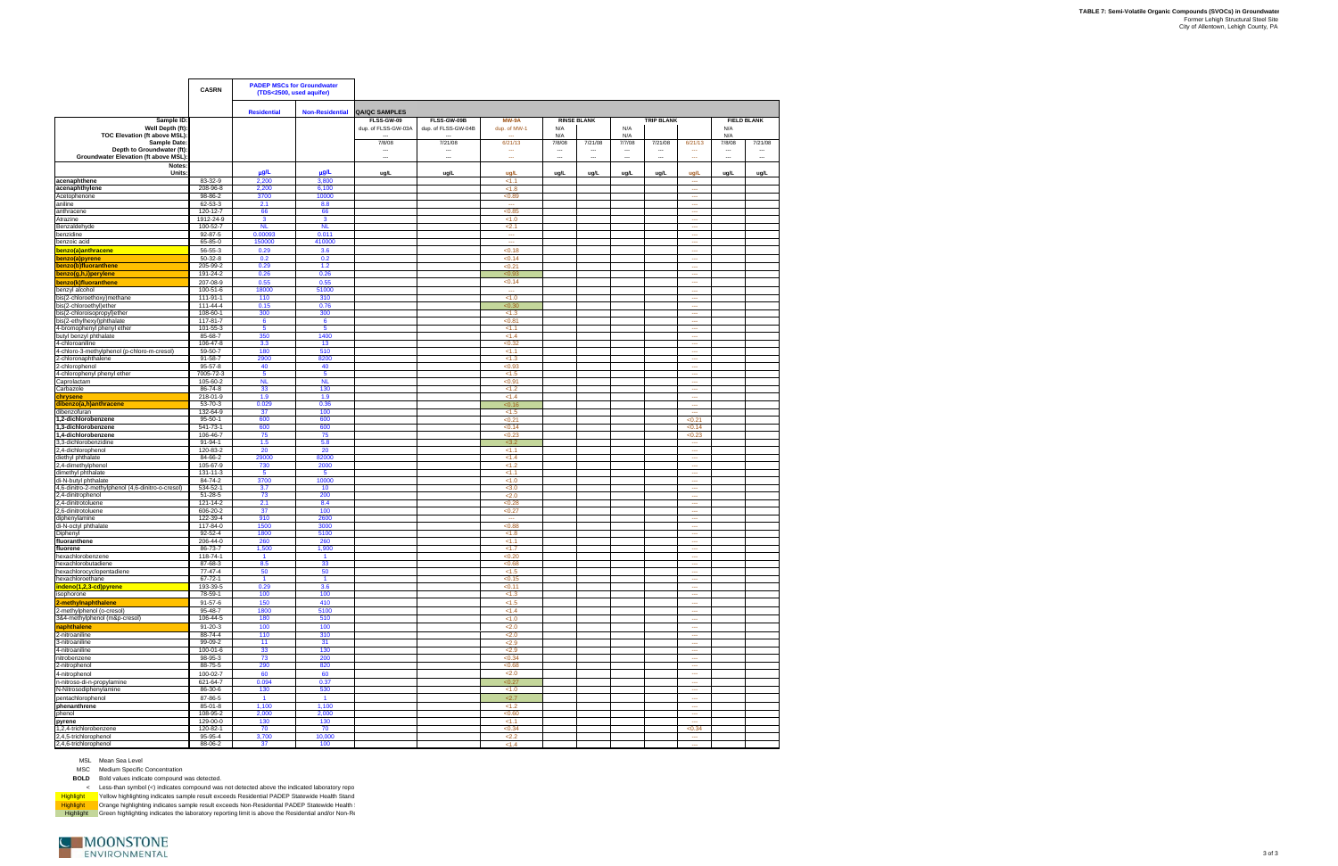# TABLE 7: Semi-Volatile Organic Compounds (SVOCs) in Groundwater

Former Lehigh Structural Steel Site
City of Allentown, Lehigh County, PA

| | CASRN | PADEP MSCs for Groundwater (TDS<2500, used aquifer) | | QA/QC SAMPLES | | | | | | | | | |
|---|---|---|---|---|---|---|---|---|---|---|---|---|---|
| | | Residential | Non-Residential | | | | RINSE BLANK | | TRIP BLANK | | | FIELD BLANK | |
| Sample ID: | | | | FLSS-GW-09 | FLSS-GW-09B | MW-9A | | | | | | | |
| Well Depth (ft): | | | | dup. of FLSS-GW-03A | dup. of FLSS-GW-04B | dup. of MW-1 | N/A | | N/A | | | N/A | |
| TOC Elevation (ft above MSL): | | | | --- | --- | --- | N/A | | N/A | | | N/A | |
| Sample Date: | | | | 7/8/08 | 7/21/08 | 6/21/13 | 7/8/08 | 7/21/08 | 7/7/08 | 7/21/08 | 6/21/13 | 7/8/08 | 7/21/08 |
| Depth to Groundwater (ft): | | | | --- | --- | --- | --- | --- | --- | --- | --- | --- | --- |
| Groundwater Elevation (ft above MSL): | | | | --- | --- | --- | --- | --- | --- | --- | --- | --- | --- |
| Notes: | | | | | | | | | | | | | |
| Units: | | µg/L | µg/L | ug/L | ug/L | ug/L | ug/L | ug/L | ug/L | ug/L | ug/L | ug/L | ug/L |
| **acenaphthene** | 83-32-9 | 2,200 | 3,800 | | | <1.1 | | | | | --- | | |
| **acenaphthylene** | 208-96-8 | 2,200 | 6,100 | | | <1.8 | | | | | --- | | |
| Acetophenone | 98-86-2 | 3700 | 10000 | | | <0.80 | | | | | --- | | |
| aniline | 62-53-3 | 2.1 | 8.8 | | | --- | | | | | --- | | |
| anthracene | 120-12-7 | 66 | 66 | | | <0.85 | | | | | --- | | |
| Atrazine | 1912-24-9 | 3 | 3 | | | <1.0 | | | | | --- | | |
| Benzaldehyde | 100-52-7 | NL | NL | | | <2.1 | | | | | --- | | |
| benzidine | 92-87-5 | 0.00093 | 0.011 | | | --- | | | | | --- | | |
| benzoic acid | 65-85-0 | 150000 | 410000 | | | --- | | | | | --- | | |
| **benzo(a)anthracene** | 56-55-3 | 0.29 | 3.6 | | | <0.18 | | | | | --- | | |
| **benzo(a)pyrene** | 50-32-8 | 0.2 | 0.2 | | | <0.14 | | | | | --- | | |
| **benzo(b)fluoranthene** | 205-99-2 | 0.29 | 1.2 | | | <0.21 | | | | | --- | | |
| **benzo(g,h,i)perylene** | 191-24-2 | 0.26 | 0.26 | | | <0.83 | | | | | --- | | |
| **benzo(k)fluoranthene** | 207-08-9 | 0.55 | 0.55 | | | <0.14 | | | | | --- | | |
| benzyl alcohol | 100-51-6 | 18000 | 51000 | | | --- | | | | | --- | | |
| bis(2-chloroethoxy)methane | 111-91-1 | 110 | 310 | | | <1.0 | | | | | --- | | |
| bis(2-chloroethyl)ether | 111-44-4 | 0.15 | 0.76 | | | <0.30 | | | | | --- | | |
| bis(2-chloroisopropyl)ether | 108-60-1 | 300 | 300 | | | <1.3 | | | | | --- | | |
| bis(2-ethylhexyl)phthalate | 117-81-7 | 6 | 6 | | | <0.81 | | | | | --- | | |
| 4-bromophenyl phenyl ether | 101-55-3 | 5 | 5 | | | <1.1 | | | | | --- | | |
| butyl benzyl phthalate | 85-68-7 | 350 | 1400 | | | <1.4 | | | | | --- | | |
| 4-chloroaniline | 106-47-8 | 3.3 | 13 | | | <0.32 | | | | | --- | | |
| 4-chloro-3-methylphenol (p-chloro-m-cresol) | 59-50-7 | 180 | 510 | | | <1.1 | | | | | --- | | |
| 2-chloronaphthalene | 91-58-7 | 2900 | 8200 | | | <1.3 | | | | | --- | | |
| 2-chlorophenol | 95-57-8 | 40 | 40 | | | <0.93 | | | | | --- | | |
| 4-chlorophenyl phenyl ether | 7005-72-3 | 5 | 5 | | | <1.5 | | | | | --- | | |
| Caprolactam | 105-60-2 | NL | NL | | | <0.91 | | | | | --- | | |
| Carbazole | 86-74-8 | 33 | 130 | | | <1.2 | | | | | --- | | |
| **chrysene** | 218-01-9 | 1.9 | 1.9 | | | <1.4 | | | | | --- | | |
| **dibenzo(a,h)anthracene** | 53-70-3 | 0.029 | 0.36 | | | <0.16 | | | | | --- | | |
| dibenzofuran | 132-64-9 | 37 | 100 | | | <1.5 | | | | | --- | | |
| **1,2-dichlorobenzene** | 95-50-1 | 600 | 600 | | | <0.21 | | | | | <0.21 | | |
| **1,3-dichlorobenzene** | 541-73-1 | 600 | 600 | | | <0.14 | | | | | <0.14 | | |
| **1,4-dichlorobenzene** | 106-46-7 | 75 | 75 | | | <0.23 | | | | | <0.23 | | |
| 3,3-dichlorobenzidine | 91-94-1 | 1.5 | 5.8 | | | <3.2 | | | | | --- | | |
| 2,4-dichlorophenol | 120-83-2 | 20 | 20 | | | <1.1 | | | | | --- | | |
| diethyl phthalate | 84-66-2 | 29000 | 82000 | | | <1.4 | | | | | --- | | |
| 2,4-dimethylphenol | 105-67-9 | 730 | 2000 | | | <1.2 | | | | | --- | | |
| dimethyl phthalate | 131-11-3 | 5 | 5 | | | <1.1 | | | | | --- | | |
| di-N-butyl phthalate | 84-74-2 | 3700 | 10000 | | | <1.0 | | | | | --- | | |
| 4,6-dinitro-2-methylphenol (4,6-dinitro-o-cresol) | 534-52-1 | 3.7 | 10 | | | <3.0 | | | | | --- | | |
| 2,4-dinitrophenol | 51-28-5 | 73 | 200 | | | <2.0 | | | | | --- | | |
| 2,4-dinitrotoluene | 121-14-2 | 2.1 | 8.4 | | | <0.28 | | | | | --- | | |
| 2,6-dinitrotoluene | 606-20-2 | 37 | 100 | | | <0.27 | | | | | --- | | |
| diphenylamine | 122-39-4 | 910 | 2600 | | | --- | | | | | --- | | |
| di-N-octyl phthalate | 117-84-0 | 1500 | 3000 | | | <0.88 | | | | | --- | | |
| Diphenyl | 92-52-4 | 1800 | 5100 | | | <1.8 | | | | | --- | | |
| **fluoranthene** | 206-44-0 | 260 | 260 | | | <1.1 | | | | | --- | | |
| **fluorene** | 86-73-7 | 1,500 | 1,900 | | | <1.7 | | | | | --- | | |
| hexachlorobenzene | 118-74-1 | 1 | 1 | | | <0.20 | | | | | --- | | |
| hexachlorobutadiene | 87-68-3 | 8.5 | 33 | | | <0.68 | | | | | --- | | |
| hexachlorocyclopentadiene | 77-47-4 | 50 | 50 | | | <1.5 | | | | | --- | | |
| hexachloroethane | 67-72-1 | 1 | 1 | | | <0.15 | | | | | --- | | |
| **indeno(1,2,3-cd)pyrene** | 193-39-5 | 0.29 | 3.6 | | | <0.11 | | | | | --- | | |
| isophorone | 78-59-1 | 100 | 100 | | | <1.3 | | | | | --- | | |
| **2-methylnaphthalene** | 91-57-6 | 150 | 410 | | | <1.5 | | | | | --- | | |
| 2-methylphenol (o-cresol) | 95-48-7 | 1800 | 5100 | | | <1.4 | | | | | --- | | |
| 3&4-methylphenol (m&p-cresol) | 106-44-5 | 180 | 510 | | | <1.0 | | | | | --- | | |
| **naphthalene** | 91-20-3 | 100 | 100 | | | <2.0 | | | | | --- | | |
| 2-nitroaniline | 88-74-4 | 110 | 310 | | | <2.0 | | | | | --- | | |
| 3-nitroaniline | 99-09-2 | 11 | 31 | | | <2.9 | | | | | --- | | |
| 4-nitroaniline | 100-01-6 | 33 | 130 | | | <2.9 | | | | | --- | | |
| nitrobenzene | 98-95-3 | 73 | 200 | | | <0.34 | | | | | --- | | |
| 2-nitrophenol | 88-75-5 | 290 | 820 | | | <0.68 | | | | | --- | | |
| 4-nitrophenol | 100-02-7 | 60 | 60 | | | <2.0 | | | | | --- | | |
| n-nitroso-di-n-propylamine | 621-64-7 | 0.094 | 0.37 | | | <0.27 | | | | | --- | | |
| N-Nitrosodiphenylamine | 86-30-6 | 130 | 530 | | | <1.0 | | | | | --- | | |
| pentachlorophenol | 87-86-5 | 1 | 1 | | | <2.7 | | | | | --- | | |
| **phenanthrene** | 85-01-8 | 1,100 | 1,100 | | | <1.2 | | | | | --- | | |
| phenol | 108-95-2 | 2,000 | 2,000 | | | <0.60 | | | | | --- | | |
| **pyrene** | 129-00-0 | 130 | 130 | | | <1.1 | | | | | --- | | |
| 1,2,4-trichlorobenzene | 120-82-1 | 70 | 70 | | | <0.34 | | | | | <0.34 | | |
| 2,4,5-trichlorophenol | 95-95-4 | 3,700 | 10,000 | | | <2.2 | | | | | --- | | |
| 2,4,6-trichlorophenol | 88-06-2 | 37 | 100 | | | <1.4 | | | | | --- | | |

MSL Mean Sea Level

MSC Medium Specific Concentration

**BOLD** Bold values indicate compound was detected.

< Less-than symbol (<) indicates compound was not detected above the indicated laboratory repo

Highlight Yellow highlighting indicates sample result exceeds Residential PADEP Statewide Health Stand

Highlight Orange highlighting indicates sample result exceeds Non-Residential PADEP Statewide Health

Highlight Green highlighting indicates the laboratory reporting limit is above the Residential and/or Non-Re

MOONSTONE ENVIRONMENTAL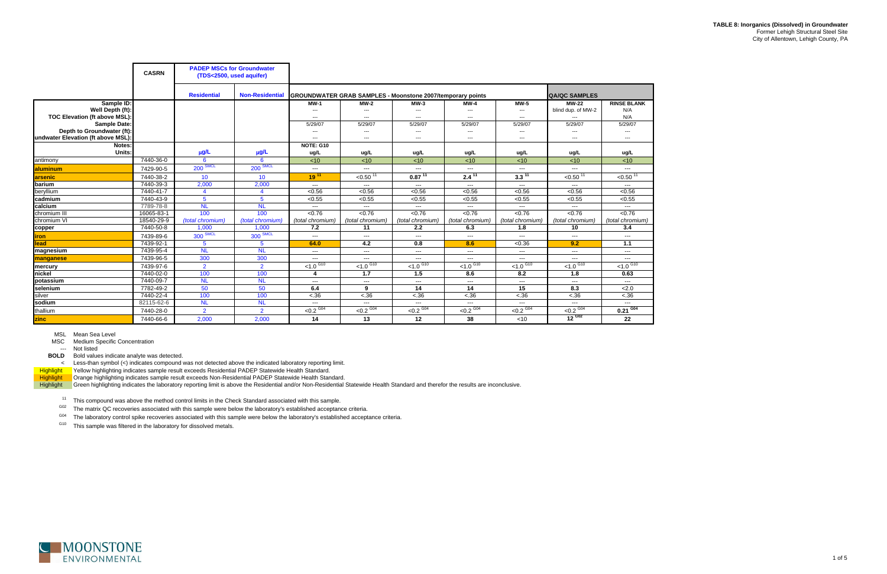**TABLE 8: Inorganics (Dissolved) in Groundwater**
Former Lehigh Structural Steel Site
City of Allentown, Lehigh County, PA

| | CASRN | PADEP MSCs for Groundwater (TDS<2500, used aquifer) | | GROUNDWATER GRAB SAMPLES - Moonstone 2007/temporary points | | | | | QA/QC SAMPLES | |
|---|---|---|---|---|---|---|---|---|---|---|
| | | Residential | Non-Residential | | | | | | | |
| Sample ID: | | | | MW-1 | MW-2 | MW-3 | MW-4 | MW-5 | MW-22 | RINSE BLANK |
| Well Depth (ft): | | | | --- | --- | --- | --- | --- | blind dup. of MW-2 | N/A |
| TOC Elevation (ft above MSL): | | | | --- | --- | --- | --- | --- | --- | N/A |
| Sample Date: | | | | 5/29/07 | 5/29/07 | 5/29/07 | 5/29/07 | 5/29/07 | 5/29/07 | 5/29/07 |
| Depth to Groundwater (ft): | | | | --- | --- | --- | --- | --- | --- | --- |
| Groundwater Elevation (ft above MSL): | | | | --- | --- | --- | --- | --- | --- | --- |
| Notes: | | | | NOTE: G10 | | | | | | |
| Units: | | µg/L | µg/L | ug/L | ug/L | ug/L | ug/L | ug/L | ug/L | ug/L |
| antimony | 7440-36-0 | 6 | 6 | <10 | <10 | <10 | <10 | <10 | <10 | <10 |
| **aluminum** | 7429-90-5 | 200 SMCL | 200 SMCL | --- | --- | --- | --- | --- | --- | --- |
| **arsenic** | 7440-38-2 | 10 | 10 | **19** [11] | <0.50 [11] | **0.87** [11] | **2.4** [11] | **3.3** [11] | <0.50 [11] | <0.50 [11] |
| **barium** | 7440-39-3 | 2,000 | 2,000 | --- | --- | --- | --- | --- | --- | --- |
| **beryllium** | 7440-41-7 | 4 | 4 | <0.56 | <0.56 | <0.56 | <0.56 | <0.56 | <0.56 | <0.56 |
| **cadmium** | 7440-43-9 | 5 | 5 | <0.55 | <0.55 | <0.55 | <0.55 | <0.55 | <0.55 | <0.55 |
| **calcium** | 7789-78-8 | NL | NL | --- | --- | --- | --- | --- | --- | --- |
| chromium III | 16065-83-1 | 100 | 100 | <0.76 | <0.76 | <0.76 | <0.76 | <0.76 | <0.76 | <0.76 |
| chromium VI | 18540-29-9 | (total chromium) | (total chromium) | (total chromium) | (total chromium) | (total chromium) | (total chromium) | (total chromium) | (total chromium) | (total chromium) |
| **copper** | 7440-50-8 | 1,000 | 1,000 | **7.2** | **11** | **2.2** | **6.3** | **1.8** | **10** | **3.4** |
| **iron** | 7439-89-6 | 300 SMCL | 300 SMCL | --- | --- | --- | --- | --- | --- | --- |
| **lead** | 7439-92-1 | 5 | 5 | **64.0** | **4.2** | **0.8** | **8.6** | <0.36 | **9.2** | **1.1** |
| **magnesium** | 7439-95-4 | NL | NL | --- | --- | --- | --- | --- | --- | --- |
| **manganese** | 7439-96-5 | 300 | 300 | --- | --- | --- | --- | --- | --- | --- |
| **mercury** | 7439-97-6 | 2 | 2 | <1.0 G10 | <1.0 G10 | <1.0 G10 | <1.0 G10 | <1.0 G10 | <1.0 G10 | <1.0 G10 |
| **nickel** | 7440-02-0 | 100 | 100 | **4** | **1.7** | **1.5** | **8.6** | **8.2** | **1.8** | **0.63** |
| **potassium** | 7440-09-7 | NL | NL | --- | --- | --- | --- | --- | --- | --- |
| **selenium** | 7782-49-2 | 50 | 50 | **6.4** | **9** | **14** | **14** | **15** | **8.3** | <2.0 |
| silver | 7440-22-4 | 100 | 100 | <.36 | <.36 | <.36 | <.36 | <.36 | <.36 | <.36 |
| **sodium** | 82115-62-6 | NL | NL | --- | --- | --- | --- | --- | --- | --- |
| thallium | 7440-28-0 | 2 | 2 | <0.2 G04 | <0.2 G04 | <0.2 G04 | <0.2 G04 | <0.2 G04 | <0.2 G04 | **0.21** G04 |
| **zinc** | 7440-66-6 | 2,000 | 2,000 | **14** | **13** | **12** | **38** | <10 | **12** G02 | **22** |

MSL Mean Sea Level
MSC Medium Specific Concentration
--- Not listed
**BOLD** Bold values indicate analyte was detected.
< Less-than symbol (<) indicates compound was not detected above the indicated laboratory reporting limit.
Highlight Yellow highlighting indicates sample result exceeds Residential PADEP Statewide Health Standard.
Highlight Orange highlighting indicates sample result exceeds Non-Residential PADEP Statewide Health Standard.
Highlight Green highlighting indicates the laboratory reporting limit is above the Residential and/or Non-Residential Statewide Health Standard and therefor the results are inconclusive.

[11] This compound was above the method control limits in the Check Standard associated with this sample.
[G02] The matrix QC recoveries associated with this sample were below the laboratory's established acceptance criteria.
[G04] The laboratory control spike recoveries associated with this sample were below the laboratory's established acceptance criteria.
[G10] This sample was filtered in the laboratory for dissolved metals.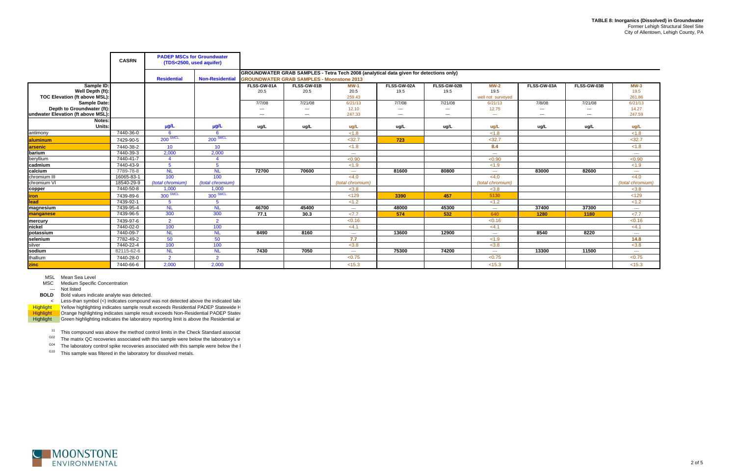**TABLE 8: Inorganics (Dissolved) in Groundwater**
Former Lehigh Structural Steel Site
City of Allentown, Lehigh County, PA

| | CASRN | PADEP MSCs for Groundwater (TDS<2500, used aquifer) | | GROUNDWATER GRAB SAMPLES - Tetra Tech 2008 (analytical data given for detections only) GROUNDWATER GRAB SAMPLES - Moonstone 2013 | | | | | | | | |
|---|---|---|---|---|---|---|---|---|---|---|---|---|
| | | Residential | Non-Residential | | | | | | | | | |
| Sample ID: | | | | FLSS-GW-01A | FLSS-GW-01B | MW-1 | FLSS-GW-02A | FLSS-GW-02B | MW-2 | FLSS-GW-03A | FLSS-GW-03B | MW-3 |
| Well Depth (ft): | | | | 20.5 | 20.5 | 20.5 | 19.5 | 19.5 | 19.5 | | | 19.5 |
| TOC Elevation (ft above MSL): | | | | | | 259.43 | | | well not surveyed | | | 261.86 |
| Sample Date: | | | | 7/7/08 | 7/21/08 | 6/21/13 | 7/7/08 | 7/21/08 | 6/21/13 | 7/8/08 | 7/21/08 | 6/21/13 |
| Depth to Groundwater (ft): | | | | --- | --- | 12.10 | --- | --- | 12.75 | --- | --- | 14.27 |
| Groundwater Elevation (ft above MSL): | | | | --- | --- | 247.33 | --- | --- | --- | --- | --- | 247.59 |
| Notes: | | | | | | | | | | | | |
| Units: | | µg/L | µg/L | ug/L | ug/L | ug/L | ug/L | ug/L | ug/L | ug/L | ug/L | ug/L |
| antimony | 7440-36-0 | 6 | 6 | | | <1.8 | | | <1.8 | | | <1.8 |
| **aluminum** | 7429-90-5 | 200 SMCL | 200 SMCL | | | <32.7 | **723** | | <32.7 | | | <32.7 |
| **arsenic** | 7440-38-2 | 10 | 10 | | | <1.8 | | | **8.4** | | | <1.8 |
| **barium** | 7440-39-3 | 2,000 | 2,000 | | | --- | | | --- | | | --- |
| beryllium | 7440-41-7 | 4 | 4 | | | <0.90 | | | <0.90 | | | <0.90 |
| **cadmium** | 7440-43-9 | 5 | 5 | | | <1.9 | | | <1.9 | | | <1.9 |
| **calcium** | 7789-78-8 | NL | NL | **72700** | **70600** | --- | **81600** | **80800** | --- | **83000** | **82600** | --- |
| chromium III | 16065-83-1 | 100 | 100 | | | <4.0 | | | <4.0 | | | <4.0 |
| chromium VI | 18540-29-9 | *(total chromium)* | *(total chromium)* | | | *(total chromium)* | | | *(total chromium)* | | | *(total chromium)* |
| **copper** | 7440-50-8 | 1,000 | 1,000 | | | <3.8 | | | <3.8 | | | <3.8 |
| **iron** | 7439-89-6 | 300 SMCL | 300 SMCL | | | <129 | **3390** | **457** | **5130** | | | <129 |
| **lead** | 7439-92-1 | 5 | 5 | | | <1.2 | | | <1.2 | | | <1.2 |
| **magnesium** | 7439-95-4 | NL | NL | **46700** | **45400** | --- | **48000** | **45300** | --- | **37400** | **37300** | --- |
| **manganese** | 7439-96-5 | 300 | 300 | **77.1** | **30.3** | <7.7 | **574** | **532** | **640** | **1280** | **1180** | <7.7 |
| **mercury** | 7439-97-6 | 2 | 2 | | | <0.16 | | | <0.16 | | | <0.16 |
| **nickel** | 7440-02-0 | 100 | 100 | | | <4.1 | | | <4.1 | | | <4.1 |
| **potassium** | 7440-09-7 | NL | NL | **8490** | **8160** | --- | **13600** | **12900** | --- | **8540** | **8220** | --- |
| **selenium** | 7782-49-2 | 50 | 50 | | | **7.7** | | | <1.9 | | | **14.8** |
| silver | 7440-22-4 | 100 | 100 | | | <3.8 | | | <3.8 | | | <3.8 |
| **sodium** | 82115-62-6 | NL | NL | **7430** | **7050** | --- | **75300** | **74200** | --- | **13300** | **11500** | --- |
| thallium | 7440-28-0 | 2 | 2 | | | <0.75 | | | <0.75 | | | <0.75 |
| **zinc** | 7440-66-6 | 2,000 | 2,000 | | | <15.3 | | | <15.3 | | | <15.3 |

MSL Mean Sea Level
MSC Medium Specific Concentration
--- Not listed
**BOLD** Bold values indicate analyte was detected.
< Less-than symbol (<) indicates compound was not detected above the indicated labo
Highlight Yellow highlighting indicates sample result exceeds Residential PADEP Statewide H
Highlight Orange highlighting indicates sample result exceeds Non-Residential PADEP Statew
Highlight Green highlighting indicates the laboratory reporting limit is above the Residential ar

[11] This compound was above the method control limits in the Check Standard associat
[G02] The matrix QC recoveries associated with this sample were below the laboratory's e
[G04] The laboratory control spike recoveries associated with this sample were below the l
[G10] This sample was filtered in the laboratory for dissolved metals.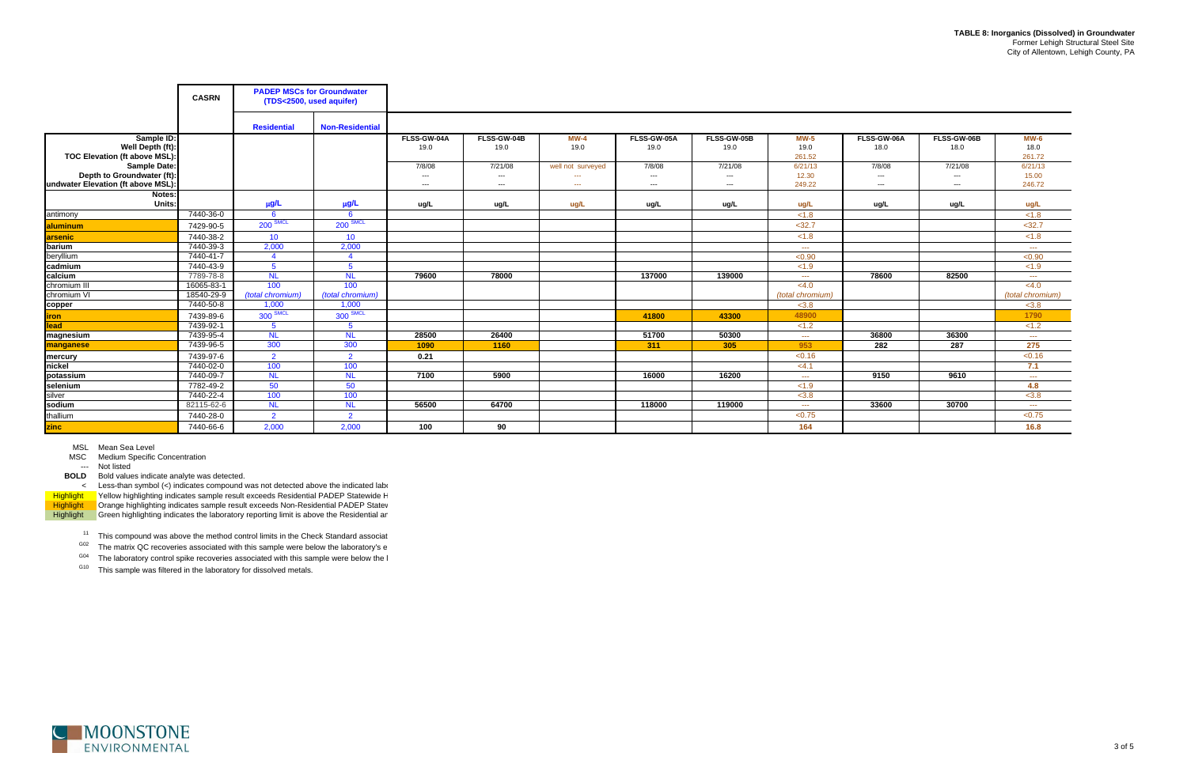**TABLE 8: Inorganics (Dissolved) in Groundwater**
Former Lehigh Structural Steel Site
City of Allentown, Lehigh County, PA

| | CASRN | PADEP MSCs for Groundwater (TDS<2500, used aquifer) | | | | | | | | | | | |
|---|---|---|---|---|---|---|---|---|---|---|---|---|---|
| | | Residential | Non-Residential | | | | | | | | | | |
| Sample ID: | | | | FLSS-GW-04A | FLSS-GW-04B | MW-4 | FLSS-GW-05A | FLSS-GW-05B | MW-5 | FLSS-GW-06A | FLSS-GW-06B | MW-6 |
| Well Depth (ft): | | | | 19.0 | 19.0 | 19.0 | 19.0 | 19.0 | 19.0 | 18.0 | 18.0 | 18.0 |
| TOC Elevation (ft above MSL): | | | | | | | | | 261.52 | | | 261.72 |
| Sample Date: | | | | 7/8/08 | 7/21/08 | well not surveyed | 7/8/08 | 7/21/08 | 6/21/13 | 7/8/08 | 7/21/08 | 6/21/13 |
| Depth to Groundwater (ft): | | | | --- | --- | --- | --- | --- | 12.30 | --- | --- | 15.00 |
| Groundwater Elevation (ft above MSL): | | | | --- | --- | --- | --- | --- | 249.22 | --- | --- | 246.72 |
| Notes: | | | | | | | | | | | | |
| Units: | | µg/L | µg/L | ug/L | ug/L | ug/L | ug/L | ug/L | ug/L | ug/L | ug/L | ug/L |
| antimony | 7440-36-0 | 6 | 6 | | | | | | <1.8 | | | <1.8 |
| aluminum | 7429-90-5 | 200 SMCL | 200 SMCL | | | | | | <32.7 | | | <32.7 |
| arsenic | 7440-38-2 | 10 | 10 | | | | | | <1.8 | | | <1.8 |
| barium | 7440-39-3 | 2,000 | 2,000 | | | | | | --- | | | --- |
| beryllium | 7440-41-7 | 4 | 4 | | | | | | <0.90 | | | <0.90 |
| cadmium | 7440-43-9 | 5 | 5 | | | | | | <1.9 | | | <1.9 |
| calcium | 7789-78-8 | NL | NL | **79600** | **78000** | | **137000** | **139000** | --- | **78600** | **82500** | --- |
| chromium III | 16065-83-1 | 100 | 100 | | | | | | <4.0 | | | <4.0 |
| chromium VI | 18540-29-9 | *(total chromium)* | *(total chromium)* | | | | | | *(total chromium)* | | | *(total chromium)* |
| copper | 7440-50-8 | 1,000 | 1,000 | | | | | | <3.8 | | | <3.8 |
| iron | 7439-89-6 | 300 SMCL | 300 SMCL | | | | **41800** | **43300** | **48900** | | | **1790** |
| lead | 7439-92-1 | 5 | 5 | | | | | | <1.2 | | | <1.2 |
| magnesium | 7439-95-4 | NL | NL | **28500** | **26400** | | **51700** | **50300** | --- | **36800** | **36300** | --- |
| manganese | 7439-96-5 | 300 | 300 | **1090** | **1160** | | **311** | **305** | **953** | **282** | **287** | **275** |
| mercury | 7439-97-6 | 2 | 2 | **0.21** | | | | | <0.16 | | | <0.16 |
| nickel | 7440-02-0 | 100 | 100 | | | | | | <4.1 | | | **7.1** |
| potassium | 7440-09-7 | NL | NL | **7100** | **5900** | | **16000** | **16200** | --- | **9150** | **9610** | --- |
| selenium | 7782-49-2 | 50 | 50 | | | | | | <1.9 | | | **4.8** |
| silver | 7440-22-4 | 100 | 100 | | | | | | <3.8 | | | <3.8 |
| sodium | 82115-62-6 | NL | NL | **56500** | **64700** | | **118000** | **119000** | --- | **33600** | **30700** | --- |
| thallium | 7440-28-0 | 2 | 2 | | | | | | <0.75 | | | <0.75 |
| zinc | 7440-66-6 | 2,000 | 2,000 | **100** | **90** | | | | **164** | | | **16.8** |

MSL Mean Sea Level
MSC Medium Specific Concentration
--- Not listed
**BOLD** Bold values indicate analyte was detected.
< Less-than symbol (<) indicates compound was not detected above the indicated lab
Highlight Yellow highlighting indicates sample result exceeds Residential PADEP Statewide H
Highlight Orange highlighting indicates sample result exceeds Non-Residential PADEP Statev
Highlight Green highlighting indicates the laboratory reporting limit is above the Residential ar

[11] This compound was above the method control limits in the Check Standard associat
[G02] The matrix QC recoveries associated with this sample were below the laboratory's e
[G04] The laboratory control spike recoveries associated with this sample were below the l
[G10] This sample was filtered in the laboratory for dissolved metals.

MOONSTONE ENVIRONMENTAL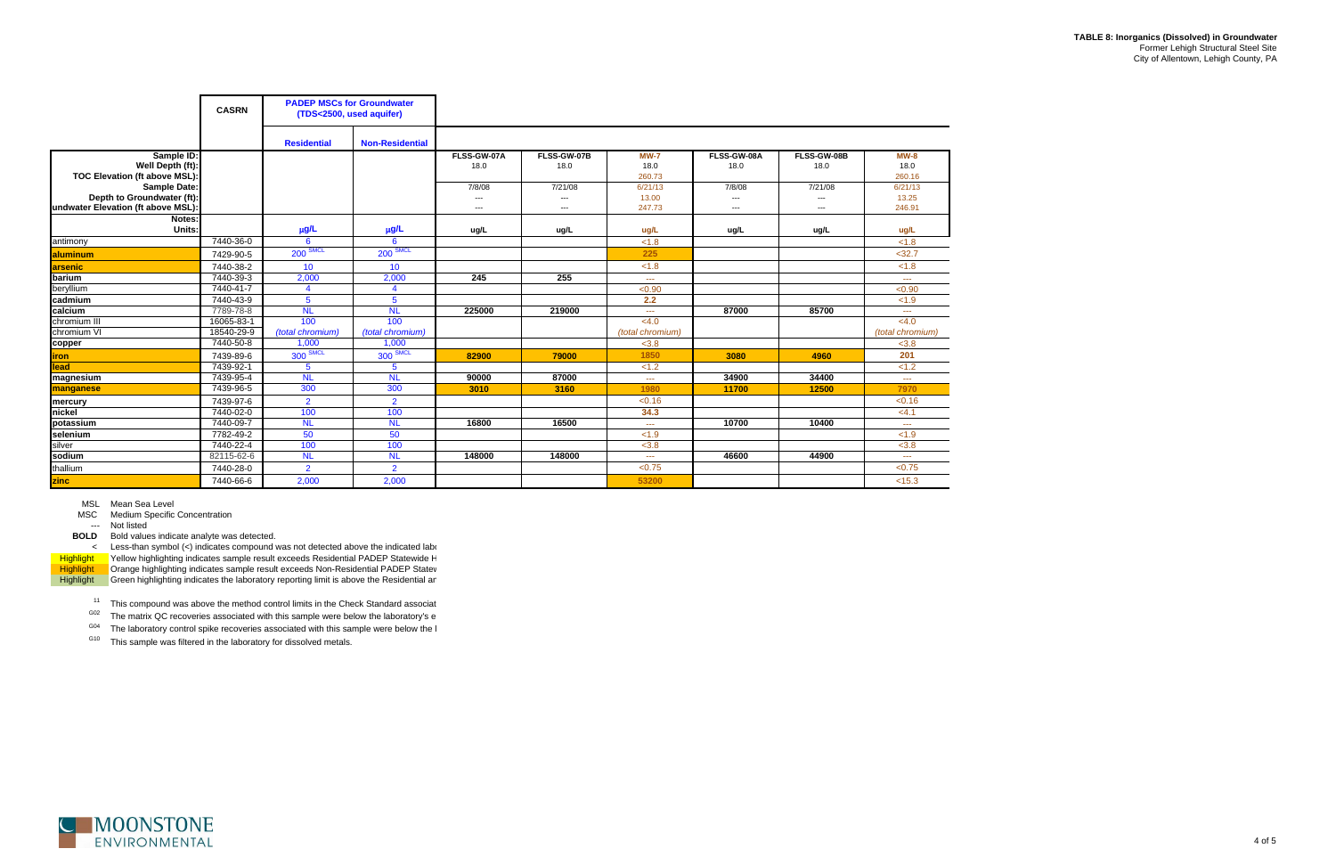**TABLE 8: Inorganics (Dissolved) in Groundwater**
Former Lehigh Structural Steel Site
City of Allentown, Lehigh County, PA

| | CASRN | PADEP MSCs for Groundwater (TDS<2500, used aquifer) | | | | | | | |
|---|---|---|---|---|---|---|---|---|---|
| | | Residential | Non-Residential | | | | | | |
| Sample ID: | | | | FLSS-GW-07A | FLSS-GW-07B | MW-7 | FLSS-GW-08A | FLSS-GW-08B | MW-8 |
| Well Depth (ft): | | | | 18.0 | 18.0 | 18.0 | 18.0 | 18.0 | 18.0 |
| TOC Elevation (ft above MSL): | | | | | | 260.73 | | | 260.16 |
| Sample Date: | | | | 7/8/08 | 7/21/08 | 6/21/13 | 7/8/08 | 7/21/08 | 6/21/13 |
| Depth to Groundwater (ft): | | | | --- | --- | 13.00 | --- | --- | 13.25 |
| Groundwater Elevation (ft above MSL): | | | | --- | --- | 247.73 | --- | --- | 246.91 |
| Notes: | | | | | | | | | |
| Units: | | µg/L | µg/L | ug/L | ug/L | ug/L | ug/L | ug/L | ug/L |
| antimony | 7440-36-0 | 6 | 6 | | | <1.8 | | | <1.8 |
| aluminum | 7429-90-5 | 200 SMCL | 200 SMCL | | | 225 | | | <32.7 |
| arsenic | 7440-38-2 | 10 | 10 | | | <1.8 | | | <1.8 |
| barium | 7440-39-3 | 2,000 | 2,000 | 245 | 255 | --- | | | --- |
| beryllium | 7440-41-7 | 4 | 4 | | | <0.90 | | | <0.90 |
| cadmium | 7440-43-9 | 5 | 5 | | | 2.2 | | | <1.9 |
| calcium | 7789-78-8 | NL | NL | 225000 | 219000 | --- | 87000 | 85700 | --- |
| chromium III | 16065-83-1 | 100 | 100 | | | <4.0 | | | <4.0 |
| chromium VI | 18540-29-9 | *(total chromium)* | *(total chromium)* | | | *(total chromium)* | | | *(total chromium)* |
| copper | 7440-50-8 | 1,000 | 1,000 | | | <3.8 | | | <3.8 |
| iron | 7439-89-6 | 300 SMCL | 300 SMCL | 82900 | 79000 | 1850 | 3080 | 4960 | 201 |
| lead | 7439-92-1 | 5 | 5 | | | <1.2 | | | <1.2 |
| magnesium | 7439-95-4 | NL | NL | 90000 | 87000 | --- | 34900 | 34400 | --- |
| manganese | 7439-96-5 | 300 | 300 | 3010 | 3160 | 1980 | 11700 | 12500 | 7970 |
| mercury | 7439-97-6 | 2 | 2 | | | <0.16 | | | <0.16 |
| nickel | 7440-02-0 | 100 | 100 | | | 34.3 | | | <4.1 |
| potassium | 7440-09-7 | NL | NL | 16800 | 16500 | --- | 10700 | 10400 | --- |
| selenium | 7782-49-2 | 50 | 50 | | | <1.9 | | | <1.9 |
| silver | 7440-22-4 | 100 | 100 | | | <3.8 | | | <3.8 |
| sodium | 82115-62-6 | NL | NL | 148000 | 148000 | --- | 46600 | 44900 | --- |
| thallium | 7440-28-0 | 2 | 2 | | | <0.75 | | | <0.75 |
| zinc | 7440-66-6 | 2,000 | 2,000 | | | 53200 | | | <15.3 |

MSL Mean Sea Level
MSC Medium Specific Concentration
--- Not listed
**BOLD** Bold values indicate analyte was detected.
< Less-than symbol (<) indicates compound was not detected above the indicated labo
Highlight Yellow highlighting indicates sample result exceeds Residential PADEP Statewide H
Highlight Orange highlighting indicates sample result exceeds Non-Residential PADEP Statew
Highlight Green highlighting indicates the laboratory reporting limit is above the Residential ar

11 This compound was above the method control limits in the Check Standard associat
G02 The matrix QC recoveries associated with this sample were below the laboratory's e
G04 The laboratory control spike recoveries associated with this sample were below the l
G10 This sample was filtered in the laboratory for dissolved metals.

MOONSTONE ENVIRONMENTAL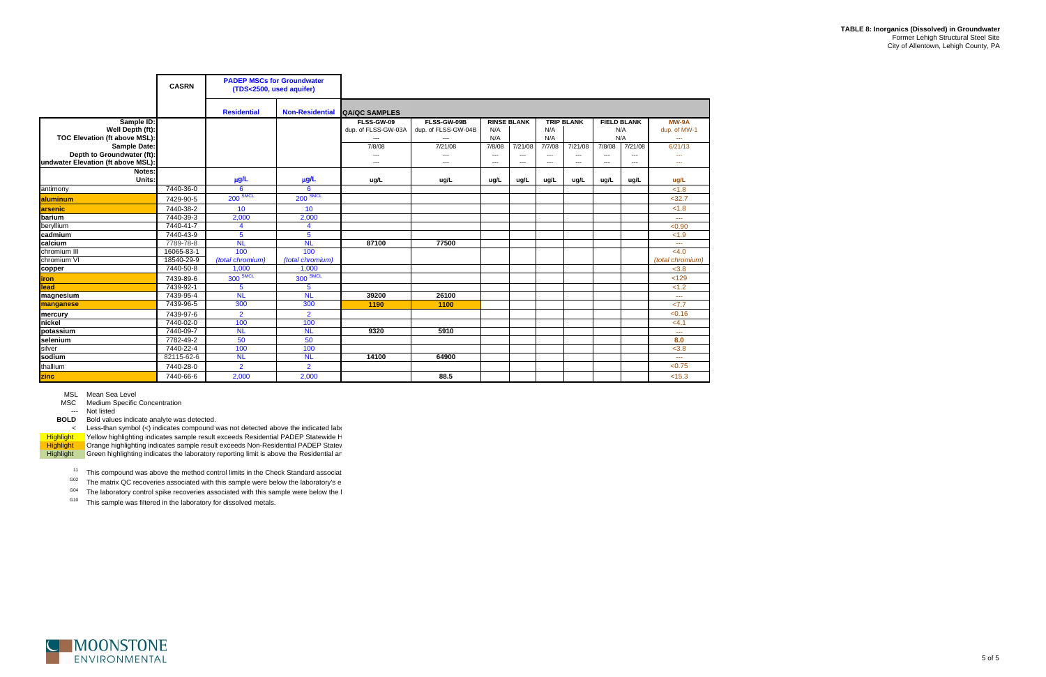**TABLE 8: Inorganics (Dissolved) in Groundwater**
Former Lehigh Structural Steel Site
City of Allentown, Lehigh County, PA

| | CASRN | PADEP MSCs for Groundwater (TDS<2500, used aquifer) | | QA/QC SAMPLES | | | | | | | | | |
|---|---|---|---|---|---|---|---|---|---|---|---|---|---|
| | | Residential | Non-Residential | | | | | | | | | | |
| Sample ID: | | | | FLSS-GW-09 | FLSS-GW-09B | RINSE BLANK | | TRIP BLANK | | FIELD BLANK | | MW-9A |
| Well Depth (ft): | | | | dup. of FLSS-GW-03A | dup. of FLSS-GW-04B | N/A | | N/A | | N/A | | dup. of MW-1 |
| TOC Elevation (ft above MSL): | | | | --- | --- | N/A | | N/A | | N/A | | --- |
| Sample Date: | | | | 7/8/08 | 7/21/08 | 7/8/08 | 7/21/08 | 7/7/08 | 7/21/08 | 7/8/08 | 7/21/08 | 6/21/13 |
| Depth to Groundwater (ft): | | | | --- | --- | --- | --- | --- | --- | --- | --- | --- |
| Groundwater Elevation (ft above MSL): | | | | --- | --- | --- | --- | --- | --- | --- | --- | --- |
| Notes: | | | | | | | | | | | | |
| Units: | | µg/L | µg/L | ug/L | ug/L | ug/L | ug/L | ug/L | ug/L | ug/L | ug/L | ug/L |
| antimony | 7440-36-0 | 6 | 6 | | | | | | | | | <1.8 |
| **aluminum** | 7429-90-5 | 200 SMCL | 200 SMCL | | | | | | | | | <32.7 |
| **arsenic** | 7440-38-2 | 10 | 10 | | | | | | | | | <1.8 |
| **barium** | 7440-39-3 | 2,000 | 2,000 | | | | | | | | | --- |
| beryllium | 7440-41-7 | 4 | 4 | | | | | | | | | <0.90 |
| **cadmium** | 7440-43-9 | 5 | 5 | | | | | | | | | <1.9 |
| **calcium** | 7789-78-8 | NL | NL | **87100** | **77500** | | | | | | | --- |
| chromium III | 16065-83-1 | 100 | 100 | | | | | | | | | <4.0 |
| chromium VI | 18540-29-9 | *(total chromium)* | *(total chromium)* | | | | | | | | | *(total chromium)* |
| **copper** | 7440-50-8 | 1,000 | 1,000 | | | | | | | | | <3.8 |
| **iron** | 7439-89-6 | 300 SMCL | 300 SMCL | | | | | | | | | <129 |
| **lead** | 7439-92-1 | 5 | 5 | | | | | | | | | <1.2 |
| **magnesium** | 7439-95-4 | NL | NL | **39200** | **26100** | | | | | | | --- |
| **manganese** | 7439-96-5 | 300 | 300 | **1190** | **1100** | | | | | | | <7.7 |
| **mercury** | 7439-97-6 | 2 | 2 | | | | | | | | | <0.16 |
| **nickel** | 7440-02-0 | 100 | 100 | | | | | | | | | <4.1 |
| **potassium** | 7440-09-7 | NL | NL | **9320** | **5910** | | | | | | | --- |
| **selenium** | 7782-49-2 | 50 | 50 | | | | | | | | | **8.0** |
| silver | 7440-22-4 | 100 | 100 | | | | | | | | | <3.8 |
| **sodium** | 82115-62-6 | NL | NL | **14100** | **64900** | | | | | | | --- |
| thallium | 7440-28-0 | 2 | 2 | | | | | | | | | <0.75 |
| **zinc** | 7440-66-6 | 2,000 | 2,000 | | **88.5** | | | | | | | <15.3 |

MSL Mean Sea Level
MSC Medium Specific Concentration
--- Not listed
**BOLD** Bold values indicate analyte was detected.
< Less-than symbol (<) indicates compound was not detected above the indicated labo
Highlight Yellow highlighting indicates sample result exceeds Residential PADEP Statewide H
Highlight Orange highlighting indicates sample result exceeds Non-Residential PADEP Statew
Highlight Green highlighting indicates the laboratory reporting limit is above the Residential ar

11 This compound was above the method control limits in the Check Standard associat
G02 The matrix QC recoveries associated with this sample were below the laboratory's e
G04 The laboratory control spike recoveries associated with this sample were below the l
G10 This sample was filtered in the laboratory for dissolved metals.

MOONSTONE ENVIRONMENTAL